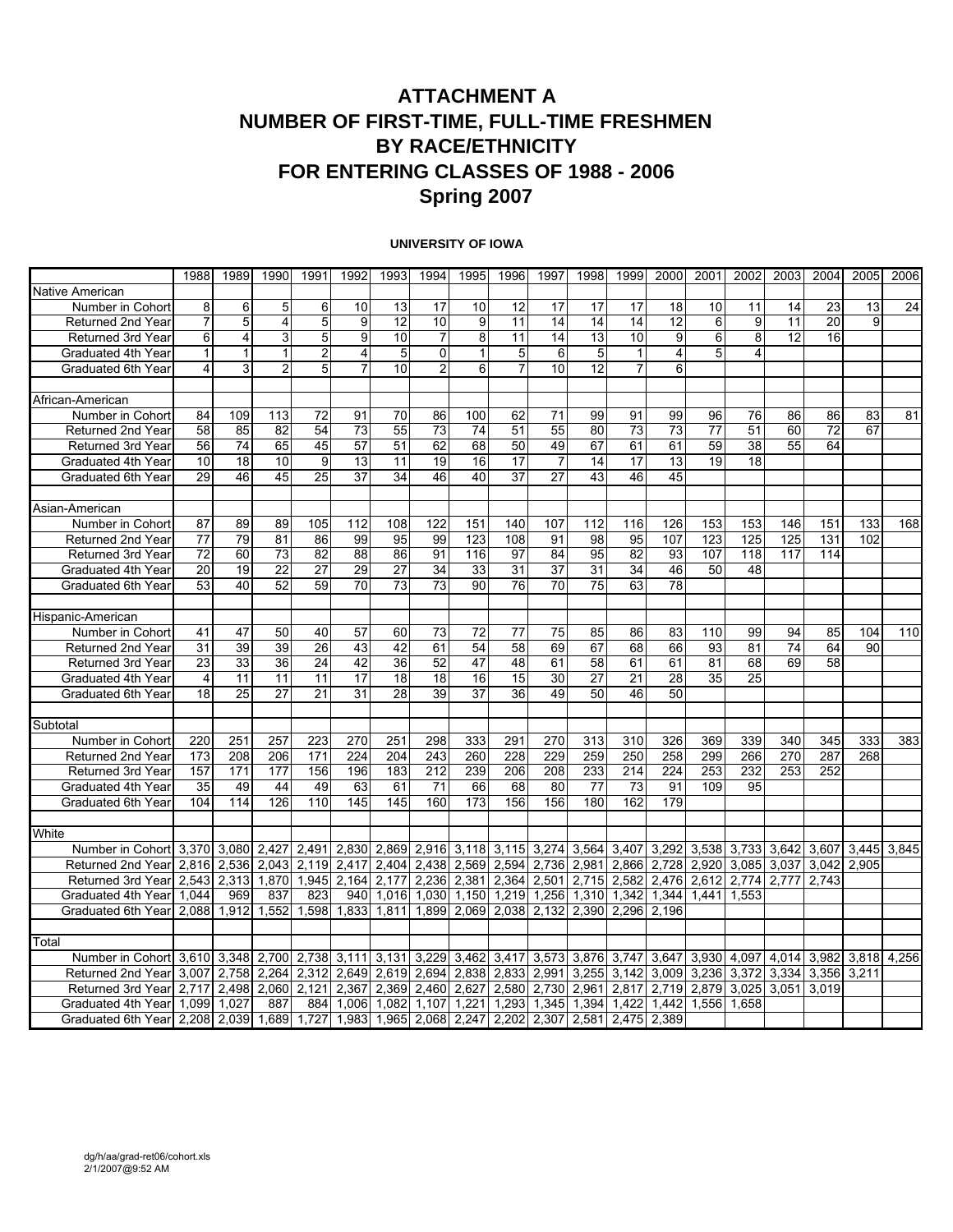# ATTACHMENT A
# NUMBER OF FIRST-TIME, FULL-TIME FRESHMEN
# BY RACE/ETHNICITY
# FOR ENTERING CLASSES OF 1988 - 2006
# Spring 2007

**UNIVERSITY OF IOWA**

| | 1988 | 1989 | 1990 | 1991 | 1992 | 1993 | 1994 | 1995 | 1996 | 1997 | 1998 | 1999 | 2000 | 2001 | 2002 | 2003 | 2004 | 2005 | 2006 |
|---|---|---|---|---|---|---|---|---|---|---|---|---|---|---|---|---|---|---|---|
| Native American | | | | | | | | | | | | | | | | | | | |
| Number in Cohort | 8 | 6 | 5 | 6 | 10 | 13 | 17 | 10 | 12 | 17 | 17 | 17 | 18 | 10 | 11 | 14 | 23 | 13 | 24 |
| Returned 2nd Year | 7 | 5 | 4 | 5 | 9 | 12 | 10 | 9 | 11 | 14 | 14 | 14 | 12 | 6 | 9 | 11 | 20 | 9 | |
| Returned 3rd Year | 6 | 4 | 3 | 5 | 9 | 10 | 7 | 8 | 11 | 14 | 13 | 10 | 9 | 6 | 8 | 12 | 16 | | |
| Graduated 4th Year | 1 | 1 | 1 | 2 | 4 | 5 | 0 | 1 | 5 | 6 | 5 | 1 | 4 | 5 | 4 | | | | |
| Graduated 6th Year | 4 | 3 | 2 | 5 | 7 | 10 | 2 | 6 | 7 | 10 | 12 | 7 | 6 | | | | | | |
| | | | | | | | | | | | | | | | | | | | |
| African-American | | | | | | | | | | | | | | | | | | | |
| Number in Cohort | 84 | 109 | 113 | 72 | 91 | 70 | 86 | 100 | 62 | 71 | 99 | 91 | 99 | 96 | 76 | 86 | 86 | 83 | 81 |
| Returned 2nd Year | 58 | 85 | 82 | 54 | 73 | 55 | 73 | 74 | 51 | 55 | 80 | 73 | 73 | 77 | 51 | 60 | 72 | 67 | |
| Returned 3rd Year | 56 | 74 | 65 | 45 | 57 | 51 | 62 | 68 | 50 | 49 | 67 | 61 | 61 | 59 | 38 | 55 | 64 | | |
| Graduated 4th Year | 10 | 18 | 10 | 9 | 13 | 11 | 19 | 16 | 17 | 7 | 14 | 17 | 13 | 19 | 18 | | | | |
| Graduated 6th Year | 29 | 46 | 45 | 25 | 37 | 34 | 46 | 40 | 37 | 27 | 43 | 46 | 45 | | | | | | |
| | | | | | | | | | | | | | | | | | | | |
| Asian-American | | | | | | | | | | | | | | | | | | | |
| Number in Cohort | 87 | 89 | 89 | 105 | 112 | 108 | 122 | 151 | 140 | 107 | 112 | 116 | 126 | 153 | 153 | 146 | 151 | 133 | 168 |
| Returned 2nd Year | 77 | 79 | 81 | 86 | 99 | 95 | 99 | 123 | 108 | 91 | 98 | 95 | 107 | 123 | 125 | 125 | 131 | 102 | |
| Returned 3rd Year | 72 | 60 | 73 | 82 | 88 | 86 | 91 | 116 | 97 | 84 | 95 | 82 | 93 | 107 | 118 | 117 | 114 | | |
| Graduated 4th Year | 20 | 19 | 22 | 27 | 29 | 27 | 34 | 33 | 31 | 37 | 31 | 34 | 46 | 50 | 48 | | | | |
| Graduated 6th Year | 53 | 40 | 52 | 59 | 70 | 73 | 73 | 90 | 76 | 70 | 75 | 63 | 78 | | | | | | |
| | | | | | | | | | | | | | | | | | | | |
| Hispanic-American | | | | | | | | | | | | | | | | | | | |
| Number in Cohort | 41 | 47 | 50 | 40 | 57 | 60 | 73 | 72 | 77 | 75 | 85 | 86 | 83 | 110 | 99 | 94 | 85 | 104 | 110 |
| Returned 2nd Year | 31 | 39 | 39 | 26 | 43 | 42 | 61 | 54 | 58 | 69 | 67 | 68 | 66 | 93 | 81 | 74 | 64 | 90 | |
| Returned 3rd Year | 23 | 33 | 36 | 24 | 42 | 36 | 52 | 47 | 48 | 61 | 58 | 61 | 61 | 81 | 68 | 69 | 58 | | |
| Graduated 4th Year | 4 | 11 | 11 | 11 | 17 | 18 | 18 | 16 | 15 | 30 | 27 | 21 | 28 | 35 | 25 | | | | |
| Graduated 6th Year | 18 | 25 | 27 | 21 | 31 | 28 | 39 | 37 | 36 | 49 | 50 | 46 | 50 | | | | | | |
| | | | | | | | | | | | | | | | | | | | |
| Subtotal | | | | | | | | | | | | | | | | | | | |
| Number in Cohort | 220 | 251 | 257 | 223 | 270 | 251 | 298 | 333 | 291 | 270 | 313 | 310 | 326 | 369 | 339 | 340 | 345 | 333 | 383 |
| Returned 2nd Year | 173 | 208 | 206 | 171 | 224 | 204 | 243 | 260 | 228 | 229 | 259 | 250 | 258 | 299 | 266 | 270 | 287 | 268 | |
| Returned 3rd Year | 157 | 171 | 177 | 156 | 196 | 183 | 212 | 239 | 206 | 208 | 233 | 214 | 224 | 253 | 232 | 253 | 252 | | |
| Graduated 4th Year | 35 | 49 | 44 | 49 | 63 | 61 | 71 | 66 | 68 | 80 | 77 | 73 | 91 | 109 | 95 | | | | |
| Graduated 6th Year | 104 | 114 | 126 | 110 | 145 | 145 | 160 | 173 | 156 | 156 | 180 | 162 | 179 | | | | | | |
| | | | | | | | | | | | | | | | | | | | |
| White | | | | | | | | | | | | | | | | | | | |
| Number in Cohort | 3,370 | 3,080 | 2,427 | 2,491 | 2,830 | 2,869 | 2,916 | 3,118 | 3,115 | 3,274 | 3,564 | 3,407 | 3,292 | 3,538 | 3,733 | 3,642 | 3,607 | 3,445 | 3,845 |
| Returned 2nd Year | 2,816 | 2,536 | 2,043 | 2,119 | 2,417 | 2,404 | 2,438 | 2,569 | 2,594 | 2,736 | 2,981 | 2,866 | 2,728 | 2,920 | 3,085 | 3,037 | 3,042 | 2,905 | |
| Returned 3rd Year | 2,543 | 2,313 | 1,870 | 1,945 | 2,164 | 2,177 | 2,236 | 2,381 | 2,364 | 2,501 | 2,715 | 2,582 | 2,476 | 2,612 | 2,774 | 2,777 | 2,743 | | |
| Graduated 4th Year | 1,044 | 969 | 837 | 823 | 940 | 1,016 | 1,030 | 1,150 | 1,219 | 1,256 | 1,310 | 1,342 | 1,344 | 1,441 | 1,553 | | | | |
| Graduated 6th Year | 2,088 | 1,912 | 1,552 | 1,598 | 1,833 | 1,811 | 1,899 | 2,069 | 2,038 | 2,132 | 2,390 | 2,296 | 2,196 | | | | | | |
| | | | | | | | | | | | | | | | | | | | |
| Total | | | | | | | | | | | | | | | | | | | |
| Number in Cohort | 3,610 | 3,348 | 2,700 | 2,738 | 3,111 | 3,131 | 3,229 | 3,462 | 3,417 | 3,573 | 3,876 | 3,747 | 3,647 | 3,930 | 4,097 | 4,014 | 3,982 | 3,818 | 4,256 |
| Returned 2nd Year | 3,007 | 2,758 | 2,264 | 2,312 | 2,649 | 2,619 | 2,694 | 2,838 | 2,833 | 2,991 | 3,255 | 3,142 | 3,009 | 3,236 | 3,372 | 3,334 | 3,356 | 3,211 | |
| Returned 3rd Year | 2,717 | 2,498 | 2,060 | 2,121 | 2,367 | 2,369 | 2,460 | 2,627 | 2,580 | 2,730 | 2,961 | 2,817 | 2,719 | 2,879 | 3,025 | 3,051 | 3,019 | | |
| Graduated 4th Year | 1,099 | 1,027 | 887 | 884 | 1,006 | 1,082 | 1,107 | 1,221 | 1,293 | 1,345 | 1,394 | 1,422 | 1,442 | 1,556 | 1,658 | | | | |
| Graduated 6th Year | 2,208 | 2,039 | 1,689 | 1,727 | 1,983 | 1,965 | 2,068 | 2,247 | 2,202 | 2,307 | 2,581 | 2,475 | 2,389 | | | | | | |

dg/h/aa/grad-ret06/cohort.xls
2/1/2007@9:52 AM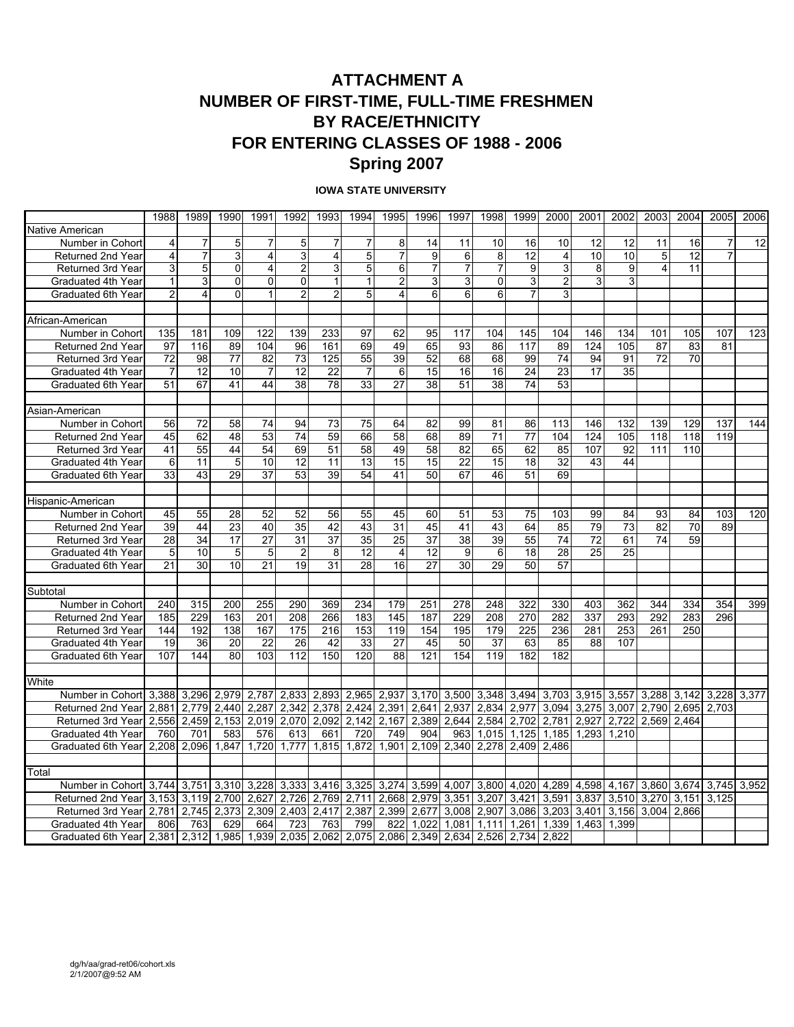# ATTACHMENT A
# NUMBER OF FIRST-TIME, FULL-TIME FRESHMEN
# BY RACE/ETHNICITY
# FOR ENTERING CLASSES OF 1988 - 2006
# Spring 2007

**IOWA STATE UNIVERSITY**

| | 1988 | 1989 | 1990 | 1991 | 1992 | 1993 | 1994 | 1995 | 1996 | 1997 | 1998 | 1999 | 2000 | 2001 | 2002 | 2003 | 2004 | 2005 | 2006 |
|---|---|---|---|---|---|---|---|---|---|---|---|---|---|---|---|---|---|---|---|
| Native American | | | | | | | | | | | | | | | | | | | |
| Number in Cohort | 4 | 7 | 5 | 7 | 5 | 7 | 7 | 8 | 14 | 11 | 10 | 16 | 10 | 12 | 12 | 11 | 16 | 7 | 12 |
| Returned 2nd Year | 4 | 7 | 3 | 4 | 3 | 4 | 5 | 7 | 9 | 6 | 8 | 12 | 4 | 10 | 10 | 5 | 12 | 7 | |
| Returned 3rd Year | 3 | 5 | 0 | 4 | 2 | 3 | 5 | 6 | 7 | 7 | 7 | 9 | 3 | 8 | 9 | 4 | 11 | | |
| Graduated 4th Year | 1 | 3 | 0 | 0 | 0 | 1 | 1 | 2 | 3 | 3 | 0 | 3 | 2 | 3 | 3 | | | | |
| Graduated 6th Year | 2 | 4 | 0 | 1 | 2 | 2 | 5 | 4 | 6 | 6 | 6 | 7 | 3 | | | | | | |
| | | | | | | | | | | | | | | | | | | | |
| African-American | | | | | | | | | | | | | | | | | | | |
| Number in Cohort | 135 | 181 | 109 | 122 | 139 | 233 | 97 | 62 | 95 | 117 | 104 | 145 | 104 | 146 | 134 | 101 | 105 | 107 | 123 |
| Returned 2nd Year | 97 | 116 | 89 | 104 | 96 | 161 | 69 | 49 | 65 | 93 | 86 | 117 | 89 | 124 | 105 | 87 | 83 | 81 | |
| Returned 3rd Year | 72 | 98 | 77 | 82 | 73 | 125 | 55 | 39 | 52 | 68 | 68 | 99 | 74 | 94 | 91 | 72 | 70 | | |
| Graduated 4th Year | 7 | 12 | 10 | 7 | 12 | 22 | 7 | 6 | 15 | 16 | 16 | 24 | 23 | 17 | 35 | | | | |
| Graduated 6th Year | 51 | 67 | 41 | 44 | 38 | 78 | 33 | 27 | 38 | 51 | 38 | 74 | 53 | | | | | | |
| | | | | | | | | | | | | | | | | | | | |
| Asian-American | | | | | | | | | | | | | | | | | | | |
| Number in Cohort | 56 | 72 | 58 | 74 | 94 | 73 | 75 | 64 | 82 | 99 | 81 | 86 | 113 | 146 | 132 | 139 | 129 | 137 | 144 |
| Returned 2nd Year | 45 | 62 | 48 | 53 | 74 | 59 | 66 | 58 | 68 | 89 | 71 | 77 | 104 | 124 | 105 | 118 | 118 | 119 | |
| Returned 3rd Year | 41 | 55 | 44 | 54 | 69 | 51 | 58 | 49 | 58 | 82 | 65 | 62 | 85 | 107 | 92 | 111 | 110 | | |
| Graduated 4th Year | 6 | 11 | 5 | 10 | 12 | 11 | 13 | 15 | 15 | 22 | 15 | 18 | 32 | 43 | 44 | | | | |
| Graduated 6th Year | 33 | 43 | 29 | 37 | 53 | 39 | 54 | 41 | 50 | 67 | 46 | 51 | 69 | | | | | | |
| | | | | | | | | | | | | | | | | | | | |
| Hispanic-American | | | | | | | | | | | | | | | | | | | |
| Number in Cohort | 45 | 55 | 28 | 52 | 52 | 56 | 55 | 45 | 60 | 51 | 53 | 75 | 103 | 99 | 84 | 93 | 84 | 103 | 120 |
| Returned 2nd Year | 39 | 44 | 23 | 40 | 35 | 42 | 43 | 31 | 45 | 41 | 43 | 64 | 85 | 79 | 73 | 82 | 70 | 89 | |
| Returned 3rd Year | 28 | 34 | 17 | 27 | 37 | 37 | 35 | 25 | 37 | 38 | 39 | 55 | 74 | 72 | 61 | 74 | 59 | | |
| Graduated 4th Year | 5 | 10 | 5 | 5 | 2 | 8 | 12 | 4 | 12 | 9 | 6 | 18 | 28 | 25 | 25 | | | | |
| Graduated 6th Year | 21 | 30 | 10 | 21 | 19 | 31 | 28 | 16 | 27 | 30 | 29 | 50 | 57 | | | | | | |
| | | | | | | | | | | | | | | | | | | | |
| Subtotal | | | | | | | | | | | | | | | | | | | |
| Number in Cohort | 240 | 315 | 200 | 255 | 290 | 369 | 234 | 179 | 251 | 278 | 248 | 322 | 330 | 403 | 362 | 344 | 334 | 354 | 399 |
| Returned 2nd Year | 185 | 229 | 163 | 201 | 208 | 266 | 183 | 145 | 187 | 229 | 208 | 270 | 282 | 337 | 293 | 292 | 283 | 296 | |
| Returned 3rd Year | 144 | 192 | 138 | 167 | 175 | 216 | 153 | 119 | 154 | 195 | 179 | 225 | 236 | 281 | 253 | 261 | 250 | | |
| Graduated 4th Year | 19 | 36 | 20 | 22 | 26 | 42 | 33 | 27 | 45 | 50 | 37 | 63 | 85 | 88 | 107 | | | | |
| Graduated 6th Year | 107 | 144 | 80 | 103 | 112 | 150 | 120 | 88 | 121 | 154 | 119 | 182 | 182 | | | | | | |
| | | | | | | | | | | | | | | | | | | | |
| White | | | | | | | | | | | | | | | | | | | |
| Number in Cohort | 3,388 | 3,296 | 2,979 | 2,787 | 2,833 | 2,893 | 2,965 | 2,937 | 3,170 | 3,500 | 3,348 | 3,494 | 3,703 | 3,915 | 3,557 | 3,288 | 3,142 | 3,228 | 3,377 |
| Returned 2nd Year | 2,881 | 2,779 | 2,440 | 2,287 | 2,342 | 2,378 | 2,424 | 2,391 | 2,641 | 2,937 | 2,834 | 2,977 | 3,094 | 3,275 | 3,007 | 2,790 | 2,695 | 2,703 | |
| Returned 3rd Year | 2,556 | 2,459 | 2,153 | 2,019 | 2,070 | 2,092 | 2,142 | 2,167 | 2,389 | 2,644 | 2,584 | 2,702 | 2,781 | 2,927 | 2,722 | 2,569 | 2,464 | | |
| Graduated 4th Year | 760 | 701 | 583 | 576 | 613 | 661 | 720 | 749 | 904 | 963 | 1,015 | 1,125 | 1,185 | 1,293 | 1,210 | | | | |
| Graduated 6th Year | 2,208 | 2,096 | 1,847 | 1,720 | 1,777 | 1,815 | 1,872 | 1,901 | 2,109 | 2,340 | 2,278 | 2,409 | 2,486 | | | | | | |
| | | | | | | | | | | | | | | | | | | | |
| Total | | | | | | | | | | | | | | | | | | | |
| Number in Cohort | 3,744 | 3,751 | 3,310 | 3,228 | 3,333 | 3,416 | 3,325 | 3,274 | 3,599 | 4,007 | 3,800 | 4,020 | 4,289 | 4,598 | 4,167 | 3,860 | 3,674 | 3,745 | 3,952 |
| Returned 2nd Year | 3,153 | 3,119 | 2,700 | 2,627 | 2,726 | 2,769 | 2,711 | 2,668 | 2,979 | 3,351 | 3,207 | 3,421 | 3,591 | 3,837 | 3,510 | 3,270 | 3,151 | 3,125 | |
| Returned 3rd Year | 2,781 | 2,745 | 2,373 | 2,309 | 2,403 | 2,417 | 2,387 | 2,399 | 2,677 | 3,008 | 2,907 | 3,086 | 3,203 | 3,401 | 3,156 | 3,004 | 2,866 | | |
| Graduated 4th Year | 806 | 763 | 629 | 664 | 723 | 763 | 799 | 822 | 1,022 | 1,081 | 1,111 | 1,261 | 1,339 | 1,463 | 1,399 | | | | |
| Graduated 6th Year | 2,381 | 2,312 | 1,985 | 1,939 | 2,035 | 2,062 | 2,075 | 2,086 | 2,349 | 2,634 | 2,526 | 2,734 | 2,822 | | | | | | |

dg/h/aa/grad-ret06/cohort.xls
2/1/2007@9:52 AM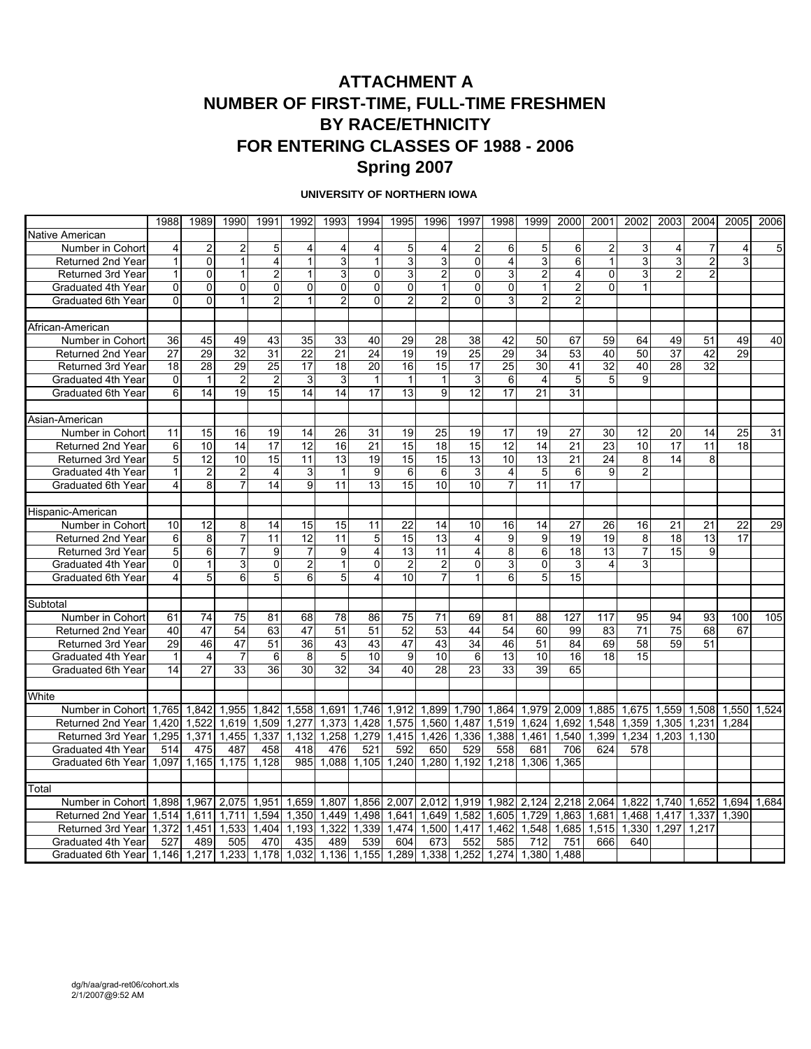# ATTACHMENT A
# NUMBER OF FIRST-TIME, FULL-TIME FRESHMEN
# BY RACE/ETHNICITY
# FOR ENTERING CLASSES OF 1988 - 2006
# Spring 2007

### UNIVERSITY OF NORTHERN IOWA

| | 1988 | 1989 | 1990 | 1991 | 1992 | 1993 | 1994 | 1995 | 1996 | 1997 | 1998 | 1999 | 2000 | 2001 | 2002 | 2003 | 2004 | 2005 | 2006 |
|---|---|---|---|---|---|---|---|---|---|---|---|---|---|---|---|---|---|---|---|
| Native American | | | | | | | | | | | | | | | | | | | |
| Number in Cohort | 4 | 2 | 2 | 5 | 4 | 4 | 4 | 5 | 4 | 2 | 6 | 5 | 6 | 2 | 3 | 4 | 7 | 4 | 5 |
| Returned 2nd Year | 1 | 0 | 1 | 4 | 1 | 3 | 1 | 3 | 3 | 0 | 4 | 3 | 6 | 1 | 3 | 3 | 2 | 3 | |
| Returned 3rd Year | 1 | 0 | 1 | 2 | 1 | 3 | 0 | 3 | 2 | 0 | 3 | 2 | 4 | 0 | 3 | 2 | 2 | | |
| Graduated 4th Year | 0 | 0 | 0 | 0 | 0 | 0 | 0 | 0 | 1 | 0 | 0 | 1 | 2 | 0 | 1 | | | | |
| Graduated 6th Year | 0 | 0 | 1 | 2 | 1 | 2 | 0 | 2 | 2 | 0 | 3 | 2 | 2 | | | | | | |
| | | | | | | | | | | | | | | | | | | | |
| African-American | | | | | | | | | | | | | | | | | | | |
| Number in Cohort | 36 | 45 | 49 | 43 | 35 | 33 | 40 | 29 | 28 | 38 | 42 | 50 | 67 | 59 | 64 | 49 | 51 | 49 | 40 |
| Returned 2nd Year | 27 | 29 | 32 | 31 | 22 | 21 | 24 | 19 | 19 | 25 | 29 | 34 | 53 | 40 | 50 | 37 | 42 | 29 | |
| Returned 3rd Year | 18 | 28 | 29 | 25 | 17 | 18 | 20 | 16 | 15 | 17 | 25 | 30 | 41 | 32 | 40 | 28 | 32 | | |
| Graduated 4th Year | 0 | 1 | 2 | 2 | 3 | 3 | 1 | 1 | 1 | 3 | 6 | 4 | 5 | 5 | 9 | | | | |
| Graduated 6th Year | 6 | 14 | 19 | 15 | 14 | 14 | 17 | 13 | 9 | 12 | 17 | 21 | 31 | | | | | | |
| | | | | | | | | | | | | | | | | | | | |
| Asian-American | | | | | | | | | | | | | | | | | | | |
| Number in Cohort | 11 | 15 | 16 | 19 | 14 | 26 | 31 | 19 | 25 | 19 | 17 | 19 | 27 | 30 | 12 | 20 | 14 | 25 | 31 |
| Returned 2nd Year | 6 | 10 | 14 | 17 | 12 | 16 | 21 | 15 | 18 | 15 | 12 | 14 | 21 | 23 | 10 | 17 | 11 | 18 | |
| Returned 3rd Year | 5 | 12 | 10 | 15 | 11 | 13 | 19 | 15 | 15 | 13 | 10 | 13 | 21 | 24 | 8 | 14 | 8 | | |
| Graduated 4th Year | 1 | 2 | 2 | 4 | 3 | 1 | 9 | 6 | 6 | 3 | 4 | 5 | 6 | 9 | 2 | | | | |
| Graduated 6th Year | 4 | 8 | 7 | 14 | 9 | 11 | 13 | 15 | 10 | 10 | 7 | 11 | 17 | | | | | | |
| | | | | | | | | | | | | | | | | | | | |
| Hispanic-American | | | | | | | | | | | | | | | | | | | |
| Number in Cohort | 10 | 12 | 8 | 14 | 15 | 15 | 11 | 22 | 14 | 10 | 16 | 14 | 27 | 26 | 16 | 21 | 21 | 22 | 29 |
| Returned 2nd Year | 6 | 8 | 7 | 11 | 12 | 11 | 5 | 15 | 13 | 4 | 9 | 9 | 19 | 19 | 8 | 18 | 13 | 17 | |
| Returned 3rd Year | 5 | 6 | 7 | 9 | 7 | 9 | 4 | 13 | 11 | 4 | 8 | 6 | 18 | 13 | 7 | 15 | 9 | | |
| Graduated 4th Year | 0 | 1 | 3 | 0 | 2 | 1 | 0 | 2 | 2 | 0 | 3 | 0 | 3 | 4 | 3 | | | | |
| Graduated 6th Year | 4 | 5 | 6 | 5 | 6 | 5 | 4 | 10 | 7 | 1 | 6 | 5 | 15 | | | | | | |
| | | | | | | | | | | | | | | | | | | | |
| Subtotal | | | | | | | | | | | | | | | | | | | |
| Number in Cohort | 61 | 74 | 75 | 81 | 68 | 78 | 86 | 75 | 71 | 69 | 81 | 88 | 127 | 117 | 95 | 94 | 93 | 100 | 105 |
| Returned 2nd Year | 40 | 47 | 54 | 63 | 47 | 51 | 51 | 52 | 53 | 44 | 54 | 60 | 99 | 83 | 71 | 75 | 68 | 67 | |
| Returned 3rd Year | 29 | 46 | 47 | 51 | 36 | 43 | 43 | 47 | 43 | 34 | 46 | 51 | 84 | 69 | 58 | 59 | 51 | | |
| Graduated 4th Year | 1 | 4 | 7 | 6 | 8 | 5 | 10 | 9 | 10 | 6 | 13 | 10 | 16 | 18 | 15 | | | | |
| Graduated 6th Year | 14 | 27 | 33 | 36 | 30 | 32 | 34 | 40 | 28 | 23 | 33 | 39 | 65 | | | | | | |
| | | | | | | | | | | | | | | | | | | | |
| White | | | | | | | | | | | | | | | | | | | |
| Number in Cohort | 1,765 | 1,842 | 1,955 | 1,842 | 1,558 | 1,691 | 1,746 | 1,912 | 1,899 | 1,790 | 1,864 | 1,979 | 2,009 | 1,885 | 1,675 | 1,559 | 1,508 | 1,550 | 1,524 |
| Returned 2nd Year | 1,420 | 1,522 | 1,619 | 1,509 | 1,277 | 1,373 | 1,428 | 1,575 | 1,560 | 1,487 | 1,519 | 1,624 | 1,692 | 1,548 | 1,359 | 1,305 | 1,231 | 1,284 | |
| Returned 3rd Year | 1,295 | 1,371 | 1,455 | 1,337 | 1,132 | 1,258 | 1,279 | 1,415 | 1,426 | 1,336 | 1,388 | 1,461 | 1,540 | 1,399 | 1,234 | 1,203 | 1,130 | | |
| Graduated 4th Year | 514 | 475 | 487 | 458 | 418 | 476 | 521 | 592 | 650 | 529 | 558 | 681 | 706 | 624 | 578 | | | | |
| Graduated 6th Year | 1,097 | 1,165 | 1,175 | 1,128 | 985 | 1,088 | 1,105 | 1,240 | 1,280 | 1,192 | 1,218 | 1,306 | 1,365 | | | | | | |
| | | | | | | | | | | | | | | | | | | | |
| Total | | | | | | | | | | | | | | | | | | | |
| Number in Cohort | 1,898 | 1,967 | 2,075 | 1,951 | 1,659 | 1,807 | 1,856 | 2,007 | 2,012 | 1,919 | 1,982 | 2,124 | 2,218 | 2,064 | 1,822 | 1,740 | 1,652 | 1,694 | 1,684 |
| Returned 2nd Year | 1,514 | 1,611 | 1,711 | 1,594 | 1,350 | 1,449 | 1,498 | 1,641 | 1,649 | 1,582 | 1,605 | 1,729 | 1,863 | 1,681 | 1,468 | 1,417 | 1,337 | 1,390 | |
| Returned 3rd Year | 1,372 | 1,451 | 1,533 | 1,404 | 1,193 | 1,322 | 1,339 | 1,474 | 1,500 | 1,417 | 1,462 | 1,548 | 1,685 | 1,515 | 1,330 | 1,297 | 1,217 | | |
| Graduated 4th Year | 527 | 489 | 505 | 470 | 435 | 489 | 539 | 604 | 673 | 552 | 585 | 712 | 751 | 666 | 640 | | | | |
| Graduated 6th Year | 1,146 | 1,217 | 1,233 | 1,178 | 1,032 | 1,136 | 1,155 | 1,289 | 1,338 | 1,252 | 1,274 | 1,380 | 1,488 | | | | | | |

dg/h/aa/grad-ret06/cohort.xls
2/1/2007@9:52 AM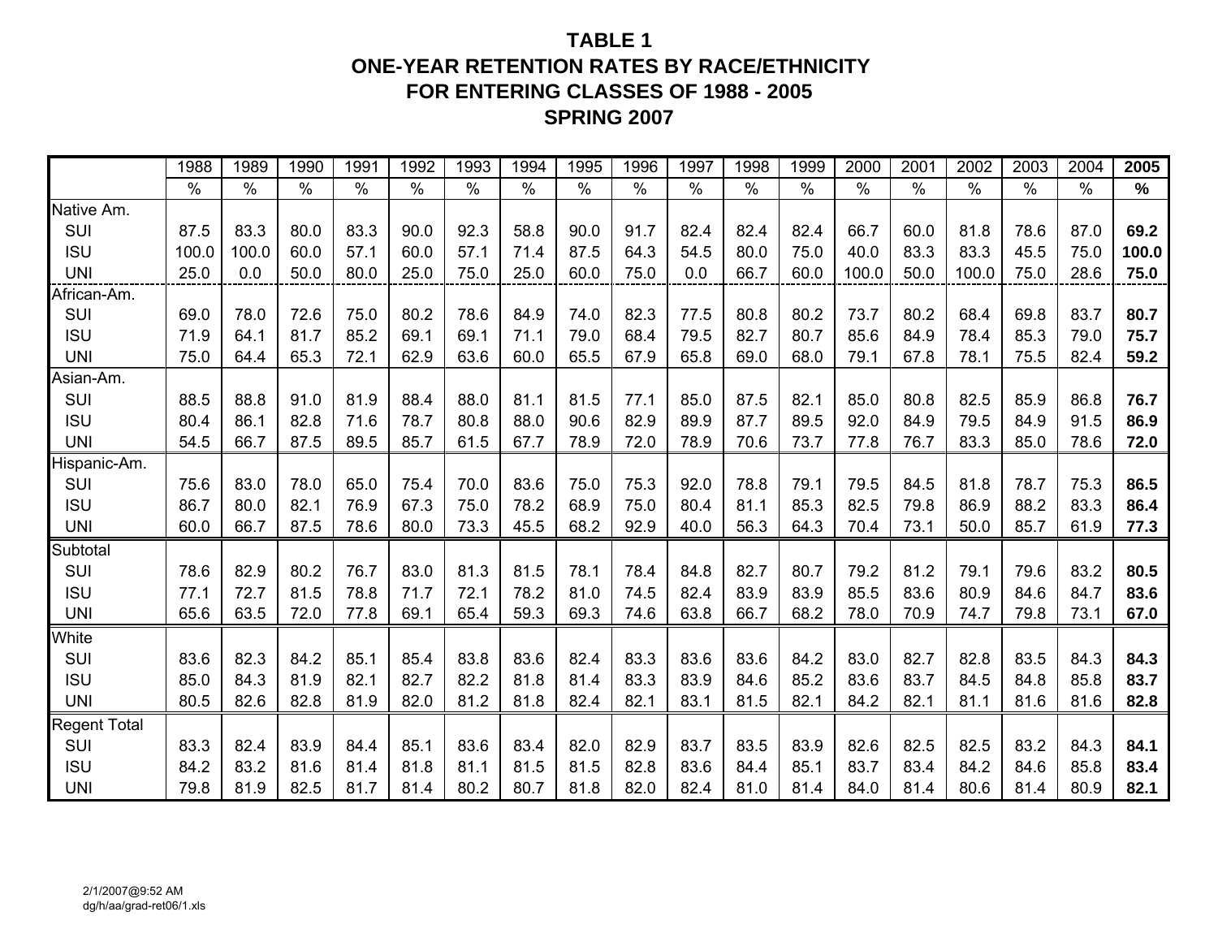# TABLE 1
## ONE-YEAR RETENTION RATES BY RACE/ETHNICITY
## FOR ENTERING CLASSES OF 1988 - 2005
## SPRING 2007

| | 1988 | 1989 | 1990 | 1991 | 1992 | 1993 | 1994 | 1995 | 1996 | 1997 | 1998 | 1999 | 2000 | 2001 | 2002 | 2003 | 2004 | **2005** |
|---|---|---|---|---|---|---|---|---|---|---|---|---|---|---|---|---|---|---|
| | % | % | % | % | % | % | % | % | % | % | % | % | % | % | % | % | % | **%** |
| Native Am. | | | | | | | | | | | | | | | | | | |
| SUI | 87.5 | 83.3 | 80.0 | 83.3 | 90.0 | 92.3 | 58.8 | 90.0 | 91.7 | 82.4 | 82.4 | 82.4 | 66.7 | 60.0 | 81.8 | 78.6 | 87.0 | **69.2** |
| ISU | 100.0 | 100.0 | 60.0 | 57.1 | 60.0 | 57.1 | 71.4 | 87.5 | 64.3 | 54.5 | 80.0 | 75.0 | 40.0 | 83.3 | 83.3 | 45.5 | 75.0 | **100.0** |
| UNI | 25.0 | 0.0 | 50.0 | 80.0 | 25.0 | 75.0 | 25.0 | 60.0 | 75.0 | 0.0 | 66.7 | 60.0 | 100.0 | 50.0 | 100.0 | 75.0 | 28.6 | **75.0** |
| African-Am. | | | | | | | | | | | | | | | | | | |
| SUI | 69.0 | 78.0 | 72.6 | 75.0 | 80.2 | 78.6 | 84.9 | 74.0 | 82.3 | 77.5 | 80.8 | 80.2 | 73.7 | 80.2 | 68.4 | 69.8 | 83.7 | **80.7** |
| ISU | 71.9 | 64.1 | 81.7 | 85.2 | 69.1 | 69.1 | 71.1 | 79.0 | 68.4 | 79.5 | 82.7 | 80.7 | 85.6 | 84.9 | 78.4 | 85.3 | 79.0 | **75.7** |
| UNI | 75.0 | 64.4 | 65.3 | 72.1 | 62.9 | 63.6 | 60.0 | 65.5 | 67.9 | 65.8 | 69.0 | 68.0 | 79.1 | 67.8 | 78.1 | 75.5 | 82.4 | **59.2** |
| Asian-Am. | | | | | | | | | | | | | | | | | | |
| SUI | 88.5 | 88.8 | 91.0 | 81.9 | 88.4 | 88.0 | 81.1 | 81.5 | 77.1 | 85.0 | 87.5 | 82.1 | 85.0 | 80.8 | 82.5 | 85.9 | 86.8 | **76.7** |
| ISU | 80.4 | 86.1 | 82.8 | 71.6 | 78.7 | 80.8 | 88.0 | 90.6 | 82.9 | 89.9 | 87.7 | 89.5 | 92.0 | 84.9 | 79.5 | 84.9 | 91.5 | **86.9** |
| UNI | 54.5 | 66.7 | 87.5 | 89.5 | 85.7 | 61.5 | 67.7 | 78.9 | 72.0 | 78.9 | 70.6 | 73.7 | 77.8 | 76.7 | 83.3 | 85.0 | 78.6 | **72.0** |
| Hispanic-Am. | | | | | | | | | | | | | | | | | | |
| SUI | 75.6 | 83.0 | 78.0 | 65.0 | 75.4 | 70.0 | 83.6 | 75.0 | 75.3 | 92.0 | 78.8 | 79.1 | 79.5 | 84.5 | 81.8 | 78.7 | 75.3 | **86.5** |
| ISU | 86.7 | 80.0 | 82.1 | 76.9 | 67.3 | 75.0 | 78.2 | 68.9 | 75.0 | 80.4 | 81.1 | 85.3 | 82.5 | 79.8 | 86.9 | 88.2 | 83.3 | **86.4** |
| UNI | 60.0 | 66.7 | 87.5 | 78.6 | 80.0 | 73.3 | 45.5 | 68.2 | 92.9 | 40.0 | 56.3 | 64.3 | 70.4 | 73.1 | 50.0 | 85.7 | 61.9 | **77.3** |
| Subtotal | | | | | | | | | | | | | | | | | | |
| SUI | 78.6 | 82.9 | 80.2 | 76.7 | 83.0 | 81.3 | 81.5 | 78.1 | 78.4 | 84.8 | 82.7 | 80.7 | 79.2 | 81.2 | 79.1 | 79.6 | 83.2 | **80.5** |
| ISU | 77.1 | 72.7 | 81.5 | 78.8 | 71.7 | 72.1 | 78.2 | 81.0 | 74.5 | 82.4 | 83.9 | 83.9 | 85.5 | 83.6 | 80.9 | 84.6 | 84.7 | **83.6** |
| UNI | 65.6 | 63.5 | 72.0 | 77.8 | 69.1 | 65.4 | 59.3 | 69.3 | 74.6 | 63.8 | 66.7 | 68.2 | 78.0 | 70.9 | 74.7 | 79.8 | 73.1 | **67.0** |
| White | | | | | | | | | | | | | | | | | | |
| SUI | 83.6 | 82.3 | 84.2 | 85.1 | 85.4 | 83.8 | 83.6 | 82.4 | 83.3 | 83.6 | 83.6 | 84.2 | 83.0 | 82.7 | 82.8 | 83.5 | 84.3 | **84.3** |
| ISU | 85.0 | 84.3 | 81.9 | 82.1 | 82.7 | 82.2 | 81.8 | 81.4 | 83.3 | 83.9 | 84.6 | 85.2 | 83.6 | 83.7 | 84.5 | 84.8 | 85.8 | **83.7** |
| UNI | 80.5 | 82.6 | 82.8 | 81.9 | 82.0 | 81.2 | 81.8 | 82.4 | 82.1 | 83.1 | 81.5 | 82.1 | 84.2 | 82.1 | 81.1 | 81.6 | 81.6 | **82.8** |
| Regent Total | | | | | | | | | | | | | | | | | | |
| SUI | 83.3 | 82.4 | 83.9 | 84.4 | 85.1 | 83.6 | 83.4 | 82.0 | 82.9 | 83.7 | 83.5 | 83.9 | 82.6 | 82.5 | 82.5 | 83.2 | 84.3 | **84.1** |
| ISU | 84.2 | 83.2 | 81.6 | 81.4 | 81.8 | 81.1 | 81.5 | 81.5 | 82.8 | 83.6 | 84.4 | 85.1 | 83.7 | 83.4 | 84.2 | 84.6 | 85.8 | **83.4** |
| UNI | 79.8 | 81.9 | 82.5 | 81.7 | 81.4 | 80.2 | 80.7 | 81.8 | 82.0 | 82.4 | 81.0 | 81.4 | 84.0 | 81.4 | 80.6 | 81.4 | 80.9 | **82.1** |

2/1/2007@9:52 AM
dg/h/aa/grad-ret06/1.xls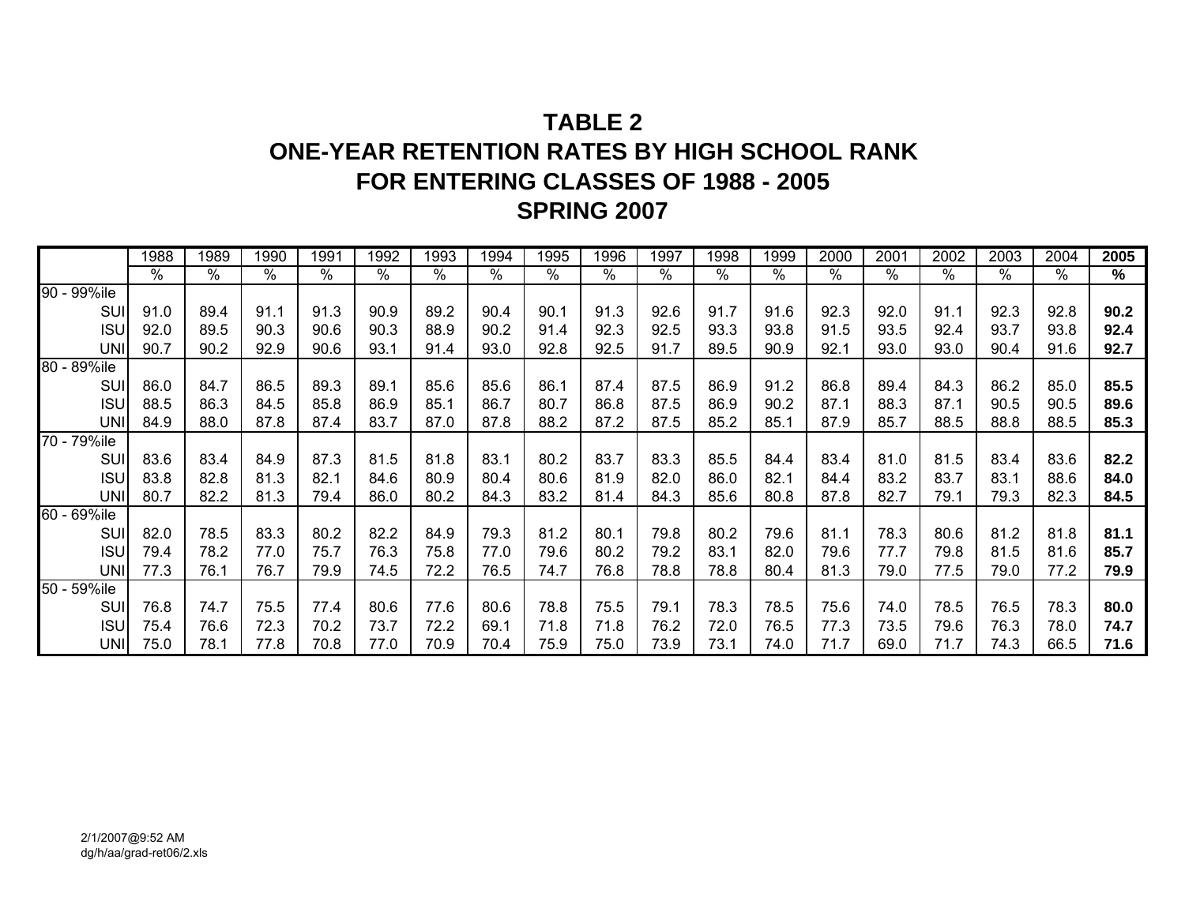# TABLE 2
# ONE-YEAR RETENTION RATES BY HIGH SCHOOL RANK
# FOR ENTERING CLASSES OF 1988 - 2005
# SPRING 2007

| | 1988 | 1989 | 1990 | 1991 | 1992 | 1993 | 1994 | 1995 | 1996 | 1997 | 1998 | 1999 | 2000 | 2001 | 2002 | 2003 | 2004 | **2005** |
|---|---|---|---|---|---|---|---|---|---|---|---|---|---|---|---|---|---|---|
| | % | % | % | % | % | % | % | % | % | % | % | % | % | % | % | % | % | **%** |
| 90 - 99%ile | | | | | | | | | | | | | | | | | | |
| SUI | 91.0 | 89.4 | 91.1 | 91.3 | 90.9 | 89.2 | 90.4 | 90.1 | 91.3 | 92.6 | 91.7 | 91.6 | 92.3 | 92.0 | 91.1 | 92.3 | 92.8 | **90.2** |
| ISU | 92.0 | 89.5 | 90.3 | 90.6 | 90.3 | 88.9 | 90.2 | 91.4 | 92.3 | 92.5 | 93.3 | 93.8 | 91.5 | 93.5 | 92.4 | 93.7 | 93.8 | **92.4** |
| UNI | 90.7 | 90.2 | 92.9 | 90.6 | 93.1 | 91.4 | 93.0 | 92.8 | 92.5 | 91.7 | 89.5 | 90.9 | 92.1 | 93.0 | 93.0 | 90.4 | 91.6 | **92.7** |
| 80 - 89%ile | | | | | | | | | | | | | | | | | | |
| SUI | 86.0 | 84.7 | 86.5 | 89.3 | 89.1 | 85.6 | 85.6 | 86.1 | 87.4 | 87.5 | 86.9 | 91.2 | 86.8 | 89.4 | 84.3 | 86.2 | 85.0 | **85.5** |
| ISU | 88.5 | 86.3 | 84.5 | 85.8 | 86.9 | 85.1 | 86.7 | 80.7 | 86.8 | 87.5 | 86.9 | 90.2 | 87.1 | 88.3 | 87.1 | 90.5 | 90.5 | **89.6** |
| UNI | 84.9 | 88.0 | 87.8 | 87.4 | 83.7 | 87.0 | 87.8 | 88.2 | 87.2 | 87.5 | 85.2 | 85.1 | 87.9 | 85.7 | 88.5 | 88.8 | 88.5 | **85.3** |
| 70 - 79%ile | | | | | | | | | | | | | | | | | | |
| SUI | 83.6 | 83.4 | 84.9 | 87.3 | 81.5 | 81.8 | 83.1 | 80.2 | 83.7 | 83.3 | 85.5 | 84.4 | 83.4 | 81.0 | 81.5 | 83.4 | 83.6 | **82.2** |
| ISU | 83.8 | 82.8 | 81.3 | 82.1 | 84.6 | 80.9 | 80.4 | 80.6 | 81.9 | 82.0 | 86.0 | 82.1 | 84.4 | 83.2 | 83.7 | 83.1 | 88.6 | **84.0** |
| UNI | 80.7 | 82.2 | 81.3 | 79.4 | 86.0 | 80.2 | 84.3 | 83.2 | 81.4 | 84.3 | 85.6 | 80.8 | 87.8 | 82.7 | 79.1 | 79.3 | 82.3 | **84.5** |
| 60 - 69%ile | | | | | | | | | | | | | | | | | | |
| SUI | 82.0 | 78.5 | 83.3 | 80.2 | 82.2 | 84.9 | 79.3 | 81.2 | 80.1 | 79.8 | 80.2 | 79.6 | 81.1 | 78.3 | 80.6 | 81.2 | 81.8 | **81.1** |
| ISU | 79.4 | 78.2 | 77.0 | 75.7 | 76.3 | 75.8 | 77.0 | 79.6 | 80.2 | 79.2 | 83.1 | 82.0 | 79.6 | 77.7 | 79.8 | 81.5 | 81.6 | **85.7** |
| UNI | 77.3 | 76.1 | 76.7 | 79.9 | 74.5 | 72.2 | 76.5 | 74.7 | 76.8 | 78.8 | 78.8 | 80.4 | 81.3 | 79.0 | 77.5 | 79.0 | 77.2 | **79.9** |
| 50 - 59%ile | | | | | | | | | | | | | | | | | | |
| SUI | 76.8 | 74.7 | 75.5 | 77.4 | 80.6 | 77.6 | 80.6 | 78.8 | 75.5 | 79.1 | 78.3 | 78.5 | 75.6 | 74.0 | 78.5 | 76.5 | 78.3 | **80.0** |
| ISU | 75.4 | 76.6 | 72.3 | 70.2 | 73.7 | 72.2 | 69.1 | 71.8 | 71.8 | 76.2 | 72.0 | 76.5 | 77.3 | 73.5 | 79.6 | 76.3 | 78.0 | **74.7** |
| UNI | 75.0 | 78.1 | 77.8 | 70.8 | 77.0 | 70.9 | 70.4 | 75.9 | 75.0 | 73.9 | 73.1 | 74.0 | 71.7 | 69.0 | 71.7 | 74.3 | 66.5 | **71.6** |

2/1/2007@9:52 AM
dg/h/aa/grad-ret06/2.xls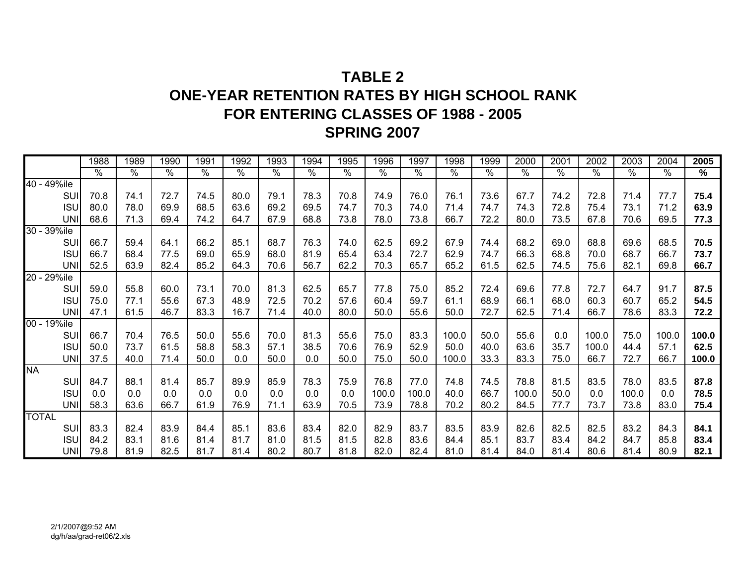# TABLE 2
## ONE-YEAR RETENTION RATES BY HIGH SCHOOL RANK
## FOR ENTERING CLASSES OF 1988 - 2005
## SPRING 2007

| | 1988 | 1989 | 1990 | 1991 | 1992 | 1993 | 1994 | 1995 | 1996 | 1997 | 1998 | 1999 | 2000 | 2001 | 2002 | 2003 | 2004 | **2005** |
|---|---|---|---|---|---|---|---|---|---|---|---|---|---|---|---|---|---|---|
| | % | % | % | % | % | % | % | % | % | % | % | % | % | % | % | % | % | **%** |
| 40 - 49%ile | | | | | | | | | | | | | | | | | | |
| SUI | 70.8 | 74.1 | 72.7 | 74.5 | 80.0 | 79.1 | 78.3 | 70.8 | 74.9 | 76.0 | 76.1 | 73.6 | 67.7 | 74.2 | 72.8 | 71.4 | 77.7 | **75.4** |
| ISU | 80.0 | 78.0 | 69.9 | 68.5 | 63.6 | 69.2 | 69.5 | 74.7 | 70.3 | 74.0 | 71.4 | 74.7 | 74.3 | 72.8 | 75.4 | 73.1 | 71.2 | **63.9** |
| UNI | 68.6 | 71.3 | 69.4 | 74.2 | 64.7 | 67.9 | 68.8 | 73.8 | 78.0 | 73.8 | 66.7 | 72.2 | 80.0 | 73.5 | 67.8 | 70.6 | 69.5 | **77.3** |
| 30 - 39%ile | | | | | | | | | | | | | | | | | | |
| SUI | 66.7 | 59.4 | 64.1 | 66.2 | 85.1 | 68.7 | 76.3 | 74.0 | 62.5 | 69.2 | 67.9 | 74.4 | 68.2 | 69.0 | 68.8 | 69.6 | 68.5 | **70.5** |
| ISU | 66.7 | 68.4 | 77.5 | 69.0 | 65.9 | 68.0 | 81.9 | 65.4 | 63.4 | 72.7 | 62.9 | 74.7 | 66.3 | 68.8 | 70.0 | 68.7 | 66.7 | **73.7** |
| UNI | 52.5 | 63.9 | 82.4 | 85.2 | 64.3 | 70.6 | 56.7 | 62.2 | 70.3 | 65.7 | 65.2 | 61.5 | 62.5 | 74.5 | 75.6 | 82.1 | 69.8 | **66.7** |
| 20 - 29%ile | | | | | | | | | | | | | | | | | | |
| SUI | 59.0 | 55.8 | 60.0 | 73.1 | 70.0 | 81.3 | 62.5 | 65.7 | 77.8 | 75.0 | 85.2 | 72.4 | 69.6 | 77.8 | 72.7 | 64.7 | 91.7 | **87.5** |
| ISU | 75.0 | 77.1 | 55.6 | 67.3 | 48.9 | 72.5 | 70.2 | 57.6 | 60.4 | 59.7 | 61.1 | 68.9 | 66.1 | 68.0 | 60.3 | 60.7 | 65.2 | **54.5** |
| UNI | 47.1 | 61.5 | 46.7 | 83.3 | 16.7 | 71.4 | 40.0 | 80.0 | 50.0 | 55.6 | 50.0 | 72.7 | 62.5 | 71.4 | 66.7 | 78.6 | 83.3 | **72.2** |
| 00 - 19%ile | | | | | | | | | | | | | | | | | | |
| SUI | 66.7 | 70.4 | 76.5 | 50.0 | 55.6 | 70.0 | 81.3 | 55.6 | 75.0 | 83.3 | 100.0 | 50.0 | 55.6 | 0.0 | 100.0 | 75.0 | 100.0 | **100.0** |
| ISU | 50.0 | 73.7 | 61.5 | 58.8 | 58.3 | 57.1 | 38.5 | 70.6 | 76.9 | 52.9 | 50.0 | 40.0 | 63.6 | 35.7 | 100.0 | 44.4 | 57.1 | **62.5** |
| UNI | 37.5 | 40.0 | 71.4 | 50.0 | 0.0 | 50.0 | 0.0 | 50.0 | 75.0 | 50.0 | 100.0 | 33.3 | 83.3 | 75.0 | 66.7 | 72.7 | 66.7 | **100.0** |
| NA | | | | | | | | | | | | | | | | | | |
| SUI | 84.7 | 88.1 | 81.4 | 85.7 | 89.9 | 85.9 | 78.3 | 75.9 | 76.8 | 77.0 | 74.8 | 74.5 | 78.8 | 81.5 | 83.5 | 78.0 | 83.5 | **87.8** |
| ISU | 0.0 | 0.0 | 0.0 | 0.0 | 0.0 | 0.0 | 0.0 | 0.0 | 100.0 | 100.0 | 40.0 | 66.7 | 100.0 | 50.0 | 0.0 | 100.0 | 0.0 | **78.5** |
| UNI | 58.3 | 63.6 | 66.7 | 61.9 | 76.9 | 71.1 | 63.9 | 70.5 | 73.9 | 78.8 | 70.2 | 80.2 | 84.5 | 77.7 | 73.7 | 73.8 | 83.0 | **75.4** |
| TOTAL | | | | | | | | | | | | | | | | | | |
| SUI | 83.3 | 82.4 | 83.9 | 84.4 | 85.1 | 83.6 | 83.4 | 82.0 | 82.9 | 83.7 | 83.5 | 83.9 | 82.6 | 82.5 | 82.5 | 83.2 | 84.3 | **84.1** |
| ISU | 84.2 | 83.1 | 81.6 | 81.4 | 81.7 | 81.0 | 81.5 | 81.5 | 82.8 | 83.6 | 84.4 | 85.1 | 83.7 | 83.4 | 84.2 | 84.7 | 85.8 | **83.4** |
| UNI | 79.8 | 81.9 | 82.5 | 81.7 | 81.4 | 80.2 | 80.7 | 81.8 | 82.0 | 82.4 | 81.0 | 81.4 | 84.0 | 81.4 | 80.6 | 81.4 | 80.9 | **82.1** |

2/1/2007@9:52 AM
dg/h/aa/grad-ret06/2.xls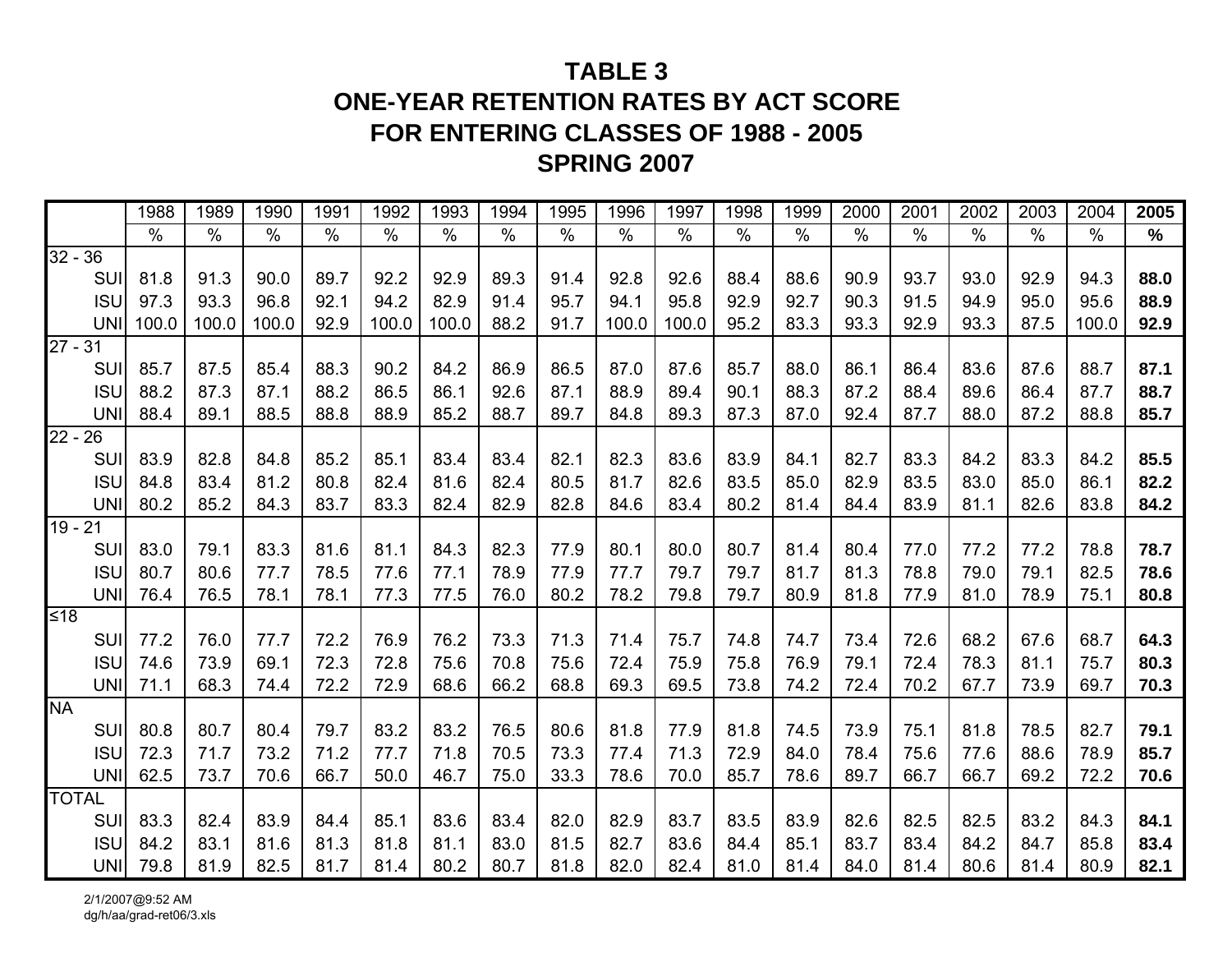# TABLE 3
# ONE-YEAR RETENTION RATES BY ACT SCORE
# FOR ENTERING CLASSES OF 1988 - 2005
# SPRING 2007

| | 1988 | 1989 | 1990 | 1991 | 1992 | 1993 | 1994 | 1995 | 1996 | 1997 | 1998 | 1999 | 2000 | 2001 | 2002 | 2003 | 2004 | **2005** |
|---|---|---|---|---|---|---|---|---|---|---|---|---|---|---|---|---|---|---|
| | % | % | % | % | % | % | % | % | % | % | % | % | % | % | % | % | % | **%** |
| 32 - 36 | | | | | | | | | | | | | | | | | | |
| SUI | 81.8 | 91.3 | 90.0 | 89.7 | 92.2 | 92.9 | 89.3 | 91.4 | 92.8 | 92.6 | 88.4 | 88.6 | 90.9 | 93.7 | 93.0 | 92.9 | 94.3 | **88.0** |
| ISU | 97.3 | 93.3 | 96.8 | 92.1 | 94.2 | 82.9 | 91.4 | 95.7 | 94.1 | 95.8 | 92.9 | 92.7 | 90.3 | 91.5 | 94.9 | 95.0 | 95.6 | **88.9** |
| UNI | 100.0 | 100.0 | 100.0 | 92.9 | 100.0 | 100.0 | 88.2 | 91.7 | 100.0 | 100.0 | 95.2 | 83.3 | 93.3 | 92.9 | 93.3 | 87.5 | 100.0 | **92.9** |
| 27 - 31 | | | | | | | | | | | | | | | | | | |
| SUI | 85.7 | 87.5 | 85.4 | 88.3 | 90.2 | 84.2 | 86.9 | 86.5 | 87.0 | 87.6 | 85.7 | 88.0 | 86.1 | 86.4 | 83.6 | 87.6 | 88.7 | **87.1** |
| ISU | 88.2 | 87.3 | 87.1 | 88.2 | 86.5 | 86.1 | 92.6 | 87.1 | 88.9 | 89.4 | 90.1 | 88.3 | 87.2 | 88.4 | 89.6 | 86.4 | 87.7 | **88.7** |
| UNI | 88.4 | 89.1 | 88.5 | 88.8 | 88.9 | 85.2 | 88.7 | 89.7 | 84.8 | 89.3 | 87.3 | 87.0 | 92.4 | 87.7 | 88.0 | 87.2 | 88.8 | **85.7** |
| 22 - 26 | | | | | | | | | | | | | | | | | | |
| SUI | 83.9 | 82.8 | 84.8 | 85.2 | 85.1 | 83.4 | 83.4 | 82.1 | 82.3 | 83.6 | 83.9 | 84.1 | 82.7 | 83.3 | 84.2 | 83.3 | 84.2 | **85.5** |
| ISU | 84.8 | 83.4 | 81.2 | 80.8 | 82.4 | 81.6 | 82.4 | 80.5 | 81.7 | 82.6 | 83.5 | 85.0 | 82.9 | 83.5 | 83.0 | 85.0 | 86.1 | **82.2** |
| UNI | 80.2 | 85.2 | 84.3 | 83.7 | 83.3 | 82.4 | 82.9 | 82.8 | 84.6 | 83.4 | 80.2 | 81.4 | 84.4 | 83.9 | 81.1 | 82.6 | 83.8 | **84.2** |
| 19 - 21 | | | | | | | | | | | | | | | | | | |
| SUI | 83.0 | 79.1 | 83.3 | 81.6 | 81.1 | 84.3 | 82.3 | 77.9 | 80.1 | 80.0 | 80.7 | 81.4 | 80.4 | 77.0 | 77.2 | 77.2 | 78.8 | **78.7** |
| ISU | 80.7 | 80.6 | 77.7 | 78.5 | 77.6 | 77.1 | 78.9 | 77.9 | 77.7 | 79.7 | 79.7 | 81.7 | 81.3 | 78.8 | 79.0 | 79.1 | 82.5 | **78.6** |
| UNI | 76.4 | 76.5 | 78.1 | 78.1 | 77.3 | 77.5 | 76.0 | 80.2 | 78.2 | 79.8 | 79.7 | 80.9 | 81.8 | 77.9 | 81.0 | 78.9 | 75.1 | **80.8** |
| ≤18 | | | | | | | | | | | | | | | | | | |
| SUI | 77.2 | 76.0 | 77.7 | 72.2 | 76.9 | 76.2 | 73.3 | 71.3 | 71.4 | 75.7 | 74.8 | 74.7 | 73.4 | 72.6 | 68.2 | 67.6 | 68.7 | **64.3** |
| ISU | 74.6 | 73.9 | 69.1 | 72.3 | 72.8 | 75.6 | 70.8 | 75.6 | 72.4 | 75.9 | 75.8 | 76.9 | 79.1 | 72.4 | 78.3 | 81.1 | 75.7 | **80.3** |
| UNI | 71.1 | 68.3 | 74.4 | 72.2 | 72.9 | 68.6 | 66.2 | 68.8 | 69.3 | 69.5 | 73.8 | 74.2 | 72.4 | 70.2 | 67.7 | 73.9 | 69.7 | **70.3** |
| NA | | | | | | | | | | | | | | | | | | |
| SUI | 80.8 | 80.7 | 80.4 | 79.7 | 83.2 | 83.2 | 76.5 | 80.6 | 81.8 | 77.9 | 81.8 | 74.5 | 73.9 | 75.1 | 81.8 | 78.5 | 82.7 | **79.1** |
| ISU | 72.3 | 71.7 | 73.2 | 71.2 | 77.7 | 71.8 | 70.5 | 73.3 | 77.4 | 71.3 | 72.9 | 84.0 | 78.4 | 75.6 | 77.6 | 88.6 | 78.9 | **85.7** |
| UNI | 62.5 | 73.7 | 70.6 | 66.7 | 50.0 | 46.7 | 75.0 | 33.3 | 78.6 | 70.0 | 85.7 | 78.6 | 89.7 | 66.7 | 66.7 | 69.2 | 72.2 | **70.6** |
| TOTAL | | | | | | | | | | | | | | | | | | |
| SUI | 83.3 | 82.4 | 83.9 | 84.4 | 85.1 | 83.6 | 83.4 | 82.0 | 82.9 | 83.7 | 83.5 | 83.9 | 82.6 | 82.5 | 82.5 | 83.2 | 84.3 | **84.1** |
| ISU | 84.2 | 83.1 | 81.6 | 81.3 | 81.8 | 81.1 | 83.0 | 81.5 | 82.7 | 83.6 | 84.4 | 85.1 | 83.7 | 83.4 | 84.2 | 84.7 | 85.8 | **83.4** |
| UNI | 79.8 | 81.9 | 82.5 | 81.7 | 81.4 | 80.2 | 80.7 | 81.8 | 82.0 | 82.4 | 81.0 | 81.4 | 84.0 | 81.4 | 80.6 | 81.4 | 80.9 | **82.1** |

2/1/2007@9:52 AM
dg/h/aa/grad-ret06/3.xls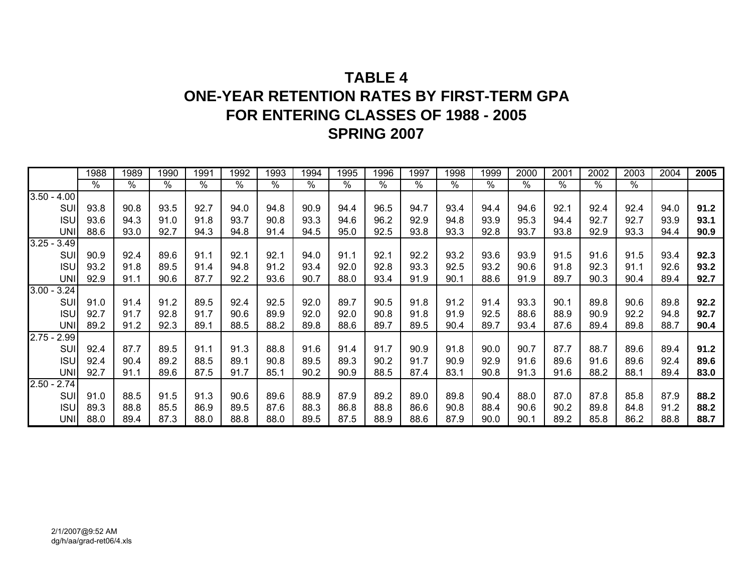# TABLE 4
# ONE-YEAR RETENTION RATES BY FIRST-TERM GPA
# FOR ENTERING CLASSES OF 1988 - 2005
# SPRING 2007

| | 1988 | 1989 | 1990 | 1991 | 1992 | 1993 | 1994 | 1995 | 1996 | 1997 | 1998 | 1999 | 2000 | 2001 | 2002 | 2003 | 2004 | **2005** |
|---|---|---|---|---|---|---|---|---|---|---|---|---|---|---|---|---|---|---|
| | % | % | % | % | % | % | % | % | % | % | % | % | % | % | % | % | | |
| 3.50 - 4.00 | | | | | | | | | | | | | | | | | | |
| SUI | 93.8 | 90.8 | 93.5 | 92.7 | 94.0 | 94.8 | 90.9 | 94.4 | 96.5 | 94.7 | 93.4 | 94.4 | 94.6 | 92.1 | 92.4 | 92.4 | 94.0 | **91.2** |
| ISU | 93.6 | 94.3 | 91.0 | 91.8 | 93.7 | 90.8 | 93.3 | 94.6 | 96.2 | 92.9 | 94.8 | 93.9 | 95.3 | 94.4 | 92.7 | 92.7 | 93.9 | **93.1** |
| UNI | 88.6 | 93.0 | 92.7 | 94.3 | 94.8 | 91.4 | 94.5 | 95.0 | 92.5 | 93.8 | 93.3 | 92.8 | 93.7 | 93.8 | 92.9 | 93.3 | 94.4 | **90.9** |
| 3.25 - 3.49 | | | | | | | | | | | | | | | | | | |
| SUI | 90.9 | 92.4 | 89.6 | 91.1 | 92.1 | 92.1 | 94.0 | 91.1 | 92.1 | 92.2 | 93.2 | 93.6 | 93.9 | 91.5 | 91.6 | 91.5 | 93.4 | **92.3** |
| ISU | 93.2 | 91.8 | 89.5 | 91.4 | 94.8 | 91.2 | 93.4 | 92.0 | 92.8 | 93.3 | 92.5 | 93.2 | 90.6 | 91.8 | 92.3 | 91.1 | 92.6 | **93.2** |
| UNI | 92.9 | 91.1 | 90.6 | 87.7 | 92.2 | 93.6 | 90.7 | 88.0 | 93.4 | 91.9 | 90.1 | 88.6 | 91.9 | 89.7 | 90.3 | 90.4 | 89.4 | **92.7** |
| 3.00 - 3.24 | | | | | | | | | | | | | | | | | | |
| SUI | 91.0 | 91.4 | 91.2 | 89.5 | 92.4 | 92.5 | 92.0 | 89.7 | 90.5 | 91.8 | 91.2 | 91.4 | 93.3 | 90.1 | 89.8 | 90.6 | 89.8 | **92.2** |
| ISU | 92.7 | 91.7 | 92.8 | 91.7 | 90.6 | 89.9 | 92.0 | 92.0 | 90.8 | 91.8 | 91.9 | 92.5 | 88.6 | 88.9 | 90.9 | 92.2 | 94.8 | **92.7** |
| UNI | 89.2 | 91.2 | 92.3 | 89.1 | 88.5 | 88.2 | 89.8 | 88.6 | 89.7 | 89.5 | 90.4 | 89.7 | 93.4 | 87.6 | 89.4 | 89.8 | 88.7 | **90.4** |
| 2.75 - 2.99 | | | | | | | | | | | | | | | | | | |
| SUI | 92.4 | 87.7 | 89.5 | 91.1 | 91.3 | 88.8 | 91.6 | 91.4 | 91.7 | 90.9 | 91.8 | 90.0 | 90.7 | 87.7 | 88.7 | 89.6 | 89.4 | **91.2** |
| ISU | 92.4 | 90.4 | 89.2 | 88.5 | 89.1 | 90.8 | 89.5 | 89.3 | 90.2 | 91.7 | 90.9 | 92.9 | 91.6 | 89.6 | 91.6 | 89.6 | 92.4 | **89.6** |
| UNI | 92.7 | 91.1 | 89.6 | 87.5 | 91.7 | 85.1 | 90.2 | 90.9 | 88.5 | 87.4 | 83.1 | 90.8 | 91.3 | 91.6 | 88.2 | 88.1 | 89.4 | **83.0** |
| 2.50 - 2.74 | | | | | | | | | | | | | | | | | | |
| SUI | 91.0 | 88.5 | 91.5 | 91.3 | 90.6 | 89.6 | 88.9 | 87.9 | 89.2 | 89.0 | 89.8 | 90.4 | 88.0 | 87.0 | 87.8 | 85.8 | 87.9 | **88.2** |
| ISU | 89.3 | 88.8 | 85.5 | 86.9 | 89.5 | 87.6 | 88.3 | 86.8 | 88.8 | 86.6 | 90.8 | 88.4 | 90.6 | 90.2 | 89.8 | 84.8 | 91.2 | **88.2** |
| UNI | 88.0 | 89.4 | 87.3 | 88.0 | 88.8 | 88.0 | 89.5 | 87.5 | 88.9 | 88.6 | 87.9 | 90.0 | 90.1 | 89.2 | 85.8 | 86.2 | 88.8 | **88.7** |

2/1/2007@9:52 AM
dg/h/aa/grad-ret06/4.xls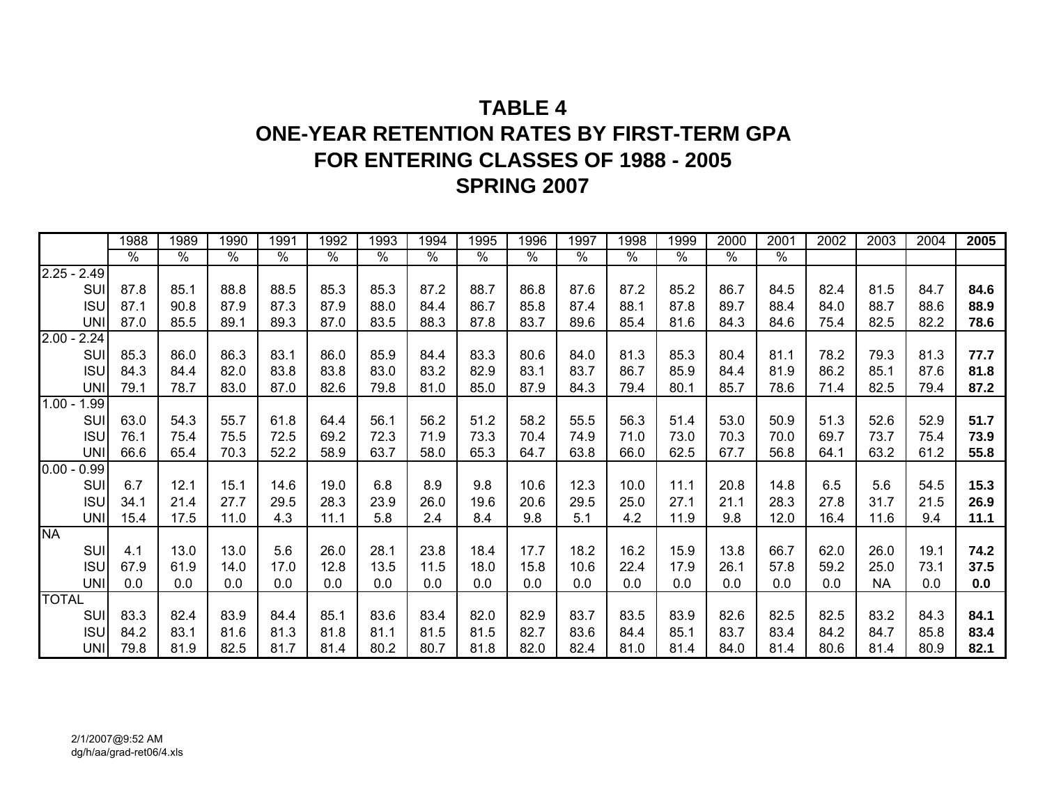# TABLE 4
## ONE-YEAR RETENTION RATES BY FIRST-TERM GPA
## FOR ENTERING CLASSES OF 1988 - 2005
## SPRING 2007

| | 1988 | 1989 | 1990 | 1991 | 1992 | 1993 | 1994 | 1995 | 1996 | 1997 | 1998 | 1999 | 2000 | 2001 | 2002 | 2003 | 2004 | **2005** |
|---|---|---|---|---|---|---|---|---|---|---|---|---|---|---|---|---|---|---|
| | % | % | % | % | % | % | % | % | % | % | % | % | % | % | | | | |
| 2.25 - 2.49 | | | | | | | | | | | | | | | | | | |
| SUI | 87.8 | 85.1 | 88.8 | 88.5 | 85.3 | 85.3 | 87.2 | 88.7 | 86.8 | 87.6 | 87.2 | 85.2 | 86.7 | 84.5 | 82.4 | 81.5 | 84.7 | **84.6** |
| ISU | 87.1 | 90.8 | 87.9 | 87.3 | 87.9 | 88.0 | 84.4 | 86.7 | 85.8 | 87.4 | 88.1 | 87.8 | 89.7 | 88.4 | 84.0 | 88.7 | 88.6 | **88.9** |
| UNI | 87.0 | 85.5 | 89.1 | 89.3 | 87.0 | 83.5 | 88.3 | 87.8 | 83.7 | 89.6 | 85.4 | 81.6 | 84.3 | 84.6 | 75.4 | 82.5 | 82.2 | **78.6** |
| 2.00 - 2.24 | | | | | | | | | | | | | | | | | | |
| SUI | 85.3 | 86.0 | 86.3 | 83.1 | 86.0 | 85.9 | 84.4 | 83.3 | 80.6 | 84.0 | 81.3 | 85.3 | 80.4 | 81.1 | 78.2 | 79.3 | 81.3 | **77.7** |
| ISU | 84.3 | 84.4 | 82.0 | 83.8 | 83.8 | 83.0 | 83.2 | 82.9 | 83.1 | 83.7 | 86.7 | 85.9 | 84.4 | 81.9 | 86.2 | 85.1 | 87.6 | **81.8** |
| UNI | 79.1 | 78.7 | 83.0 | 87.0 | 82.6 | 79.8 | 81.0 | 85.0 | 87.9 | 84.3 | 79.4 | 80.1 | 85.7 | 78.6 | 71.4 | 82.5 | 79.4 | **87.2** |
| 1.00 - 1.99 | | | | | | | | | | | | | | | | | | |
| SUI | 63.0 | 54.3 | 55.7 | 61.8 | 64.4 | 56.1 | 56.2 | 51.2 | 58.2 | 55.5 | 56.3 | 51.4 | 53.0 | 50.9 | 51.3 | 52.6 | 52.9 | **51.7** |
| ISU | 76.1 | 75.4 | 75.5 | 72.5 | 69.2 | 72.3 | 71.9 | 73.3 | 70.4 | 74.9 | 71.0 | 73.0 | 70.3 | 70.0 | 69.7 | 73.7 | 75.4 | **73.9** |
| UNI | 66.6 | 65.4 | 70.3 | 52.2 | 58.9 | 63.7 | 58.0 | 65.3 | 64.7 | 63.8 | 66.0 | 62.5 | 67.7 | 56.8 | 64.1 | 63.2 | 61.2 | **55.8** |
| 0.00 - 0.99 | | | | | | | | | | | | | | | | | | |
| SUI | 6.7 | 12.1 | 15.1 | 14.6 | 19.0 | 6.8 | 8.9 | 9.8 | 10.6 | 12.3 | 10.0 | 11.1 | 20.8 | 14.8 | 6.5 | 5.6 | 54.5 | **15.3** |
| ISU | 34.1 | 21.4 | 27.7 | 29.5 | 28.3 | 23.9 | 26.0 | 19.6 | 20.6 | 29.5 | 25.0 | 27.1 | 21.1 | 28.3 | 27.8 | 31.7 | 21.5 | **26.9** |
| UNI | 15.4 | 17.5 | 11.0 | 4.3 | 11.1 | 5.8 | 2.4 | 8.4 | 9.8 | 5.1 | 4.2 | 11.9 | 9.8 | 12.0 | 16.4 | 11.6 | 9.4 | **11.1** |
| NA | | | | | | | | | | | | | | | | | | |
| SUI | 4.1 | 13.0 | 13.0 | 5.6 | 26.0 | 28.1 | 23.8 | 18.4 | 17.7 | 18.2 | 16.2 | 15.9 | 13.8 | 66.7 | 62.0 | 26.0 | 19.1 | **74.2** |
| ISU | 67.9 | 61.9 | 14.0 | 17.0 | 12.8 | 13.5 | 11.5 | 18.0 | 15.8 | 10.6 | 22.4 | 17.9 | 26.1 | 57.8 | 59.2 | 25.0 | 73.1 | **37.5** |
| UNI | 0.0 | 0.0 | 0.0 | 0.0 | 0.0 | 0.0 | 0.0 | 0.0 | 0.0 | 0.0 | 0.0 | 0.0 | 0.0 | 0.0 | 0.0 | NA | 0.0 | **0.0** |
| TOTAL | | | | | | | | | | | | | | | | | | |
| SUI | 83.3 | 82.4 | 83.9 | 84.4 | 85.1 | 83.6 | 83.4 | 82.0 | 82.9 | 83.7 | 83.5 | 83.9 | 82.6 | 82.5 | 82.5 | 83.2 | 84.3 | **84.1** |
| ISU | 84.2 | 83.1 | 81.6 | 81.3 | 81.8 | 81.1 | 81.5 | 81.5 | 82.7 | 83.6 | 84.4 | 85.1 | 83.7 | 83.4 | 84.2 | 84.7 | 85.8 | **83.4** |
| UNI | 79.8 | 81.9 | 82.5 | 81.7 | 81.4 | 80.2 | 80.7 | 81.8 | 82.0 | 82.4 | 81.0 | 81.4 | 84.0 | 81.4 | 80.6 | 81.4 | 80.9 | **82.1** |

2/1/2007@9:52 AM
dg/h/aa/grad-ret06/4.xls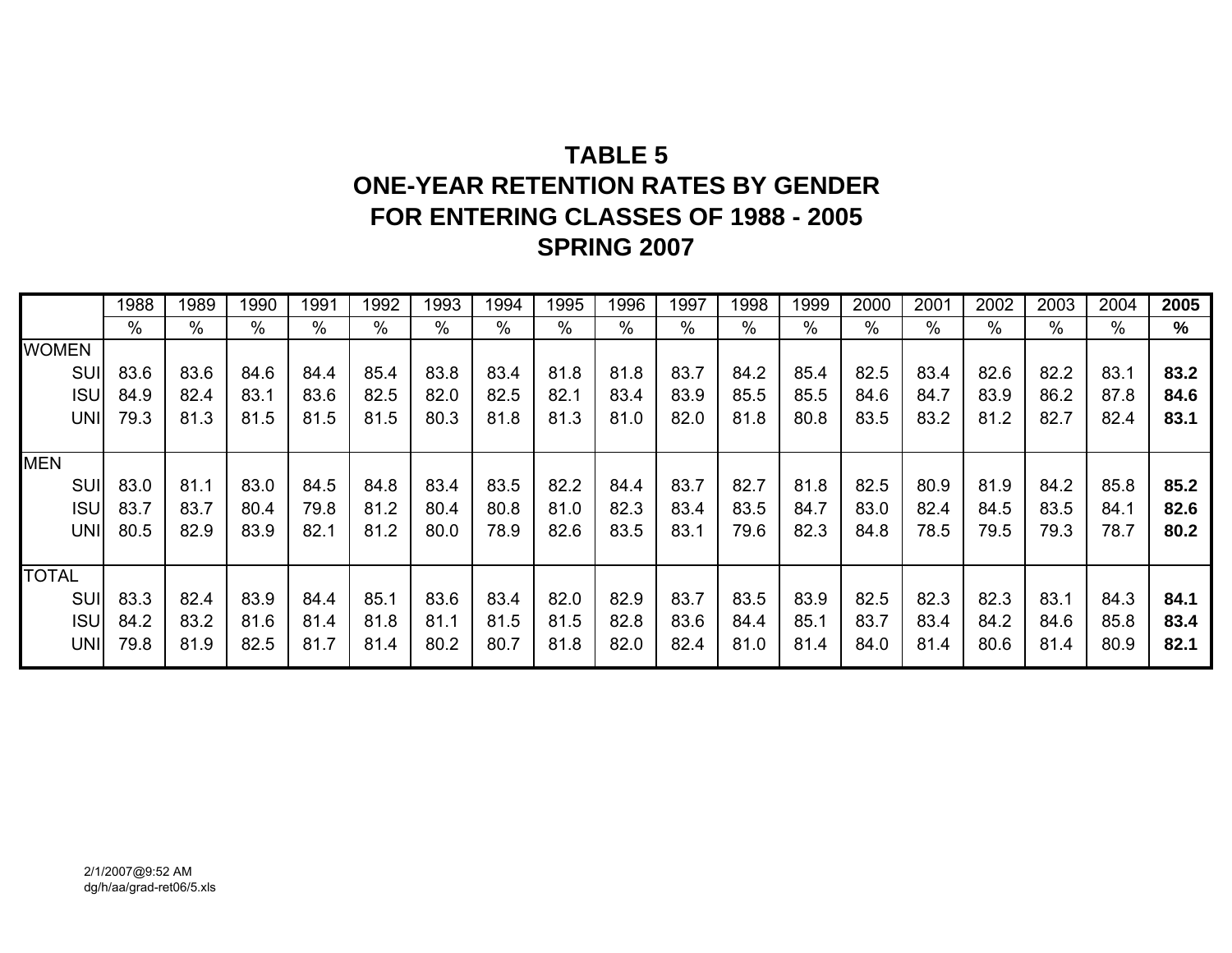# TABLE 5
# ONE-YEAR RETENTION RATES BY GENDER
# FOR ENTERING CLASSES OF 1988 - 2005
# SPRING 2007

| | 1988 | 1989 | 1990 | 1991 | 1992 | 1993 | 1994 | 1995 | 1996 | 1997 | 1998 | 1999 | 2000 | 2001 | 2002 | 2003 | 2004 | **2005** |
|---|---|---|---|---|---|---|---|---|---|---|---|---|---|---|---|---|---|---|
| | % | % | % | % | % | % | % | % | % | % | % | % | % | % | % | % | % | **%** |
| WOMEN | | | | | | | | | | | | | | | | | | |
| SUI | 83.6 | 83.6 | 84.6 | 84.4 | 85.4 | 83.8 | 83.4 | 81.8 | 81.8 | 83.7 | 84.2 | 85.4 | 82.5 | 83.4 | 82.6 | 82.2 | 83.1 | **83.2** |
| ISU | 84.9 | 82.4 | 83.1 | 83.6 | 82.5 | 82.0 | 82.5 | 82.1 | 83.4 | 83.9 | 85.5 | 85.5 | 84.6 | 84.7 | 83.9 | 86.2 | 87.8 | **84.6** |
| UNI | 79.3 | 81.3 | 81.5 | 81.5 | 81.5 | 80.3 | 81.8 | 81.3 | 81.0 | 82.0 | 81.8 | 80.8 | 83.5 | 83.2 | 81.2 | 82.7 | 82.4 | **83.1** |
| MEN | | | | | | | | | | | | | | | | | | |
| SUI | 83.0 | 81.1 | 83.0 | 84.5 | 84.8 | 83.4 | 83.5 | 82.2 | 84.4 | 83.7 | 82.7 | 81.8 | 82.5 | 80.9 | 81.9 | 84.2 | 85.8 | **85.2** |
| ISU | 83.7 | 83.7 | 80.4 | 79.8 | 81.2 | 80.4 | 80.8 | 81.0 | 82.3 | 83.4 | 83.5 | 84.7 | 83.0 | 82.4 | 84.5 | 83.5 | 84.1 | **82.6** |
| UNI | 80.5 | 82.9 | 83.9 | 82.1 | 81.2 | 80.0 | 78.9 | 82.6 | 83.5 | 83.1 | 79.6 | 82.3 | 84.8 | 78.5 | 79.5 | 79.3 | 78.7 | **80.2** |
| TOTAL | | | | | | | | | | | | | | | | | | |
| SUI | 83.3 | 82.4 | 83.9 | 84.4 | 85.1 | 83.6 | 83.4 | 82.0 | 82.9 | 83.7 | 83.5 | 83.9 | 82.5 | 82.3 | 82.3 | 83.1 | 84.3 | **84.1** |
| ISU | 84.2 | 83.2 | 81.6 | 81.4 | 81.8 | 81.1 | 81.5 | 81.5 | 82.8 | 83.6 | 84.4 | 85.1 | 83.7 | 83.4 | 84.2 | 84.6 | 85.8 | **83.4** |
| UNI | 79.8 | 81.9 | 82.5 | 81.7 | 81.4 | 80.2 | 80.7 | 81.8 | 82.0 | 82.4 | 81.0 | 81.4 | 84.0 | 81.4 | 80.6 | 81.4 | 80.9 | **82.1** |

2/1/2007@9:52 AM
dg/h/aa/grad-ret06/5.xls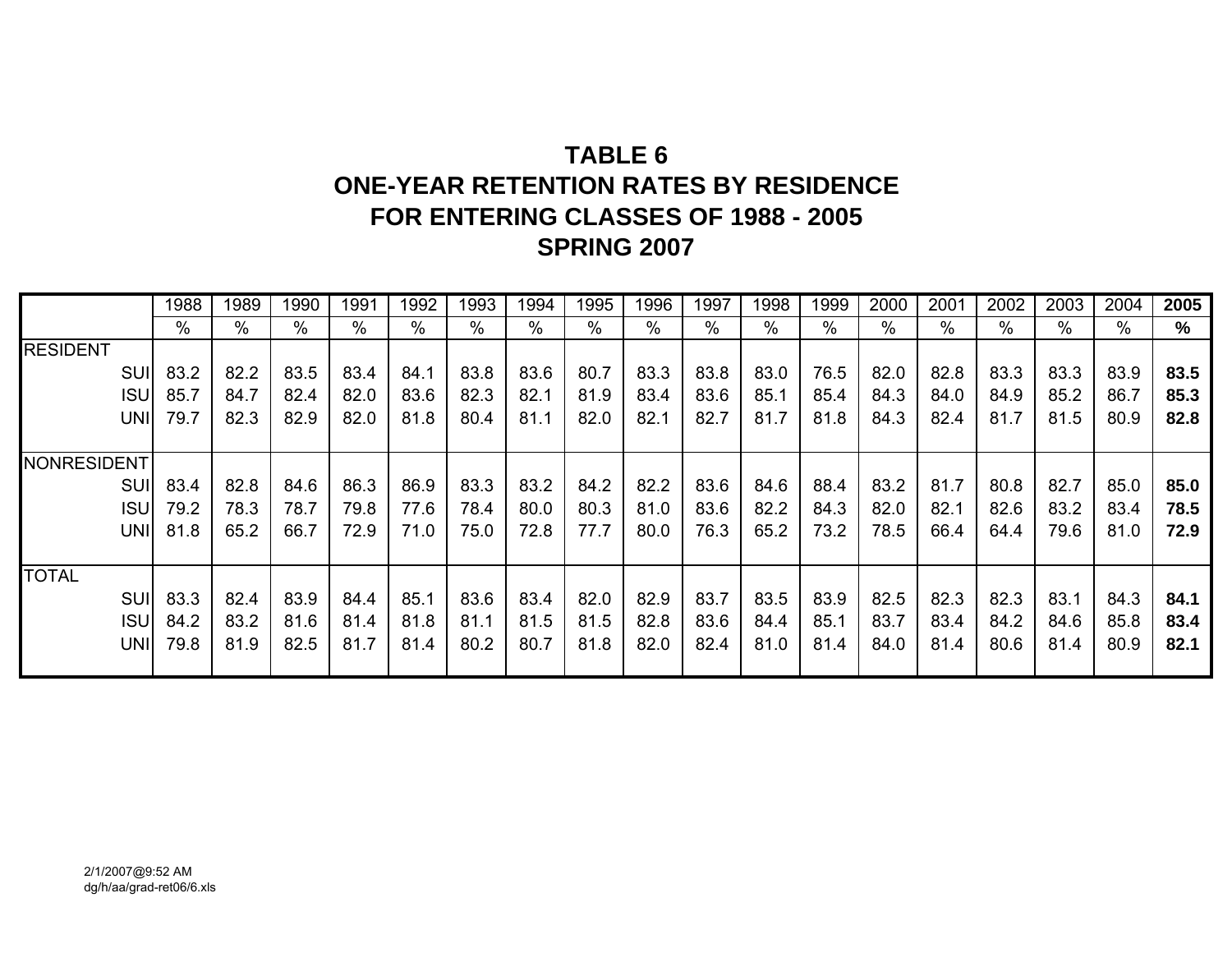# TABLE 6
# ONE-YEAR RETENTION RATES BY RESIDENCE FOR ENTERING CLASSES OF 1988 - 2005
# SPRING 2007

| | 1988 | 1989 | 1990 | 1991 | 1992 | 1993 | 1994 | 1995 | 1996 | 1997 | 1998 | 1999 | 2000 | 2001 | 2002 | 2003 | 2004 | **2005** |
|---|---|---|---|---|---|---|---|---|---|---|---|---|---|---|---|---|---|---|
| | % | % | % | % | % | % | % | % | % | % | % | % | % | % | % | % | % | **%** |
| RESIDENT | | | | | | | | | | | | | | | | | | |
| SUI | 83.2 | 82.2 | 83.5 | 83.4 | 84.1 | 83.8 | 83.6 | 80.7 | 83.3 | 83.8 | 83.0 | 76.5 | 82.0 | 82.8 | 83.3 | 83.3 | 83.9 | **83.5** |
| ISU | 85.7 | 84.7 | 82.4 | 82.0 | 83.6 | 82.3 | 82.1 | 81.9 | 83.4 | 83.6 | 85.1 | 85.4 | 84.3 | 84.0 | 84.9 | 85.2 | 86.7 | **85.3** |
| UNI | 79.7 | 82.3 | 82.9 | 82.0 | 81.8 | 80.4 | 81.1 | 82.0 | 82.1 | 82.7 | 81.7 | 81.8 | 84.3 | 82.4 | 81.7 | 81.5 | 80.9 | **82.8** |
| NONRESIDENT | | | | | | | | | | | | | | | | | | |
| SUI | 83.4 | 82.8 | 84.6 | 86.3 | 86.9 | 83.3 | 83.2 | 84.2 | 82.2 | 83.6 | 84.6 | 88.4 | 83.2 | 81.7 | 80.8 | 82.7 | 85.0 | **85.0** |
| ISU | 79.2 | 78.3 | 78.7 | 79.8 | 77.6 | 78.4 | 80.0 | 80.3 | 81.0 | 83.6 | 82.2 | 84.3 | 82.0 | 82.1 | 82.6 | 83.2 | 83.4 | **78.5** |
| UNI | 81.8 | 65.2 | 66.7 | 72.9 | 71.0 | 75.0 | 72.8 | 77.7 | 80.0 | 76.3 | 65.2 | 73.2 | 78.5 | 66.4 | 64.4 | 79.6 | 81.0 | **72.9** |
| TOTAL | | | | | | | | | | | | | | | | | | |
| SUI | 83.3 | 82.4 | 83.9 | 84.4 | 85.1 | 83.6 | 83.4 | 82.0 | 82.9 | 83.7 | 83.5 | 83.9 | 82.5 | 82.3 | 82.3 | 83.1 | 84.3 | **84.1** |
| ISU | 84.2 | 83.2 | 81.6 | 81.4 | 81.8 | 81.1 | 81.5 | 81.5 | 82.8 | 83.6 | 84.4 | 85.1 | 83.7 | 83.4 | 84.2 | 84.6 | 85.8 | **83.4** |
| UNI | 79.8 | 81.9 | 82.5 | 81.7 | 81.4 | 80.2 | 80.7 | 81.8 | 82.0 | 82.4 | 81.0 | 81.4 | 84.0 | 81.4 | 80.6 | 81.4 | 80.9 | **82.1** |

2/1/2007@9:52 AM
dg/h/aa/grad-ret06/6.xls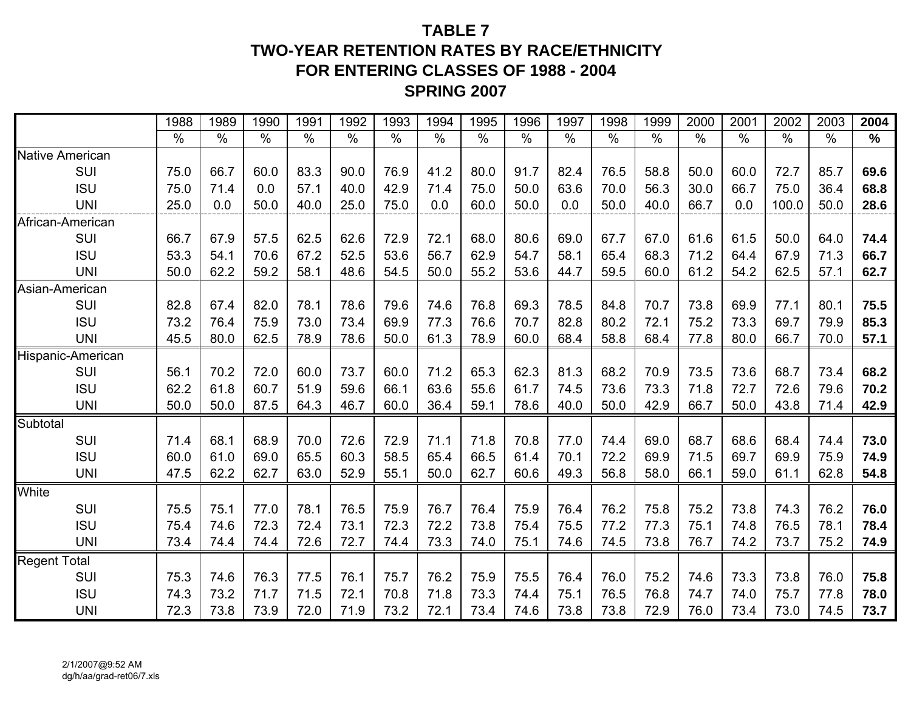# TABLE 7
# TWO-YEAR RETENTION RATES BY RACE/ETHNICITY
# FOR ENTERING CLASSES OF 1988 - 2004
# SPRING 2007

| | 1988 | 1989 | 1990 | 1991 | 1992 | 1993 | 1994 | 1995 | 1996 | 1997 | 1998 | 1999 | 2000 | 2001 | 2002 | 2003 | **2004** |
|---|---|---|---|---|---|---|---|---|---|---|---|---|---|---|---|---|---|
| | % | % | % | % | % | % | % | % | % | % | % | % | % | % | % | % | **%** |
| Native American | | | | | | | | | | | | | | | | | |
| SUI | 75.0 | 66.7 | 60.0 | 83.3 | 90.0 | 76.9 | 41.2 | 80.0 | 91.7 | 82.4 | 76.5 | 58.8 | 50.0 | 60.0 | 72.7 | 85.7 | **69.6** |
| ISU | 75.0 | 71.4 | 0.0 | 57.1 | 40.0 | 42.9 | 71.4 | 75.0 | 50.0 | 63.6 | 70.0 | 56.3 | 30.0 | 66.7 | 75.0 | 36.4 | **68.8** |
| UNI | 25.0 | 0.0 | 50.0 | 40.0 | 25.0 | 75.0 | 0.0 | 60.0 | 50.0 | 0.0 | 50.0 | 40.0 | 66.7 | 0.0 | 100.0 | 50.0 | **28.6** |
| African-American | | | | | | | | | | | | | | | | | |
| SUI | 66.7 | 67.9 | 57.5 | 62.5 | 62.6 | 72.9 | 72.1 | 68.0 | 80.6 | 69.0 | 67.7 | 67.0 | 61.6 | 61.5 | 50.0 | 64.0 | **74.4** |
| ISU | 53.3 | 54.1 | 70.6 | 67.2 | 52.5 | 53.6 | 56.7 | 62.9 | 54.7 | 58.1 | 65.4 | 68.3 | 71.2 | 64.4 | 67.9 | 71.3 | **66.7** |
| UNI | 50.0 | 62.2 | 59.2 | 58.1 | 48.6 | 54.5 | 50.0 | 55.2 | 53.6 | 44.7 | 59.5 | 60.0 | 61.2 | 54.2 | 62.5 | 57.1 | **62.7** |
| Asian-American | | | | | | | | | | | | | | | | | |
| SUI | 82.8 | 67.4 | 82.0 | 78.1 | 78.6 | 79.6 | 74.6 | 76.8 | 69.3 | 78.5 | 84.8 | 70.7 | 73.8 | 69.9 | 77.1 | 80.1 | **75.5** |
| ISU | 73.2 | 76.4 | 75.9 | 73.0 | 73.4 | 69.9 | 77.3 | 76.6 | 70.7 | 82.8 | 80.2 | 72.1 | 75.2 | 73.3 | 69.7 | 79.9 | **85.3** |
| UNI | 45.5 | 80.0 | 62.5 | 78.9 | 78.6 | 50.0 | 61.3 | 78.9 | 60.0 | 68.4 | 58.8 | 68.4 | 77.8 | 80.0 | 66.7 | 70.0 | **57.1** |
| Hispanic-American | | | | | | | | | | | | | | | | | |
| SUI | 56.1 | 70.2 | 72.0 | 60.0 | 73.7 | 60.0 | 71.2 | 65.3 | 62.3 | 81.3 | 68.2 | 70.9 | 73.5 | 73.6 | 68.7 | 73.4 | **68.2** |
| ISU | 62.2 | 61.8 | 60.7 | 51.9 | 59.6 | 66.1 | 63.6 | 55.6 | 61.7 | 74.5 | 73.6 | 73.3 | 71.8 | 72.7 | 72.6 | 79.6 | **70.2** |
| UNI | 50.0 | 50.0 | 87.5 | 64.3 | 46.7 | 60.0 | 36.4 | 59.1 | 78.6 | 40.0 | 50.0 | 42.9 | 66.7 | 50.0 | 43.8 | 71.4 | **42.9** |
| Subtotal | | | | | | | | | | | | | | | | | |
| SUI | 71.4 | 68.1 | 68.9 | 70.0 | 72.6 | 72.9 | 71.1 | 71.8 | 70.8 | 77.0 | 74.4 | 69.0 | 68.7 | 68.6 | 68.4 | 74.4 | **73.0** |
| ISU | 60.0 | 61.0 | 69.0 | 65.5 | 60.3 | 58.5 | 65.4 | 66.5 | 61.4 | 70.1 | 72.2 | 69.9 | 71.5 | 69.7 | 69.9 | 75.9 | **74.9** |
| UNI | 47.5 | 62.2 | 62.7 | 63.0 | 52.9 | 55.1 | 50.0 | 62.7 | 60.6 | 49.3 | 56.8 | 58.0 | 66.1 | 59.0 | 61.1 | 62.8 | **54.8** |
| White | | | | | | | | | | | | | | | | | |
| SUI | 75.5 | 75.1 | 77.0 | 78.1 | 76.5 | 75.9 | 76.7 | 76.4 | 75.9 | 76.4 | 76.2 | 75.8 | 75.2 | 73.8 | 74.3 | 76.2 | **76.0** |
| ISU | 75.4 | 74.6 | 72.3 | 72.4 | 73.1 | 72.3 | 72.2 | 73.8 | 75.4 | 75.5 | 77.2 | 77.3 | 75.1 | 74.8 | 76.5 | 78.1 | **78.4** |
| UNI | 73.4 | 74.4 | 74.4 | 72.6 | 72.7 | 74.4 | 73.3 | 74.0 | 75.1 | 74.6 | 74.5 | 73.8 | 76.7 | 74.2 | 73.7 | 75.2 | **74.9** |
| Regent Total | | | | | | | | | | | | | | | | | |
| SUI | 75.3 | 74.6 | 76.3 | 77.5 | 76.1 | 75.7 | 76.2 | 75.9 | 75.5 | 76.4 | 76.0 | 75.2 | 74.6 | 73.3 | 73.8 | 76.0 | **75.8** |
| ISU | 74.3 | 73.2 | 71.7 | 71.5 | 72.1 | 70.8 | 71.8 | 73.3 | 74.4 | 75.1 | 76.5 | 76.8 | 74.7 | 74.0 | 75.7 | 77.8 | **78.0** |
| UNI | 72.3 | 73.8 | 73.9 | 72.0 | 71.9 | 73.2 | 72.1 | 73.4 | 74.6 | 73.8 | 73.8 | 72.9 | 76.0 | 73.4 | 73.0 | 74.5 | **73.7** |

2/1/2007@9:52 AM
dg/h/aa/grad-ret06/7.xls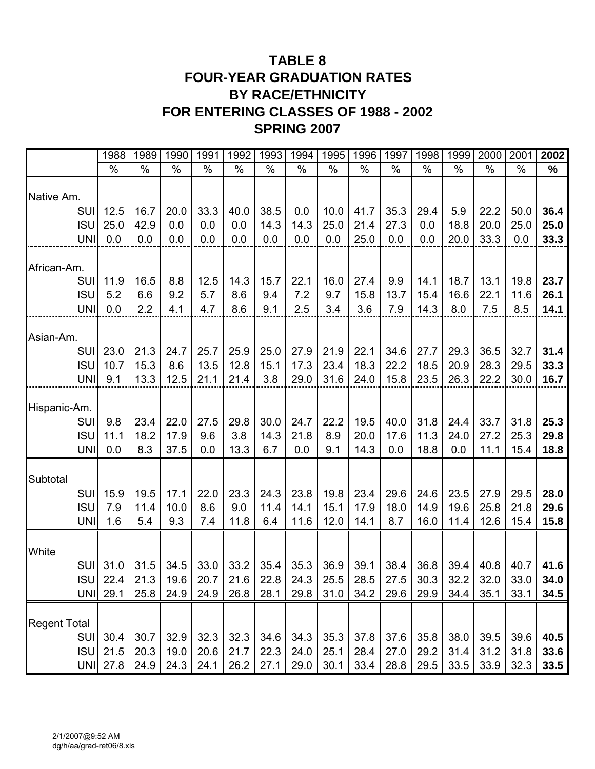# TABLE 8
# FOUR-YEAR GRADUATION RATES
# BY RACE/ETHNICITY
# FOR ENTERING CLASSES OF 1988 - 2002
# SPRING 2007

| | 1988 | 1989 | 1990 | 1991 | 1992 | 1993 | 1994 | 1995 | 1996 | 1997 | 1998 | 1999 | 2000 | 2001 | **2002** |
|---|---|---|---|---|---|---|---|---|---|---|---|---|---|---|---|
| | % | % | % | % | % | % | % | % | % | % | % | % | % | % | **%** |
| Native Am. | | | | | | | | | | | | | | | |
| SUI | 12.5 | 16.7 | 20.0 | 33.3 | 40.0 | 38.5 | 0.0 | 10.0 | 41.7 | 35.3 | 29.4 | 5.9 | 22.2 | 50.0 | **36.4** |
| ISU | 25.0 | 42.9 | 0.0 | 0.0 | 0.0 | 14.3 | 14.3 | 25.0 | 21.4 | 27.3 | 0.0 | 18.8 | 20.0 | 25.0 | **25.0** |
| UNI | 0.0 | 0.0 | 0.0 | 0.0 | 0.0 | 0.0 | 0.0 | 0.0 | 25.0 | 0.0 | 0.0 | 20.0 | 33.3 | 0.0 | **33.3** |
| African-Am. | | | | | | | | | | | | | | | |
| SUI | 11.9 | 16.5 | 8.8 | 12.5 | 14.3 | 15.7 | 22.1 | 16.0 | 27.4 | 9.9 | 14.1 | 18.7 | 13.1 | 19.8 | **23.7** |
| ISU | 5.2 | 6.6 | 9.2 | 5.7 | 8.6 | 9.4 | 7.2 | 9.7 | 15.8 | 13.7 | 15.4 | 16.6 | 22.1 | 11.6 | **26.1** |
| UNI | 0.0 | 2.2 | 4.1 | 4.7 | 8.6 | 9.1 | 2.5 | 3.4 | 3.6 | 7.9 | 14.3 | 8.0 | 7.5 | 8.5 | **14.1** |
| Asian-Am. | | | | | | | | | | | | | | | |
| SUI | 23.0 | 21.3 | 24.7 | 25.7 | 25.9 | 25.0 | 27.9 | 21.9 | 22.1 | 34.6 | 27.7 | 29.3 | 36.5 | 32.7 | **31.4** |
| ISU | 10.7 | 15.3 | 8.6 | 13.5 | 12.8 | 15.1 | 17.3 | 23.4 | 18.3 | 22.2 | 18.5 | 20.9 | 28.3 | 29.5 | **33.3** |
| UNI | 9.1 | 13.3 | 12.5 | 21.1 | 21.4 | 3.8 | 29.0 | 31.6 | 24.0 | 15.8 | 23.5 | 26.3 | 22.2 | 30.0 | **16.7** |
| Hispanic-Am. | | | | | | | | | | | | | | | |
| SUI | 9.8 | 23.4 | 22.0 | 27.5 | 29.8 | 30.0 | 24.7 | 22.2 | 19.5 | 40.0 | 31.8 | 24.4 | 33.7 | 31.8 | **25.3** |
| ISU | 11.1 | 18.2 | 17.9 | 9.6 | 3.8 | 14.3 | 21.8 | 8.9 | 20.0 | 17.6 | 11.3 | 24.0 | 27.2 | 25.3 | **29.8** |
| UNI | 0.0 | 8.3 | 37.5 | 0.0 | 13.3 | 6.7 | 0.0 | 9.1 | 14.3 | 0.0 | 18.8 | 0.0 | 11.1 | 15.4 | **18.8** |
| Subtotal | | | | | | | | | | | | | | | |
| SUI | 15.9 | 19.5 | 17.1 | 22.0 | 23.3 | 24.3 | 23.8 | 19.8 | 23.4 | 29.6 | 24.6 | 23.5 | 27.9 | 29.5 | **28.0** |
| ISU | 7.9 | 11.4 | 10.0 | 8.6 | 9.0 | 11.4 | 14.1 | 15.1 | 17.9 | 18.0 | 14.9 | 19.6 | 25.8 | 21.8 | **29.6** |
| UNI | 1.6 | 5.4 | 9.3 | 7.4 | 11.8 | 6.4 | 11.6 | 12.0 | 14.1 | 8.7 | 16.0 | 11.4 | 12.6 | 15.4 | **15.8** |
| White | | | | | | | | | | | | | | | |
| SUI | 31.0 | 31.5 | 34.5 | 33.0 | 33.2 | 35.4 | 35.3 | 36.9 | 39.1 | 38.4 | 36.8 | 39.4 | 40.8 | 40.7 | **41.6** |
| ISU | 22.4 | 21.3 | 19.6 | 20.7 | 21.6 | 22.8 | 24.3 | 25.5 | 28.5 | 27.5 | 30.3 | 32.2 | 32.0 | 33.0 | **34.0** |
| UNI | 29.1 | 25.8 | 24.9 | 24.9 | 26.8 | 28.1 | 29.8 | 31.0 | 34.2 | 29.6 | 29.9 | 34.4 | 35.1 | 33.1 | **34.5** |
| Regent Total | | | | | | | | | | | | | | | |
| SUI | 30.4 | 30.7 | 32.9 | 32.3 | 32.3 | 34.6 | 34.3 | 35.3 | 37.8 | 37.6 | 35.8 | 38.0 | 39.5 | 39.6 | **40.5** |
| ISU | 21.5 | 20.3 | 19.0 | 20.6 | 21.7 | 22.3 | 24.0 | 25.1 | 28.4 | 27.0 | 29.2 | 31.4 | 31.2 | 31.8 | **33.6** |
| UNI | 27.8 | 24.9 | 24.3 | 24.1 | 26.2 | 27.1 | 29.0 | 30.1 | 33.4 | 28.8 | 29.5 | 33.5 | 33.9 | 32.3 | **33.5** |

2/1/2007@9:52 AM
dg/h/aa/grad-ret06/8.xls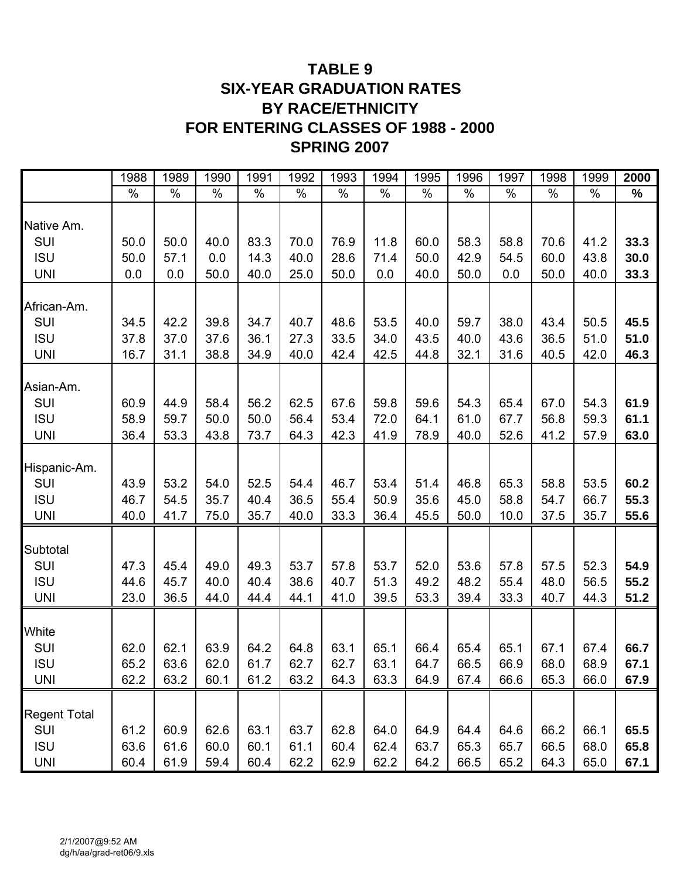# TABLE 9
## SIX-YEAR GRADUATION RATES
## BY RACE/ETHNICITY
## FOR ENTERING CLASSES OF 1988 - 2000
## SPRING 2007

| | 1988 | 1989 | 1990 | 1991 | 1992 | 1993 | 1994 | 1995 | 1996 | 1997 | 1998 | 1999 | **2000** |
|---|---|---|---|---|---|---|---|---|---|---|---|---|---|
| | % | % | % | % | % | % | % | % | % | % | % | % | **%** |
| Native Am. | | | | | | | | | | | | | |
| SUI | 50.0 | 50.0 | 40.0 | 83.3 | 70.0 | 76.9 | 11.8 | 60.0 | 58.3 | 58.8 | 70.6 | 41.2 | **33.3** |
| ISU | 50.0 | 57.1 | 0.0 | 14.3 | 40.0 | 28.6 | 71.4 | 50.0 | 42.9 | 54.5 | 60.0 | 43.8 | **30.0** |
| UNI | 0.0 | 0.0 | 50.0 | 40.0 | 25.0 | 50.0 | 0.0 | 40.0 | 50.0 | 0.0 | 50.0 | 40.0 | **33.3** |
| African-Am. | | | | | | | | | | | | | |
| SUI | 34.5 | 42.2 | 39.8 | 34.7 | 40.7 | 48.6 | 53.5 | 40.0 | 59.7 | 38.0 | 43.4 | 50.5 | **45.5** |
| ISU | 37.8 | 37.0 | 37.6 | 36.1 | 27.3 | 33.5 | 34.0 | 43.5 | 40.0 | 43.6 | 36.5 | 51.0 | **51.0** |
| UNI | 16.7 | 31.1 | 38.8 | 34.9 | 40.0 | 42.4 | 42.5 | 44.8 | 32.1 | 31.6 | 40.5 | 42.0 | **46.3** |
| Asian-Am. | | | | | | | | | | | | | |
| SUI | 60.9 | 44.9 | 58.4 | 56.2 | 62.5 | 67.6 | 59.8 | 59.6 | 54.3 | 65.4 | 67.0 | 54.3 | **61.9** |
| ISU | 58.9 | 59.7 | 50.0 | 50.0 | 56.4 | 53.4 | 72.0 | 64.1 | 61.0 | 67.7 | 56.8 | 59.3 | **61.1** |
| UNI | 36.4 | 53.3 | 43.8 | 73.7 | 64.3 | 42.3 | 41.9 | 78.9 | 40.0 | 52.6 | 41.2 | 57.9 | **63.0** |
| Hispanic-Am. | | | | | | | | | | | | | |
| SUI | 43.9 | 53.2 | 54.0 | 52.5 | 54.4 | 46.7 | 53.4 | 51.4 | 46.8 | 65.3 | 58.8 | 53.5 | **60.2** |
| ISU | 46.7 | 54.5 | 35.7 | 40.4 | 36.5 | 55.4 | 50.9 | 35.6 | 45.0 | 58.8 | 54.7 | 66.7 | **55.3** |
| UNI | 40.0 | 41.7 | 75.0 | 35.7 | 40.0 | 33.3 | 36.4 | 45.5 | 50.0 | 10.0 | 37.5 | 35.7 | **55.6** |
| Subtotal | | | | | | | | | | | | | |
| SUI | 47.3 | 45.4 | 49.0 | 49.3 | 53.7 | 57.8 | 53.7 | 52.0 | 53.6 | 57.8 | 57.5 | 52.3 | **54.9** |
| ISU | 44.6 | 45.7 | 40.0 | 40.4 | 38.6 | 40.7 | 51.3 | 49.2 | 48.2 | 55.4 | 48.0 | 56.5 | **55.2** |
| UNI | 23.0 | 36.5 | 44.0 | 44.4 | 44.1 | 41.0 | 39.5 | 53.3 | 39.4 | 33.3 | 40.7 | 44.3 | **51.2** |
| White | | | | | | | | | | | | | |
| SUI | 62.0 | 62.1 | 63.9 | 64.2 | 64.8 | 63.1 | 65.1 | 66.4 | 65.4 | 65.1 | 67.1 | 67.4 | **66.7** |
| ISU | 65.2 | 63.6 | 62.0 | 61.7 | 62.7 | 62.7 | 63.1 | 64.7 | 66.5 | 66.9 | 68.0 | 68.9 | **67.1** |
| UNI | 62.2 | 63.2 | 60.1 | 61.2 | 63.2 | 64.3 | 63.3 | 64.9 | 67.4 | 66.6 | 65.3 | 66.0 | **67.9** |
| Regent Total | | | | | | | | | | | | | |
| SUI | 61.2 | 60.9 | 62.6 | 63.1 | 63.7 | 62.8 | 64.0 | 64.9 | 64.4 | 64.6 | 66.2 | 66.1 | **65.5** |
| ISU | 63.6 | 61.6 | 60.0 | 60.1 | 61.1 | 60.4 | 62.4 | 63.7 | 65.3 | 65.7 | 66.5 | 68.0 | **65.8** |
| UNI | 60.4 | 61.9 | 59.4 | 60.4 | 62.2 | 62.9 | 62.2 | 64.2 | 66.5 | 65.2 | 64.3 | 65.0 | **67.1** |

2/1/2007@9:52 AM
dg/h/aa/grad-ret06/9.xls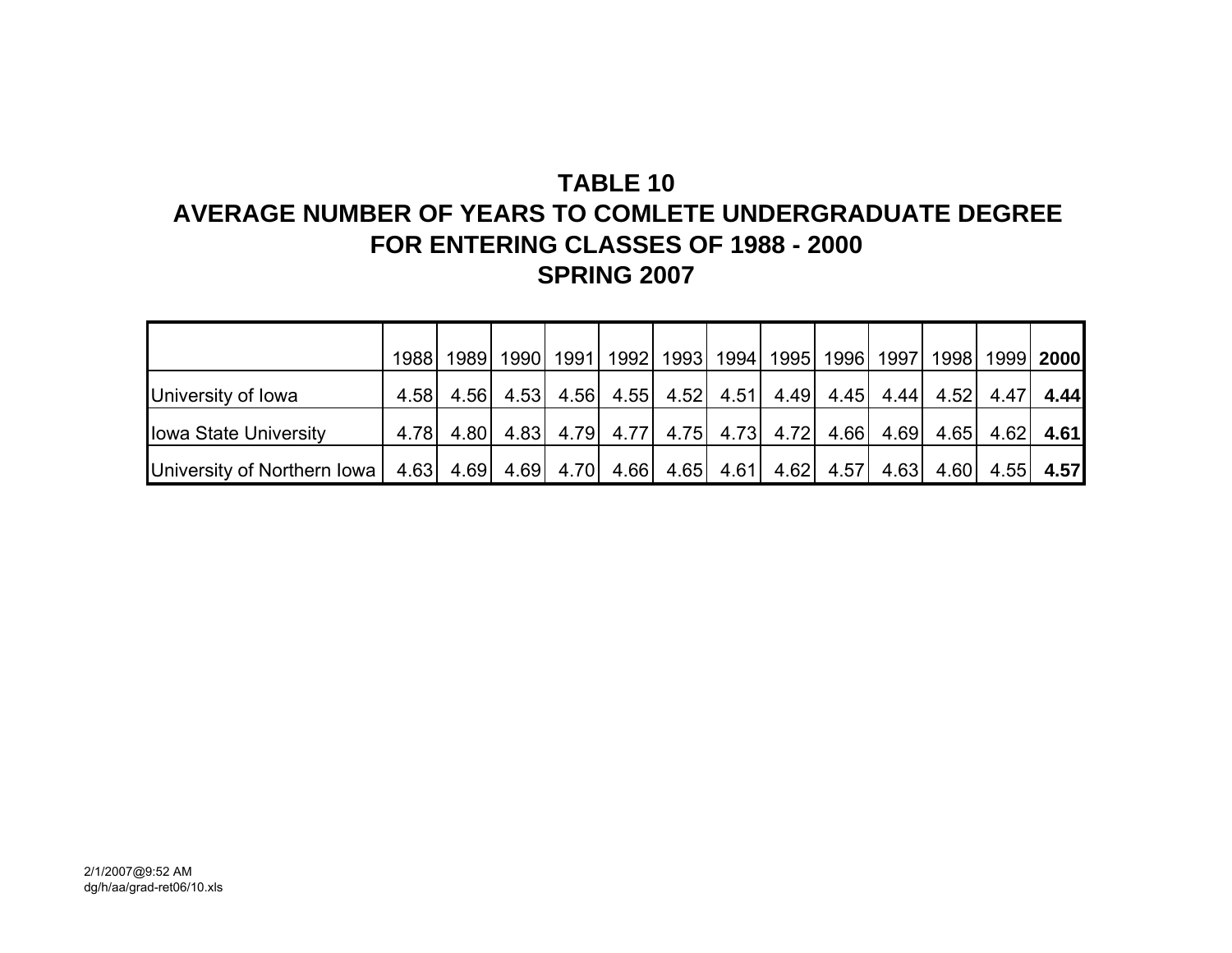# TABLE 10
# AVERAGE NUMBER OF YEARS TO COMLETE UNDERGRADUATE DEGREE
# FOR ENTERING CLASSES OF 1988 - 2000
# SPRING 2007

| | 1988 | 1989 | 1990 | 1991 | 1992 | 1993 | 1994 | 1995 | 1996 | 1997 | 1998 | 1999 | **2000** |
|---|---|---|---|---|---|---|---|---|---|---|---|---|---|
| University of Iowa | 4.58 | 4.56 | 4.53 | 4.56 | 4.55 | 4.52 | 4.51 | 4.49 | 4.45 | 4.44 | 4.52 | 4.47 | **4.44** |
| Iowa State University | 4.78 | 4.80 | 4.83 | 4.79 | 4.77 | 4.75 | 4.73 | 4.72 | 4.66 | 4.69 | 4.65 | 4.62 | **4.61** |
| University of Northern Iowa | 4.63 | 4.69 | 4.69 | 4.70 | 4.66 | 4.65 | 4.61 | 4.62 | 4.57 | 4.63 | 4.60 | 4.55 | **4.57** |

2/1/2007@9:52 AM
dg/h/aa/grad-ret06/10.xls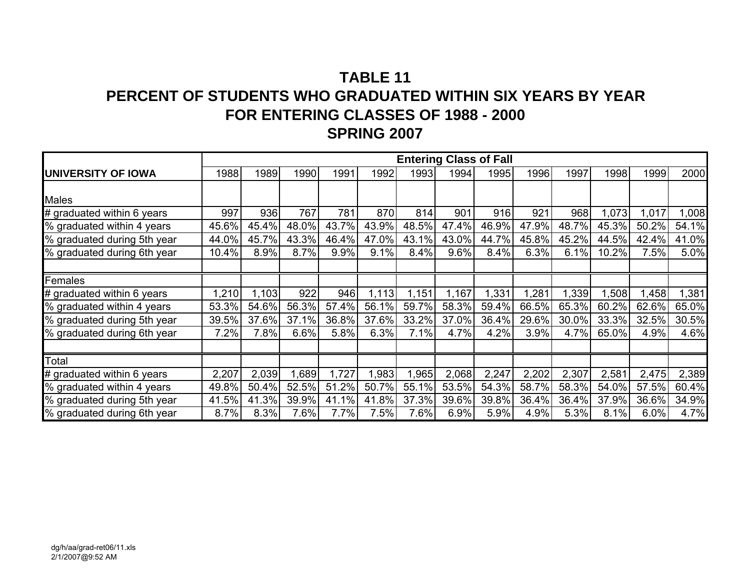# TABLE 11
# PERCENT OF STUDENTS WHO GRADUATED WITHIN SIX YEARS BY YEAR
# FOR ENTERING CLASSES OF 1988 - 2000
# SPRING 2007

| | Entering Class of Fall | | | | | | | | | | | | |
|---|---|---|---|---|---|---|---|---|---|---|---|---|---|
| **UNIVERSITY OF IOWA** | 1988 | 1989 | 1990 | 1991 | 1992 | 1993 | 1994 | 1995 | 1996 | 1997 | 1998 | 1999 | 2000 |
| Males | | | | | | | | | | | | | |
| # graduated within 6 years | 997 | 936 | 767 | 781 | 870 | 814 | 901 | 916 | 921 | 968 | 1,073 | 1,017 | 1,008 |
| % graduated within 4 years | 45.6% | 45.4% | 48.0% | 43.7% | 43.9% | 48.5% | 47.4% | 46.9% | 47.9% | 48.7% | 45.3% | 50.2% | 54.1% |
| % graduated during 5th year | 44.0% | 45.7% | 43.3% | 46.4% | 47.0% | 43.1% | 43.0% | 44.7% | 45.8% | 45.2% | 44.5% | 42.4% | 41.0% |
| % graduated during 6th year | 10.4% | 8.9% | 8.7% | 9.9% | 9.1% | 8.4% | 9.6% | 8.4% | 6.3% | 6.1% | 10.2% | 7.5% | 5.0% |
| | | | | | | | | | | | | | |
| Females | | | | | | | | | | | | | |
| # graduated within 6 years | 1,210 | 1,103 | 922 | 946 | 1,113 | 1,151 | 1,167 | 1,331 | 1,281 | 1,339 | 1,508 | 1,458 | 1,381 |
| % graduated within 4 years | 53.3% | 54.6% | 56.3% | 57.4% | 56.1% | 59.7% | 58.3% | 59.4% | 66.5% | 65.3% | 60.2% | 62.6% | 65.0% |
| % graduated during 5th year | 39.5% | 37.6% | 37.1% | 36.8% | 37.6% | 33.2% | 37.0% | 36.4% | 29.6% | 30.0% | 33.3% | 32.5% | 30.5% |
| % graduated during 6th year | 7.2% | 7.8% | 6.6% | 5.8% | 6.3% | 7.1% | 4.7% | 4.2% | 3.9% | 4.7% | 65.0% | 4.9% | 4.6% |
| | | | | | | | | | | | | | |
| Total | | | | | | | | | | | | | |
| # graduated within 6 years | 2,207 | 2,039 | 1,689 | 1,727 | 1,983 | 1,965 | 2,068 | 2,247 | 2,202 | 2,307 | 2,581 | 2,475 | 2,389 |
| % graduated within 4 years | 49.8% | 50.4% | 52.5% | 51.2% | 50.7% | 55.1% | 53.5% | 54.3% | 58.7% | 58.3% | 54.0% | 57.5% | 60.4% |
| % graduated during 5th year | 41.5% | 41.3% | 39.9% | 41.1% | 41.8% | 37.3% | 39.6% | 39.8% | 36.4% | 36.4% | 37.9% | 36.6% | 34.9% |
| % graduated during 6th year | 8.7% | 8.3% | 7.6% | 7.7% | 7.5% | 7.6% | 6.9% | 5.9% | 4.9% | 5.3% | 8.1% | 6.0% | 4.7% |

dg/h/aa/grad-ret06/11.xls
2/1/2007@9:52 AM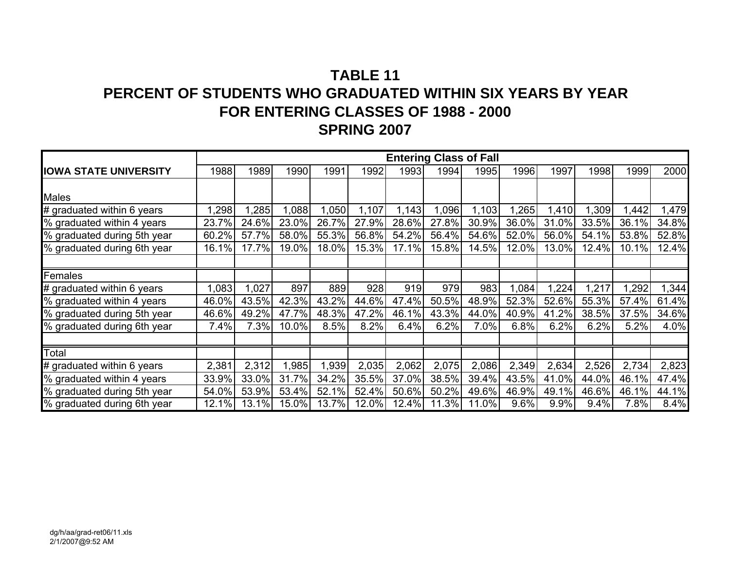# TABLE 11

## PERCENT OF STUDENTS WHO GRADUATED WITHIN SIX YEARS BY YEAR FOR ENTERING CLASSES OF 1988 - 2000

## SPRING 2007

| | Entering Class of Fall | | | | | | | | | | | | |
|---|---|---|---|---|---|---|---|---|---|---|---|---|---|
| **IOWA STATE UNIVERSITY** | 1988 | 1989 | 1990 | 1991 | 1992 | 1993 | 1994 | 1995 | 1996 | 1997 | 1998 | 1999 | 2000 |
| Males | | | | | | | | | | | | | |
| # graduated within 6 years | 1,298 | 1,285 | 1,088 | 1,050 | 1,107 | 1,143 | 1,096 | 1,103 | 1,265 | 1,410 | 1,309 | 1,442 | 1,479 |
| % graduated within 4 years | 23.7% | 24.6% | 23.0% | 26.7% | 27.9% | 28.6% | 27.8% | 30.9% | 36.0% | 31.0% | 33.5% | 36.1% | 34.8% |
| % graduated during 5th year | 60.2% | 57.7% | 58.0% | 55.3% | 56.8% | 54.2% | 56.4% | 54.6% | 52.0% | 56.0% | 54.1% | 53.8% | 52.8% |
| % graduated during 6th year | 16.1% | 17.7% | 19.0% | 18.0% | 15.3% | 17.1% | 15.8% | 14.5% | 12.0% | 13.0% | 12.4% | 10.1% | 12.4% |
| | | | | | | | | | | | | | |
| Females | | | | | | | | | | | | | |
| # graduated within 6 years | 1,083 | 1,027 | 897 | 889 | 928 | 919 | 979 | 983 | 1,084 | 1,224 | 1,217 | 1,292 | 1,344 |
| % graduated within 4 years | 46.0% | 43.5% | 42.3% | 43.2% | 44.6% | 47.4% | 50.5% | 48.9% | 52.3% | 52.6% | 55.3% | 57.4% | 61.4% |
| % graduated during 5th year | 46.6% | 49.2% | 47.7% | 48.3% | 47.2% | 46.1% | 43.3% | 44.0% | 40.9% | 41.2% | 38.5% | 37.5% | 34.6% |
| % graduated during 6th year | 7.4% | 7.3% | 10.0% | 8.5% | 8.2% | 6.4% | 6.2% | 7.0% | 6.8% | 6.2% | 6.2% | 5.2% | 4.0% |
| | | | | | | | | | | | | | |
| Total | | | | | | | | | | | | | |
| # graduated within 6 years | 2,381 | 2,312 | 1,985 | 1,939 | 2,035 | 2,062 | 2,075 | 2,086 | 2,349 | 2,634 | 2,526 | 2,734 | 2,823 |
| % graduated within 4 years | 33.9% | 33.0% | 31.7% | 34.2% | 35.5% | 37.0% | 38.5% | 39.4% | 43.5% | 41.0% | 44.0% | 46.1% | 47.4% |
| % graduated during 5th year | 54.0% | 53.9% | 53.4% | 52.1% | 52.4% | 50.6% | 50.2% | 49.6% | 46.9% | 49.1% | 46.6% | 46.1% | 44.1% |
| % graduated during 6th year | 12.1% | 13.1% | 15.0% | 13.7% | 12.0% | 12.4% | 11.3% | 11.0% | 9.6% | 9.9% | 9.4% | 7.8% | 8.4% |

dg/h/aa/grad-ret06/11.xls
2/1/2007@9:52 AM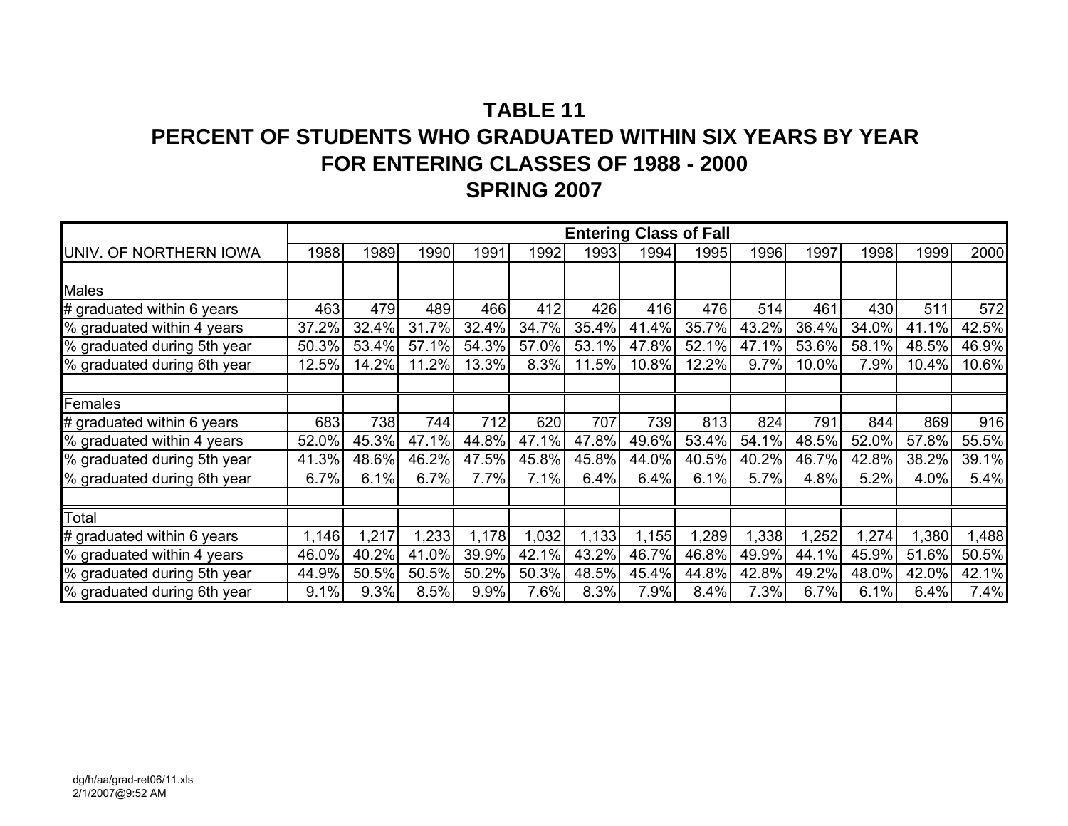# TABLE 11
## PERCENT OF STUDENTS WHO GRADUATED WITHIN SIX YEARS BY YEAR
## FOR ENTERING CLASSES OF 1988 - 2000
## SPRING 2007

| | Entering Class of Fall | | | | | | | | | | | | |
|---|---|---|---|---|---|---|---|---|---|---|---|---|---|
| UNIV. OF NORTHERN IOWA | 1988 | 1989 | 1990 | 1991 | 1992 | 1993 | 1994 | 1995 | 1996 | 1997 | 1998 | 1999 | 2000 |
| Males | | | | | | | | | | | | | |
| # graduated within 6 years | 463 | 479 | 489 | 466 | 412 | 426 | 416 | 476 | 514 | 461 | 430 | 511 | 572 |
| % graduated within 4 years | 37.2% | 32.4% | 31.7% | 32.4% | 34.7% | 35.4% | 41.4% | 35.7% | 43.2% | 36.4% | 34.0% | 41.1% | 42.5% |
| % graduated during 5th year | 50.3% | 53.4% | 57.1% | 54.3% | 57.0% | 53.1% | 47.8% | 52.1% | 47.1% | 53.6% | 58.1% | 48.5% | 46.9% |
| % graduated during 6th year | 12.5% | 14.2% | 11.2% | 13.3% | 8.3% | 11.5% | 10.8% | 12.2% | 9.7% | 10.0% | 7.9% | 10.4% | 10.6% |
| | | | | | | | | | | | | | |
| Females | | | | | | | | | | | | | |
| # graduated within 6 years | 683 | 738 | 744 | 712 | 620 | 707 | 739 | 813 | 824 | 791 | 844 | 869 | 916 |
| % graduated within 4 years | 52.0% | 45.3% | 47.1% | 44.8% | 47.1% | 47.8% | 49.6% | 53.4% | 54.1% | 48.5% | 52.0% | 57.8% | 55.5% |
| % graduated during 5th year | 41.3% | 48.6% | 46.2% | 47.5% | 45.8% | 45.8% | 44.0% | 40.5% | 40.2% | 46.7% | 42.8% | 38.2% | 39.1% |
| % graduated during 6th year | 6.7% | 6.1% | 6.7% | 7.7% | 7.1% | 6.4% | 6.4% | 6.1% | 5.7% | 4.8% | 5.2% | 4.0% | 5.4% |
| | | | | | | | | | | | | | |
| Total | | | | | | | | | | | | | |
| # graduated within 6 years | 1,146 | 1,217 | 1,233 | 1,178 | 1,032 | 1,133 | 1,155 | 1,289 | 1,338 | 1,252 | 1,274 | 1,380 | 1,488 |
| % graduated within 4 years | 46.0% | 40.2% | 41.0% | 39.9% | 42.1% | 43.2% | 46.7% | 46.8% | 49.9% | 44.1% | 45.9% | 51.6% | 50.5% |
| % graduated during 5th year | 44.9% | 50.5% | 50.5% | 50.2% | 50.3% | 48.5% | 45.4% | 44.8% | 42.8% | 49.2% | 48.0% | 42.0% | 42.1% |
| % graduated during 6th year | 9.1% | 9.3% | 8.5% | 9.9% | 7.6% | 8.3% | 7.9% | 8.4% | 7.3% | 6.7% | 6.1% | 6.4% | 7.4% |

dg/h/aa/grad-ret06/11.xls
2/1/2007@9:52 AM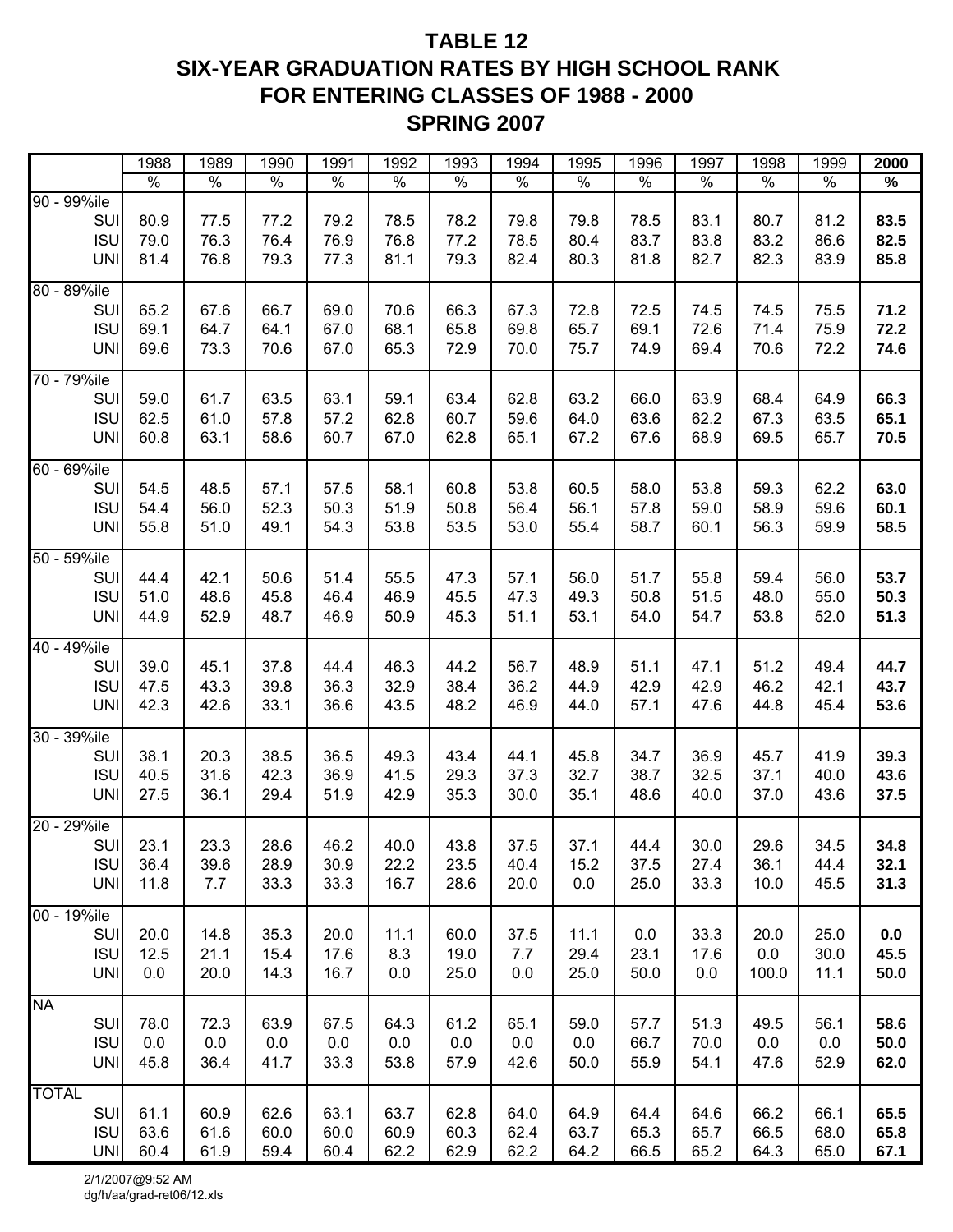# TABLE 12
# SIX-YEAR GRADUATION RATES BY HIGH SCHOOL RANK FOR ENTERING CLASSES OF 1988 - 2000
# SPRING 2007

| | 1988 | 1989 | 1990 | 1991 | 1992 | 1993 | 1994 | 1995 | 1996 | 1997 | 1998 | 1999 | **2000** |
|---|---|---|---|---|---|---|---|---|---|---|---|---|---|
| | % | % | % | % | % | % | % | % | % | % | % | % | **%** |
| 90 - 99%ile | | | | | | | | | | | | | |
| SUI | 80.9 | 77.5 | 77.2 | 79.2 | 78.5 | 78.2 | 79.8 | 79.8 | 78.5 | 83.1 | 80.7 | 81.2 | **83.5** |
| ISU | 79.0 | 76.3 | 76.4 | 76.9 | 76.8 | 77.2 | 78.5 | 80.4 | 83.7 | 83.8 | 83.2 | 86.6 | **82.5** |
| UNI | 81.4 | 76.8 | 79.3 | 77.3 | 81.1 | 79.3 | 82.4 | 80.3 | 81.8 | 82.7 | 82.3 | 83.9 | **85.8** |
| 80 - 89%ile | | | | | | | | | | | | | |
| SUI | 65.2 | 67.6 | 66.7 | 69.0 | 70.6 | 66.3 | 67.3 | 72.8 | 72.5 | 74.5 | 74.5 | 75.5 | **71.2** |
| ISU | 69.1 | 64.7 | 64.1 | 67.0 | 68.1 | 65.8 | 69.8 | 65.7 | 69.1 | 72.6 | 71.4 | 75.9 | **72.2** |
| UNI | 69.6 | 73.3 | 70.6 | 67.0 | 65.3 | 72.9 | 70.0 | 75.7 | 74.9 | 69.4 | 70.6 | 72.2 | **74.6** |
| 70 - 79%ile | | | | | | | | | | | | | |
| SUI | 59.0 | 61.7 | 63.5 | 63.1 | 59.1 | 63.4 | 62.8 | 63.2 | 66.0 | 63.9 | 68.4 | 64.9 | **66.3** |
| ISU | 62.5 | 61.0 | 57.8 | 57.2 | 62.8 | 60.7 | 59.6 | 64.0 | 63.6 | 62.2 | 67.3 | 63.5 | **65.1** |
| UNI | 60.8 | 63.1 | 58.6 | 60.7 | 67.0 | 62.8 | 65.1 | 67.2 | 67.6 | 68.9 | 69.5 | 65.7 | **70.5** |
| 60 - 69%ile | | | | | | | | | | | | | |
| SUI | 54.5 | 48.5 | 57.1 | 57.5 | 58.1 | 60.8 | 53.8 | 60.5 | 58.0 | 53.8 | 59.3 | 62.2 | **63.0** |
| ISU | 54.4 | 56.0 | 52.3 | 50.3 | 51.9 | 50.8 | 56.4 | 56.1 | 57.8 | 59.0 | 58.9 | 59.6 | **60.1** |
| UNI | 55.8 | 51.0 | 49.1 | 54.3 | 53.8 | 53.5 | 53.0 | 55.4 | 58.7 | 60.1 | 56.3 | 59.9 | **58.5** |
| 50 - 59%ile | | | | | | | | | | | | | |
| SUI | 44.4 | 42.1 | 50.6 | 51.4 | 55.5 | 47.3 | 57.1 | 56.0 | 51.7 | 55.8 | 59.4 | 56.0 | **53.7** |
| ISU | 51.0 | 48.6 | 45.8 | 46.4 | 46.9 | 45.5 | 47.3 | 49.3 | 50.8 | 51.5 | 48.0 | 55.0 | **50.3** |
| UNI | 44.9 | 52.9 | 48.7 | 46.9 | 50.9 | 45.3 | 51.1 | 53.1 | 54.0 | 54.7 | 53.8 | 52.0 | **51.3** |
| 40 - 49%ile | | | | | | | | | | | | | |
| SUI | 39.0 | 45.1 | 37.8 | 44.4 | 46.3 | 44.2 | 56.7 | 48.9 | 51.1 | 47.1 | 51.2 | 49.4 | **44.7** |
| ISU | 47.5 | 43.3 | 39.8 | 36.3 | 32.9 | 38.4 | 36.2 | 44.9 | 42.9 | 42.9 | 46.2 | 42.1 | **43.7** |
| UNI | 42.3 | 42.6 | 33.1 | 36.6 | 43.5 | 48.2 | 46.9 | 44.0 | 57.1 | 47.6 | 44.8 | 45.4 | **53.6** |
| 30 - 39%ile | | | | | | | | | | | | | |
| SUI | 38.1 | 20.3 | 38.5 | 36.5 | 49.3 | 43.4 | 44.1 | 45.8 | 34.7 | 36.9 | 45.7 | 41.9 | **39.3** |
| ISU | 40.5 | 31.6 | 42.3 | 36.9 | 41.5 | 29.3 | 37.3 | 32.7 | 38.7 | 32.5 | 37.1 | 40.0 | **43.6** |
| UNI | 27.5 | 36.1 | 29.4 | 51.9 | 42.9 | 35.3 | 30.0 | 35.1 | 48.6 | 40.0 | 37.0 | 43.6 | **37.5** |
| 20 - 29%ile | | | | | | | | | | | | | |
| SUI | 23.1 | 23.3 | 28.6 | 46.2 | 40.0 | 43.8 | 37.5 | 37.1 | 44.4 | 30.0 | 29.6 | 34.5 | **34.8** |
| ISU | 36.4 | 39.6 | 28.9 | 30.9 | 22.2 | 23.5 | 40.4 | 15.2 | 37.5 | 27.4 | 36.1 | 44.4 | **32.1** |
| UNI | 11.8 | 7.7 | 33.3 | 33.3 | 16.7 | 28.6 | 20.0 | 0.0 | 25.0 | 33.3 | 10.0 | 45.5 | **31.3** |
| 00 - 19%ile | | | | | | | | | | | | | |
| SUI | 20.0 | 14.8 | 35.3 | 20.0 | 11.1 | 60.0 | 37.5 | 11.1 | 0.0 | 33.3 | 20.0 | 25.0 | **0.0** |
| ISU | 12.5 | 21.1 | 15.4 | 17.6 | 8.3 | 19.0 | 7.7 | 29.4 | 23.1 | 17.6 | 0.0 | 30.0 | **45.5** |
| UNI | 0.0 | 20.0 | 14.3 | 16.7 | 0.0 | 25.0 | 0.0 | 25.0 | 50.0 | 0.0 | 100.0 | 11.1 | **50.0** |
| NA | | | | | | | | | | | | | |
| SUI | 78.0 | 72.3 | 63.9 | 67.5 | 64.3 | 61.2 | 65.1 | 59.0 | 57.7 | 51.3 | 49.5 | 56.1 | **58.6** |
| ISU | 0.0 | 0.0 | 0.0 | 0.0 | 0.0 | 0.0 | 0.0 | 0.0 | 66.7 | 70.0 | 0.0 | 0.0 | **50.0** |
| UNI | 45.8 | 36.4 | 41.7 | 33.3 | 53.8 | 57.9 | 42.6 | 50.0 | 55.9 | 54.1 | 47.6 | 52.9 | **62.0** |
| TOTAL | | | | | | | | | | | | | |
| SUI | 61.1 | 60.9 | 62.6 | 63.1 | 63.7 | 62.8 | 64.0 | 64.9 | 64.4 | 64.6 | 66.2 | 66.1 | **65.5** |
| ISU | 63.6 | 61.6 | 60.0 | 60.0 | 60.9 | 60.3 | 62.4 | 63.7 | 65.3 | 65.7 | 66.5 | 68.0 | **65.8** |
| UNI | 60.4 | 61.9 | 59.4 | 60.4 | 62.2 | 62.9 | 62.2 | 64.2 | 66.5 | 65.2 | 64.3 | 65.0 | **67.1** |

2/1/2007@9:52 AM
dg/h/aa/grad-ret06/12.xls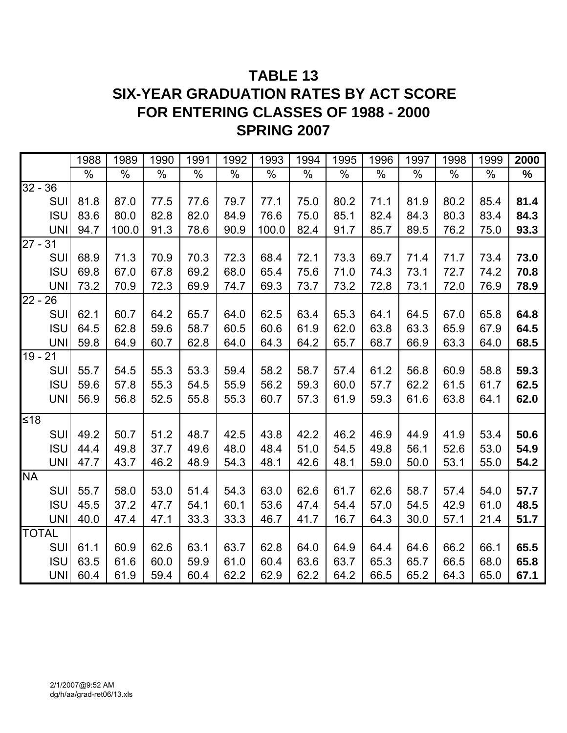# TABLE 13
# SIX-YEAR GRADUATION RATES BY ACT SCORE
# FOR ENTERING CLASSES OF 1988 - 2000
# SPRING 2007

| | 1988 | 1989 | 1990 | 1991 | 1992 | 1993 | 1994 | 1995 | 1996 | 1997 | 1998 | 1999 | **2000** |
|---|---|---|---|---|---|---|---|---|---|---|---|---|---|
| | % | % | % | % | % | % | % | % | % | % | % | % | **%** |
| 32 - 36 | | | | | | | | | | | | | |
| SUI | 81.8 | 87.0 | 77.5 | 77.6 | 79.7 | 77.1 | 75.0 | 80.2 | 71.1 | 81.9 | 80.2 | 85.4 | **81.4** |
| ISU | 83.6 | 80.0 | 82.8 | 82.0 | 84.9 | 76.6 | 75.0 | 85.1 | 82.4 | 84.3 | 80.3 | 83.4 | **84.3** |
| UNI | 94.7 | 100.0 | 91.3 | 78.6 | 90.9 | 100.0 | 82.4 | 91.7 | 85.7 | 89.5 | 76.2 | 75.0 | **93.3** |
| 27 - 31 | | | | | | | | | | | | | |
| SUI | 68.9 | 71.3 | 70.9 | 70.3 | 72.3 | 68.4 | 72.1 | 73.3 | 69.7 | 71.4 | 71.7 | 73.4 | **73.0** |
| ISU | 69.8 | 67.0 | 67.8 | 69.2 | 68.0 | 65.4 | 75.6 | 71.0 | 74.3 | 73.1 | 72.7 | 74.2 | **70.8** |
| UNI | 73.2 | 70.9 | 72.3 | 69.9 | 74.7 | 69.3 | 73.7 | 73.2 | 72.8 | 73.1 | 72.0 | 76.9 | **78.9** |
| 22 - 26 | | | | | | | | | | | | | |
| SUI | 62.1 | 60.7 | 64.2 | 65.7 | 64.0 | 62.5 | 63.4 | 65.3 | 64.1 | 64.5 | 67.0 | 65.8 | **64.8** |
| ISU | 64.5 | 62.8 | 59.6 | 58.7 | 60.5 | 60.6 | 61.9 | 62.0 | 63.8 | 63.3 | 65.9 | 67.9 | **64.5** |
| UNI | 59.8 | 64.9 | 60.7 | 62.8 | 64.0 | 64.3 | 64.2 | 65.7 | 68.7 | 66.9 | 63.3 | 64.0 | **68.5** |
| 19 - 21 | | | | | | | | | | | | | |
| SUI | 55.7 | 54.5 | 55.3 | 53.3 | 59.4 | 58.2 | 58.7 | 57.4 | 61.2 | 56.8 | 60.9 | 58.8 | **59.3** |
| ISU | 59.6 | 57.8 | 55.3 | 54.5 | 55.9 | 56.2 | 59.3 | 60.0 | 57.7 | 62.2 | 61.5 | 61.7 | **62.5** |
| UNI | 56.9 | 56.8 | 52.5 | 55.8 | 55.3 | 60.7 | 57.3 | 61.9 | 59.3 | 61.6 | 63.8 | 64.1 | **62.0** |
| ≤18 | | | | | | | | | | | | | |
| SUI | 49.2 | 50.7 | 51.2 | 48.7 | 42.5 | 43.8 | 42.2 | 46.2 | 46.9 | 44.9 | 41.9 | 53.4 | **50.6** |
| ISU | 44.4 | 49.8 | 37.7 | 49.6 | 48.0 | 48.4 | 51.0 | 54.5 | 49.8 | 56.1 | 52.6 | 53.0 | **54.9** |
| UNI | 47.7 | 43.7 | 46.2 | 48.9 | 54.3 | 48.1 | 42.6 | 48.1 | 59.0 | 50.0 | 53.1 | 55.0 | **54.2** |
| NA | | | | | | | | | | | | | |
| SUI | 55.7 | 58.0 | 53.0 | 51.4 | 54.3 | 63.0 | 62.6 | 61.7 | 62.6 | 58.7 | 57.4 | 54.0 | **57.7** |
| ISU | 45.5 | 37.2 | 47.7 | 54.1 | 60.1 | 53.6 | 47.4 | 54.4 | 57.0 | 54.5 | 42.9 | 61.0 | **48.5** |
| UNI | 40.0 | 47.4 | 47.1 | 33.3 | 33.3 | 46.7 | 41.7 | 16.7 | 64.3 | 30.0 | 57.1 | 21.4 | **51.7** |
| TOTAL | | | | | | | | | | | | | |
| SUI | 61.1 | 60.9 | 62.6 | 63.1 | 63.7 | 62.8 | 64.0 | 64.9 | 64.4 | 64.6 | 66.2 | 66.1 | **65.5** |
| ISU | 63.5 | 61.6 | 60.0 | 59.9 | 61.0 | 60.4 | 63.6 | 63.7 | 65.3 | 65.7 | 66.5 | 68.0 | **65.8** |
| UNI | 60.4 | 61.9 | 59.4 | 60.4 | 62.2 | 62.9 | 62.2 | 64.2 | 66.5 | 65.2 | 64.3 | 65.0 | **67.1** |

2/1/2007@9:52 AM
dg/h/aa/grad-ret06/13.xls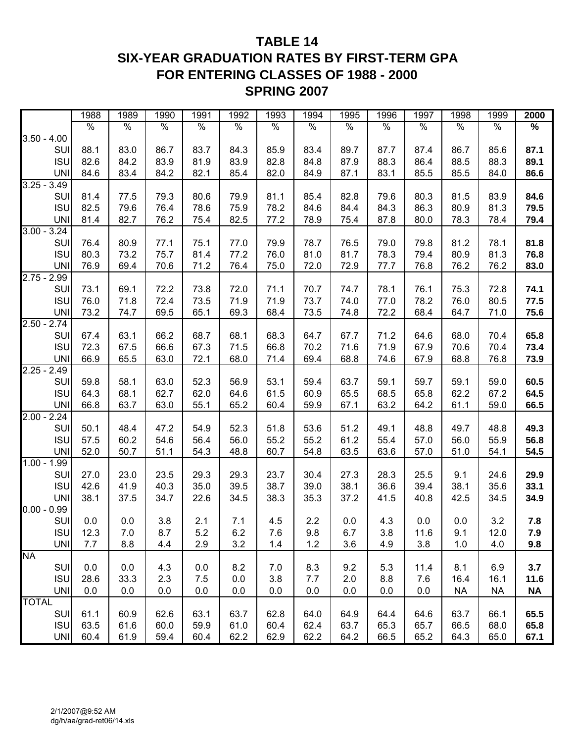# TABLE 14
# SIX-YEAR GRADUATION RATES BY FIRST-TERM GPA
# FOR ENTERING CLASSES OF 1988 - 2000
# SPRING 2007

| | 1988 | 1989 | 1990 | 1991 | 1992 | 1993 | 1994 | 1995 | 1996 | 1997 | 1998 | 1999 | **2000** |
|---|---|---|---|---|---|---|---|---|---|---|---|---|---|
| | % | % | % | % | % | % | % | % | % | % | % | % | **%** |
| 3.50 - 4.00 | | | | | | | | | | | | | |
| SUI | 88.1 | 83.0 | 86.7 | 83.7 | 84.3 | 85.9 | 83.4 | 89.7 | 87.7 | 87.4 | 86.7 | 85.6 | **87.1** |
| ISU | 82.6 | 84.2 | 83.9 | 81.9 | 83.9 | 82.8 | 84.8 | 87.9 | 88.3 | 86.4 | 88.5 | 88.3 | **89.1** |
| UNI | 84.6 | 83.4 | 84.2 | 82.1 | 85.4 | 82.0 | 84.9 | 87.1 | 83.1 | 85.5 | 85.5 | 84.0 | **86.6** |
| 3.25 - 3.49 | | | | | | | | | | | | | |
| SUI | 81.4 | 77.5 | 79.3 | 80.6 | 79.9 | 81.1 | 85.4 | 82.8 | 79.6 | 80.3 | 81.5 | 83.9 | **84.6** |
| ISU | 82.5 | 79.6 | 76.4 | 78.6 | 75.9 | 78.2 | 84.6 | 84.4 | 84.3 | 86.3 | 80.9 | 81.3 | **79.5** |
| UNI | 81.4 | 82.7 | 76.2 | 75.4 | 82.5 | 77.2 | 78.9 | 75.4 | 87.8 | 80.0 | 78.3 | 78.4 | **79.4** |
| 3.00 - 3.24 | | | | | | | | | | | | | |
| SUI | 76.4 | 80.9 | 77.1 | 75.1 | 77.0 | 79.9 | 78.7 | 76.5 | 79.0 | 79.8 | 81.2 | 78.1 | **81.8** |
| ISU | 80.3 | 73.2 | 75.7 | 81.4 | 77.2 | 76.0 | 81.0 | 81.7 | 78.3 | 79.4 | 80.9 | 81.3 | **76.8** |
| UNI | 76.9 | 69.4 | 70.6 | 71.2 | 76.4 | 75.0 | 72.0 | 72.9 | 77.7 | 76.8 | 76.2 | 76.2 | **83.0** |
| 2.75 - 2.99 | | | | | | | | | | | | | |
| SUI | 73.1 | 69.1 | 72.2 | 73.8 | 72.0 | 71.1 | 70.7 | 74.7 | 78.1 | 76.1 | 75.3 | 72.8 | **74.1** |
| ISU | 76.0 | 71.8 | 72.4 | 73.5 | 71.9 | 71.9 | 73.7 | 74.0 | 77.0 | 78.2 | 76.0 | 80.5 | **77.5** |
| UNI | 73.2 | 74.7 | 69.5 | 65.1 | 69.3 | 68.4 | 73.5 | 74.8 | 72.2 | 68.4 | 64.7 | 71.0 | **75.6** |
| 2.50 - 2.74 | | | | | | | | | | | | | |
| SUI | 67.4 | 63.1 | 66.2 | 68.7 | 68.1 | 68.3 | 64.7 | 67.7 | 71.2 | 64.6 | 68.0 | 70.4 | **65.8** |
| ISU | 72.3 | 67.5 | 66.6 | 67.3 | 71.5 | 66.8 | 70.2 | 71.6 | 71.9 | 67.9 | 70.6 | 70.4 | **73.4** |
| UNI | 66.9 | 65.5 | 63.0 | 72.1 | 68.0 | 71.4 | 69.4 | 68.8 | 74.6 | 67.9 | 68.8 | 76.8 | **73.9** |
| 2.25 - 2.49 | | | | | | | | | | | | | |
| SUI | 59.8 | 58.1 | 63.0 | 52.3 | 56.9 | 53.1 | 59.4 | 63.7 | 59.1 | 59.7 | 59.1 | 59.0 | **60.5** |
| ISU | 64.3 | 68.1 | 62.7 | 62.0 | 64.6 | 61.5 | 60.9 | 65.5 | 68.5 | 65.8 | 62.2 | 67.2 | **64.5** |
| UNI | 66.8 | 63.7 | 63.0 | 55.1 | 65.2 | 60.4 | 59.9 | 67.1 | 63.2 | 64.2 | 61.1 | 59.0 | **66.5** |
| 2.00 - 2.24 | | | | | | | | | | | | | |
| SUI | 50.1 | 48.4 | 47.2 | 54.9 | 52.3 | 51.8 | 53.6 | 51.2 | 49.1 | 48.8 | 49.7 | 48.8 | **49.3** |
| ISU | 57.5 | 60.2 | 54.6 | 56.4 | 56.0 | 55.2 | 55.2 | 61.2 | 55.4 | 57.0 | 56.0 | 55.9 | **56.8** |
| UNI | 52.0 | 50.7 | 51.1 | 54.3 | 48.8 | 60.7 | 54.8 | 63.5 | 63.6 | 57.0 | 51.0 | 54.1 | **54.5** |
| 1.00 - 1.99 | | | | | | | | | | | | | |
| SUI | 27.0 | 23.0 | 23.5 | 29.3 | 29.3 | 23.7 | 30.4 | 27.3 | 28.3 | 25.5 | 9.1 | 24.6 | **29.9** |
| ISU | 42.6 | 41.9 | 40.3 | 35.0 | 39.5 | 38.7 | 39.0 | 38.1 | 36.6 | 39.4 | 38.1 | 35.6 | **33.1** |
| UNI | 38.1 | 37.5 | 34.7 | 22.6 | 34.5 | 38.3 | 35.3 | 37.2 | 41.5 | 40.8 | 42.5 | 34.5 | **34.9** |
| 0.00 - 0.99 | | | | | | | | | | | | | |
| SUI | 0.0 | 0.0 | 3.8 | 2.1 | 7.1 | 4.5 | 2.2 | 0.0 | 4.3 | 0.0 | 0.0 | 3.2 | **7.8** |
| ISU | 12.3 | 7.0 | 8.7 | 5.2 | 6.2 | 7.6 | 9.8 | 6.7 | 3.8 | 11.6 | 9.1 | 12.0 | **7.9** |
| UNI | 7.7 | 8.8 | 4.4 | 2.9 | 3.2 | 1.4 | 1.2 | 3.6 | 4.9 | 3.8 | 1.0 | 4.0 | **9.8** |
| NA | | | | | | | | | | | | | |
| SUI | 0.0 | 0.0 | 4.3 | 0.0 | 8.2 | 7.0 | 8.3 | 9.2 | 5.3 | 11.4 | 8.1 | 6.9 | **3.7** |
| ISU | 28.6 | 33.3 | 2.3 | 7.5 | 0.0 | 3.8 | 7.7 | 2.0 | 8.8 | 7.6 | 16.4 | 16.1 | **11.6** |
| UNI | 0.0 | 0.0 | 0.0 | 0.0 | 0.0 | 0.0 | 0.0 | 0.0 | 0.0 | 0.0 | NA | NA | **NA** |
| TOTAL | | | | | | | | | | | | | |
| SUI | 61.1 | 60.9 | 62.6 | 63.1 | 63.7 | 62.8 | 64.0 | 64.9 | 64.4 | 64.6 | 63.7 | 66.1 | **65.5** |
| ISU | 63.5 | 61.6 | 60.0 | 59.9 | 61.0 | 60.4 | 62.4 | 63.7 | 65.3 | 65.7 | 66.5 | 68.0 | **65.8** |
| UNI | 60.4 | 61.9 | 59.4 | 60.4 | 62.2 | 62.9 | 62.2 | 64.2 | 66.5 | 65.2 | 64.3 | 65.0 | **67.1** |

2/1/2007@9:52 AM
dg/h/aa/grad-ret06/14.xls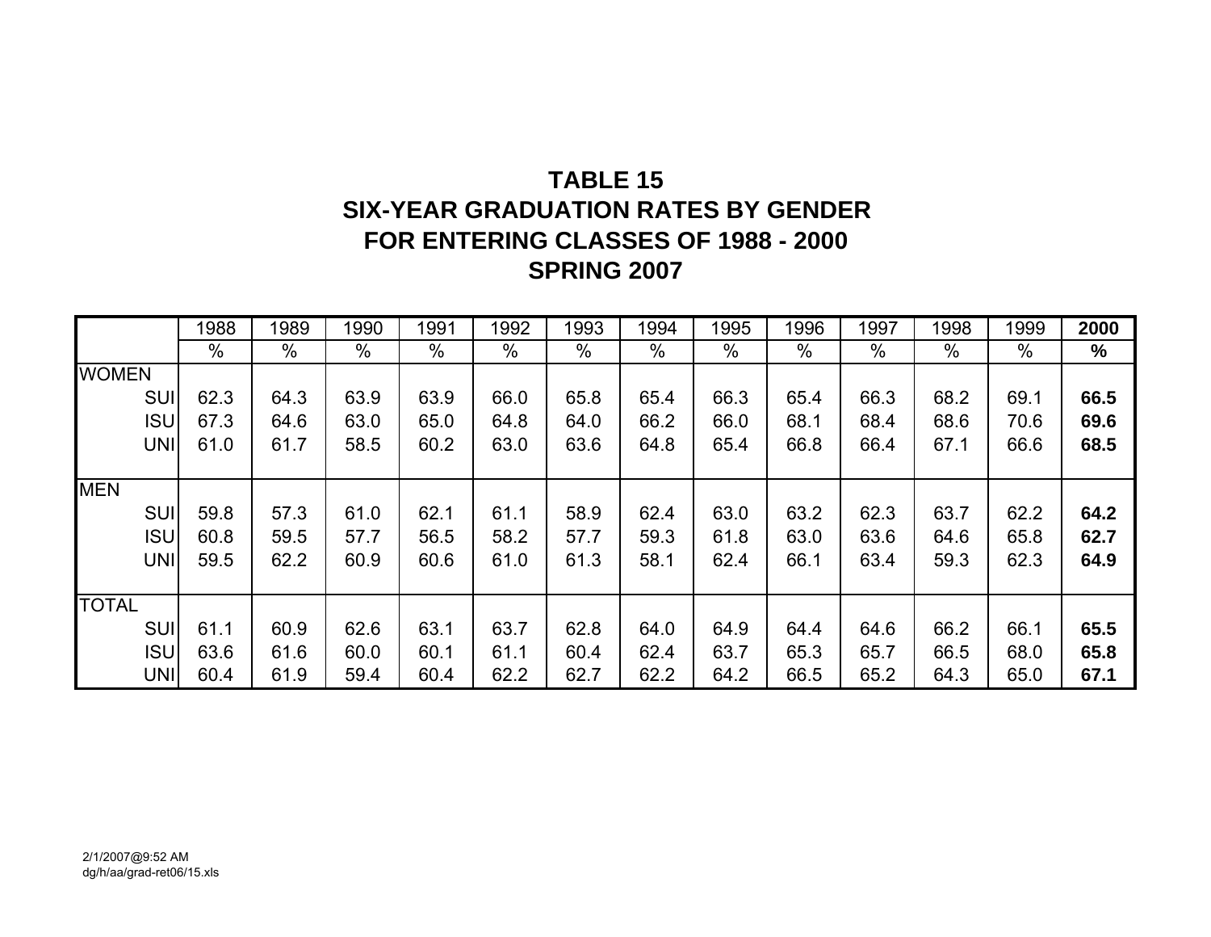# TABLE 15
# SIX-YEAR GRADUATION RATES BY GENDER
# FOR ENTERING CLASSES OF 1988 - 2000
# SPRING 2007

| | 1988 | 1989 | 1990 | 1991 | 1992 | 1993 | 1994 | 1995 | 1996 | 1997 | 1998 | 1999 | **2000** |
|---|---|---|---|---|---|---|---|---|---|---|---|---|---|
| | % | % | % | % | % | % | % | % | % | % | % | % | **%** |
| WOMEN | | | | | | | | | | | | | |
| SUI | 62.3 | 64.3 | 63.9 | 63.9 | 66.0 | 65.8 | 65.4 | 66.3 | 65.4 | 66.3 | 68.2 | 69.1 | **66.5** |
| ISU | 67.3 | 64.6 | 63.0 | 65.0 | 64.8 | 64.0 | 66.2 | 66.0 | 68.1 | 68.4 | 68.6 | 70.6 | **69.6** |
| UNI | 61.0 | 61.7 | 58.5 | 60.2 | 63.0 | 63.6 | 64.8 | 65.4 | 66.8 | 66.4 | 67.1 | 66.6 | **68.5** |
| MEN | | | | | | | | | | | | | |
| SUI | 59.8 | 57.3 | 61.0 | 62.1 | 61.1 | 58.9 | 62.4 | 63.0 | 63.2 | 62.3 | 63.7 | 62.2 | **64.2** |
| ISU | 60.8 | 59.5 | 57.7 | 56.5 | 58.2 | 57.7 | 59.3 | 61.8 | 63.0 | 63.6 | 64.6 | 65.8 | **62.7** |
| UNI | 59.5 | 62.2 | 60.9 | 60.6 | 61.0 | 61.3 | 58.1 | 62.4 | 66.1 | 63.4 | 59.3 | 62.3 | **64.9** |
| TOTAL | | | | | | | | | | | | | |
| SUI | 61.1 | 60.9 | 62.6 | 63.1 | 63.7 | 62.8 | 64.0 | 64.9 | 64.4 | 64.6 | 66.2 | 66.1 | **65.5** |
| ISU | 63.6 | 61.6 | 60.0 | 60.1 | 61.1 | 60.4 | 62.4 | 63.7 | 65.3 | 65.7 | 66.5 | 68.0 | **65.8** |
| UNI | 60.4 | 61.9 | 59.4 | 60.4 | 62.2 | 62.7 | 62.2 | 64.2 | 66.5 | 65.2 | 64.3 | 65.0 | **67.1** |

2/1/2007@9:52 AM
dg/h/aa/grad-ret06/15.xls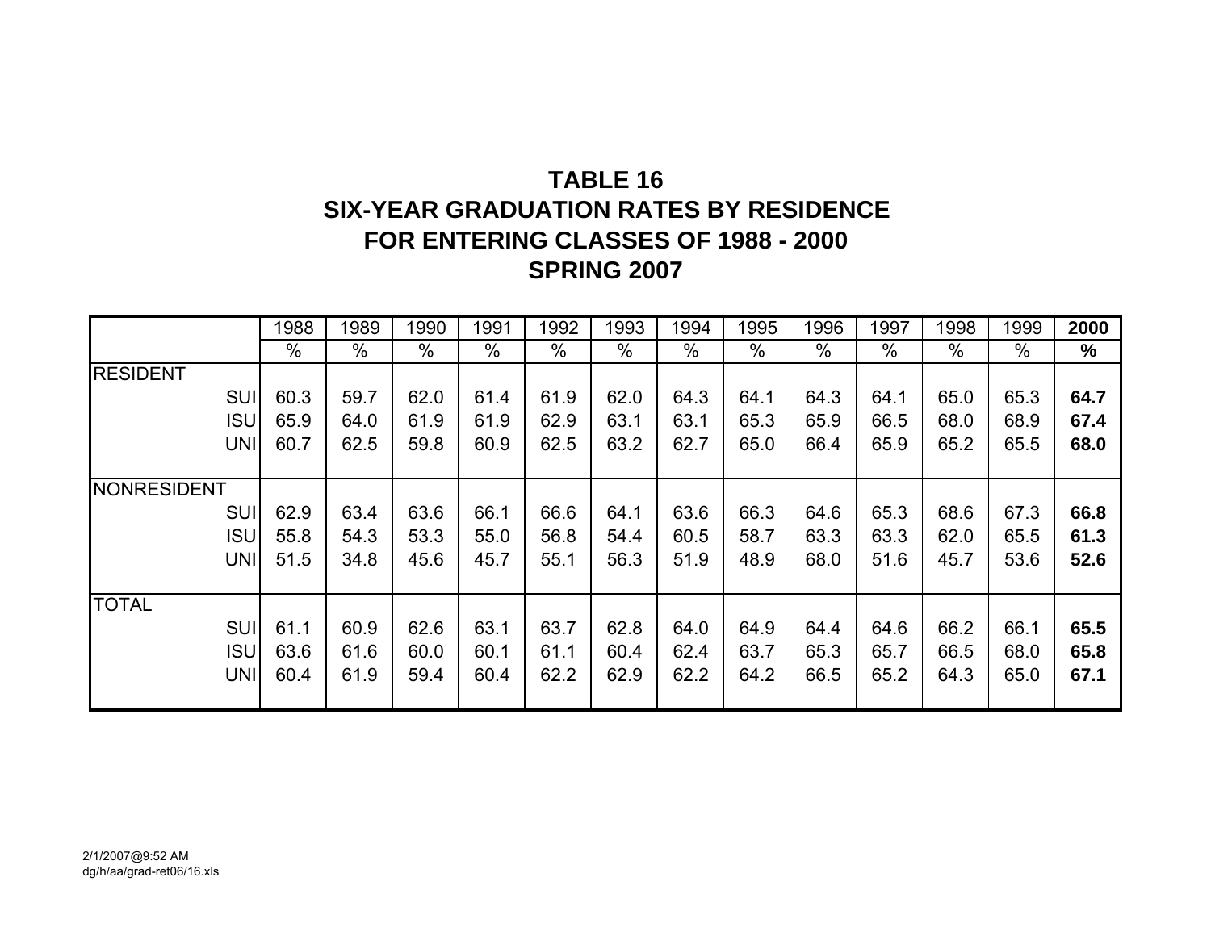# TABLE 16
# SIX-YEAR GRADUATION RATES BY RESIDENCE
# FOR ENTERING CLASSES OF 1988 - 2000
# SPRING 2007

| | 1988 | 1989 | 1990 | 1991 | 1992 | 1993 | 1994 | 1995 | 1996 | 1997 | 1998 | 1999 | **2000** |
|---|---|---|---|---|---|---|---|---|---|---|---|---|---|
| | % | % | % | % | % | % | % | % | % | % | % | % | **%** |
| RESIDENT | | | | | | | | | | | | | |
| SUI | 60.3 | 59.7 | 62.0 | 61.4 | 61.9 | 62.0 | 64.3 | 64.1 | 64.3 | 64.1 | 65.0 | 65.3 | **64.7** |
| ISU | 65.9 | 64.0 | 61.9 | 61.9 | 62.9 | 63.1 | 63.1 | 65.3 | 65.9 | 66.5 | 68.0 | 68.9 | **67.4** |
| UNI | 60.7 | 62.5 | 59.8 | 60.9 | 62.5 | 63.2 | 62.7 | 65.0 | 66.4 | 65.9 | 65.2 | 65.5 | **68.0** |
| NONRESIDENT | | | | | | | | | | | | | |
| SUI | 62.9 | 63.4 | 63.6 | 66.1 | 66.6 | 64.1 | 63.6 | 66.3 | 64.6 | 65.3 | 68.6 | 67.3 | **66.8** |
| ISU | 55.8 | 54.3 | 53.3 | 55.0 | 56.8 | 54.4 | 60.5 | 58.7 | 63.3 | 63.3 | 62.0 | 65.5 | **61.3** |
| UNI | 51.5 | 34.8 | 45.6 | 45.7 | 55.1 | 56.3 | 51.9 | 48.9 | 68.0 | 51.6 | 45.7 | 53.6 | **52.6** |
| TOTAL | | | | | | | | | | | | | |
| SUI | 61.1 | 60.9 | 62.6 | 63.1 | 63.7 | 62.8 | 64.0 | 64.9 | 64.4 | 64.6 | 66.2 | 66.1 | **65.5** |
| ISU | 63.6 | 61.6 | 60.0 | 60.1 | 61.1 | 60.4 | 62.4 | 63.7 | 65.3 | 65.7 | 66.5 | 68.0 | **65.8** |
| UNI | 60.4 | 61.9 | 59.4 | 60.4 | 62.2 | 62.9 | 62.2 | 64.2 | 66.5 | 65.2 | 64.3 | 65.0 | **67.1** |

2/1/2007@9:52 AM
dg/h/aa/grad-ret06/16.xls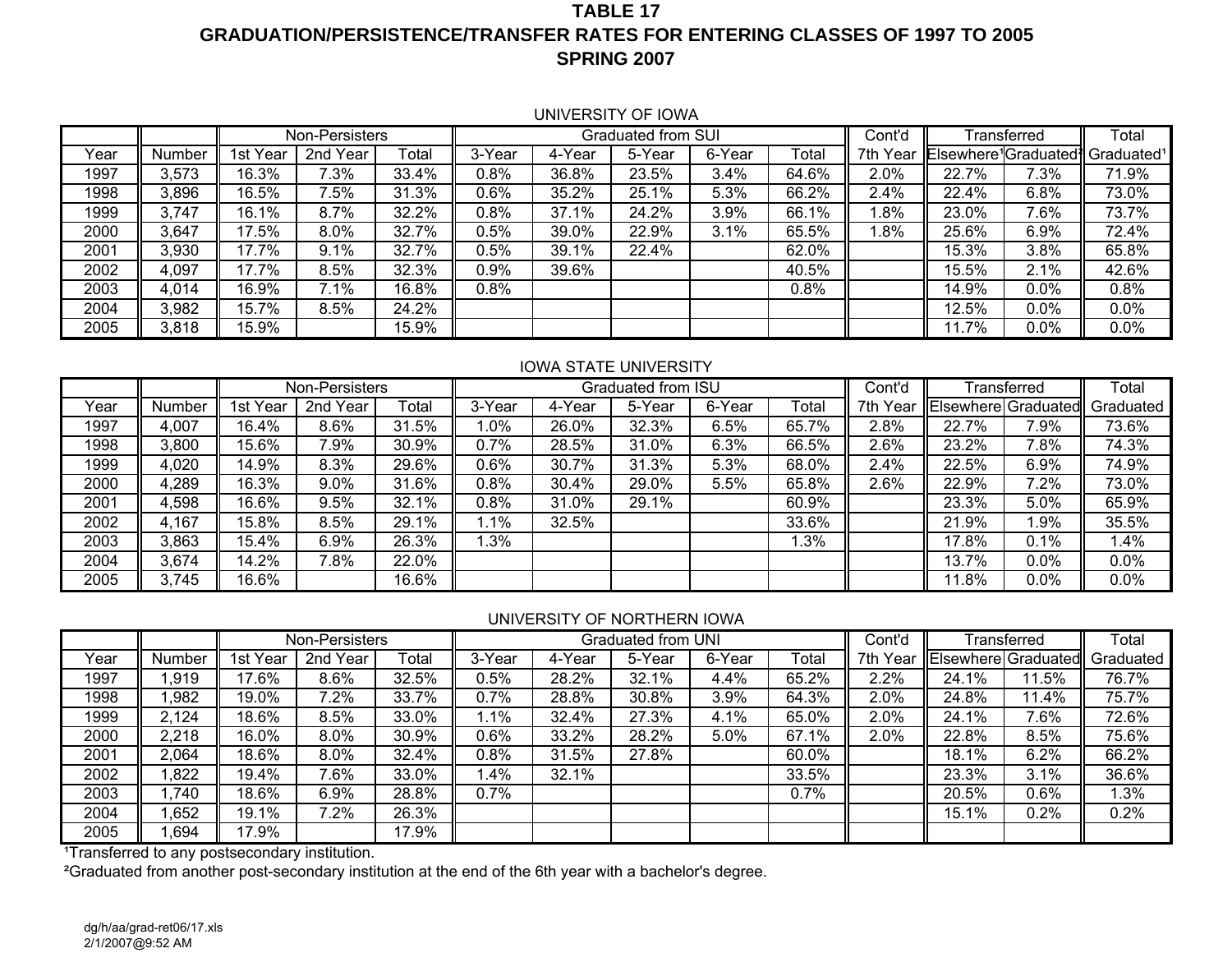# TABLE 17
# GRADUATION/PERSISTENCE/TRANSFER RATES FOR ENTERING CLASSES OF 1997 TO 2005
# SPRING 2007

UNIVERSITY OF IOWA

| | | Non-Persisters | | | Graduated from SUI | | | | | Cont'd | Transferred | | Total |
|---|---|---|---|---|---|---|---|---|---|---|---|---|---|
| Year | Number | 1st Year | 2nd Year | Total | 3-Year | 4-Year | 5-Year | 6-Year | Total | 7th Year | Elsewhere[1] | Graduated[2] | Graduated[1] |
| 1997 | 3,573 | 16.3% | 7.3% | 33.4% | 0.8% | 36.8% | 23.5% | 3.4% | 64.6% | 2.0% | 22.7% | 7.3% | 71.9% |
| 1998 | 3,896 | 16.5% | 7.5% | 31.3% | 0.6% | 35.2% | 25.1% | 5.3% | 66.2% | 2.4% | 22.4% | 6.8% | 73.0% |
| 1999 | 3,747 | 16.1% | 8.7% | 32.2% | 0.8% | 37.1% | 24.2% | 3.9% | 66.1% | 1.8% | 23.0% | 7.6% | 73.7% |
| 2000 | 3,647 | 17.5% | 8.0% | 32.7% | 0.5% | 39.0% | 22.9% | 3.1% | 65.5% | 1.8% | 25.6% | 6.9% | 72.4% |
| 2001 | 3,930 | 17.7% | 9.1% | 32.7% | 0.5% | 39.1% | 22.4% | | 62.0% | | 15.3% | 3.8% | 65.8% |
| 2002 | 4,097 | 17.7% | 8.5% | 32.3% | 0.9% | 39.6% | | | 40.5% | | 15.5% | 2.1% | 42.6% |
| 2003 | 4,014 | 16.9% | 7.1% | 16.8% | 0.8% | | | | 0.8% | | 14.9% | 0.0% | 0.8% |
| 2004 | 3,982 | 15.7% | 8.5% | 24.2% | | | | | | | 12.5% | 0.0% | 0.0% |
| 2005 | 3,818 | 15.9% | | 15.9% | | | | | | | 11.7% | 0.0% | 0.0% |

IOWA STATE UNIVERSITY

| | | Non-Persisters | | | Graduated from ISU | | | | | Cont'd | Transferred | | Total |
|---|---|---|---|---|---|---|---|---|---|---|---|---|---|
| Year | Number | 1st Year | 2nd Year | Total | 3-Year | 4-Year | 5-Year | 6-Year | Total | 7th Year | Elsewhere | Graduated | Graduated |
| 1997 | 4,007 | 16.4% | 8.6% | 31.5% | 1.0% | 26.0% | 32.3% | 6.5% | 65.7% | 2.8% | 22.7% | 7.9% | 73.6% |
| 1998 | 3,800 | 15.6% | 7.9% | 30.9% | 0.7% | 28.5% | 31.0% | 6.3% | 66.5% | 2.6% | 23.2% | 7.8% | 74.3% |
| 1999 | 4,020 | 14.9% | 8.3% | 29.6% | 0.6% | 30.7% | 31.3% | 5.3% | 68.0% | 2.4% | 22.5% | 6.9% | 74.9% |
| 2000 | 4,289 | 16.3% | 9.0% | 31.6% | 0.8% | 30.4% | 29.0% | 5.5% | 65.8% | 2.6% | 22.9% | 7.2% | 73.0% |
| 2001 | 4,598 | 16.6% | 9.5% | 32.1% | 0.8% | 31.0% | 29.1% | | 60.9% | | 23.3% | 5.0% | 65.9% |
| 2002 | 4,167 | 15.8% | 8.5% | 29.1% | 1.1% | 32.5% | | | 33.6% | | 21.9% | 1.9% | 35.5% |
| 2003 | 3,863 | 15.4% | 6.9% | 26.3% | 1.3% | | | | 1.3% | | 17.8% | 0.1% | 1.4% |
| 2004 | 3,674 | 14.2% | 7.8% | 22.0% | | | | | | | 13.7% | 0.0% | 0.0% |
| 2005 | 3,745 | 16.6% | | 16.6% | | | | | | | 11.8% | 0.0% | 0.0% |

UNIVERSITY OF NORTHERN IOWA

| | | Non-Persisters | | | Graduated from UNI | | | | | Cont'd | Transferred | | Total |
|---|---|---|---|---|---|---|---|---|---|---|---|---|---|
| Year | Number | 1st Year | 2nd Year | Total | 3-Year | 4-Year | 5-Year | 6-Year | Total | 7th Year | Elsewhere | Graduated | Graduated |
| 1997 | 1,919 | 17.6% | 8.6% | 32.5% | 0.5% | 28.2% | 32.1% | 4.4% | 65.2% | 2.2% | 24.1% | 11.5% | 76.7% |
| 1998 | 1,982 | 19.0% | 7.2% | 33.7% | 0.7% | 28.8% | 30.8% | 3.9% | 64.3% | 2.0% | 24.8% | 11.4% | 75.7% |
| 1999 | 2,124 | 18.6% | 8.5% | 33.0% | 1.1% | 32.4% | 27.3% | 4.1% | 65.0% | 2.0% | 24.1% | 7.6% | 72.6% |
| 2000 | 2,218 | 16.0% | 8.0% | 30.9% | 0.6% | 33.2% | 28.2% | 5.0% | 67.1% | 2.0% | 22.8% | 8.5% | 75.6% |
| 2001 | 2,064 | 18.6% | 8.0% | 32.4% | 0.8% | 31.5% | 27.8% | | 60.0% | | 18.1% | 6.2% | 66.2% |
| 2002 | 1,822 | 19.4% | 7.6% | 33.0% | 1.4% | 32.1% | | | 33.5% | | 23.3% | 3.1% | 36.6% |
| 2003 | 1,740 | 18.6% | 6.9% | 28.8% | 0.7% | | | | 0.7% | | 20.5% | 0.6% | 1.3% |
| 2004 | 1,652 | 19.1% | 7.2% | 26.3% | | | | | | | 15.1% | 0.2% | 0.2% |
| 2005 | 1,694 | 17.9% | | 17.9% | | | | | | | | | |

[1]Transferred to any postsecondary institution.

[2]Graduated from another post-secondary institution at the end of the 6th year with a bachelor's degree.

dg/h/aa/grad-ret06/17.xls
2/1/2007@9:52 AM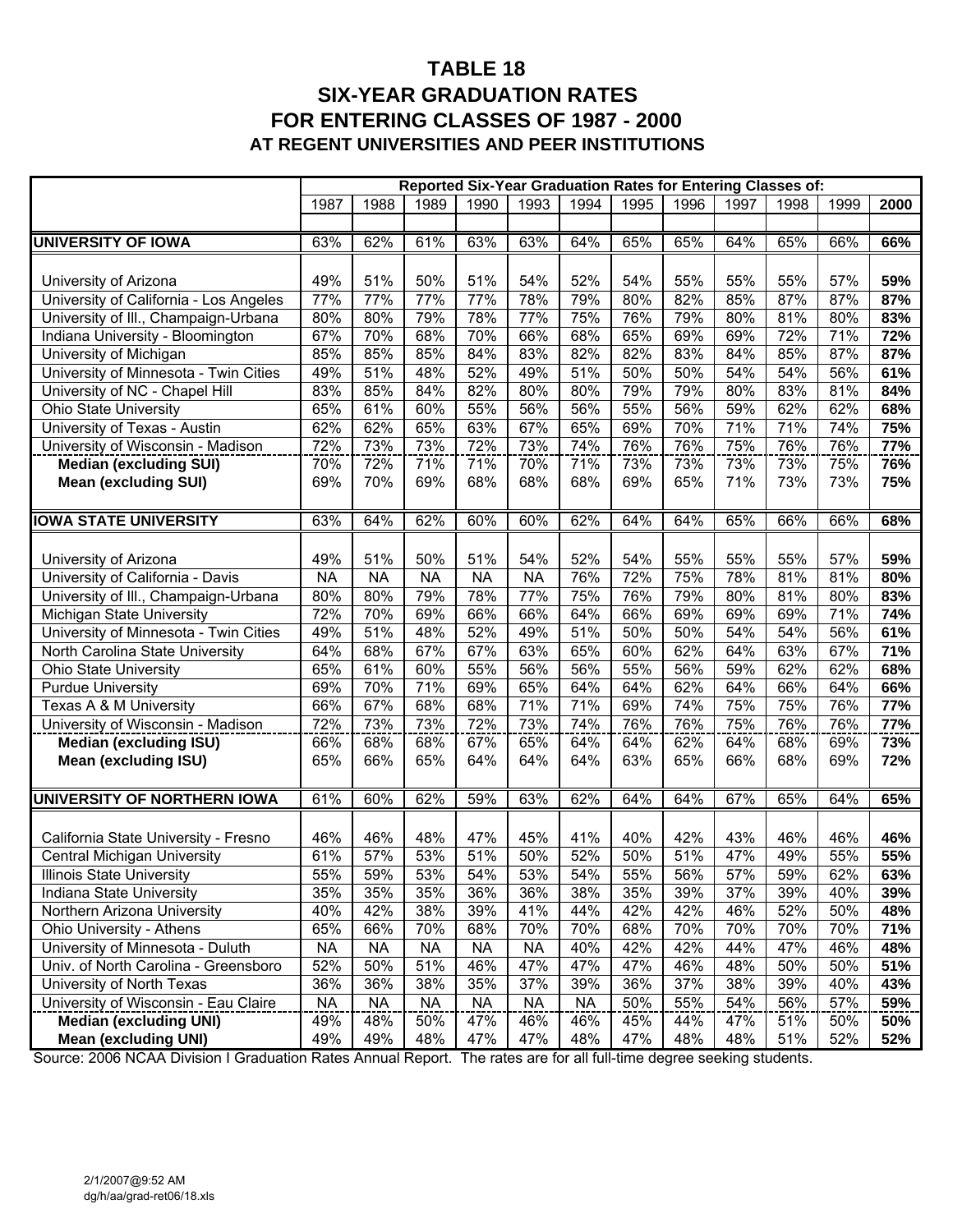# TABLE 18
# SIX-YEAR GRADUATION RATES FOR ENTERING CLASSES OF 1987 - 2000
## AT REGENT UNIVERSITIES AND PEER INSTITUTIONS

| | Reported Six-Year Graduation Rates for Entering Classes of: | | | | | | | | | | | |
|---|---|---|---|---|---|---|---|---|---|---|---|---|
| | 1987 | 1988 | 1989 | 1990 | 1993 | 1994 | 1995 | 1996 | 1997 | 1998 | 1999 | **2000** |
| **UNIVERSITY OF IOWA** | 63% | 62% | 61% | 63% | 63% | 64% | 65% | 65% | 64% | 65% | 66% | **66%** |
| University of Arizona | 49% | 51% | 50% | 51% | 54% | 52% | 54% | 55% | 55% | 55% | 57% | **59%** |
| University of California - Los Angeles | 77% | 77% | 77% | 77% | 78% | 79% | 80% | 82% | 85% | 87% | 87% | **87%** |
| University of Ill., Champaign-Urbana | 80% | 80% | 79% | 78% | 77% | 75% | 76% | 79% | 80% | 81% | 80% | **83%** |
| Indiana University - Bloomington | 67% | 70% | 68% | 70% | 66% | 68% | 65% | 69% | 69% | 72% | 71% | **72%** |
| University of Michigan | 85% | 85% | 85% | 84% | 83% | 82% | 82% | 83% | 84% | 85% | 87% | **87%** |
| University of Minnesota - Twin Cities | 49% | 51% | 48% | 52% | 49% | 51% | 50% | 50% | 54% | 54% | 56% | **61%** |
| University of NC - Chapel Hill | 83% | 85% | 84% | 82% | 80% | 80% | 79% | 79% | 80% | 83% | 81% | **84%** |
| Ohio State University | 65% | 61% | 60% | 55% | 56% | 56% | 55% | 56% | 59% | 62% | 62% | **68%** |
| University of Texas - Austin | 62% | 62% | 65% | 63% | 67% | 65% | 69% | 70% | 71% | 71% | 74% | **75%** |
| University of Wisconsin - Madison | 72% | 73% | 73% | 72% | 73% | 74% | 76% | 76% | 75% | 76% | 76% | **77%** |
| **Median (excluding SUI)** | 70% | 72% | 71% | 71% | 70% | 71% | 73% | 73% | 73% | 73% | 75% | **76%** |
| **Mean (excluding SUI)** | 69% | 70% | 69% | 68% | 68% | 68% | 69% | 65% | 71% | 73% | 73% | **75%** |
| **IOWA STATE UNIVERSITY** | 63% | 64% | 62% | 60% | 60% | 62% | 64% | 64% | 65% | 66% | 66% | **68%** |
| University of Arizona | 49% | 51% | 50% | 51% | 54% | 52% | 54% | 55% | 55% | 55% | 57% | **59%** |
| University of California - Davis | NA | NA | NA | NA | NA | 76% | 72% | 75% | 78% | 81% | 81% | **80%** |
| University of Ill., Champaign-Urbana | 80% | 80% | 79% | 78% | 77% | 75% | 76% | 79% | 80% | 81% | 80% | **83%** |
| Michigan State University | 72% | 70% | 69% | 66% | 66% | 64% | 66% | 69% | 69% | 69% | 71% | **74%** |
| University of Minnesota - Twin Cities | 49% | 51% | 48% | 52% | 49% | 51% | 50% | 50% | 54% | 54% | 56% | **61%** |
| North Carolina State University | 64% | 68% | 67% | 67% | 63% | 65% | 60% | 62% | 64% | 63% | 67% | **71%** |
| Ohio State University | 65% | 61% | 60% | 55% | 56% | 56% | 55% | 56% | 59% | 62% | 62% | **68%** |
| Purdue University | 69% | 70% | 71% | 69% | 65% | 64% | 64% | 62% | 64% | 66% | 64% | **66%** |
| Texas A & M University | 66% | 67% | 68% | 68% | 71% | 71% | 69% | 74% | 75% | 75% | 76% | **77%** |
| University of Wisconsin - Madison | 72% | 73% | 73% | 72% | 73% | 74% | 76% | 76% | 75% | 76% | 76% | **77%** |
| **Median (excluding ISU)** | 66% | 68% | 68% | 67% | 65% | 64% | 64% | 62% | 64% | 68% | 69% | **73%** |
| **Mean (excluding ISU)** | 65% | 66% | 65% | 64% | 64% | 64% | 63% | 65% | 66% | 68% | 69% | **72%** |
| **UNIVERSITY OF NORTHERN IOWA** | 61% | 60% | 62% | 59% | 63% | 62% | 64% | 64% | 67% | 65% | 64% | **65%** |
| California State University - Fresno | 46% | 46% | 48% | 47% | 45% | 41% | 40% | 42% | 43% | 46% | 46% | **46%** |
| Central Michigan University | 61% | 57% | 53% | 51% | 50% | 52% | 50% | 51% | 47% | 49% | 55% | **55%** |
| Illinois State University | 55% | 59% | 53% | 54% | 53% | 54% | 55% | 56% | 57% | 59% | 62% | **63%** |
| Indiana State University | 35% | 35% | 35% | 36% | 36% | 38% | 35% | 39% | 37% | 39% | 40% | **39%** |
| Northern Arizona University | 40% | 42% | 38% | 39% | 41% | 44% | 42% | 42% | 46% | 52% | 50% | **48%** |
| Ohio University - Athens | 65% | 66% | 70% | 68% | 70% | 70% | 68% | 70% | 70% | 70% | 70% | **71%** |
| University of Minnesota - Duluth | NA | NA | NA | NA | NA | 40% | 42% | 42% | 44% | 47% | 46% | **48%** |
| Univ. of North Carolina - Greensboro | 52% | 50% | 51% | 46% | 47% | 47% | 47% | 46% | 48% | 50% | 50% | **51%** |
| University of North Texas | 36% | 36% | 38% | 35% | 37% | 39% | 36% | 37% | 38% | 39% | 40% | **43%** |
| University of Wisconsin - Eau Claire | NA | NA | NA | NA | NA | NA | 50% | 55% | 54% | 56% | 57% | **59%** |
| **Median (excluding UNI)** | 49% | 48% | 50% | 47% | 46% | 46% | 45% | 44% | 47% | 51% | 50% | **50%** |
| **Mean (excluding UNI)** | 49% | 49% | 48% | 47% | 47% | 48% | 47% | 48% | 48% | 51% | 52% | **52%** |

Source: 2006 NCAA Division I Graduation Rates Annual Report. The rates are for all full-time degree seeking students.

2/1/2007@9:52 AM
dg/h/aa/grad-ret06/18.xls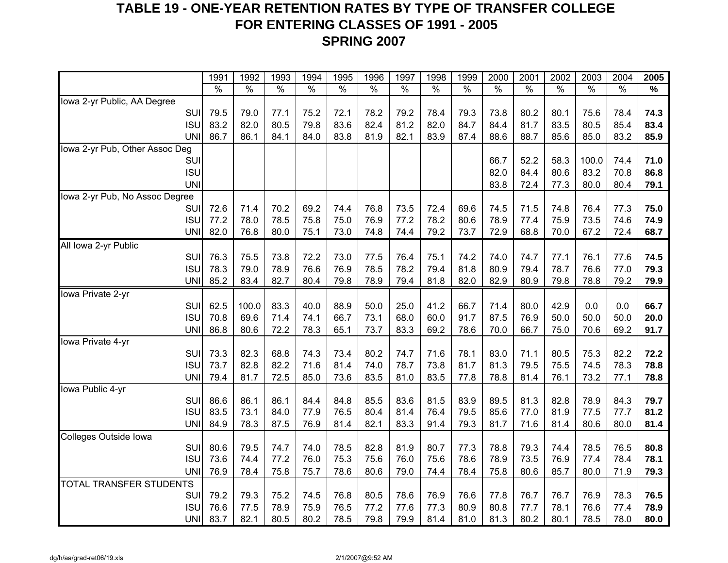# TABLE 19 - ONE-YEAR RETENTION RATES BY TYPE OF TRANSFER COLLEGE
## FOR ENTERING CLASSES OF 1991 - 2005
## SPRING 2007

| | 1991 | 1992 | 1993 | 1994 | 1995 | 1996 | 1997 | 1998 | 1999 | 2000 | 2001 | 2002 | 2003 | 2004 | **2005** |
|---|---|---|---|---|---|---|---|---|---|---|---|---|---|---|---|
| | % | % | % | % | % | % | % | % | % | % | % | % | % | % | **%** |
| Iowa 2-yr Public, AA Degree | | | | | | | | | | | | | | | |
| SUI | 79.5 | 79.0 | 77.1 | 75.2 | 72.1 | 78.2 | 79.2 | 78.4 | 79.3 | 73.8 | 80.2 | 80.1 | 75.6 | 78.4 | **74.3** |
| ISU | 83.2 | 82.0 | 80.5 | 79.8 | 83.6 | 82.4 | 81.2 | 82.0 | 84.7 | 84.4 | 81.7 | 83.5 | 80.5 | 85.4 | **83.4** |
| UNI | 86.7 | 86.1 | 84.1 | 84.0 | 83.8 | 81.9 | 82.1 | 83.9 | 87.4 | 88.6 | 88.7 | 85.6 | 85.0 | 83.2 | **85.9** |
| Iowa 2-yr Pub, Other Assoc Deg | | | | | | | | | | | | | | | |
| SUI | | | | | | | | | | 66.7 | 52.2 | 58.3 | 100.0 | 74.4 | **71.0** |
| ISU | | | | | | | | | | 82.0 | 84.4 | 80.6 | 83.2 | 70.8 | **86.8** |
| UNI | | | | | | | | | | 83.8 | 72.4 | 77.3 | 80.0 | 80.4 | **79.1** |
| Iowa 2-yr Pub, No Assoc Degree | | | | | | | | | | | | | | | |
| SUI | 72.6 | 71.4 | 70.2 | 69.2 | 74.4 | 76.8 | 73.5 | 72.4 | 69.6 | 74.5 | 71.5 | 74.8 | 76.4 | 77.3 | **75.0** |
| ISU | 77.2 | 78.0 | 78.5 | 75.8 | 75.0 | 76.9 | 77.2 | 78.2 | 80.6 | 78.9 | 77.4 | 75.9 | 73.5 | 74.6 | **74.9** |
| UNI | 82.0 | 76.8 | 80.0 | 75.1 | 73.0 | 74.8 | 74.4 | 79.2 | 73.7 | 72.9 | 68.8 | 70.0 | 67.2 | 72.4 | **68.7** |
| All Iowa 2-yr Public | | | | | | | | | | | | | | | |
| SUI | 76.3 | 75.5 | 73.8 | 72.2 | 73.0 | 77.5 | 76.4 | 75.1 | 74.2 | 74.0 | 74.7 | 77.1 | 76.1 | 77.6 | **74.5** |
| ISU | 78.3 | 79.0 | 78.9 | 76.6 | 76.9 | 78.5 | 78.2 | 79.4 | 81.8 | 80.9 | 79.4 | 78.7 | 76.6 | 77.0 | **79.3** |
| UNI | 85.2 | 83.4 | 82.7 | 80.4 | 79.8 | 78.9 | 79.4 | 81.8 | 82.0 | 82.9 | 80.9 | 79.8 | 78.8 | 79.2 | **79.9** |
| Iowa Private 2-yr | | | | | | | | | | | | | | | |
| SUI | 62.5 | 100.0 | 83.3 | 40.0 | 88.9 | 50.0 | 25.0 | 41.2 | 66.7 | 71.4 | 80.0 | 42.9 | 0.0 | 0.0 | **66.7** |
| ISU | 70.8 | 69.6 | 71.4 | 74.1 | 66.7 | 73.1 | 68.0 | 60.0 | 91.7 | 87.5 | 76.9 | 50.0 | 50.0 | 50.0 | **20.0** |
| UNI | 86.8 | 80.6 | 72.2 | 78.3 | 65.1 | 73.7 | 83.3 | 69.2 | 78.6 | 70.0 | 66.7 | 75.0 | 70.6 | 69.2 | **91.7** |
| Iowa Private 4-yr | | | | | | | | | | | | | | | |
| SUI | 73.3 | 82.3 | 68.8 | 74.3 | 73.4 | 80.2 | 74.7 | 71.6 | 78.1 | 83.0 | 71.1 | 80.5 | 75.3 | 82.2 | **72.2** |
| ISU | 73.7 | 82.8 | 82.2 | 71.6 | 81.4 | 74.0 | 78.7 | 73.8 | 81.7 | 81.3 | 79.5 | 75.5 | 74.5 | 78.3 | **78.8** |
| UNI | 79.4 | 81.7 | 72.5 | 85.0 | 73.6 | 83.5 | 81.0 | 83.5 | 77.8 | 78.8 | 81.4 | 76.1 | 73.2 | 77.1 | **78.8** |
| Iowa Public 4-yr | | | | | | | | | | | | | | | |
| SUI | 86.6 | 86.1 | 86.1 | 84.4 | 84.8 | 85.5 | 83.6 | 81.5 | 83.9 | 89.5 | 81.3 | 82.8 | 78.9 | 84.3 | **79.7** |
| ISU | 83.5 | 73.1 | 84.0 | 77.9 | 76.5 | 80.4 | 81.4 | 76.4 | 79.5 | 85.6 | 77.0 | 81.9 | 77.5 | 77.7 | **81.2** |
| UNI | 84.9 | 78.3 | 87.5 | 76.9 | 81.4 | 82.1 | 83.3 | 91.4 | 79.3 | 81.7 | 71.6 | 81.4 | 80.6 | 80.0 | **81.4** |
| Colleges Outside Iowa | | | | | | | | | | | | | | | |
| SUI | 80.6 | 79.5 | 74.7 | 74.0 | 78.5 | 82.8 | 81.9 | 80.7 | 77.3 | 78.8 | 79.3 | 74.4 | 78.5 | 76.5 | **80.8** |
| ISU | 73.6 | 74.4 | 77.2 | 76.0 | 75.3 | 75.6 | 76.0 | 75.6 | 78.6 | 78.9 | 73.5 | 76.9 | 77.4 | 78.4 | **78.1** |
| UNI | 76.9 | 78.4 | 75.8 | 75.7 | 78.6 | 80.6 | 79.0 | 74.4 | 78.4 | 75.8 | 80.6 | 85.7 | 80.0 | 71.9 | **79.3** |
| TOTAL TRANSFER STUDENTS | | | | | | | | | | | | | | | |
| SUI | 79.2 | 79.3 | 75.2 | 74.5 | 76.8 | 80.5 | 78.6 | 76.9 | 76.6 | 77.8 | 76.7 | 76.7 | 76.9 | 78.3 | **76.5** |
| ISU | 76.6 | 77.5 | 78.9 | 75.9 | 76.5 | 77.2 | 77.6 | 77.3 | 80.9 | 80.8 | 77.7 | 78.1 | 76.6 | 77.4 | **78.9** |
| UNI | 83.7 | 82.1 | 80.5 | 80.2 | 78.5 | 79.8 | 79.9 | 81.4 | 81.0 | 81.3 | 80.2 | 80.1 | 78.5 | 78.0 | **80.0** |

dg/h/aa/grad-ret06/19.xls 2/1/2007@9:52 AM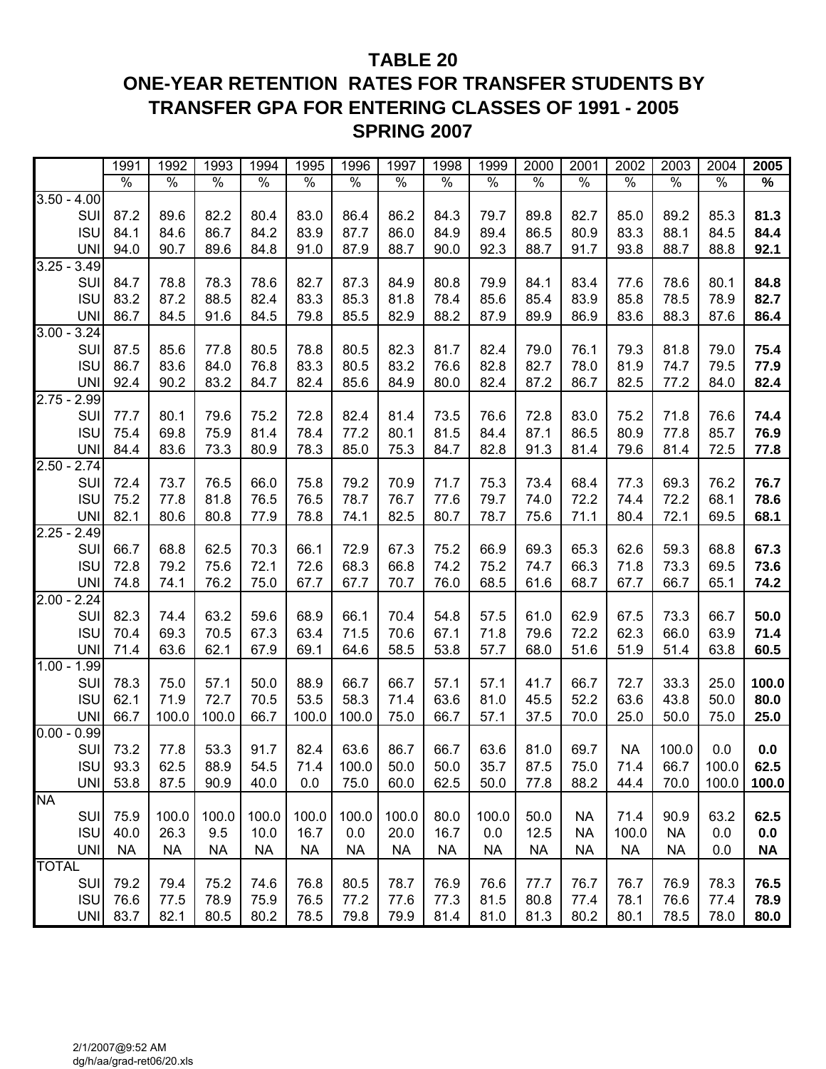# TABLE 20
## ONE-YEAR RETENTION RATES FOR TRANSFER STUDENTS BY TRANSFER GPA FOR ENTERING CLASSES OF 1991 - 2005
## SPRING 2007

| | 1991 | 1992 | 1993 | 1994 | 1995 | 1996 | 1997 | 1998 | 1999 | 2000 | 2001 | 2002 | 2003 | 2004 | **2005** |
|---|---|---|---|---|---|---|---|---|---|---|---|---|---|---|---|
| | % | % | % | % | % | % | % | % | % | % | % | % | % | % | **%** |
| 3.50 - 4.00 | | | | | | | | | | | | | | | |
| SUI | 87.2 | 89.6 | 82.2 | 80.4 | 83.0 | 86.4 | 86.2 | 84.3 | 79.7 | 89.8 | 82.7 | 85.0 | 89.2 | 85.3 | **81.3** |
| ISU | 84.1 | 84.6 | 86.7 | 84.2 | 83.9 | 87.7 | 86.0 | 84.9 | 89.4 | 86.5 | 80.9 | 83.3 | 88.1 | 84.5 | **84.4** |
| UNI | 94.0 | 90.7 | 89.6 | 84.8 | 91.0 | 87.9 | 88.7 | 90.0 | 92.3 | 88.7 | 91.7 | 93.8 | 88.7 | 88.8 | **92.1** |
| 3.25 - 3.49 | | | | | | | | | | | | | | | |
| SUI | 84.7 | 78.8 | 78.3 | 78.6 | 82.7 | 87.3 | 84.9 | 80.8 | 79.9 | 84.1 | 83.4 | 77.6 | 78.6 | 80.1 | **84.8** |
| ISU | 83.2 | 87.2 | 88.5 | 82.4 | 83.3 | 85.3 | 81.8 | 78.4 | 85.6 | 85.4 | 83.9 | 85.8 | 78.5 | 78.9 | **82.7** |
| UNI | 86.7 | 84.5 | 91.6 | 84.5 | 79.8 | 85.5 | 82.9 | 88.2 | 87.9 | 89.9 | 86.9 | 83.6 | 88.3 | 87.6 | **86.4** |
| 3.00 - 3.24 | | | | | | | | | | | | | | | |
| SUI | 87.5 | 85.6 | 77.8 | 80.5 | 78.8 | 80.5 | 82.3 | 81.7 | 82.4 | 79.0 | 76.1 | 79.3 | 81.8 | 79.0 | **75.4** |
| ISU | 86.7 | 83.6 | 84.0 | 76.8 | 83.3 | 80.5 | 83.2 | 76.6 | 82.8 | 82.7 | 78.0 | 81.9 | 74.7 | 79.5 | **77.9** |
| UNI | 92.4 | 90.2 | 83.2 | 84.7 | 82.4 | 85.6 | 84.9 | 80.0 | 82.4 | 87.2 | 86.7 | 82.5 | 77.2 | 84.0 | **82.4** |
| 2.75 - 2.99 | | | | | | | | | | | | | | | |
| SUI | 77.7 | 80.1 | 79.6 | 75.2 | 72.8 | 82.4 | 81.4 | 73.5 | 76.6 | 72.8 | 83.0 | 75.2 | 71.8 | 76.6 | **74.4** |
| ISU | 75.4 | 69.8 | 75.9 | 81.4 | 78.4 | 77.2 | 80.1 | 81.5 | 84.4 | 87.1 | 86.5 | 80.9 | 77.8 | 85.7 | **76.9** |
| UNI | 84.4 | 83.6 | 73.3 | 80.9 | 78.3 | 85.0 | 75.3 | 84.7 | 82.8 | 91.3 | 81.4 | 79.6 | 81.4 | 72.5 | **77.8** |
| 2.50 - 2.74 | | | | | | | | | | | | | | | |
| SUI | 72.4 | 73.7 | 76.5 | 66.0 | 75.8 | 79.2 | 70.9 | 71.7 | 75.3 | 73.4 | 68.4 | 77.3 | 69.3 | 76.2 | **76.7** |
| ISU | 75.2 | 77.8 | 81.8 | 76.5 | 76.5 | 78.7 | 76.7 | 77.6 | 79.7 | 74.0 | 72.2 | 74.4 | 72.2 | 68.1 | **78.6** |
| UNI | 82.1 | 80.6 | 80.8 | 77.9 | 78.8 | 74.1 | 82.5 | 80.7 | 78.7 | 75.6 | 71.1 | 80.4 | 72.1 | 69.5 | **68.1** |
| 2.25 - 2.49 | | | | | | | | | | | | | | | |
| SUI | 66.7 | 68.8 | 62.5 | 70.3 | 66.1 | 72.9 | 67.3 | 75.2 | 66.9 | 69.3 | 65.3 | 62.6 | 59.3 | 68.8 | **67.3** |
| ISU | 72.8 | 79.2 | 75.6 | 72.1 | 72.6 | 68.3 | 66.8 | 74.2 | 75.2 | 74.7 | 66.3 | 71.8 | 73.3 | 69.5 | **73.6** |
| UNI | 74.8 | 74.1 | 76.2 | 75.0 | 67.7 | 67.7 | 70.7 | 76.0 | 68.5 | 61.6 | 68.7 | 67.7 | 66.7 | 65.1 | **74.2** |
| 2.00 - 2.24 | | | | | | | | | | | | | | | |
| SUI | 82.3 | 74.4 | 63.2 | 59.6 | 68.9 | 66.1 | 70.4 | 54.8 | 57.5 | 61.0 | 62.9 | 67.5 | 73.3 | 66.7 | **50.0** |
| ISU | 70.4 | 69.3 | 70.5 | 67.3 | 63.4 | 71.5 | 70.6 | 67.1 | 71.8 | 79.6 | 72.2 | 62.3 | 66.0 | 63.9 | **71.4** |
| UNI | 71.4 | 63.6 | 62.1 | 67.9 | 69.1 | 64.6 | 58.5 | 53.8 | 57.7 | 68.0 | 51.6 | 51.9 | 51.4 | 63.8 | **60.5** |
| 1.00 - 1.99 | | | | | | | | | | | | | | | |
| SUI | 78.3 | 75.0 | 57.1 | 50.0 | 88.9 | 66.7 | 66.7 | 57.1 | 57.1 | 41.7 | 66.7 | 72.7 | 33.3 | 25.0 | **100.0** |
| ISU | 62.1 | 71.9 | 72.7 | 70.5 | 53.5 | 58.3 | 71.4 | 63.6 | 81.0 | 45.5 | 52.2 | 63.6 | 43.8 | 50.0 | **80.0** |
| UNI | 66.7 | 100.0 | 100.0 | 66.7 | 100.0 | 100.0 | 75.0 | 66.7 | 57.1 | 37.5 | 70.0 | 25.0 | 50.0 | 75.0 | **25.0** |
| 0.00 - 0.99 | | | | | | | | | | | | | | | |
| SUI | 73.2 | 77.8 | 53.3 | 91.7 | 82.4 | 63.6 | 86.7 | 66.7 | 63.6 | 81.0 | 69.7 | NA | 100.0 | 0.0 | **0.0** |
| ISU | 93.3 | 62.5 | 88.9 | 54.5 | 71.4 | 100.0 | 50.0 | 50.0 | 35.7 | 87.5 | 75.0 | 71.4 | 66.7 | 100.0 | **62.5** |
| UNI | 53.8 | 87.5 | 90.9 | 40.0 | 0.0 | 75.0 | 60.0 | 62.5 | 50.0 | 77.8 | 88.2 | 44.4 | 70.0 | 100.0 | **100.0** |
| NA | | | | | | | | | | | | | | | |
| SUI | 75.9 | 100.0 | 100.0 | 100.0 | 100.0 | 100.0 | 100.0 | 80.0 | 100.0 | 50.0 | NA | 71.4 | 90.9 | 63.2 | **62.5** |
| ISU | 40.0 | 26.3 | 9.5 | 10.0 | 16.7 | 0.0 | 20.0 | 16.7 | 0.0 | 12.5 | NA | 100.0 | NA | 0.0 | **0.0** |
| UNI | NA | NA | NA | NA | NA | NA | NA | NA | NA | NA | NA | NA | NA | 0.0 | **NA** |
| TOTAL | | | | | | | | | | | | | | | |
| SUI | 79.2 | 79.4 | 75.2 | 74.6 | 76.8 | 80.5 | 78.7 | 76.9 | 76.6 | 77.7 | 76.7 | 76.7 | 76.9 | 78.3 | **76.5** |
| ISU | 76.6 | 77.5 | 78.9 | 75.9 | 76.5 | 77.2 | 77.6 | 77.3 | 81.5 | 80.8 | 77.4 | 78.1 | 76.6 | 77.4 | **78.9** |
| UNI | 83.7 | 82.1 | 80.5 | 80.2 | 78.5 | 79.8 | 79.9 | 81.4 | 81.0 | 81.3 | 80.2 | 80.1 | 78.5 | 78.0 | **80.0** |

2/1/2007@9:52 AM
dg/h/aa/grad-ret06/20.xls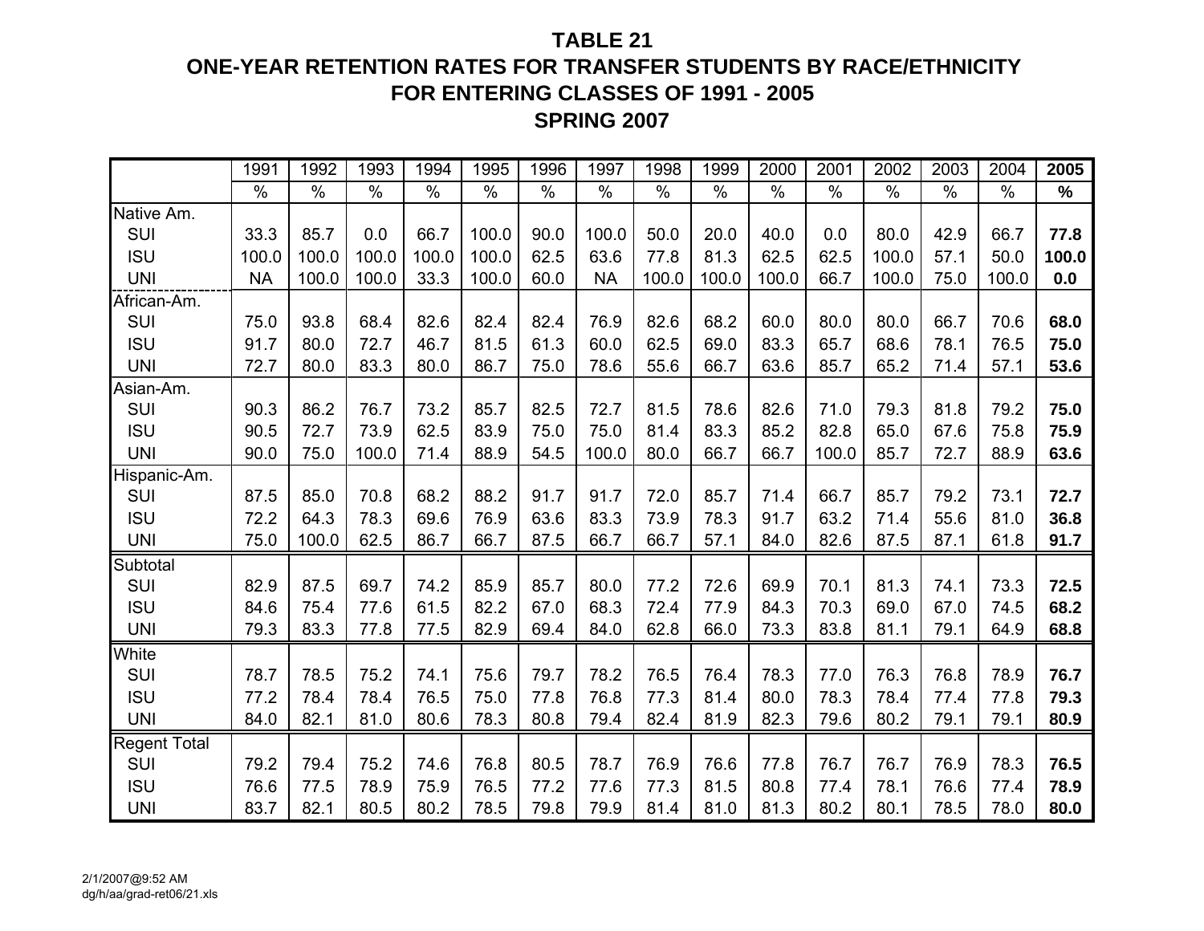# TABLE 21
## ONE-YEAR RETENTION RATES FOR TRANSFER STUDENTS BY RACE/ETHNICITY
## FOR ENTERING CLASSES OF 1991 - 2005
## SPRING 2007

| | 1991 | 1992 | 1993 | 1994 | 1995 | 1996 | 1997 | 1998 | 1999 | 2000 | 2001 | 2002 | 2003 | 2004 | **2005** |
|---|---|---|---|---|---|---|---|---|---|---|---|---|---|---|---|
| | % | % | % | % | % | % | % | % | % | % | % | % | % | % | **%** |
| Native Am. | | | | | | | | | | | | | | | |
| SUI | 33.3 | 85.7 | 0.0 | 66.7 | 100.0 | 90.0 | 100.0 | 50.0 | 20.0 | 40.0 | 0.0 | 80.0 | 42.9 | 66.7 | **77.8** |
| ISU | 100.0 | 100.0 | 100.0 | 100.0 | 100.0 | 62.5 | 63.6 | 77.8 | 81.3 | 62.5 | 62.5 | 100.0 | 57.1 | 50.0 | **100.0** |
| UNI | NA | 100.0 | 100.0 | 33.3 | 100.0 | 60.0 | NA | 100.0 | 100.0 | 100.0 | 66.7 | 100.0 | 75.0 | 100.0 | **0.0** |
| African-Am. | | | | | | | | | | | | | | | |
| SUI | 75.0 | 93.8 | 68.4 | 82.6 | 82.4 | 82.4 | 76.9 | 82.6 | 68.2 | 60.0 | 80.0 | 80.0 | 66.7 | 70.6 | **68.0** |
| ISU | 91.7 | 80.0 | 72.7 | 46.7 | 81.5 | 61.3 | 60.0 | 62.5 | 69.0 | 83.3 | 65.7 | 68.6 | 78.1 | 76.5 | **75.0** |
| UNI | 72.7 | 80.0 | 83.3 | 80.0 | 86.7 | 75.0 | 78.6 | 55.6 | 66.7 | 63.6 | 85.7 | 65.2 | 71.4 | 57.1 | **53.6** |
| Asian-Am. | | | | | | | | | | | | | | | |
| SUI | 90.3 | 86.2 | 76.7 | 73.2 | 85.7 | 82.5 | 72.7 | 81.5 | 78.6 | 82.6 | 71.0 | 79.3 | 81.8 | 79.2 | **75.0** |
| ISU | 90.5 | 72.7 | 73.9 | 62.5 | 83.9 | 75.0 | 75.0 | 81.4 | 83.3 | 85.2 | 82.8 | 65.0 | 67.6 | 75.8 | **75.9** |
| UNI | 90.0 | 75.0 | 100.0 | 71.4 | 88.9 | 54.5 | 100.0 | 80.0 | 66.7 | 66.7 | 100.0 | 85.7 | 72.7 | 88.9 | **63.6** |
| Hispanic-Am. | | | | | | | | | | | | | | | |
| SUI | 87.5 | 85.0 | 70.8 | 68.2 | 88.2 | 91.7 | 91.7 | 72.0 | 85.7 | 71.4 | 66.7 | 85.7 | 79.2 | 73.1 | **72.7** |
| ISU | 72.2 | 64.3 | 78.3 | 69.6 | 76.9 | 63.6 | 83.3 | 73.9 | 78.3 | 91.7 | 63.2 | 71.4 | 55.6 | 81.0 | **36.8** |
| UNI | 75.0 | 100.0 | 62.5 | 86.7 | 66.7 | 87.5 | 66.7 | 66.7 | 57.1 | 84.0 | 82.6 | 87.5 | 87.1 | 61.8 | **91.7** |
| Subtotal | | | | | | | | | | | | | | | |
| SUI | 82.9 | 87.5 | 69.7 | 74.2 | 85.9 | 85.7 | 80.0 | 77.2 | 72.6 | 69.9 | 70.1 | 81.3 | 74.1 | 73.3 | **72.5** |
| ISU | 84.6 | 75.4 | 77.6 | 61.5 | 82.2 | 67.0 | 68.3 | 72.4 | 77.9 | 84.3 | 70.3 | 69.0 | 67.0 | 74.5 | **68.2** |
| UNI | 79.3 | 83.3 | 77.8 | 77.5 | 82.9 | 69.4 | 84.0 | 62.8 | 66.0 | 73.3 | 83.8 | 81.1 | 79.1 | 64.9 | **68.8** |
| White | | | | | | | | | | | | | | | |
| SUI | 78.7 | 78.5 | 75.2 | 74.1 | 75.6 | 79.7 | 78.2 | 76.5 | 76.4 | 78.3 | 77.0 | 76.3 | 76.8 | 78.9 | **76.7** |
| ISU | 77.2 | 78.4 | 78.4 | 76.5 | 75.0 | 77.8 | 76.8 | 77.3 | 81.4 | 80.0 | 78.3 | 78.4 | 77.4 | 77.8 | **79.3** |
| UNI | 84.0 | 82.1 | 81.0 | 80.6 | 78.3 | 80.8 | 79.4 | 82.4 | 81.9 | 82.3 | 79.6 | 80.2 | 79.1 | 79.1 | **80.9** |
| Regent Total | | | | | | | | | | | | | | | |
| SUI | 79.2 | 79.4 | 75.2 | 74.6 | 76.8 | 80.5 | 78.7 | 76.9 | 76.6 | 77.8 | 76.7 | 76.7 | 76.9 | 78.3 | **76.5** |
| ISU | 76.6 | 77.5 | 78.9 | 75.9 | 76.5 | 77.2 | 77.6 | 77.3 | 81.5 | 80.8 | 77.4 | 78.1 | 76.6 | 77.4 | **78.9** |
| UNI | 83.7 | 82.1 | 80.5 | 80.2 | 78.5 | 79.8 | 79.9 | 81.4 | 81.0 | 81.3 | 80.2 | 80.1 | 78.5 | 78.0 | **80.0** |

2/1/2007@9:52 AM
dg/h/aa/grad-ret06/21.xls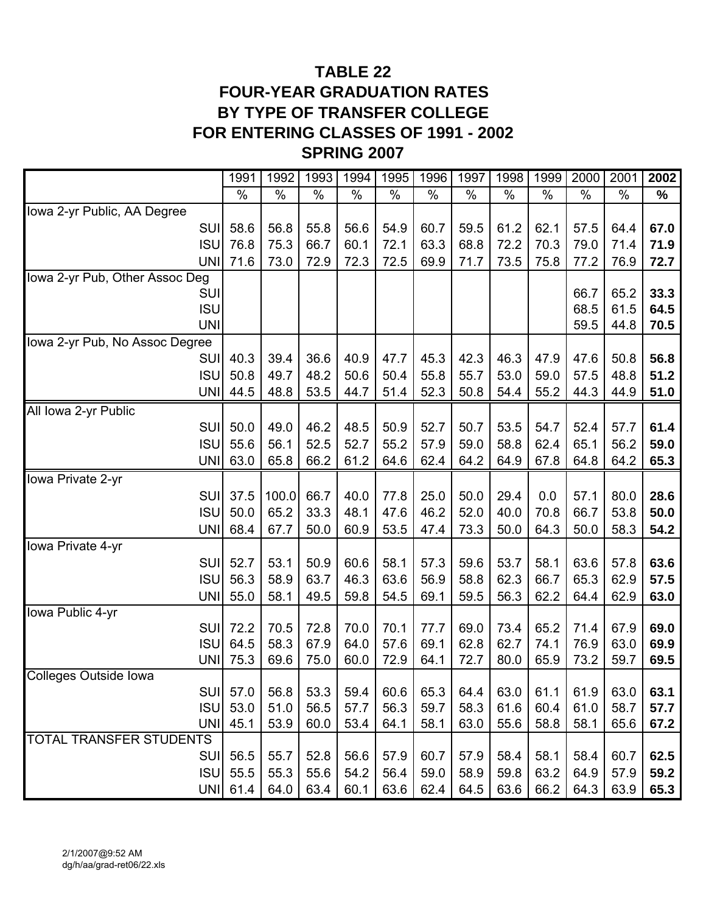# TABLE 22
# FOUR-YEAR GRADUATION RATES BY TYPE OF TRANSFER COLLEGE FOR ENTERING CLASSES OF 1991 - 2002
## SPRING 2007

| | 1991 | 1992 | 1993 | 1994 | 1995 | 1996 | 1997 | 1998 | 1999 | 2000 | 2001 | **2002** |
|---|---|---|---|---|---|---|---|---|---|---|---|---|
| | % | % | % | % | % | % | % | % | % | % | % | **%** |
| Iowa 2-yr Public, AA Degree | | | | | | | | | | | | |
| SUI | 58.6 | 56.8 | 55.8 | 56.6 | 54.9 | 60.7 | 59.5 | 61.2 | 62.1 | 57.5 | 64.4 | **67.0** |
| ISU | 76.8 | 75.3 | 66.7 | 60.1 | 72.1 | 63.3 | 68.8 | 72.2 | 70.3 | 79.0 | 71.4 | **71.9** |
| UNI | 71.6 | 73.0 | 72.9 | 72.3 | 72.5 | 69.9 | 71.7 | 73.5 | 75.8 | 77.2 | 76.9 | **72.7** |
| Iowa 2-yr Pub, Other Assoc Deg | | | | | | | | | | | | |
| SUI | | | | | | | | | | 66.7 | 65.2 | **33.3** |
| ISU | | | | | | | | | | 68.5 | 61.5 | **64.5** |
| UNI | | | | | | | | | | 59.5 | 44.8 | **70.5** |
| Iowa 2-yr Pub, No Assoc Degree | | | | | | | | | | | | |
| SUI | 40.3 | 39.4 | 36.6 | 40.9 | 47.7 | 45.3 | 42.3 | 46.3 | 47.9 | 47.6 | 50.8 | **56.8** |
| ISU | 50.8 | 49.7 | 48.2 | 50.6 | 50.4 | 55.8 | 55.7 | 53.0 | 59.0 | 57.5 | 48.8 | **51.2** |
| UNI | 44.5 | 48.8 | 53.5 | 44.7 | 51.4 | 52.3 | 50.8 | 54.4 | 55.2 | 44.3 | 44.9 | **51.0** |
| All Iowa 2-yr Public | | | | | | | | | | | | |
| SUI | 50.0 | 49.0 | 46.2 | 48.5 | 50.9 | 52.7 | 50.7 | 53.5 | 54.7 | 52.4 | 57.7 | **61.4** |
| ISU | 55.6 | 56.1 | 52.5 | 52.7 | 55.2 | 57.9 | 59.0 | 58.8 | 62.4 | 65.1 | 56.2 | **59.0** |
| UNI | 63.0 | 65.8 | 66.2 | 61.2 | 64.6 | 62.4 | 64.2 | 64.9 | 67.8 | 64.8 | 64.2 | **65.3** |
| Iowa Private 2-yr | | | | | | | | | | | | |
| SUI | 37.5 | 100.0 | 66.7 | 40.0 | 77.8 | 25.0 | 50.0 | 29.4 | 0.0 | 57.1 | 80.0 | **28.6** |
| ISU | 50.0 | 65.2 | 33.3 | 48.1 | 47.6 | 46.2 | 52.0 | 40.0 | 70.8 | 66.7 | 53.8 | **50.0** |
| UNI | 68.4 | 67.7 | 50.0 | 60.9 | 53.5 | 47.4 | 73.3 | 50.0 | 64.3 | 50.0 | 58.3 | **54.2** |
| Iowa Private 4-yr | | | | | | | | | | | | |
| SUI | 52.7 | 53.1 | 50.9 | 60.6 | 58.1 | 57.3 | 59.6 | 53.7 | 58.1 | 63.6 | 57.8 | **63.6** |
| ISU | 56.3 | 58.9 | 63.7 | 46.3 | 63.6 | 56.9 | 58.8 | 62.3 | 66.7 | 65.3 | 62.9 | **57.5** |
| UNI | 55.0 | 58.1 | 49.5 | 59.8 | 54.5 | 69.1 | 59.5 | 56.3 | 62.2 | 64.4 | 62.9 | **63.0** |
| Iowa Public 4-yr | | | | | | | | | | | | |
| SUI | 72.2 | 70.5 | 72.8 | 70.0 | 70.1 | 77.7 | 69.0 | 73.4 | 65.2 | 71.4 | 67.9 | **69.0** |
| ISU | 64.5 | 58.3 | 67.9 | 64.0 | 57.6 | 69.1 | 62.8 | 62.7 | 74.1 | 76.9 | 63.0 | **69.9** |
| UNI | 75.3 | 69.6 | 75.0 | 60.0 | 72.9 | 64.1 | 72.7 | 80.0 | 65.9 | 73.2 | 59.7 | **69.5** |
| Colleges Outside Iowa | | | | | | | | | | | | |
| SUI | 57.0 | 56.8 | 53.3 | 59.4 | 60.6 | 65.3 | 64.4 | 63.0 | 61.1 | 61.9 | 63.0 | **63.1** |
| ISU | 53.0 | 51.0 | 56.5 | 57.7 | 56.3 | 59.7 | 58.3 | 61.6 | 60.4 | 61.0 | 58.7 | **57.7** |
| UNI | 45.1 | 53.9 | 60.0 | 53.4 | 64.1 | 58.1 | 63.0 | 55.6 | 58.8 | 58.1 | 65.6 | **67.2** |
| TOTAL TRANSFER STUDENTS | | | | | | | | | | | | |
| SUI | 56.5 | 55.7 | 52.8 | 56.6 | 57.9 | 60.7 | 57.9 | 58.4 | 58.1 | 58.4 | 60.7 | **62.5** |
| ISU | 55.5 | 55.3 | 55.6 | 54.2 | 56.4 | 59.0 | 58.9 | 59.8 | 63.2 | 64.9 | 57.9 | **59.2** |
| UNI | 61.4 | 64.0 | 63.4 | 60.1 | 63.6 | 62.4 | 64.5 | 63.6 | 66.2 | 64.3 | 63.9 | **65.3** |

2/1/2007@9:52 AM
dg/h/aa/grad-ret06/22.xls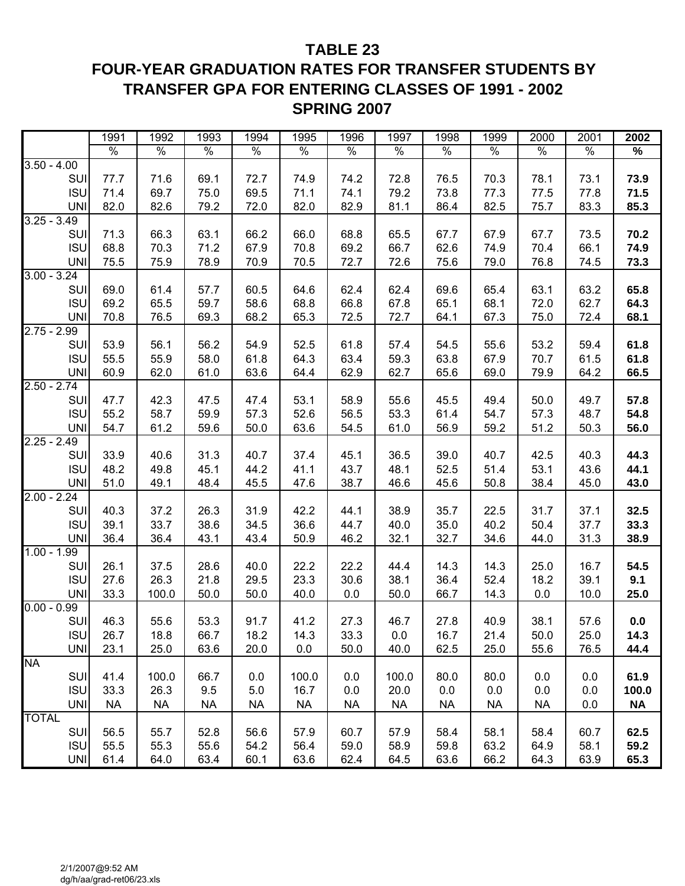# TABLE 23
# FOUR-YEAR GRADUATION RATES FOR TRANSFER STUDENTS BY TRANSFER GPA FOR ENTERING CLASSES OF 1991 - 2002
## SPRING 2007

| | 1991 | 1992 | 1993 | 1994 | 1995 | 1996 | 1997 | 1998 | 1999 | 2000 | 2001 | **2002** |
|---|---|---|---|---|---|---|---|---|---|---|---|---|
| | % | % | % | % | % | % | % | % | % | % | % | **%** |
| 3.50 - 4.00 | | | | | | | | | | | | |
| SUI | 77.7 | 71.6 | 69.1 | 72.7 | 74.9 | 74.2 | 72.8 | 76.5 | 70.3 | 78.1 | 73.1 | **73.9** |
| ISU | 71.4 | 69.7 | 75.0 | 69.5 | 71.1 | 74.1 | 79.2 | 73.8 | 77.3 | 77.5 | 77.8 | **71.5** |
| UNI | 82.0 | 82.6 | 79.2 | 72.0 | 82.0 | 82.9 | 81.1 | 86.4 | 82.5 | 75.7 | 83.3 | **85.3** |
| 3.25 - 3.49 | | | | | | | | | | | | |
| SUI | 71.3 | 66.3 | 63.1 | 66.2 | 66.0 | 68.8 | 65.5 | 67.7 | 67.9 | 67.7 | 73.5 | **70.2** |
| ISU | 68.8 | 70.3 | 71.2 | 67.9 | 70.8 | 69.2 | 66.7 | 62.6 | 74.9 | 70.4 | 66.1 | **74.9** |
| UNI | 75.5 | 75.9 | 78.9 | 70.9 | 70.5 | 72.7 | 72.6 | 75.6 | 79.0 | 76.8 | 74.5 | **73.3** |
| 3.00 - 3.24 | | | | | | | | | | | | |
| SUI | 69.0 | 61.4 | 57.7 | 60.5 | 64.6 | 62.4 | 62.4 | 69.6 | 65.4 | 63.1 | 63.2 | **65.8** |
| ISU | 69.2 | 65.5 | 59.7 | 58.6 | 68.8 | 66.8 | 67.8 | 65.1 | 68.1 | 72.0 | 62.7 | **64.3** |
| UNI | 70.8 | 76.5 | 69.3 | 68.2 | 65.3 | 72.5 | 72.7 | 64.1 | 67.3 | 75.0 | 72.4 | **68.1** |
| 2.75 - 2.99 | | | | | | | | | | | | |
| SUI | 53.9 | 56.1 | 56.2 | 54.9 | 52.5 | 61.8 | 57.4 | 54.5 | 55.6 | 53.2 | 59.4 | **61.8** |
| ISU | 55.5 | 55.9 | 58.0 | 61.8 | 64.3 | 63.4 | 59.3 | 63.8 | 67.9 | 70.7 | 61.5 | **61.8** |
| UNI | 60.9 | 62.0 | 61.0 | 63.6 | 64.4 | 62.9 | 62.7 | 65.6 | 69.0 | 79.9 | 64.2 | **66.5** |
| 2.50 - 2.74 | | | | | | | | | | | | |
| SUI | 47.7 | 42.3 | 47.5 | 47.4 | 53.1 | 58.9 | 55.6 | 45.5 | 49.4 | 50.0 | 49.7 | **57.8** |
| ISU | 55.2 | 58.7 | 59.9 | 57.3 | 52.6 | 56.5 | 53.3 | 61.4 | 54.7 | 57.3 | 48.7 | **54.8** |
| UNI | 54.7 | 61.2 | 59.6 | 50.0 | 63.6 | 54.5 | 61.0 | 56.9 | 59.2 | 51.2 | 50.3 | **56.0** |
| 2.25 - 2.49 | | | | | | | | | | | | |
| SUI | 33.9 | 40.6 | 31.3 | 40.7 | 37.4 | 45.1 | 36.5 | 39.0 | 40.7 | 42.5 | 40.3 | **44.3** |
| ISU | 48.2 | 49.8 | 45.1 | 44.2 | 41.1 | 43.7 | 48.1 | 52.5 | 51.4 | 53.1 | 43.6 | **44.1** |
| UNI | 51.0 | 49.1 | 48.4 | 45.5 | 47.6 | 38.7 | 46.6 | 45.6 | 50.8 | 38.4 | 45.0 | **43.0** |
| 2.00 - 2.24 | | | | | | | | | | | | |
| SUI | 40.3 | 37.2 | 26.3 | 31.9 | 42.2 | 44.1 | 38.9 | 35.7 | 22.5 | 31.7 | 37.1 | **32.5** |
| ISU | 39.1 | 33.7 | 38.6 | 34.5 | 36.6 | 44.7 | 40.0 | 35.0 | 40.2 | 50.4 | 37.7 | **33.3** |
| UNI | 36.4 | 36.4 | 43.1 | 43.4 | 50.9 | 46.2 | 32.1 | 32.7 | 34.6 | 44.0 | 31.3 | **38.9** |
| 1.00 - 1.99 | | | | | | | | | | | | |
| SUI | 26.1 | 37.5 | 28.6 | 40.0 | 22.2 | 22.2 | 44.4 | 14.3 | 14.3 | 25.0 | 16.7 | **54.5** |
| ISU | 27.6 | 26.3 | 21.8 | 29.5 | 23.3 | 30.6 | 38.1 | 36.4 | 52.4 | 18.2 | 39.1 | **9.1** |
| UNI | 33.3 | 100.0 | 50.0 | 50.0 | 40.0 | 0.0 | 50.0 | 66.7 | 14.3 | 0.0 | 10.0 | **25.0** |
| 0.00 - 0.99 | | | | | | | | | | | | |
| SUI | 46.3 | 55.6 | 53.3 | 91.7 | 41.2 | 27.3 | 46.7 | 27.8 | 40.9 | 38.1 | 57.6 | **0.0** |
| ISU | 26.7 | 18.8 | 66.7 | 18.2 | 14.3 | 33.3 | 0.0 | 16.7 | 21.4 | 50.0 | 25.0 | **14.3** |
| UNI | 23.1 | 25.0 | 63.6 | 20.0 | 0.0 | 50.0 | 40.0 | 62.5 | 25.0 | 55.6 | 76.5 | **44.4** |
| NA | | | | | | | | | | | | |
| SUI | 41.4 | 100.0 | 66.7 | 0.0 | 100.0 | 0.0 | 100.0 | 80.0 | 80.0 | 0.0 | 0.0 | **61.9** |
| ISU | 33.3 | 26.3 | 9.5 | 5.0 | 16.7 | 0.0 | 20.0 | 0.0 | 0.0 | 0.0 | 0.0 | **100.0** |
| UNI | NA | NA | NA | NA | NA | NA | NA | NA | NA | NA | 0.0 | **NA** |
| TOTAL | | | | | | | | | | | | |
| SUI | 56.5 | 55.7 | 52.8 | 56.6 | 57.9 | 60.7 | 57.9 | 58.4 | 58.1 | 58.4 | 60.7 | **62.5** |
| ISU | 55.5 | 55.3 | 55.6 | 54.2 | 56.4 | 59.0 | 58.9 | 59.8 | 63.2 | 64.9 | 58.1 | **59.2** |
| UNI | 61.4 | 64.0 | 63.4 | 60.1 | 63.6 | 62.4 | 64.5 | 63.6 | 66.2 | 64.3 | 63.9 | **65.3** |

2/1/2007@9:52 AM
dg/h/aa/grad-ret06/23.xls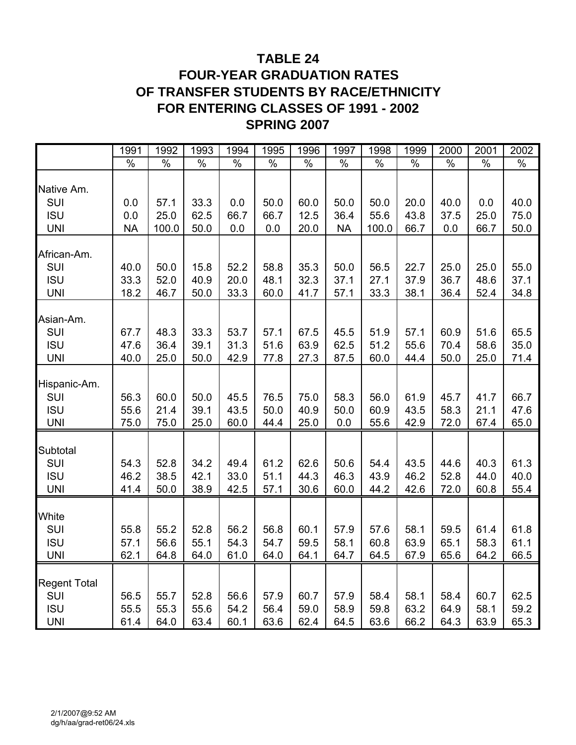# TABLE 24
## FOUR-YEAR GRADUATION RATES OF TRANSFER STUDENTS BY RACE/ETHNICITY FOR ENTERING CLASSES OF 1991 - 2002
## SPRING 2007

| | 1991 | 1992 | 1993 | 1994 | 1995 | 1996 | 1997 | 1998 | 1999 | 2000 | 2001 | 2002 |
|---|---|---|---|---|---|---|---|---|---|---|---|---|
| | % | % | % | % | % | % | % | % | % | % | % | % |
| Native Am. | | | | | | | | | | | | |
| SUI | 0.0 | 57.1 | 33.3 | 0.0 | 50.0 | 60.0 | 50.0 | 50.0 | 20.0 | 40.0 | 0.0 | 40.0 |
| ISU | 0.0 | 25.0 | 62.5 | 66.7 | 66.7 | 12.5 | 36.4 | 55.6 | 43.8 | 37.5 | 25.0 | 75.0 |
| UNI | NA | 100.0 | 50.0 | 0.0 | 0.0 | 20.0 | NA | 100.0 | 66.7 | 0.0 | 66.7 | 50.0 |
| African-Am. | | | | | | | | | | | | |
| SUI | 40.0 | 50.0 | 15.8 | 52.2 | 58.8 | 35.3 | 50.0 | 56.5 | 22.7 | 25.0 | 25.0 | 55.0 |
| ISU | 33.3 | 52.0 | 40.9 | 20.0 | 48.1 | 32.3 | 37.1 | 27.1 | 37.9 | 36.7 | 48.6 | 37.1 |
| UNI | 18.2 | 46.7 | 50.0 | 33.3 | 60.0 | 41.7 | 57.1 | 33.3 | 38.1 | 36.4 | 52.4 | 34.8 |
| Asian-Am. | | | | | | | | | | | | |
| SUI | 67.7 | 48.3 | 33.3 | 53.7 | 57.1 | 67.5 | 45.5 | 51.9 | 57.1 | 60.9 | 51.6 | 65.5 |
| ISU | 47.6 | 36.4 | 39.1 | 31.3 | 51.6 | 63.9 | 62.5 | 51.2 | 55.6 | 70.4 | 58.6 | 35.0 |
| UNI | 40.0 | 25.0 | 50.0 | 42.9 | 77.8 | 27.3 | 87.5 | 60.0 | 44.4 | 50.0 | 25.0 | 71.4 |
| Hispanic-Am. | | | | | | | | | | | | |
| SUI | 56.3 | 60.0 | 50.0 | 45.5 | 76.5 | 75.0 | 58.3 | 56.0 | 61.9 | 45.7 | 41.7 | 66.7 |
| ISU | 55.6 | 21.4 | 39.1 | 43.5 | 50.0 | 40.9 | 50.0 | 60.9 | 43.5 | 58.3 | 21.1 | 47.6 |
| UNI | 75.0 | 75.0 | 25.0 | 60.0 | 44.4 | 25.0 | 0.0 | 55.6 | 42.9 | 72.0 | 67.4 | 65.0 |
| Subtotal | | | | | | | | | | | | |
| SUI | 54.3 | 52.8 | 34.2 | 49.4 | 61.2 | 62.6 | 50.6 | 54.4 | 43.5 | 44.6 | 40.3 | 61.3 |
| ISU | 46.2 | 38.5 | 42.1 | 33.0 | 51.1 | 44.3 | 46.3 | 43.9 | 46.2 | 52.8 | 44.0 | 40.0 |
| UNI | 41.4 | 50.0 | 38.9 | 42.5 | 57.1 | 30.6 | 60.0 | 44.2 | 42.6 | 72.0 | 60.8 | 55.4 |
| White | | | | | | | | | | | | |
| SUI | 55.8 | 55.2 | 52.8 | 56.2 | 56.8 | 60.1 | 57.9 | 57.6 | 58.1 | 59.5 | 61.4 | 61.8 |
| ISU | 57.1 | 56.6 | 55.1 | 54.3 | 54.7 | 59.5 | 58.1 | 60.8 | 63.9 | 65.1 | 58.3 | 61.1 |
| UNI | 62.1 | 64.8 | 64.0 | 61.0 | 64.0 | 64.1 | 64.7 | 64.5 | 67.9 | 65.6 | 64.2 | 66.5 |
| Regent Total | | | | | | | | | | | | |
| SUI | 56.5 | 55.7 | 52.8 | 56.6 | 57.9 | 60.7 | 57.9 | 58.4 | 58.1 | 58.4 | 60.7 | 62.5 |
| ISU | 55.5 | 55.3 | 55.6 | 54.2 | 56.4 | 59.0 | 58.9 | 59.8 | 63.2 | 64.9 | 58.1 | 59.2 |
| UNI | 61.4 | 64.0 | 63.4 | 60.1 | 63.6 | 62.4 | 64.5 | 63.6 | 66.2 | 64.3 | 63.9 | 65.3 |

2/1/2007@9:52 AM
dg/h/aa/grad-ret06/24.xls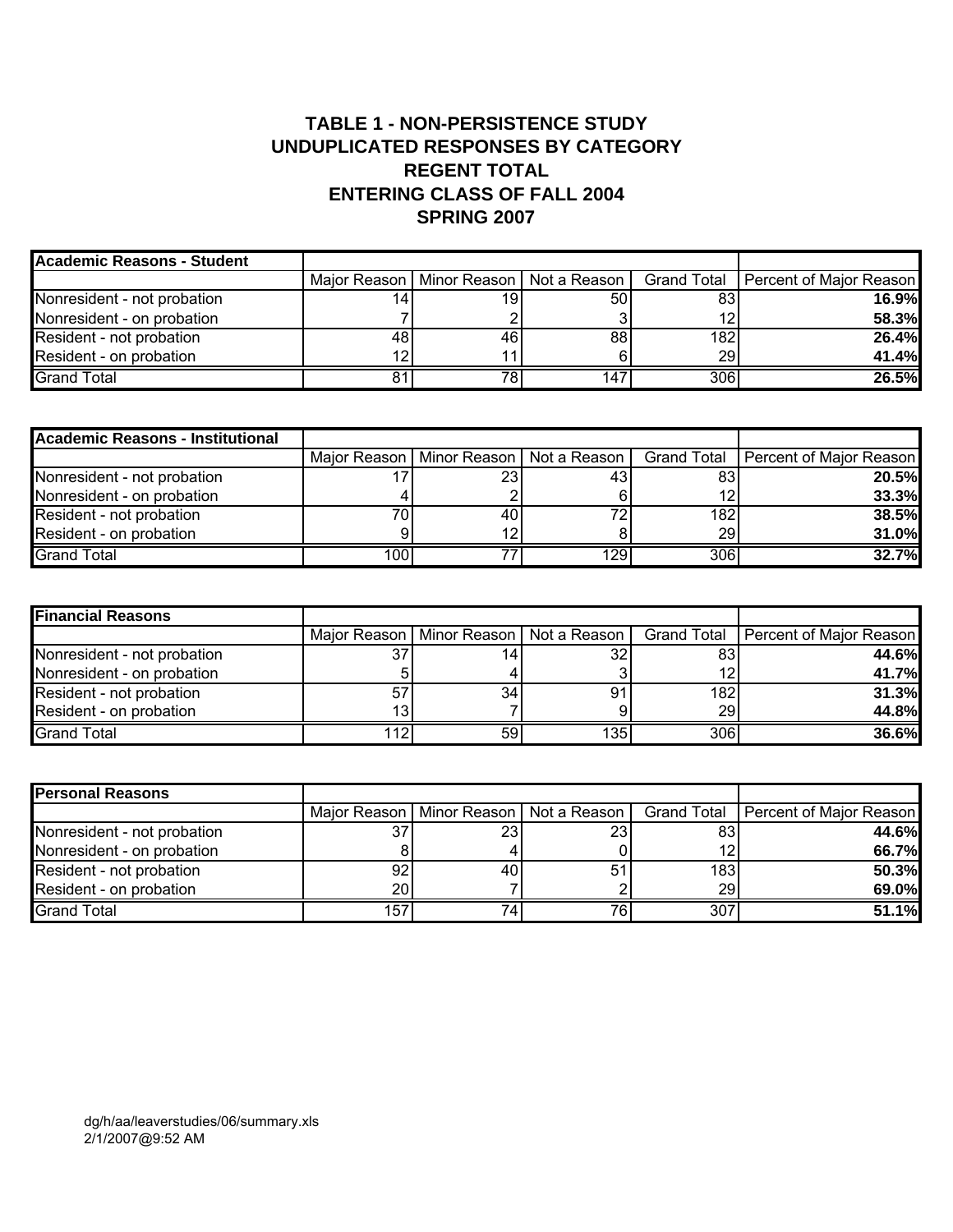# TABLE 1 - NON-PERSISTENCE STUDY
## UNDUPLICATED RESPONSES BY CATEGORY
## REGENT TOTAL
## ENTERING CLASS OF FALL 2004
## SPRING 2007

| **Academic Reasons - Student** | Major Reason | Minor Reason | Not a Reason | Grand Total | Percent of Major Reason |
|---|---|---|---|---|---|
| Nonresident - not probation | 14 | 19 | 50 | 83 | **16.9%** |
| Nonresident - on probation | 7 | 2 | 3 | 12 | **58.3%** |
| Resident - not probation | 48 | 46 | 88 | 182 | **26.4%** |
| Resident - on probation | 12 | 11 | 6 | 29 | **41.4%** |
| Grand Total | 81 | 78 | 147 | 306 | **26.5%** |

| **Academic Reasons - Institutional** | Major Reason | Minor Reason | Not a Reason | Grand Total | Percent of Major Reason |
|---|---|---|---|---|---|
| Nonresident - not probation | 17 | 23 | 43 | 83 | **20.5%** |
| Nonresident - on probation | 4 | 2 | 6 | 12 | **33.3%** |
| Resident - not probation | 70 | 40 | 72 | 182 | **38.5%** |
| Resident - on probation | 9 | 12 | 8 | 29 | **31.0%** |
| Grand Total | 100 | 77 | 129 | 306 | **32.7%** |

| **Financial Reasons** | Major Reason | Minor Reason | Not a Reason | Grand Total | Percent of Major Reason |
|---|---|---|---|---|---|
| Nonresident - not probation | 37 | 14 | 32 | 83 | **44.6%** |
| Nonresident - on probation | 5 | 4 | 3 | 12 | **41.7%** |
| Resident - not probation | 57 | 34 | 91 | 182 | **31.3%** |
| Resident - on probation | 13 | 7 | 9 | 29 | **44.8%** |
| Grand Total | 112 | 59 | 135 | 306 | **36.6%** |

| **Personal Reasons** | Major Reason | Minor Reason | Not a Reason | Grand Total | Percent of Major Reason |
|---|---|---|---|---|---|
| Nonresident - not probation | 37 | 23 | 23 | 83 | **44.6%** |
| Nonresident - on probation | 8 | 4 | 0 | 12 | **66.7%** |
| Resident - not probation | 92 | 40 | 51 | 183 | **50.3%** |
| Resident - on probation | 20 | 7 | 2 | 29 | **69.0%** |
| Grand Total | 157 | 74 | 76 | 307 | **51.1%** |

dg/h/aa/leaverstudies/06/summary.xls
2/1/2007@9:52 AM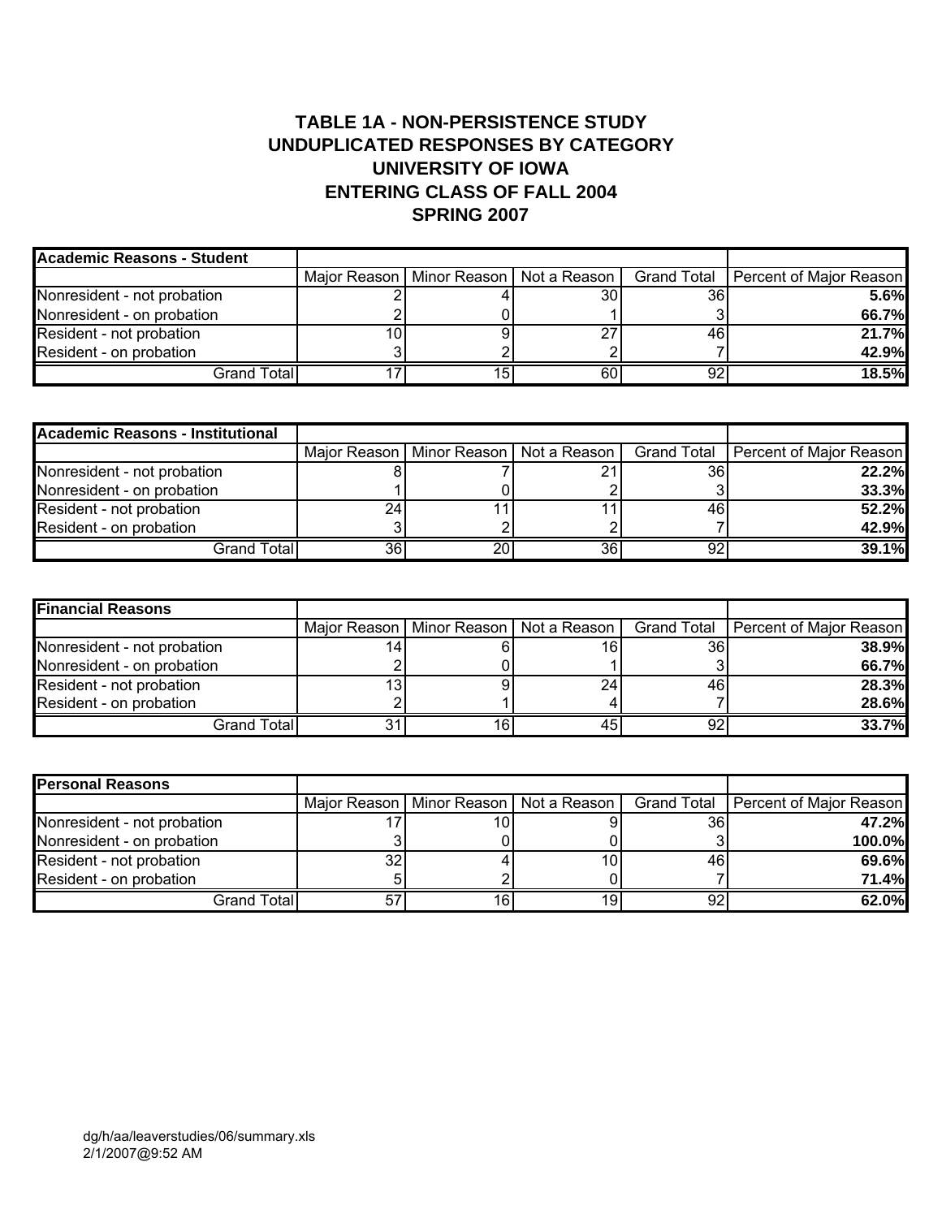# TABLE 1A - NON-PERSISTENCE STUDY
# UNDUPLICATED RESPONSES BY CATEGORY
# UNIVERSITY OF IOWA
# ENTERING CLASS OF FALL 2004
# SPRING 2007

| **Academic Reasons - Student** | | | | | |
|---|---|---|---|---|---|
| | Major Reason | Minor Reason | Not a Reason | Grand Total | Percent of Major Reason |
| Nonresident - not probation | 2 | 4 | 30 | 36 | **5.6%** |
| Nonresident - on probation | 2 | 0 | 1 | 3 | **66.7%** |
| Resident - not probation | 10 | 9 | 27 | 46 | **21.7%** |
| Resident - on probation | 3 | 2 | 2 | 7 | **42.9%** |
| Grand Total | 17 | 15 | 60 | 92 | **18.5%** |

| **Academic Reasons - Institutional** | | | | | |
|---|---|---|---|---|---|
| | Major Reason | Minor Reason | Not a Reason | Grand Total | Percent of Major Reason |
| Nonresident - not probation | 8 | 7 | 21 | 36 | **22.2%** |
| Nonresident - on probation | 1 | 0 | 2 | 3 | **33.3%** |
| Resident - not probation | 24 | 11 | 11 | 46 | **52.2%** |
| Resident - on probation | 3 | 2 | 2 | 7 | **42.9%** |
| Grand Total | 36 | 20 | 36 | 92 | **39.1%** |

| **Financial Reasons** | | | | | |
|---|---|---|---|---|---|
| | Major Reason | Minor Reason | Not a Reason | Grand Total | Percent of Major Reason |
| Nonresident - not probation | 14 | 6 | 16 | 36 | **38.9%** |
| Nonresident - on probation | 2 | 0 | 1 | 3 | **66.7%** |
| Resident - not probation | 13 | 9 | 24 | 46 | **28.3%** |
| Resident - on probation | 2 | 1 | 4 | 7 | **28.6%** |
| Grand Total | 31 | 16 | 45 | 92 | **33.7%** |

| **Personal Reasons** | | | | | |
|---|---|---|---|---|---|
| | Major Reason | Minor Reason | Not a Reason | Grand Total | Percent of Major Reason |
| Nonresident - not probation | 17 | 10 | 9 | 36 | **47.2%** |
| Nonresident - on probation | 3 | 0 | 0 | 3 | **100.0%** |
| Resident - not probation | 32 | 4 | 10 | 46 | **69.6%** |
| Resident - on probation | 5 | 2 | 0 | 7 | **71.4%** |
| Grand Total | 57 | 16 | 19 | 92 | **62.0%** |

dg/h/aa/leaverstudies/06/summary.xls
2/1/2007@9:52 AM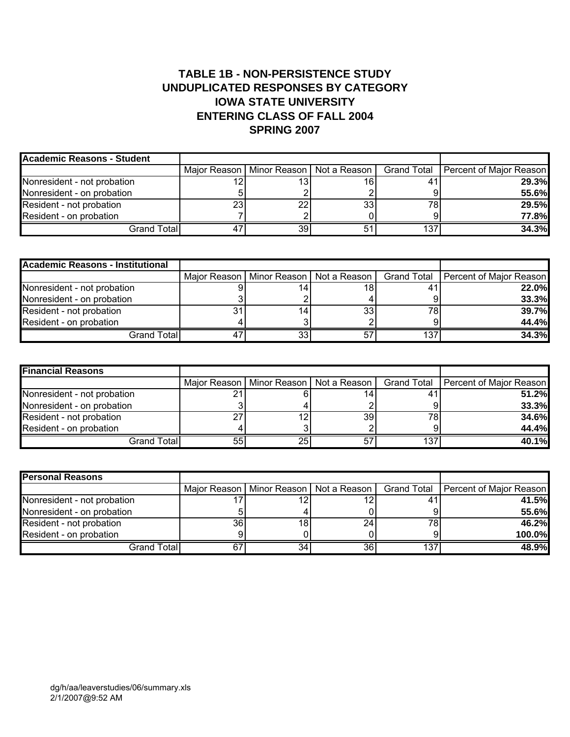# TABLE 1B - NON-PERSISTENCE STUDY
# UNDUPLICATED RESPONSES BY CATEGORY
# IOWA STATE UNIVERSITY
# ENTERING CLASS OF FALL 2004
# SPRING 2007

| **Academic Reasons - Student** | | | | | |
|---|---|---|---|---|---|
| | Major Reason | Minor Reason | Not a Reason | Grand Total | Percent of Major Reason |
| Nonresident - not probation | 12 | 13 | 16 | 41 | **29.3%** |
| Nonresident - on probation | 5 | 2 | 2 | 9 | **55.6%** |
| Resident - not probation | 23 | 22 | 33 | 78 | **29.5%** |
| Resident - on probation | 7 | 2 | 0 | 9 | **77.8%** |
| Grand Total | 47 | 39 | 51 | 137 | **34.3%** |

| **Academic Reasons - Institutional** | | | | | |
|---|---|---|---|---|---|
| | Major Reason | Minor Reason | Not a Reason | Grand Total | Percent of Major Reason |
| Nonresident - not probation | 9 | 14 | 18 | 41 | **22.0%** |
| Nonresident - on probation | 3 | 2 | 4 | 9 | **33.3%** |
| Resident - not probation | 31 | 14 | 33 | 78 | **39.7%** |
| Resident - on probation | 4 | 3 | 2 | 9 | **44.4%** |
| Grand Total | 47 | 33 | 57 | 137 | **34.3%** |

| **Financial Reasons** | | | | | |
|---|---|---|---|---|---|
| | Major Reason | Minor Reason | Not a Reason | Grand Total | Percent of Major Reason |
| Nonresident - not probation | 21 | 6 | 14 | 41 | **51.2%** |
| Nonresident - on probation | 3 | 4 | 2 | 9 | **33.3%** |
| Resident - not probation | 27 | 12 | 39 | 78 | **34.6%** |
| Resident - on probation | 4 | 3 | 2 | 9 | **44.4%** |
| Grand Total | 55 | 25 | 57 | 137 | **40.1%** |

| **Personal Reasons** | | | | | |
|---|---|---|---|---|---|
| | Major Reason | Minor Reason | Not a Reason | Grand Total | Percent of Major Reason |
| Nonresident - not probation | 17 | 12 | 12 | 41 | **41.5%** |
| Nonresident - on probation | 5 | 4 | 0 | 9 | **55.6%** |
| Resident - not probation | 36 | 18 | 24 | 78 | **46.2%** |
| Resident - on probation | 9 | 0 | 0 | 9 | **100.0%** |
| Grand Total | 67 | 34 | 36 | 137 | **48.9%** |

dg/h/aa/leaverstudies/06/summary.xls
2/1/2007@9:52 AM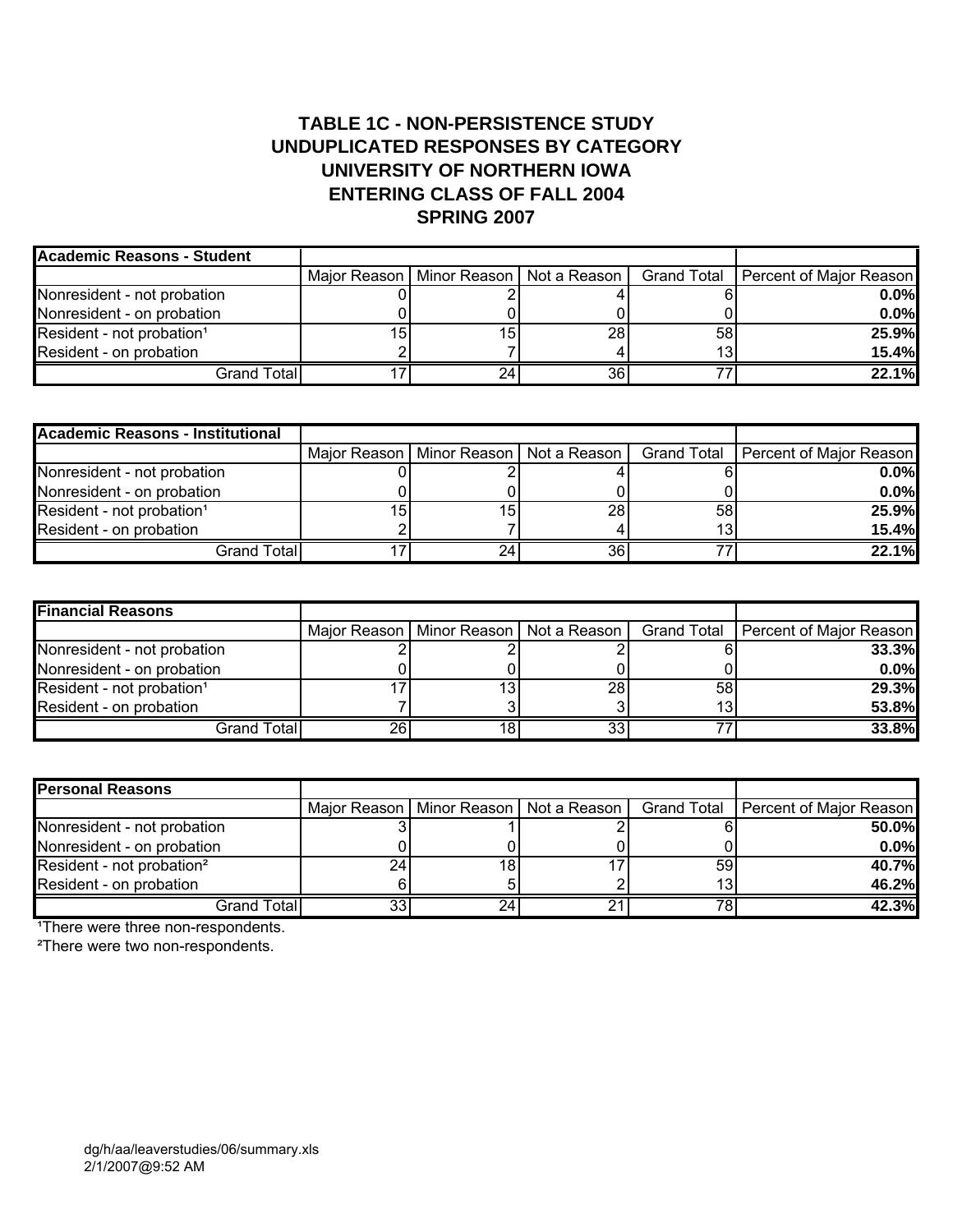# TABLE 1C - NON-PERSISTENCE STUDY
# UNDUPLICATED RESPONSES BY CATEGORY
# UNIVERSITY OF NORTHERN IOWA
# ENTERING CLASS OF FALL 2004
# SPRING 2007

| Academic Reasons - Student | | | | | |
|---|---|---|---|---|---|
| | Major Reason | Minor Reason | Not a Reason | Grand Total | Percent of Major Reason |
| Nonresident - not probation | 0 | 2 | 4 | 6 | **0.0%** |
| Nonresident - on probation | 0 | 0 | 0 | 0 | **0.0%** |
| Resident - not probation[1] | 15 | 15 | 28 | 58 | **25.9%** |
| Resident - on probation | 2 | 7 | 4 | 13 | **15.4%** |
| Grand Total | 17 | 24 | 36 | 77 | **22.1%** |

| Academic Reasons - Institutional | | | | | |
|---|---|---|---|---|---|
| | Major Reason | Minor Reason | Not a Reason | Grand Total | Percent of Major Reason |
| Nonresident - not probation | 0 | 2 | 4 | 6 | **0.0%** |
| Nonresident - on probation | 0 | 0 | 0 | 0 | **0.0%** |
| Resident - not probation[1] | 15 | 15 | 28 | 58 | **25.9%** |
| Resident - on probation | 2 | 7 | 4 | 13 | **15.4%** |
| Grand Total | 17 | 24 | 36 | 77 | **22.1%** |

| Financial Reasons | | | | | |
|---|---|---|---|---|---|
| | Major Reason | Minor Reason | Not a Reason | Grand Total | Percent of Major Reason |
| Nonresident - not probation | 2 | 2 | 2 | 6 | **33.3%** |
| Nonresident - on probation | 0 | 0 | 0 | 0 | **0.0%** |
| Resident - not probation[1] | 17 | 13 | 28 | 58 | **29.3%** |
| Resident - on probation | 7 | 3 | 3 | 13 | **53.8%** |
| Grand Total | 26 | 18 | 33 | 77 | **33.8%** |

| Personal Reasons | | | | | |
|---|---|---|---|---|---|
| | Major Reason | Minor Reason | Not a Reason | Grand Total | Percent of Major Reason |
| Nonresident - not probation | 3 | 1 | 2 | 6 | **50.0%** |
| Nonresident - on probation | 0 | 0 | 0 | 0 | **0.0%** |
| Resident - not probation[2] | 24 | 18 | 17 | 59 | **40.7%** |
| Resident - on probation | 6 | 5 | 2 | 13 | **46.2%** |
| Grand Total | 33 | 24 | 21 | 78 | **42.3%** |

[1]There were three non-respondents.

[2]There were two non-respondents.

dg/h/aa/leaverstudies/06/summary.xls
2/1/2007@9:52 AM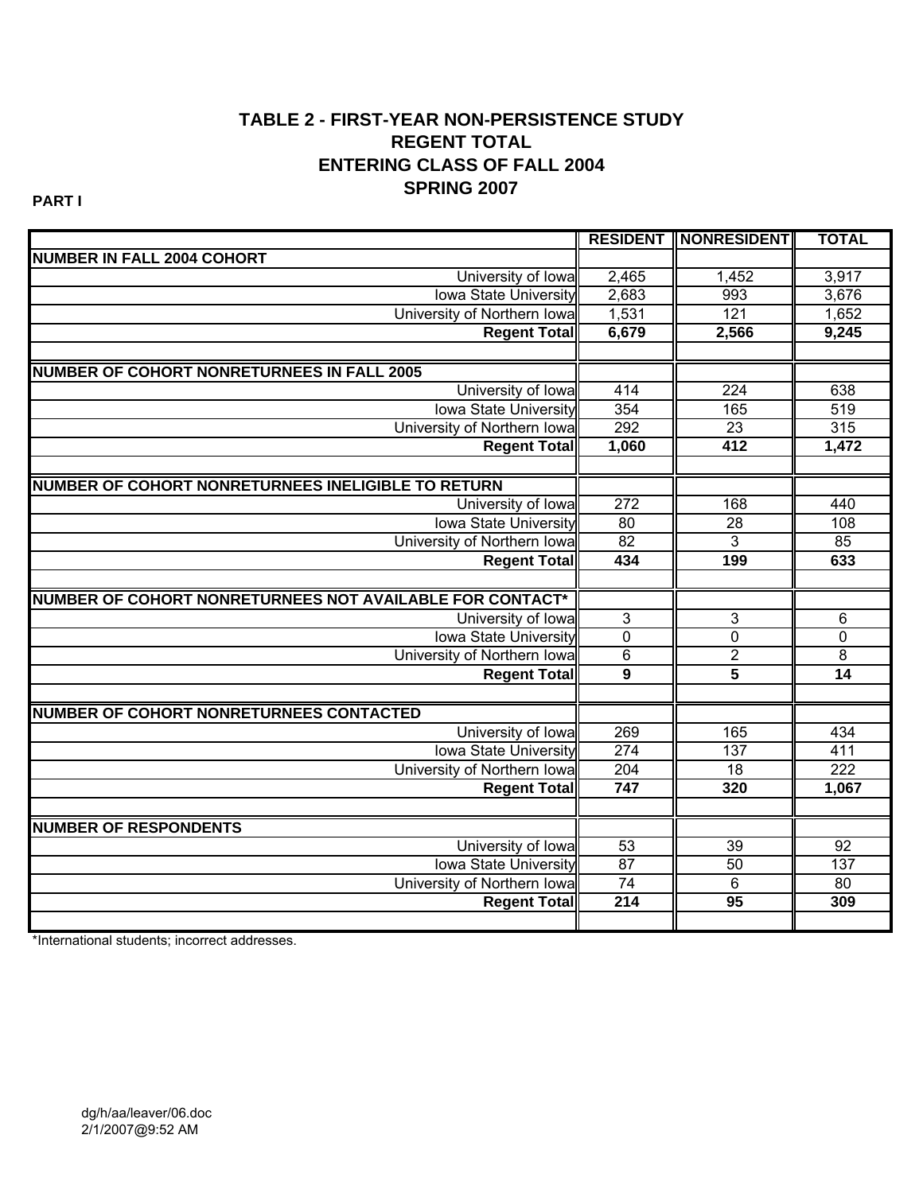# TABLE 2 - FIRST-YEAR NON-PERSISTENCE STUDY
# REGENT TOTAL
# ENTERING CLASS OF FALL 2004
# SPRING 2007

**PART I**

| | RESIDENT | NONRESIDENT | TOTAL |
|---|---|---|---|
| **NUMBER IN FALL 2004 COHORT** | | | |
| University of Iowa | 2,465 | 1,452 | 3,917 |
| Iowa State University | 2,683 | 993 | 3,676 |
| University of Northern Iowa | 1,531 | 121 | 1,652 |
| **Regent Total** | **6,679** | **2,566** | **9,245** |
| | | | |
| **NUMBER OF COHORT NONRETURNEES IN FALL 2005** | | | |
| University of Iowa | 414 | 224 | 638 |
| Iowa State University | 354 | 165 | 519 |
| University of Northern Iowa | 292 | 23 | 315 |
| **Regent Total** | **1,060** | **412** | **1,472** |
| | | | |
| **NUMBER OF COHORT NONRETURNEES INELIGIBLE TO RETURN** | | | |
| University of Iowa | 272 | 168 | 440 |
| Iowa State University | 80 | 28 | 108 |
| University of Northern Iowa | 82 | 3 | 85 |
| **Regent Total** | **434** | **199** | **633** |
| | | | |
| **NUMBER OF COHORT NONRETURNEES NOT AVAILABLE FOR CONTACT*** | | | |
| University of Iowa | 3 | 3 | 6 |
| Iowa State University | 0 | 0 | 0 |
| University of Northern Iowa | 6 | 2 | 8 |
| **Regent Total** | **9** | **5** | **14** |
| | | | |
| **NUMBER OF COHORT NONRETURNEES CONTACTED** | | | |
| University of Iowa | 269 | 165 | 434 |
| Iowa State University | 274 | 137 | 411 |
| University of Northern Iowa | 204 | 18 | 222 |
| **Regent Total** | **747** | **320** | **1,067** |
| | | | |
| **NUMBER OF RESPONDENTS** | | | |
| University of Iowa | 53 | 39 | 92 |
| Iowa State University | 87 | 50 | 137 |
| University of Northern Iowa | 74 | 6 | 80 |
| **Regent Total** | **214** | **95** | **309** |

*International students; incorrect addresses.

dg/h/aa/leaver/06.doc
2/1/2007@9:52 AM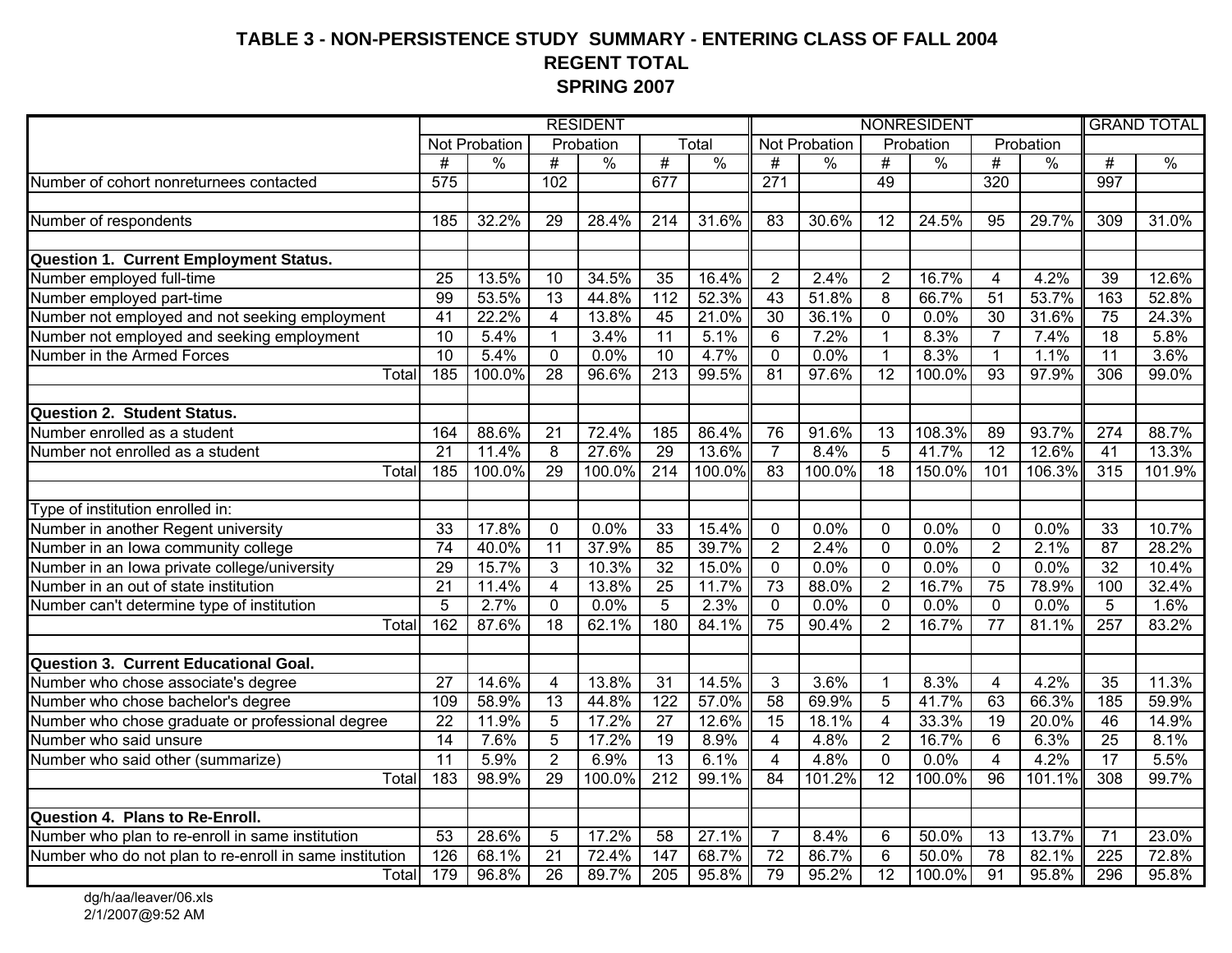# TABLE 3 - NON-PERSISTENCE STUDY SUMMARY - ENTERING CLASS OF FALL 2004
## REGENT TOTAL
## SPRING 2007

| | RESIDENT | | | | | | NONRESIDENT | | | | | | GRAND TOTAL | |
|---|---|---|---|---|---|---|---|---|---|---|---|---|---|---|
| | Not Probation | | Probation | | Total | | Not Probation | | Probation | | Probation | | | |
| | # | % | # | % | # | % | # | % | # | % | # | % | # | % |
| Number of cohort nonreturnees contacted | 575 | | 102 | | 677 | | 271 | | 49 | | 320 | | 997 | |
| | | | | | | | | | | | | | | |
| Number of respondents | 185 | 32.2% | 29 | 28.4% | 214 | 31.6% | 83 | 30.6% | 12 | 24.5% | 95 | 29.7% | 309 | 31.0% |
| | | | | | | | | | | | | | | |
| **Question 1. Current Employment Status.** | | | | | | | | | | | | | | |
| Number employed full-time | 25 | 13.5% | 10 | 34.5% | 35 | 16.4% | 2 | 2.4% | 2 | 16.7% | 4 | 4.2% | 39 | 12.6% |
| Number employed part-time | 99 | 53.5% | 13 | 44.8% | 112 | 52.3% | 43 | 51.8% | 8 | 66.7% | 51 | 53.7% | 163 | 52.8% |
| Number not employed and not seeking employment | 41 | 22.2% | 4 | 13.8% | 45 | 21.0% | 30 | 36.1% | 0 | 0.0% | 30 | 31.6% | 75 | 24.3% |
| Number not employed and seeking employment | 10 | 5.4% | 1 | 3.4% | 11 | 5.1% | 6 | 7.2% | 1 | 8.3% | 7 | 7.4% | 18 | 5.8% |
| Number in the Armed Forces | 10 | 5.4% | 0 | 0.0% | 10 | 4.7% | 0 | 0.0% | 1 | 8.3% | 1 | 1.1% | 11 | 3.6% |
| Total | 185 | 100.0% | 28 | 96.6% | 213 | 99.5% | 81 | 97.6% | 12 | 100.0% | 93 | 97.9% | 306 | 99.0% |
| | | | | | | | | | | | | | | |
| **Question 2. Student Status.** | | | | | | | | | | | | | | |
| Number enrolled as a student | 164 | 88.6% | 21 | 72.4% | 185 | 86.4% | 76 | 91.6% | 13 | 108.3% | 89 | 93.7% | 274 | 88.7% |
| Number not enrolled as a student | 21 | 11.4% | 8 | 27.6% | 29 | 13.6% | 7 | 8.4% | 5 | 41.7% | 12 | 12.6% | 41 | 13.3% |
| Total | 185 | 100.0% | 29 | 100.0% | 214 | 100.0% | 83 | 100.0% | 18 | 150.0% | 101 | 106.3% | 315 | 101.9% |
| | | | | | | | | | | | | | | |
| Type of institution enrolled in: | | | | | | | | | | | | | | |
| Number in another Regent university | 33 | 17.8% | 0 | 0.0% | 33 | 15.4% | 0 | 0.0% | 0 | 0.0% | 0 | 0.0% | 33 | 10.7% |
| Number in an Iowa community college | 74 | 40.0% | 11 | 37.9% | 85 | 39.7% | 2 | 2.4% | 0 | 0.0% | 2 | 2.1% | 87 | 28.2% |
| Number in an Iowa private college/university | 29 | 15.7% | 3 | 10.3% | 32 | 15.0% | 0 | 0.0% | 0 | 0.0% | 0 | 0.0% | 32 | 10.4% |
| Number in an out of state institution | 21 | 11.4% | 4 | 13.8% | 25 | 11.7% | 73 | 88.0% | 2 | 16.7% | 75 | 78.9% | 100 | 32.4% |
| Number can't determine type of institution | 5 | 2.7% | 0 | 0.0% | 5 | 2.3% | 0 | 0.0% | 0 | 0.0% | 0 | 0.0% | 5 | 1.6% |
| Total | 162 | 87.6% | 18 | 62.1% | 180 | 84.1% | 75 | 90.4% | 2 | 16.7% | 77 | 81.1% | 257 | 83.2% |
| | | | | | | | | | | | | | | |
| **Question 3. Current Educational Goal.** | | | | | | | | | | | | | | |
| Number who chose associate's degree | 27 | 14.6% | 4 | 13.8% | 31 | 14.5% | 3 | 3.6% | 1 | 8.3% | 4 | 4.2% | 35 | 11.3% |
| Number who chose bachelor's degree | 109 | 58.9% | 13 | 44.8% | 122 | 57.0% | 58 | 69.9% | 5 | 41.7% | 63 | 66.3% | 185 | 59.9% |
| Number who chose graduate or professional degree | 22 | 11.9% | 5 | 17.2% | 27 | 12.6% | 15 | 18.1% | 4 | 33.3% | 19 | 20.0% | 46 | 14.9% |
| Number who said unsure | 14 | 7.6% | 5 | 17.2% | 19 | 8.9% | 4 | 4.8% | 2 | 16.7% | 6 | 6.3% | 25 | 8.1% |
| Number who said other (summarize) | 11 | 5.9% | 2 | 6.9% | 13 | 6.1% | 4 | 4.8% | 0 | 0.0% | 4 | 4.2% | 17 | 5.5% |
| Total | 183 | 98.9% | 29 | 100.0% | 212 | 99.1% | 84 | 101.2% | 12 | 100.0% | 96 | 101.1% | 308 | 99.7% |
| | | | | | | | | | | | | | | |
| **Question 4. Plans to Re-Enroll.** | | | | | | | | | | | | | | |
| Number who plan to re-enroll in same institution | 53 | 28.6% | 5 | 17.2% | 58 | 27.1% | 7 | 8.4% | 6 | 50.0% | 13 | 13.7% | 71 | 23.0% |
| Number who do not plan to re-enroll in same institution | 126 | 68.1% | 21 | 72.4% | 147 | 68.7% | 72 | 86.7% | 6 | 50.0% | 78 | 82.1% | 225 | 72.8% |
| Total | 179 | 96.8% | 26 | 89.7% | 205 | 95.8% | 79 | 95.2% | 12 | 100.0% | 91 | 95.8% | 296 | 95.8% |

dg/h/aa/leaver/06.xls
2/1/2007@9:52 AM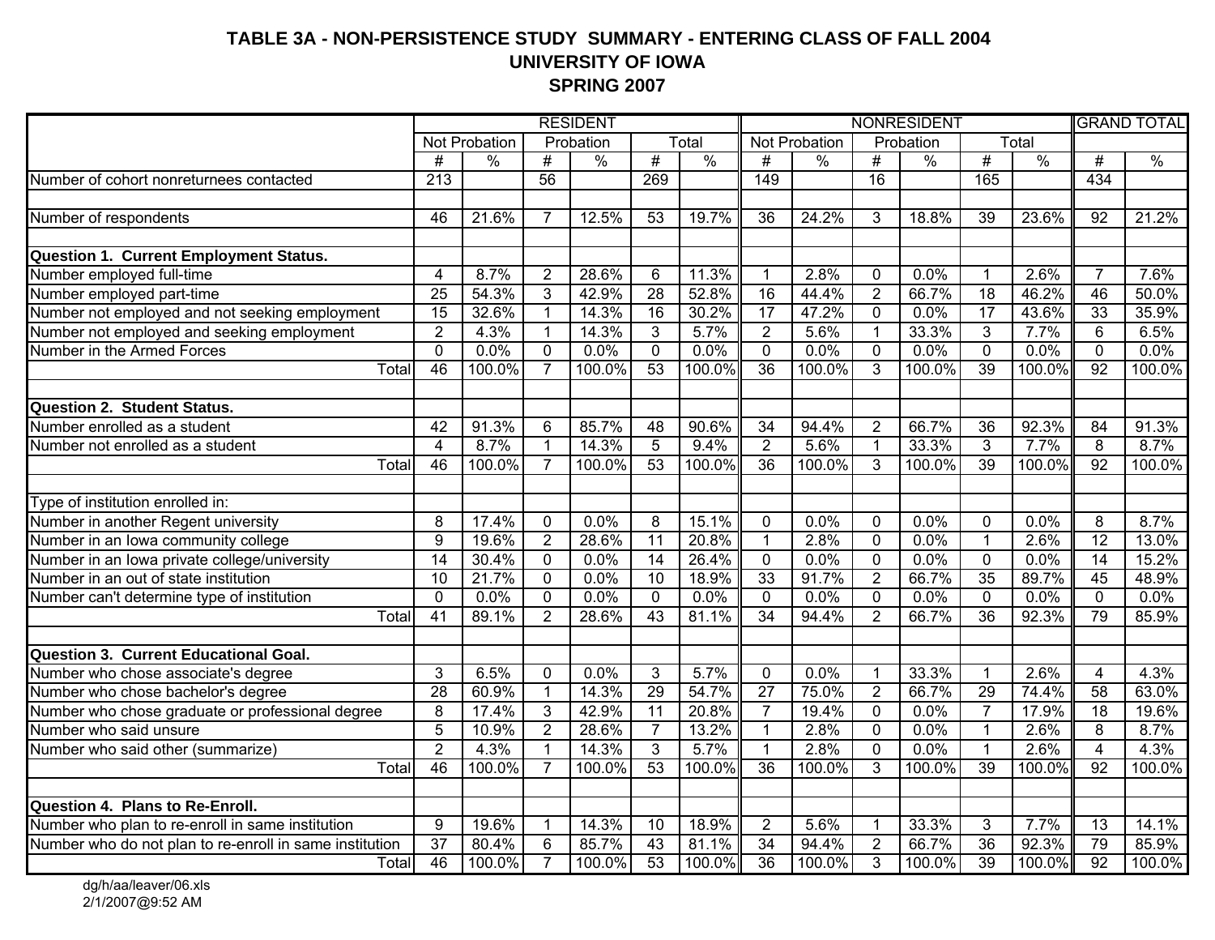# TABLE 3A - NON-PERSISTENCE STUDY SUMMARY - ENTERING CLASS OF FALL 2004
## UNIVERSITY OF IOWA
## SPRING 2007

| | RESIDENT | | | | | | NONRESIDENT | | | | | | GRAND TOTAL | |
|---|---|---|---|---|---|---|---|---|---|---|---|---|---|---|
| | Not Probation | | Probation | | Total | | Not Probation | | Probation | | Total | | | |
| | # | % | # | % | # | % | # | % | # | % | # | % | # | % |
| Number of cohort nonreturnees contacted | 213 | | 56 | | 269 | | 149 | | 16 | | 165 | | 434 | |
| | | | | | | | | | | | | | | |
| Number of respondents | 46 | 21.6% | 7 | 12.5% | 53 | 19.7% | 36 | 24.2% | 3 | 18.8% | 39 | 23.6% | 92 | 21.2% |
| | | | | | | | | | | | | | | |
| **Question 1. Current Employment Status.** | | | | | | | | | | | | | | |
| Number employed full-time | 4 | 8.7% | 2 | 28.6% | 6 | 11.3% | 1 | 2.8% | 0 | 0.0% | 1 | 2.6% | 7 | 7.6% |
| Number employed part-time | 25 | 54.3% | 3 | 42.9% | 28 | 52.8% | 16 | 44.4% | 2 | 66.7% | 18 | 46.2% | 46 | 50.0% |
| Number not employed and not seeking employment | 15 | 32.6% | 1 | 14.3% | 16 | 30.2% | 17 | 47.2% | 0 | 0.0% | 17 | 43.6% | 33 | 35.9% |
| Number not employed and seeking employment | 2 | 4.3% | 1 | 14.3% | 3 | 5.7% | 2 | 5.6% | 1 | 33.3% | 3 | 7.7% | 6 | 6.5% |
| Number in the Armed Forces | 0 | 0.0% | 0 | 0.0% | 0 | 0.0% | 0 | 0.0% | 0 | 0.0% | 0 | 0.0% | 0 | 0.0% |
| Total | 46 | 100.0% | 7 | 100.0% | 53 | 100.0% | 36 | 100.0% | 3 | 100.0% | 39 | 100.0% | 92 | 100.0% |
| | | | | | | | | | | | | | | |
| **Question 2. Student Status.** | | | | | | | | | | | | | | |
| Number enrolled as a student | 42 | 91.3% | 6 | 85.7% | 48 | 90.6% | 34 | 94.4% | 2 | 66.7% | 36 | 92.3% | 84 | 91.3% |
| Number not enrolled as a student | 4 | 8.7% | 1 | 14.3% | 5 | 9.4% | 2 | 5.6% | 1 | 33.3% | 3 | 7.7% | 8 | 8.7% |
| Total | 46 | 100.0% | 7 | 100.0% | 53 | 100.0% | 36 | 100.0% | 3 | 100.0% | 39 | 100.0% | 92 | 100.0% |
| | | | | | | | | | | | | | | |
| Type of institution enrolled in: | | | | | | | | | | | | | | |
| Number in another Regent university | 8 | 17.4% | 0 | 0.0% | 8 | 15.1% | 0 | 0.0% | 0 | 0.0% | 0 | 0.0% | 8 | 8.7% |
| Number in an Iowa community college | 9 | 19.6% | 2 | 28.6% | 11 | 20.8% | 1 | 2.8% | 0 | 0.0% | 1 | 2.6% | 12 | 13.0% |
| Number in an Iowa private college/university | 14 | 30.4% | 0 | 0.0% | 14 | 26.4% | 0 | 0.0% | 0 | 0.0% | 0 | 0.0% | 14 | 15.2% |
| Number in an out of state institution | 10 | 21.7% | 0 | 0.0% | 10 | 18.9% | 33 | 91.7% | 2 | 66.7% | 35 | 89.7% | 45 | 48.9% |
| Number can't determine type of institution | 0 | 0.0% | 0 | 0.0% | 0 | 0.0% | 0 | 0.0% | 0 | 0.0% | 0 | 0.0% | 0 | 0.0% |
| Total | 41 | 89.1% | 2 | 28.6% | 43 | 81.1% | 34 | 94.4% | 2 | 66.7% | 36 | 92.3% | 79 | 85.9% |
| | | | | | | | | | | | | | | |
| **Question 3. Current Educational Goal.** | | | | | | | | | | | | | | |
| Number who chose associate's degree | 3 | 6.5% | 0 | 0.0% | 3 | 5.7% | 0 | 0.0% | 1 | 33.3% | 1 | 2.6% | 4 | 4.3% |
| Number who chose bachelor's degree | 28 | 60.9% | 1 | 14.3% | 29 | 54.7% | 27 | 75.0% | 2 | 66.7% | 29 | 74.4% | 58 | 63.0% |
| Number who chose graduate or professional degree | 8 | 17.4% | 3 | 42.9% | 11 | 20.8% | 7 | 19.4% | 0 | 0.0% | 7 | 17.9% | 18 | 19.6% |
| Number who said unsure | 5 | 10.9% | 2 | 28.6% | 7 | 13.2% | 1 | 2.8% | 0 | 0.0% | 1 | 2.6% | 8 | 8.7% |
| Number who said other (summarize) | 2 | 4.3% | 1 | 14.3% | 3 | 5.7% | 1 | 2.8% | 0 | 0.0% | 1 | 2.6% | 4 | 4.3% |
| Total | 46 | 100.0% | 7 | 100.0% | 53 | 100.0% | 36 | 100.0% | 3 | 100.0% | 39 | 100.0% | 92 | 100.0% |
| | | | | | | | | | | | | | | |
| **Question 4. Plans to Re-Enroll.** | | | | | | | | | | | | | | |
| Number who plan to re-enroll in same institution | 9 | 19.6% | 1 | 14.3% | 10 | 18.9% | 2 | 5.6% | 1 | 33.3% | 3 | 7.7% | 13 | 14.1% |
| Number who do not plan to re-enroll in same institution | 37 | 80.4% | 6 | 85.7% | 43 | 81.1% | 34 | 94.4% | 2 | 66.7% | 36 | 92.3% | 79 | 85.9% |
| Total | 46 | 100.0% | 7 | 100.0% | 53 | 100.0% | 36 | 100.0% | 3 | 100.0% | 39 | 100.0% | 92 | 100.0% |

dg/h/aa/leaver/06.xls
2/1/2007@9:52 AM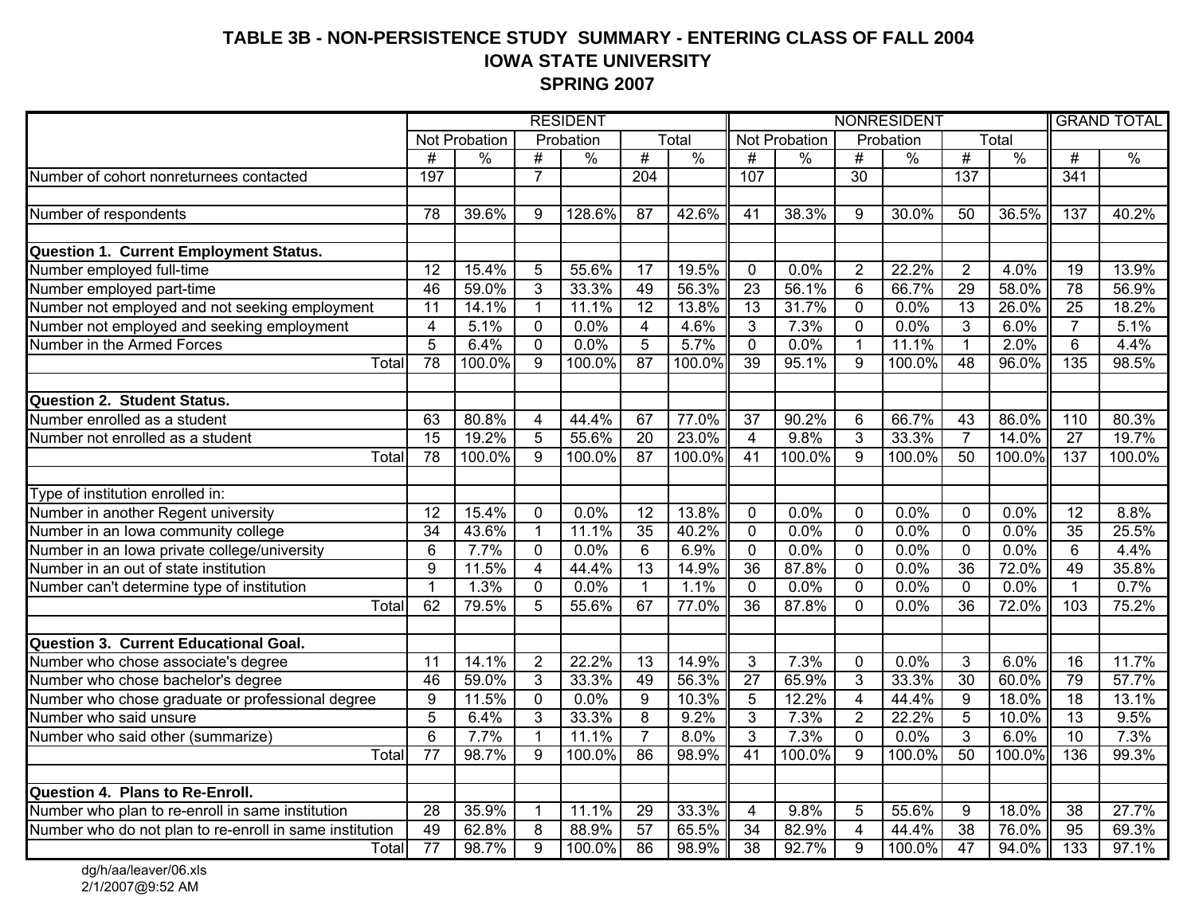# TABLE 3B - NON-PERSISTENCE STUDY SUMMARY - ENTERING CLASS OF FALL 2004
# IOWA STATE UNIVERSITY
# SPRING 2007

| | RESIDENT | | | | | | NONRESIDENT | | | | | | GRAND TOTAL | |
|---|---|---|---|---|---|---|---|---|---|---|---|---|---|---|
| | Not Probation | | Probation | | Total | | Not Probation | | Probation | | Total | | | |
| | # | % | # | % | # | % | # | % | # | % | # | % | # | % |
| Number of cohort nonreturnees contacted | 197 | | 7 | | 204 | | 107 | | 30 | | 137 | | 341 | |
| | | | | | | | | | | | | | | |
| Number of respondents | 78 | 39.6% | 9 | 128.6% | 87 | 42.6% | 41 | 38.3% | 9 | 30.0% | 50 | 36.5% | 137 | 40.2% |
| | | | | | | | | | | | | | | |
| **Question 1. Current Employment Status.** | | | | | | | | | | | | | | |
| Number employed full-time | 12 | 15.4% | 5 | 55.6% | 17 | 19.5% | 0 | 0.0% | 2 | 22.2% | 2 | 4.0% | 19 | 13.9% |
| Number employed part-time | 46 | 59.0% | 3 | 33.3% | 49 | 56.3% | 23 | 56.1% | 6 | 66.7% | 29 | 58.0% | 78 | 56.9% |
| Number not employed and not seeking employment | 11 | 14.1% | 1 | 11.1% | 12 | 13.8% | 13 | 31.7% | 0 | 0.0% | 13 | 26.0% | 25 | 18.2% |
| Number not employed and seeking employment | 4 | 5.1% | 0 | 0.0% | 4 | 4.6% | 3 | 7.3% | 0 | 0.0% | 3 | 6.0% | 7 | 5.1% |
| Number in the Armed Forces | 5 | 6.4% | 0 | 0.0% | 5 | 5.7% | 0 | 0.0% | 1 | 11.1% | 1 | 2.0% | 6 | 4.4% |
| Total | 78 | 100.0% | 9 | 100.0% | 87 | 100.0% | 39 | 95.1% | 9 | 100.0% | 48 | 96.0% | 135 | 98.5% |
| | | | | | | | | | | | | | | |
| **Question 2. Student Status.** | | | | | | | | | | | | | | |
| Number enrolled as a student | 63 | 80.8% | 4 | 44.4% | 67 | 77.0% | 37 | 90.2% | 6 | 66.7% | 43 | 86.0% | 110 | 80.3% |
| Number not enrolled as a student | 15 | 19.2% | 5 | 55.6% | 20 | 23.0% | 4 | 9.8% | 3 | 33.3% | 7 | 14.0% | 27 | 19.7% |
| Total | 78 | 100.0% | 9 | 100.0% | 87 | 100.0% | 41 | 100.0% | 9 | 100.0% | 50 | 100.0% | 137 | 100.0% |
| | | | | | | | | | | | | | | |
| Type of institution enrolled in: | | | | | | | | | | | | | | |
| Number in another Regent university | 12 | 15.4% | 0 | 0.0% | 12 | 13.8% | 0 | 0.0% | 0 | 0.0% | 0 | 0.0% | 12 | 8.8% |
| Number in an Iowa community college | 34 | 43.6% | 1 | 11.1% | 35 | 40.2% | 0 | 0.0% | 0 | 0.0% | 0 | 0.0% | 35 | 25.5% |
| Number in an Iowa private college/university | 6 | 7.7% | 0 | 0.0% | 6 | 6.9% | 0 | 0.0% | 0 | 0.0% | 0 | 0.0% | 6 | 4.4% |
| Number in an out of state institution | 9 | 11.5% | 4 | 44.4% | 13 | 14.9% | 36 | 87.8% | 0 | 0.0% | 36 | 72.0% | 49 | 35.8% |
| Number can't determine type of institution | 1 | 1.3% | 0 | 0.0% | 1 | 1.1% | 0 | 0.0% | 0 | 0.0% | 0 | 0.0% | 1 | 0.7% |
| Total | 62 | 79.5% | 5 | 55.6% | 67 | 77.0% | 36 | 87.8% | 0 | 0.0% | 36 | 72.0% | 103 | 75.2% |
| | | | | | | | | | | | | | | |
| **Question 3. Current Educational Goal.** | | | | | | | | | | | | | | |
| Number who chose associate's degree | 11 | 14.1% | 2 | 22.2% | 13 | 14.9% | 3 | 7.3% | 0 | 0.0% | 3 | 6.0% | 16 | 11.7% |
| Number who chose bachelor's degree | 46 | 59.0% | 3 | 33.3% | 49 | 56.3% | 27 | 65.9% | 3 | 33.3% | 30 | 60.0% | 79 | 57.7% |
| Number who chose graduate or professional degree | 9 | 11.5% | 0 | 0.0% | 9 | 10.3% | 5 | 12.2% | 4 | 44.4% | 9 | 18.0% | 18 | 13.1% |
| Number who said unsure | 5 | 6.4% | 3 | 33.3% | 8 | 9.2% | 3 | 7.3% | 2 | 22.2% | 5 | 10.0% | 13 | 9.5% |
| Number who said other (summarize) | 6 | 7.7% | 1 | 11.1% | 7 | 8.0% | 3 | 7.3% | 0 | 0.0% | 3 | 6.0% | 10 | 7.3% |
| Total | 77 | 98.7% | 9 | 100.0% | 86 | 98.9% | 41 | 100.0% | 9 | 100.0% | 50 | 100.0% | 136 | 99.3% |
| | | | | | | | | | | | | | | |
| **Question 4. Plans to Re-Enroll.** | | | | | | | | | | | | | | |
| Number who plan to re-enroll in same institution | 28 | 35.9% | 1 | 11.1% | 29 | 33.3% | 4 | 9.8% | 5 | 55.6% | 9 | 18.0% | 38 | 27.7% |
| Number who do not plan to re-enroll in same institution | 49 | 62.8% | 8 | 88.9% | 57 | 65.5% | 34 | 82.9% | 4 | 44.4% | 38 | 76.0% | 95 | 69.3% |
| Total | 77 | 98.7% | 9 | 100.0% | 86 | 98.9% | 38 | 92.7% | 9 | 100.0% | 47 | 94.0% | 133 | 97.1% |

dg/h/aa/leaver/06.xls
2/1/2007@9:52 AM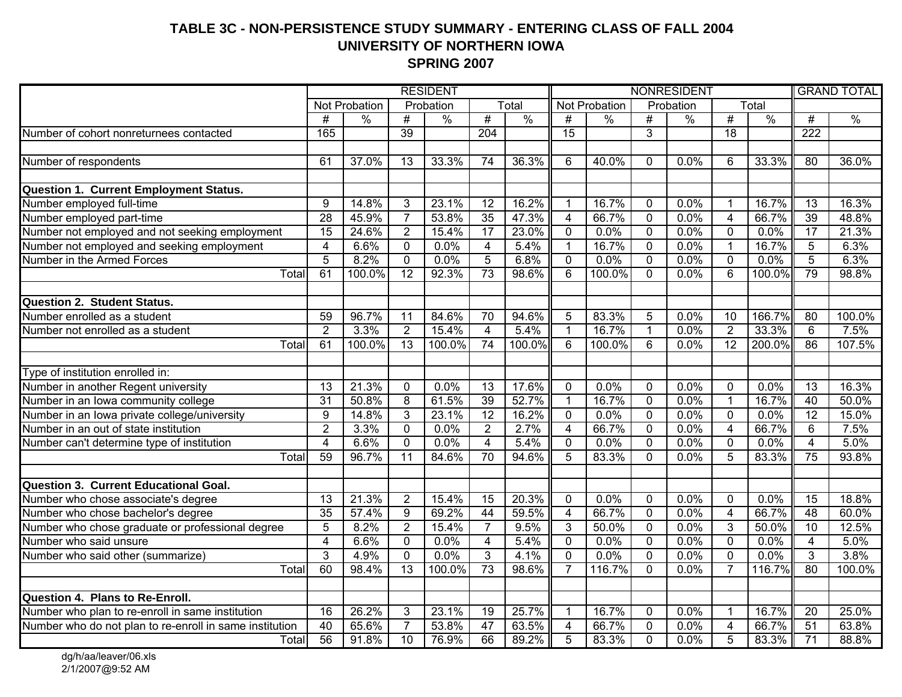# TABLE 3C - NON-PERSISTENCE STUDY SUMMARY - ENTERING CLASS OF FALL 2004
## UNIVERSITY OF NORTHERN IOWA
## SPRING 2007

| | RESIDENT | | | | | | NONRESIDENT | | | | | | GRAND TOTAL | |
|---|---|---|---|---|---|---|---|---|---|---|---|---|---|---|
| | Not Probation | | Probation | | Total | | Not Probation | | Probation | | Total | | | |
| | # | % | # | % | # | % | # | % | # | % | # | % | # | % |
| Number of cohort nonreturnees contacted | 165 | | 39 | | 204 | | 15 | | 3 | | 18 | | 222 | |
| | | | | | | | | | | | | | | |
| Number of respondents | 61 | 37.0% | 13 | 33.3% | 74 | 36.3% | 6 | 40.0% | 0 | 0.0% | 6 | 33.3% | 80 | 36.0% |
| | | | | | | | | | | | | | | |
| **Question 1. Current Employment Status.** | | | | | | | | | | | | | | |
| Number employed full-time | 9 | 14.8% | 3 | 23.1% | 12 | 16.2% | 1 | 16.7% | 0 | 0.0% | 1 | 16.7% | 13 | 16.3% |
| Number employed part-time | 28 | 45.9% | 7 | 53.8% | 35 | 47.3% | 4 | 66.7% | 0 | 0.0% | 4 | 66.7% | 39 | 48.8% |
| Number not employed and not seeking employment | 15 | 24.6% | 2 | 15.4% | 17 | 23.0% | 0 | 0.0% | 0 | 0.0% | 0 | 0.0% | 17 | 21.3% |
| Number not employed and seeking employment | 4 | 6.6% | 0 | 0.0% | 4 | 5.4% | 1 | 16.7% | 0 | 0.0% | 1 | 16.7% | 5 | 6.3% |
| Number in the Armed Forces | 5 | 8.2% | 0 | 0.0% | 5 | 6.8% | 0 | 0.0% | 0 | 0.0% | 0 | 0.0% | 5 | 6.3% |
| Total | 61 | 100.0% | 12 | 92.3% | 73 | 98.6% | 6 | 100.0% | 0 | 0.0% | 6 | 100.0% | 79 | 98.8% |
| | | | | | | | | | | | | | | |
| **Question 2. Student Status.** | | | | | | | | | | | | | | |
| Number enrolled as a student | 59 | 96.7% | 11 | 84.6% | 70 | 94.6% | 5 | 83.3% | 5 | 0.0% | 10 | 166.7% | 80 | 100.0% |
| Number not enrolled as a student | 2 | 3.3% | 2 | 15.4% | 4 | 5.4% | 1 | 16.7% | 1 | 0.0% | 2 | 33.3% | 6 | 7.5% |
| Total | 61 | 100.0% | 13 | 100.0% | 74 | 100.0% | 6 | 100.0% | 6 | 0.0% | 12 | 200.0% | 86 | 107.5% |
| | | | | | | | | | | | | | | |
| Type of institution enrolled in: | | | | | | | | | | | | | | |
| Number in another Regent university | 13 | 21.3% | 0 | 0.0% | 13 | 17.6% | 0 | 0.0% | 0 | 0.0% | 0 | 0.0% | 13 | 16.3% |
| Number in an Iowa community college | 31 | 50.8% | 8 | 61.5% | 39 | 52.7% | 1 | 16.7% | 0 | 0.0% | 1 | 16.7% | 40 | 50.0% |
| Number in an Iowa private college/university | 9 | 14.8% | 3 | 23.1% | 12 | 16.2% | 0 | 0.0% | 0 | 0.0% | 0 | 0.0% | 12 | 15.0% |
| Number in an out of state institution | 2 | 3.3% | 0 | 0.0% | 2 | 2.7% | 4 | 66.7% | 0 | 0.0% | 4 | 66.7% | 6 | 7.5% |
| Number can't determine type of institution | 4 | 6.6% | 0 | 0.0% | 4 | 5.4% | 0 | 0.0% | 0 | 0.0% | 0 | 0.0% | 4 | 5.0% |
| Total | 59 | 96.7% | 11 | 84.6% | 70 | 94.6% | 5 | 83.3% | 0 | 0.0% | 5 | 83.3% | 75 | 93.8% |
| | | | | | | | | | | | | | | |
| **Question 3. Current Educational Goal.** | | | | | | | | | | | | | | |
| Number who chose associate's degree | 13 | 21.3% | 2 | 15.4% | 15 | 20.3% | 0 | 0.0% | 0 | 0.0% | 0 | 0.0% | 15 | 18.8% |
| Number who chose bachelor's degree | 35 | 57.4% | 9 | 69.2% | 44 | 59.5% | 4 | 66.7% | 0 | 0.0% | 4 | 66.7% | 48 | 60.0% |
| Number who chose graduate or professional degree | 5 | 8.2% | 2 | 15.4% | 7 | 9.5% | 3 | 50.0% | 0 | 0.0% | 3 | 50.0% | 10 | 12.5% |
| Number who said unsure | 4 | 6.6% | 0 | 0.0% | 4 | 5.4% | 0 | 0.0% | 0 | 0.0% | 0 | 0.0% | 4 | 5.0% |
| Number who said other (summarize) | 3 | 4.9% | 0 | 0.0% | 3 | 4.1% | 0 | 0.0% | 0 | 0.0% | 0 | 0.0% | 3 | 3.8% |
| Total | 60 | 98.4% | 13 | 100.0% | 73 | 98.6% | 7 | 116.7% | 0 | 0.0% | 7 | 116.7% | 80 | 100.0% |
| | | | | | | | | | | | | | | |
| **Question 4. Plans to Re-Enroll.** | | | | | | | | | | | | | | |
| Number who plan to re-enroll in same institution | 16 | 26.2% | 3 | 23.1% | 19 | 25.7% | 1 | 16.7% | 0 | 0.0% | 1 | 16.7% | 20 | 25.0% |
| Number who do not plan to re-enroll in same institution | 40 | 65.6% | 7 | 53.8% | 47 | 63.5% | 4 | 66.7% | 0 | 0.0% | 4 | 66.7% | 51 | 63.8% |
| Total | 56 | 91.8% | 10 | 76.9% | 66 | 89.2% | 5 | 83.3% | 0 | 0.0% | 5 | 83.3% | 71 | 88.8% |

dg/h/aa/leaver/06.xls
2/1/2007@9:52 AM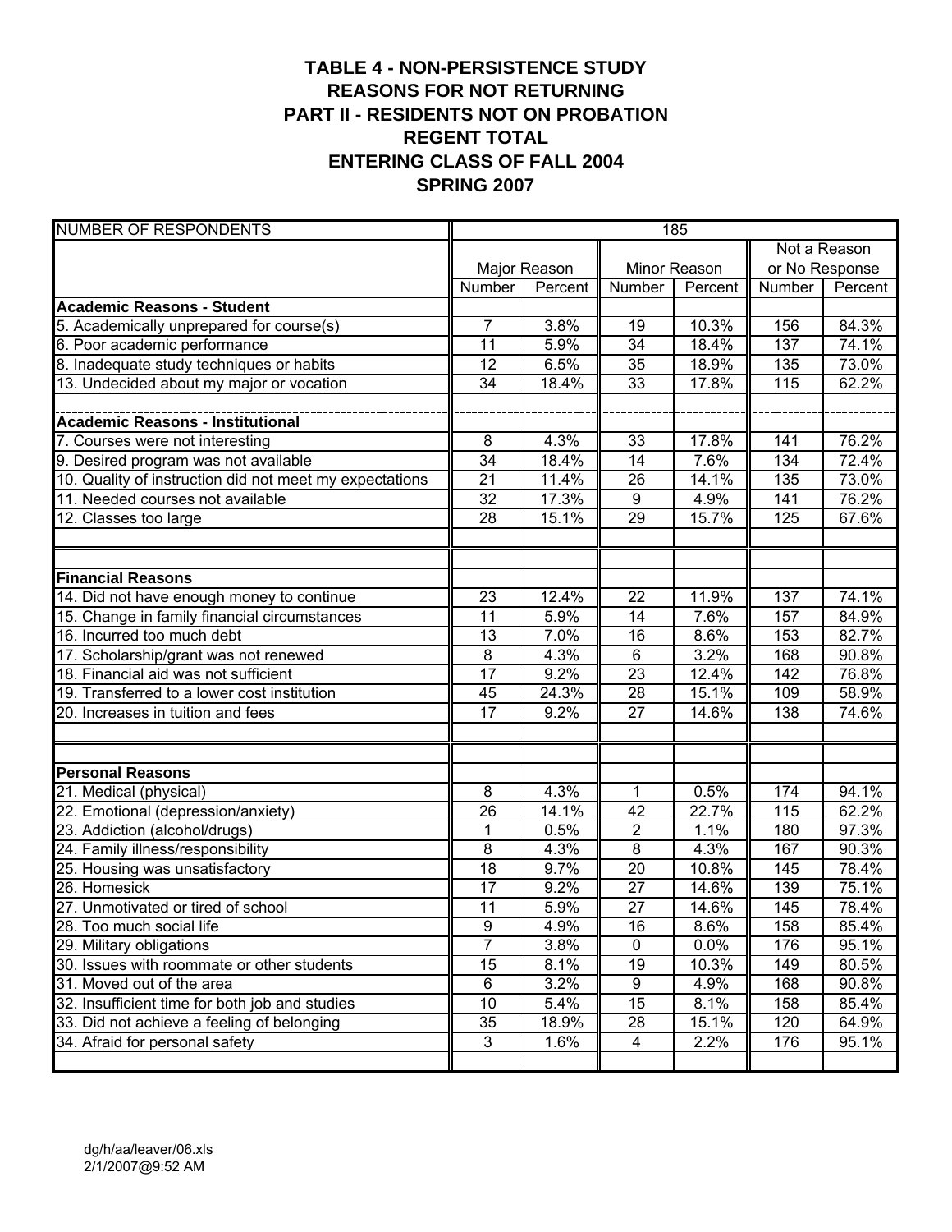# TABLE 4 - NON-PERSISTENCE STUDY
# REASONS FOR NOT RETURNING
# PART II - RESIDENTS NOT ON PROBATION
# REGENT TOTAL
# ENTERING CLASS OF FALL 2004
# SPRING 2007

| NUMBER OF RESPONDENTS | 185 | | | | | |
|---|---|---|---|---|---|---|
| | Major Reason | | Minor Reason | | Not a Reason or No Response | |
| | Number | Percent | Number | Percent | Number | Percent |
| **Academic Reasons - Student** | | | | | | |
| 5. Academically unprepared for course(s) | 7 | 3.8% | 19 | 10.3% | 156 | 84.3% |
| 6. Poor academic performance | 11 | 5.9% | 34 | 18.4% | 137 | 74.1% |
| 8. Inadequate study techniques or habits | 12 | 6.5% | 35 | 18.9% | 135 | 73.0% |
| 13. Undecided about my major or vocation | 34 | 18.4% | 33 | 17.8% | 115 | 62.2% |
| **Academic Reasons - Institutional** | | | | | | |
| 7. Courses were not interesting | 8 | 4.3% | 33 | 17.8% | 141 | 76.2% |
| 9. Desired program was not available | 34 | 18.4% | 14 | 7.6% | 134 | 72.4% |
| 10. Quality of instruction did not meet my expectations | 21 | 11.4% | 26 | 14.1% | 135 | 73.0% |
| 11. Needed courses not available | 32 | 17.3% | 9 | 4.9% | 141 | 76.2% |
| 12. Classes too large | 28 | 15.1% | 29 | 15.7% | 125 | 67.6% |
| **Financial Reasons** | | | | | | |
| 14. Did not have enough money to continue | 23 | 12.4% | 22 | 11.9% | 137 | 74.1% |
| 15. Change in family financial circumstances | 11 | 5.9% | 14 | 7.6% | 157 | 84.9% |
| 16. Incurred too much debt | 13 | 7.0% | 16 | 8.6% | 153 | 82.7% |
| 17. Scholarship/grant was not renewed | 8 | 4.3% | 6 | 3.2% | 168 | 90.8% |
| 18. Financial aid was not sufficient | 17 | 9.2% | 23 | 12.4% | 142 | 76.8% |
| 19. Transferred to a lower cost institution | 45 | 24.3% | 28 | 15.1% | 109 | 58.9% |
| 20. Increases in tuition and fees | 17 | 9.2% | 27 | 14.6% | 138 | 74.6% |
| **Personal Reasons** | | | | | | |
| 21. Medical (physical) | 8 | 4.3% | 1 | 0.5% | 174 | 94.1% |
| 22. Emotional (depression/anxiety) | 26 | 14.1% | 42 | 22.7% | 115 | 62.2% |
| 23. Addiction (alcohol/drugs) | 1 | 0.5% | 2 | 1.1% | 180 | 97.3% |
| 24. Family illness/responsibility | 8 | 4.3% | 8 | 4.3% | 167 | 90.3% |
| 25. Housing was unsatisfactory | 18 | 9.7% | 20 | 10.8% | 145 | 78.4% |
| 26. Homesick | 17 | 9.2% | 27 | 14.6% | 139 | 75.1% |
| 27. Unmotivated or tired of school | 11 | 5.9% | 27 | 14.6% | 145 | 78.4% |
| 28. Too much social life | 9 | 4.9% | 16 | 8.6% | 158 | 85.4% |
| 29. Military obligations | 7 | 3.8% | 0 | 0.0% | 176 | 95.1% |
| 30. Issues with roommate or other students | 15 | 8.1% | 19 | 10.3% | 149 | 80.5% |
| 31. Moved out of the area | 6 | 3.2% | 9 | 4.9% | 168 | 90.8% |
| 32. Insufficient time for both job and studies | 10 | 5.4% | 15 | 8.1% | 158 | 85.4% |
| 33. Did not achieve a feeling of belonging | 35 | 18.9% | 28 | 15.1% | 120 | 64.9% |
| 34. Afraid for personal safety | 3 | 1.6% | 4 | 2.2% | 176 | 95.1% |

dg/h/aa/leaver/06.xls
2/1/2007@9:52 AM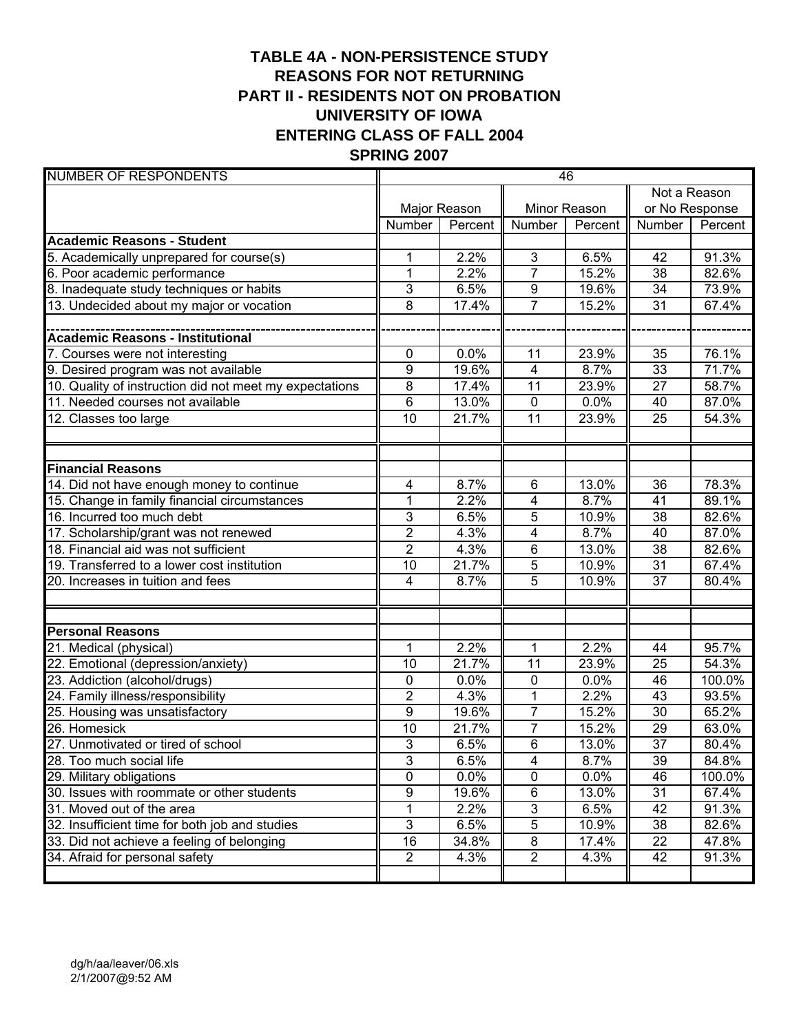# TABLE 4A - NON-PERSISTENCE STUDY
## REASONS FOR NOT RETURNING
## PART II - RESIDENTS NOT ON PROBATION
## UNIVERSITY OF IOWA
## ENTERING CLASS OF FALL 2004
## SPRING 2007

| NUMBER OF RESPONDENTS | 46 | | | | | |
|---|---|---|---|---|---|---|
| | Major Reason | | Minor Reason | | Not a Reason or No Response | |
| | Number | Percent | Number | Percent | Number | Percent |
| **Academic Reasons - Student** | | | | | | |
| 5. Academically unprepared for course(s) | 1 | 2.2% | 3 | 6.5% | 42 | 91.3% |
| 6. Poor academic performance | 1 | 2.2% | 7 | 15.2% | 38 | 82.6% |
| 8. Inadequate study techniques or habits | 3 | 6.5% | 9 | 19.6% | 34 | 73.9% |
| 13. Undecided about my major or vocation | 8 | 17.4% | 7 | 15.2% | 31 | 67.4% |
| **Academic Reasons - Institutional** | | | | | | |
| 7. Courses were not interesting | 0 | 0.0% | 11 | 23.9% | 35 | 76.1% |
| 9. Desired program was not available | 9 | 19.6% | 4 | 8.7% | 33 | 71.7% |
| 10. Quality of instruction did not meet my expectations | 8 | 17.4% | 11 | 23.9% | 27 | 58.7% |
| 11. Needed courses not available | 6 | 13.0% | 0 | 0.0% | 40 | 87.0% |
| 12. Classes too large | 10 | 21.7% | 11 | 23.9% | 25 | 54.3% |
| **Financial Reasons** | | | | | | |
| 14. Did not have enough money to continue | 4 | 8.7% | 6 | 13.0% | 36 | 78.3% |
| 15. Change in family financial circumstances | 1 | 2.2% | 4 | 8.7% | 41 | 89.1% |
| 16. Incurred too much debt | 3 | 6.5% | 5 | 10.9% | 38 | 82.6% |
| 17. Scholarship/grant was not renewed | 2 | 4.3% | 4 | 8.7% | 40 | 87.0% |
| 18. Financial aid was not sufficient | 2 | 4.3% | 6 | 13.0% | 38 | 82.6% |
| 19. Transferred to a lower cost institution | 10 | 21.7% | 5 | 10.9% | 31 | 67.4% |
| 20. Increases in tuition and fees | 4 | 8.7% | 5 | 10.9% | 37 | 80.4% |
| **Personal Reasons** | | | | | | |
| 21. Medical (physical) | 1 | 2.2% | 1 | 2.2% | 44 | 95.7% |
| 22. Emotional (depression/anxiety) | 10 | 21.7% | 11 | 23.9% | 25 | 54.3% |
| 23. Addiction (alcohol/drugs) | 0 | 0.0% | 0 | 0.0% | 46 | 100.0% |
| 24. Family illness/responsibility | 2 | 4.3% | 1 | 2.2% | 43 | 93.5% |
| 25. Housing was unsatisfactory | 9 | 19.6% | 7 | 15.2% | 30 | 65.2% |
| 26. Homesick | 10 | 21.7% | 7 | 15.2% | 29 | 63.0% |
| 27. Unmotivated or tired of school | 3 | 6.5% | 6 | 13.0% | 37 | 80.4% |
| 28. Too much social life | 3 | 6.5% | 4 | 8.7% | 39 | 84.8% |
| 29. Military obligations | 0 | 0.0% | 0 | 0.0% | 46 | 100.0% |
| 30. Issues with roommate or other students | 9 | 19.6% | 6 | 13.0% | 31 | 67.4% |
| 31. Moved out of the area | 1 | 2.2% | 3 | 6.5% | 42 | 91.3% |
| 32. Insufficient time for both job and studies | 3 | 6.5% | 5 | 10.9% | 38 | 82.6% |
| 33. Did not achieve a feeling of belonging | 16 | 34.8% | 8 | 17.4% | 22 | 47.8% |
| 34. Afraid for personal safety | 2 | 4.3% | 2 | 4.3% | 42 | 91.3% |

dg/h/aa/leaver/06.xls
2/1/2007@9:52 AM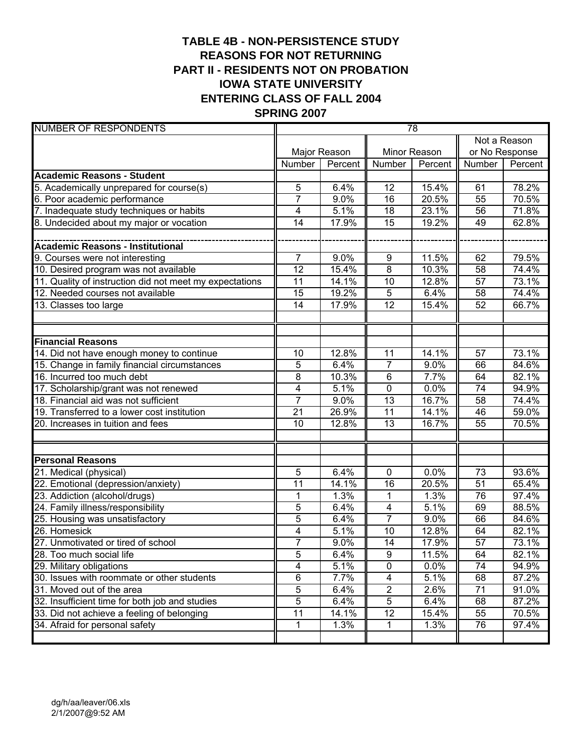# TABLE 4B - NON-PERSISTENCE STUDY
## REASONS FOR NOT RETURNING
## PART II - RESIDENTS NOT ON PROBATION
## IOWA STATE UNIVERSITY
## ENTERING CLASS OF FALL 2004
## SPRING 2007

| NUMBER OF RESPONDENTS | 78 | | | | | |
|---|---|---|---|---|---|---|
| | Major Reason | | Minor Reason | | Not a Reason or No Response | |
| | Number | Percent | Number | Percent | Number | Percent |
| **Academic Reasons - Student** | | | | | | |
| 5. Academically unprepared for course(s) | 5 | 6.4% | 12 | 15.4% | 61 | 78.2% |
| 6. Poor academic performance | 7 | 9.0% | 16 | 20.5% | 55 | 70.5% |
| 7. Inadequate study techniques or habits | 4 | 5.1% | 18 | 23.1% | 56 | 71.8% |
| 8. Undecided about my major or vocation | 14 | 17.9% | 15 | 19.2% | 49 | 62.8% |
| **Academic Reasons - Institutional** | | | | | | |
| 9. Courses were not interesting | 7 | 9.0% | 9 | 11.5% | 62 | 79.5% |
| 10. Desired program was not available | 12 | 15.4% | 8 | 10.3% | 58 | 74.4% |
| 11. Quality of instruction did not meet my expectations | 11 | 14.1% | 10 | 12.8% | 57 | 73.1% |
| 12. Needed courses not available | 15 | 19.2% | 5 | 6.4% | 58 | 74.4% |
| 13. Classes too large | 14 | 17.9% | 12 | 15.4% | 52 | 66.7% |
| **Financial Reasons** | | | | | | |
| 14. Did not have enough money to continue | 10 | 12.8% | 11 | 14.1% | 57 | 73.1% |
| 15. Change in family financial circumstances | 5 | 6.4% | 7 | 9.0% | 66 | 84.6% |
| 16. Incurred too much debt | 8 | 10.3% | 6 | 7.7% | 64 | 82.1% |
| 17. Scholarship/grant was not renewed | 4 | 5.1% | 0 | 0.0% | 74 | 94.9% |
| 18. Financial aid was not sufficient | 7 | 9.0% | 13 | 16.7% | 58 | 74.4% |
| 19. Transferred to a lower cost institution | 21 | 26.9% | 11 | 14.1% | 46 | 59.0% |
| 20. Increases in tuition and fees | 10 | 12.8% | 13 | 16.7% | 55 | 70.5% |
| **Personal Reasons** | | | | | | |
| 21. Medical (physical) | 5 | 6.4% | 0 | 0.0% | 73 | 93.6% |
| 22. Emotional (depression/anxiety) | 11 | 14.1% | 16 | 20.5% | 51 | 65.4% |
| 23. Addiction (alcohol/drugs) | 1 | 1.3% | 1 | 1.3% | 76 | 97.4% |
| 24. Family illness/responsibility | 5 | 6.4% | 4 | 5.1% | 69 | 88.5% |
| 25. Housing was unsatisfactory | 5 | 6.4% | 7 | 9.0% | 66 | 84.6% |
| 26. Homesick | 4 | 5.1% | 10 | 12.8% | 64 | 82.1% |
| 27. Unmotivated or tired of school | 7 | 9.0% | 14 | 17.9% | 57 | 73.1% |
| 28. Too much social life | 5 | 6.4% | 9 | 11.5% | 64 | 82.1% |
| 29. Military obligations | 4 | 5.1% | 0 | 0.0% | 74 | 94.9% |
| 30. Issues with roommate or other students | 6 | 7.7% | 4 | 5.1% | 68 | 87.2% |
| 31. Moved out of the area | 5 | 6.4% | 2 | 2.6% | 71 | 91.0% |
| 32. Insufficient time for both job and studies | 5 | 6.4% | 5 | 6.4% | 68 | 87.2% |
| 33. Did not achieve a feeling of belonging | 11 | 14.1% | 12 | 15.4% | 55 | 70.5% |
| 34. Afraid for personal safety | 1 | 1.3% | 1 | 1.3% | 76 | 97.4% |

dg/h/aa/leaver/06.xls
2/1/2007@9:52 AM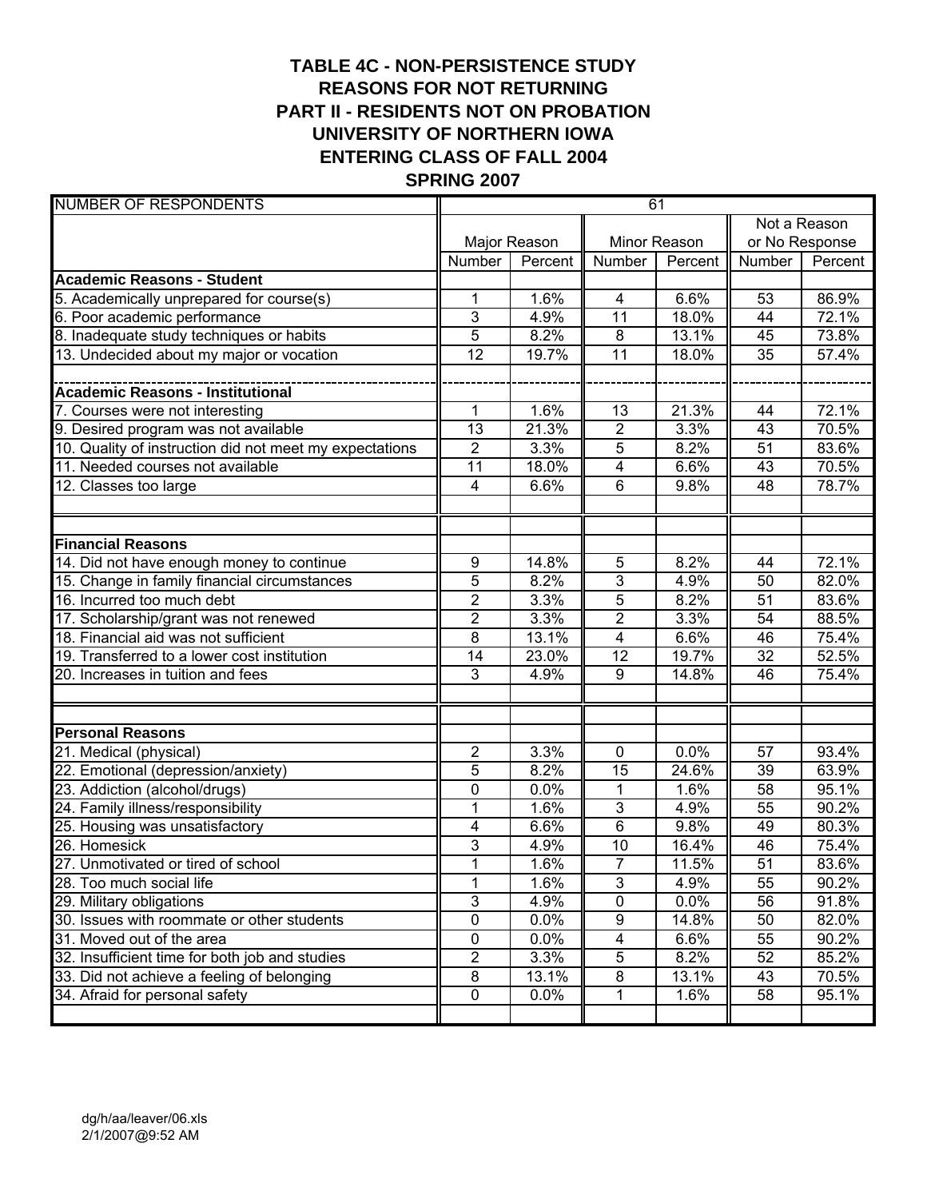# TABLE 4C - NON-PERSISTENCE STUDY
## REASONS FOR NOT RETURNING
## PART II - RESIDENTS NOT ON PROBATION
## UNIVERSITY OF NORTHERN IOWA
## ENTERING CLASS OF FALL 2004
## SPRING 2007

| NUMBER OF RESPONDENTS | 61 | | | | | |
|---|---|---|---|---|---|---|
| | Major Reason | | Minor Reason | | Not a Reason or No Response | |
| | Number | Percent | Number | Percent | Number | Percent |
| **Academic Reasons - Student** | | | | | | |
| 5. Academically unprepared for course(s) | 1 | 1.6% | 4 | 6.6% | 53 | 86.9% |
| 6. Poor academic performance | 3 | 4.9% | 11 | 18.0% | 44 | 72.1% |
| 8. Inadequate study techniques or habits | 5 | 8.2% | 8 | 13.1% | 45 | 73.8% |
| 13. Undecided about my major or vocation | 12 | 19.7% | 11 | 18.0% | 35 | 57.4% |
| **Academic Reasons - Institutional** | | | | | | |
| 7. Courses were not interesting | 1 | 1.6% | 13 | 21.3% | 44 | 72.1% |
| 9. Desired program was not available | 13 | 21.3% | 2 | 3.3% | 43 | 70.5% |
| 10. Quality of instruction did not meet my expectations | 2 | 3.3% | 5 | 8.2% | 51 | 83.6% |
| 11. Needed courses not available | 11 | 18.0% | 4 | 6.6% | 43 | 70.5% |
| 12. Classes too large | 4 | 6.6% | 6 | 9.8% | 48 | 78.7% |
| **Financial Reasons** | | | | | | |
| 14. Did not have enough money to continue | 9 | 14.8% | 5 | 8.2% | 44 | 72.1% |
| 15. Change in family financial circumstances | 5 | 8.2% | 3 | 4.9% | 50 | 82.0% |
| 16. Incurred too much debt | 2 | 3.3% | 5 | 8.2% | 51 | 83.6% |
| 17. Scholarship/grant was not renewed | 2 | 3.3% | 2 | 3.3% | 54 | 88.5% |
| 18. Financial aid was not sufficient | 8 | 13.1% | 4 | 6.6% | 46 | 75.4% |
| 19. Transferred to a lower cost institution | 14 | 23.0% | 12 | 19.7% | 32 | 52.5% |
| 20. Increases in tuition and fees | 3 | 4.9% | 9 | 14.8% | 46 | 75.4% |
| **Personal Reasons** | | | | | | |
| 21. Medical (physical) | 2 | 3.3% | 0 | 0.0% | 57 | 93.4% |
| 22. Emotional (depression/anxiety) | 5 | 8.2% | 15 | 24.6% | 39 | 63.9% |
| 23. Addiction (alcohol/drugs) | 0 | 0.0% | 1 | 1.6% | 58 | 95.1% |
| 24. Family illness/responsibility | 1 | 1.6% | 3 | 4.9% | 55 | 90.2% |
| 25. Housing was unsatisfactory | 4 | 6.6% | 6 | 9.8% | 49 | 80.3% |
| 26. Homesick | 3 | 4.9% | 10 | 16.4% | 46 | 75.4% |
| 27. Unmotivated or tired of school | 1 | 1.6% | 7 | 11.5% | 51 | 83.6% |
| 28. Too much social life | 1 | 1.6% | 3 | 4.9% | 55 | 90.2% |
| 29. Military obligations | 3 | 4.9% | 0 | 0.0% | 56 | 91.8% |
| 30. Issues with roommate or other students | 0 | 0.0% | 9 | 14.8% | 50 | 82.0% |
| 31. Moved out of the area | 0 | 0.0% | 4 | 6.6% | 55 | 90.2% |
| 32. Insufficient time for both job and studies | 2 | 3.3% | 5 | 8.2% | 52 | 85.2% |
| 33. Did not achieve a feeling of belonging | 8 | 13.1% | 8 | 13.1% | 43 | 70.5% |
| 34. Afraid for personal safety | 0 | 0.0% | 1 | 1.6% | 58 | 95.1% |

dg/h/aa/leaver/06.xls
2/1/2007@9:52 AM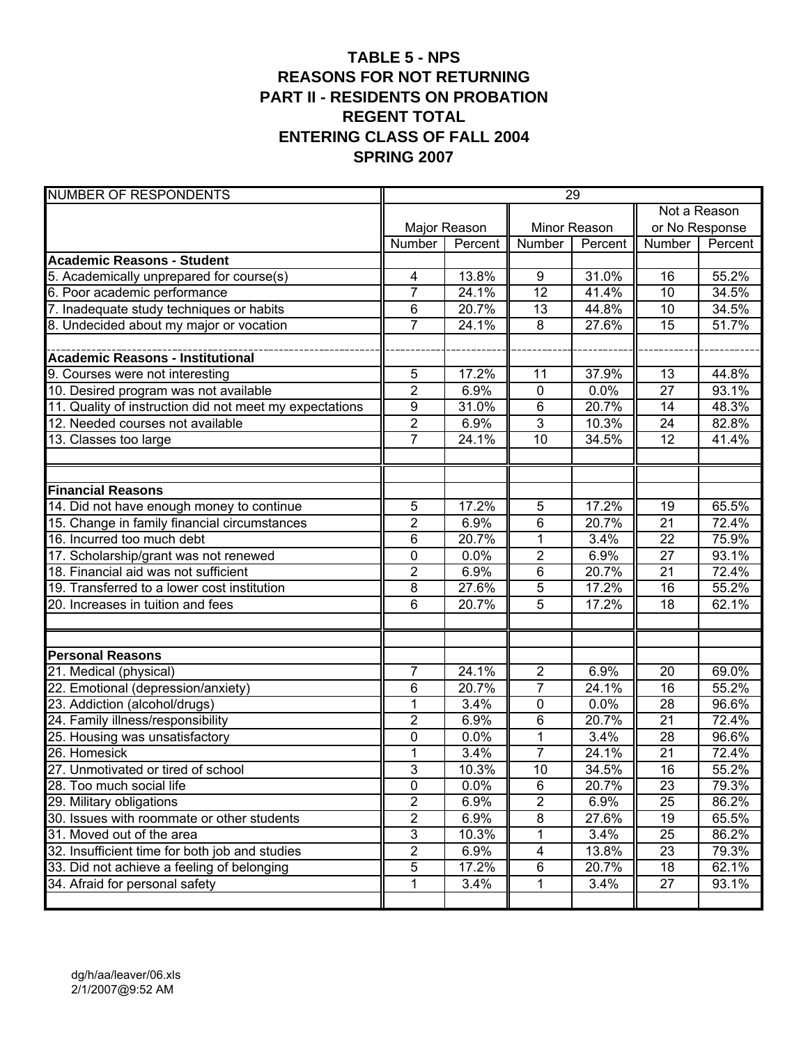# TABLE 5 - NPS
# REASONS FOR NOT RETURNING
# PART II - RESIDENTS ON PROBATION
# REGENT TOTAL
# ENTERING CLASS OF FALL 2004
# SPRING 2007

| NUMBER OF RESPONDENTS | 29 | | | | | |
|---|---|---|---|---|---|---|
| | Major Reason | | Minor Reason | | Not a Reason or No Response | |
| | Number | Percent | Number | Percent | Number | Percent |
| **Academic Reasons - Student** | | | | | | |
| 5. Academically unprepared for course(s) | 4 | 13.8% | 9 | 31.0% | 16 | 55.2% |
| 6. Poor academic performance | 7 | 24.1% | 12 | 41.4% | 10 | 34.5% |
| 7. Inadequate study techniques or habits | 6 | 20.7% | 13 | 44.8% | 10 | 34.5% |
| 8. Undecided about my major or vocation | 7 | 24.1% | 8 | 27.6% | 15 | 51.7% |
| **Academic Reasons - Institutional** | | | | | | |
| 9. Courses were not interesting | 5 | 17.2% | 11 | 37.9% | 13 | 44.8% |
| 10. Desired program was not available | 2 | 6.9% | 0 | 0.0% | 27 | 93.1% |
| 11. Quality of instruction did not meet my expectations | 9 | 31.0% | 6 | 20.7% | 14 | 48.3% |
| 12. Needed courses not available | 2 | 6.9% | 3 | 10.3% | 24 | 82.8% |
| 13. Classes too large | 7 | 24.1% | 10 | 34.5% | 12 | 41.4% |
| **Financial Reasons** | | | | | | |
| 14. Did not have enough money to continue | 5 | 17.2% | 5 | 17.2% | 19 | 65.5% |
| 15. Change in family financial circumstances | 2 | 6.9% | 6 | 20.7% | 21 | 72.4% |
| 16. Incurred too much debt | 6 | 20.7% | 1 | 3.4% | 22 | 75.9% |
| 17. Scholarship/grant was not renewed | 0 | 0.0% | 2 | 6.9% | 27 | 93.1% |
| 18. Financial aid was not sufficient | 2 | 6.9% | 6 | 20.7% | 21 | 72.4% |
| 19. Transferred to a lower cost institution | 8 | 27.6% | 5 | 17.2% | 16 | 55.2% |
| 20. Increases in tuition and fees | 6 | 20.7% | 5 | 17.2% | 18 | 62.1% |
| **Personal Reasons** | | | | | | |
| 21. Medical (physical) | 7 | 24.1% | 2 | 6.9% | 20 | 69.0% |
| 22. Emotional (depression/anxiety) | 6 | 20.7% | 7 | 24.1% | 16 | 55.2% |
| 23. Addiction (alcohol/drugs) | 1 | 3.4% | 0 | 0.0% | 28 | 96.6% |
| 24. Family illness/responsibility | 2 | 6.9% | 6 | 20.7% | 21 | 72.4% |
| 25. Housing was unsatisfactory | 0 | 0.0% | 1 | 3.4% | 28 | 96.6% |
| 26. Homesick | 1 | 3.4% | 7 | 24.1% | 21 | 72.4% |
| 27. Unmotivated or tired of school | 3 | 10.3% | 10 | 34.5% | 16 | 55.2% |
| 28. Too much social life | 0 | 0.0% | 6 | 20.7% | 23 | 79.3% |
| 29. Military obligations | 2 | 6.9% | 2 | 6.9% | 25 | 86.2% |
| 30. Issues with roommate or other students | 2 | 6.9% | 8 | 27.6% | 19 | 65.5% |
| 31. Moved out of the area | 3 | 10.3% | 1 | 3.4% | 25 | 86.2% |
| 32. Insufficient time for both job and studies | 2 | 6.9% | 4 | 13.8% | 23 | 79.3% |
| 33. Did not achieve a feeling of belonging | 5 | 17.2% | 6 | 20.7% | 18 | 62.1% |
| 34. Afraid for personal safety | 1 | 3.4% | 1 | 3.4% | 27 | 93.1% |

dg/h/aa/leaver/06.xls
2/1/2007@9:52 AM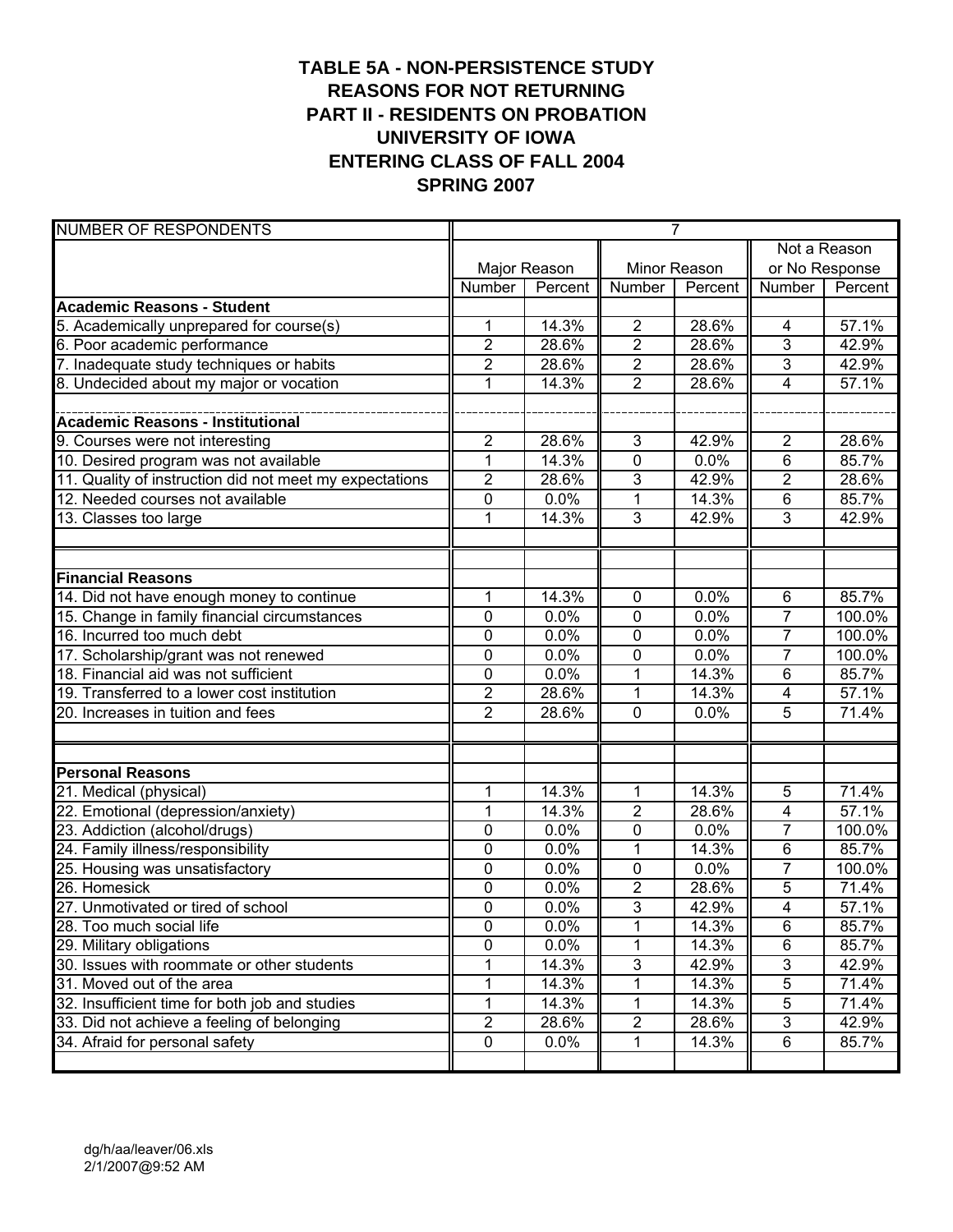# TABLE 5A - NON-PERSISTENCE STUDY
## REASONS FOR NOT RETURNING
## PART II - RESIDENTS ON PROBATION
## UNIVERSITY OF IOWA
## ENTERING CLASS OF FALL 2004
## SPRING 2007

| NUMBER OF RESPONDENTS | 7 | | | | | |
|---|---|---|---|---|---|---|
| | Major Reason | | Minor Reason | | Not a Reason or No Response | |
| | Number | Percent | Number | Percent | Number | Percent |
| **Academic Reasons - Student** | | | | | | |
| 5. Academically unprepared for course(s) | 1 | 14.3% | 2 | 28.6% | 4 | 57.1% |
| 6. Poor academic performance | 2 | 28.6% | 2 | 28.6% | 3 | 42.9% |
| 7. Inadequate study techniques or habits | 2 | 28.6% | 2 | 28.6% | 3 | 42.9% |
| 8. Undecided about my major or vocation | 1 | 14.3% | 2 | 28.6% | 4 | 57.1% |
| **Academic Reasons - Institutional** | | | | | | |
| 9. Courses were not interesting | 2 | 28.6% | 3 | 42.9% | 2 | 28.6% |
| 10. Desired program was not available | 1 | 14.3% | 0 | 0.0% | 6 | 85.7% |
| 11. Quality of instruction did not meet my expectations | 2 | 28.6% | 3 | 42.9% | 2 | 28.6% |
| 12. Needed courses not available | 0 | 0.0% | 1 | 14.3% | 6 | 85.7% |
| 13. Classes too large | 1 | 14.3% | 3 | 42.9% | 3 | 42.9% |
| **Financial Reasons** | | | | | | |
| 14. Did not have enough money to continue | 1 | 14.3% | 0 | 0.0% | 6 | 85.7% |
| 15. Change in family financial circumstances | 0 | 0.0% | 0 | 0.0% | 7 | 100.0% |
| 16. Incurred too much debt | 0 | 0.0% | 0 | 0.0% | 7 | 100.0% |
| 17. Scholarship/grant was not renewed | 0 | 0.0% | 0 | 0.0% | 7 | 100.0% |
| 18. Financial aid was not sufficient | 0 | 0.0% | 1 | 14.3% | 6 | 85.7% |
| 19. Transferred to a lower cost institution | 2 | 28.6% | 1 | 14.3% | 4 | 57.1% |
| 20. Increases in tuition and fees | 2 | 28.6% | 0 | 0.0% | 5 | 71.4% |
| **Personal Reasons** | | | | | | |
| 21. Medical (physical) | 1 | 14.3% | 1 | 14.3% | 5 | 71.4% |
| 22. Emotional (depression/anxiety) | 1 | 14.3% | 2 | 28.6% | 4 | 57.1% |
| 23. Addiction (alcohol/drugs) | 0 | 0.0% | 0 | 0.0% | 7 | 100.0% |
| 24. Family illness/responsibility | 0 | 0.0% | 1 | 14.3% | 6 | 85.7% |
| 25. Housing was unsatisfactory | 0 | 0.0% | 0 | 0.0% | 7 | 100.0% |
| 26. Homesick | 0 | 0.0% | 2 | 28.6% | 5 | 71.4% |
| 27. Unmotivated or tired of school | 0 | 0.0% | 3 | 42.9% | 4 | 57.1% |
| 28. Too much social life | 0 | 0.0% | 1 | 14.3% | 6 | 85.7% |
| 29. Military obligations | 0 | 0.0% | 1 | 14.3% | 6 | 85.7% |
| 30. Issues with roommate or other students | 1 | 14.3% | 3 | 42.9% | 3 | 42.9% |
| 31. Moved out of the area | 1 | 14.3% | 1 | 14.3% | 5 | 71.4% |
| 32. Insufficient time for both job and studies | 1 | 14.3% | 1 | 14.3% | 5 | 71.4% |
| 33. Did not achieve a feeling of belonging | 2 | 28.6% | 2 | 28.6% | 3 | 42.9% |
| 34. Afraid for personal safety | 0 | 0.0% | 1 | 14.3% | 6 | 85.7% |

dg/h/aa/leaver/06.xls
2/1/2007@9:52 AM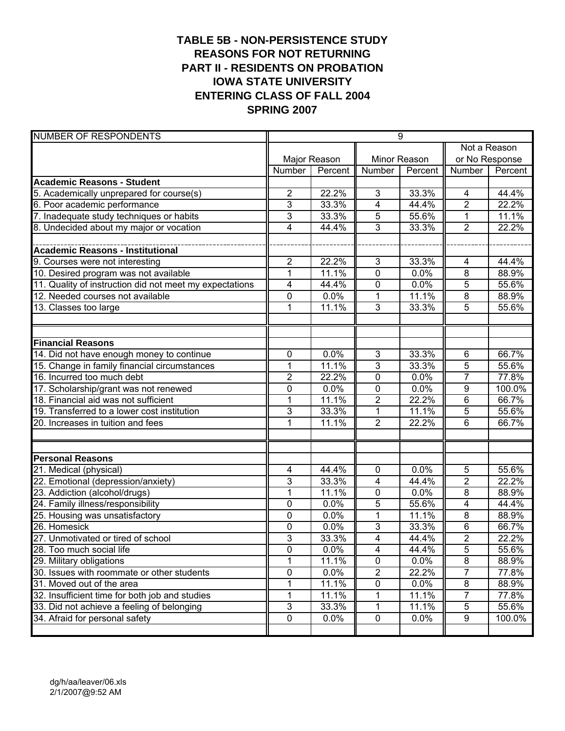# TABLE 5B - NON-PERSISTENCE STUDY
## REASONS FOR NOT RETURNING
## PART II - RESIDENTS ON PROBATION
## IOWA STATE UNIVERSITY
## ENTERING CLASS OF FALL 2004
## SPRING 2007

| NUMBER OF RESPONDENTS | 9 | | | | | |
|---|---|---|---|---|---|---|
| | Major Reason | | Minor Reason | | Not a Reason or No Response | |
| | Number | Percent | Number | Percent | Number | Percent |
| **Academic Reasons - Student** | | | | | | |
| 5. Academically unprepared for course(s) | 2 | 22.2% | 3 | 33.3% | 4 | 44.4% |
| 6. Poor academic performance | 3 | 33.3% | 4 | 44.4% | 2 | 22.2% |
| 7. Inadequate study techniques or habits | 3 | 33.3% | 5 | 55.6% | 1 | 11.1% |
| 8. Undecided about my major or vocation | 4 | 44.4% | 3 | 33.3% | 2 | 22.2% |
| **Academic Reasons - Institutional** | | | | | | |
| 9. Courses were not interesting | 2 | 22.2% | 3 | 33.3% | 4 | 44.4% |
| 10. Desired program was not available | 1 | 11.1% | 0 | 0.0% | 8 | 88.9% |
| 11. Quality of instruction did not meet my expectations | 4 | 44.4% | 0 | 0.0% | 5 | 55.6% |
| 12. Needed courses not available | 0 | 0.0% | 1 | 11.1% | 8 | 88.9% |
| 13. Classes too large | 1 | 11.1% | 3 | 33.3% | 5 | 55.6% |
| **Financial Reasons** | | | | | | |
| 14. Did not have enough money to continue | 0 | 0.0% | 3 | 33.3% | 6 | 66.7% |
| 15. Change in family financial circumstances | 1 | 11.1% | 3 | 33.3% | 5 | 55.6% |
| 16. Incurred too much debt | 2 | 22.2% | 0 | 0.0% | 7 | 77.8% |
| 17. Scholarship/grant was not renewed | 0 | 0.0% | 0 | 0.0% | 9 | 100.0% |
| 18. Financial aid was not sufficient | 1 | 11.1% | 2 | 22.2% | 6 | 66.7% |
| 19. Transferred to a lower cost institution | 3 | 33.3% | 1 | 11.1% | 5 | 55.6% |
| 20. Increases in tuition and fees | 1 | 11.1% | 2 | 22.2% | 6 | 66.7% |
| **Personal Reasons** | | | | | | |
| 21. Medical (physical) | 4 | 44.4% | 0 | 0.0% | 5 | 55.6% |
| 22. Emotional (depression/anxiety) | 3 | 33.3% | 4 | 44.4% | 2 | 22.2% |
| 23. Addiction (alcohol/drugs) | 1 | 11.1% | 0 | 0.0% | 8 | 88.9% |
| 24. Family illness/responsibility | 0 | 0.0% | 5 | 55.6% | 4 | 44.4% |
| 25. Housing was unsatisfactory | 0 | 0.0% | 1 | 11.1% | 8 | 88.9% |
| 26. Homesick | 0 | 0.0% | 3 | 33.3% | 6 | 66.7% |
| 27. Unmotivated or tired of school | 3 | 33.3% | 4 | 44.4% | 2 | 22.2% |
| 28. Too much social life | 0 | 0.0% | 4 | 44.4% | 5 | 55.6% |
| 29. Military obligations | 1 | 11.1% | 0 | 0.0% | 8 | 88.9% |
| 30. Issues with roommate or other students | 0 | 0.0% | 2 | 22.2% | 7 | 77.8% |
| 31. Moved out of the area | 1 | 11.1% | 0 | 0.0% | 8 | 88.9% |
| 32. Insufficient time for both job and studies | 1 | 11.1% | 1 | 11.1% | 7 | 77.8% |
| 33. Did not achieve a feeling of belonging | 3 | 33.3% | 1 | 11.1% | 5 | 55.6% |
| 34. Afraid for personal safety | 0 | 0.0% | 0 | 0.0% | 9 | 100.0% |

dg/h/aa/leaver/06.xls
2/1/2007@9:52 AM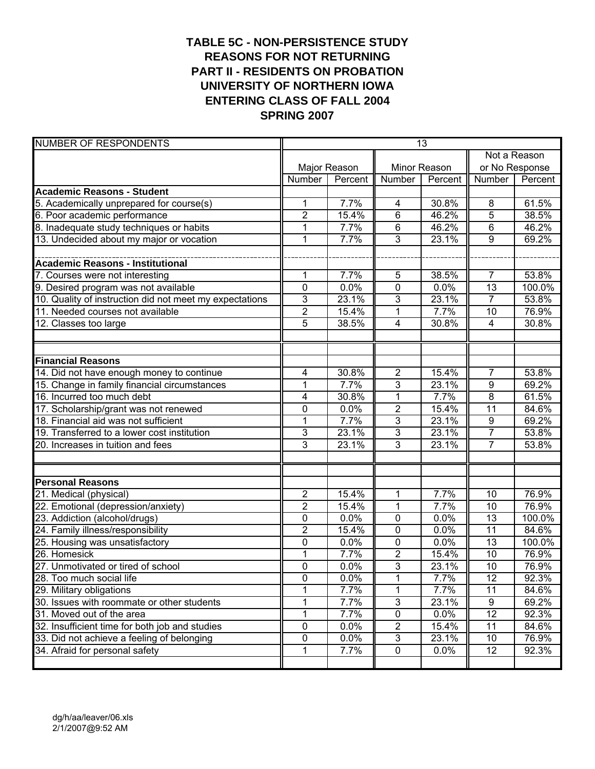# TABLE 5C - NON-PERSISTENCE STUDY
## REASONS FOR NOT RETURNING
## PART II - RESIDENTS ON PROBATION
## UNIVERSITY OF NORTHERN IOWA
## ENTERING CLASS OF FALL 2004
## SPRING 2007

| NUMBER OF RESPONDENTS | 13 | | | | | |
|---|---|---|---|---|---|---|
| | Major Reason | | Minor Reason | | Not a Reason or No Response | |
| | Number | Percent | Number | Percent | Number | Percent |
| **Academic Reasons - Student** | | | | | | |
| 5. Academically unprepared for course(s) | 1 | 7.7% | 4 | 30.8% | 8 | 61.5% |
| 6. Poor academic performance | 2 | 15.4% | 6 | 46.2% | 5 | 38.5% |
| 8. Inadequate study techniques or habits | 1 | 7.7% | 6 | 46.2% | 6 | 46.2% |
| 13. Undecided about my major or vocation | 1 | 7.7% | 3 | 23.1% | 9 | 69.2% |
| | | | | | | |
| **Academic Reasons - Institutional** | | | | | | |
| 7. Courses were not interesting | 1 | 7.7% | 5 | 38.5% | 7 | 53.8% |
| 9. Desired program was not available | 0 | 0.0% | 0 | 0.0% | 13 | 100.0% |
| 10. Quality of instruction did not meet my expectations | 3 | 23.1% | 3 | 23.1% | 7 | 53.8% |
| 11. Needed courses not available | 2 | 15.4% | 1 | 7.7% | 10 | 76.9% |
| 12. Classes too large | 5 | 38.5% | 4 | 30.8% | 4 | 30.8% |
| | | | | | | |
| **Financial Reasons** | | | | | | |
| 14. Did not have enough money to continue | 4 | 30.8% | 2 | 15.4% | 7 | 53.8% |
| 15. Change in family financial circumstances | 1 | 7.7% | 3 | 23.1% | 9 | 69.2% |
| 16. Incurred too much debt | 4 | 30.8% | 1 | 7.7% | 8 | 61.5% |
| 17. Scholarship/grant was not renewed | 0 | 0.0% | 2 | 15.4% | 11 | 84.6% |
| 18. Financial aid was not sufficient | 1 | 7.7% | 3 | 23.1% | 9 | 69.2% |
| 19. Transferred to a lower cost institution | 3 | 23.1% | 3 | 23.1% | 7 | 53.8% |
| 20. Increases in tuition and fees | 3 | 23.1% | 3 | 23.1% | 7 | 53.8% |
| | | | | | | |
| **Personal Reasons** | | | | | | |
| 21. Medical (physical) | 2 | 15.4% | 1 | 7.7% | 10 | 76.9% |
| 22. Emotional (depression/anxiety) | 2 | 15.4% | 1 | 7.7% | 10 | 76.9% |
| 23. Addiction (alcohol/drugs) | 0 | 0.0% | 0 | 0.0% | 13 | 100.0% |
| 24. Family illness/responsibility | 2 | 15.4% | 0 | 0.0% | 11 | 84.6% |
| 25. Housing was unsatisfactory | 0 | 0.0% | 0 | 0.0% | 13 | 100.0% |
| 26. Homesick | 1 | 7.7% | 2 | 15.4% | 10 | 76.9% |
| 27. Unmotivated or tired of school | 0 | 0.0% | 3 | 23.1% | 10 | 76.9% |
| 28. Too much social life | 0 | 0.0% | 1 | 7.7% | 12 | 92.3% |
| 29. Military obligations | 1 | 7.7% | 1 | 7.7% | 11 | 84.6% |
| 30. Issues with roommate or other students | 1 | 7.7% | 3 | 23.1% | 9 | 69.2% |
| 31. Moved out of the area | 1 | 7.7% | 0 | 0.0% | 12 | 92.3% |
| 32. Insufficient time for both job and studies | 0 | 0.0% | 2 | 15.4% | 11 | 84.6% |
| 33. Did not achieve a feeling of belonging | 0 | 0.0% | 3 | 23.1% | 10 | 76.9% |
| 34. Afraid for personal safety | 1 | 7.7% | 0 | 0.0% | 12 | 92.3% |

dg/h/aa/leaver/06.xls
2/1/2007@9:52 AM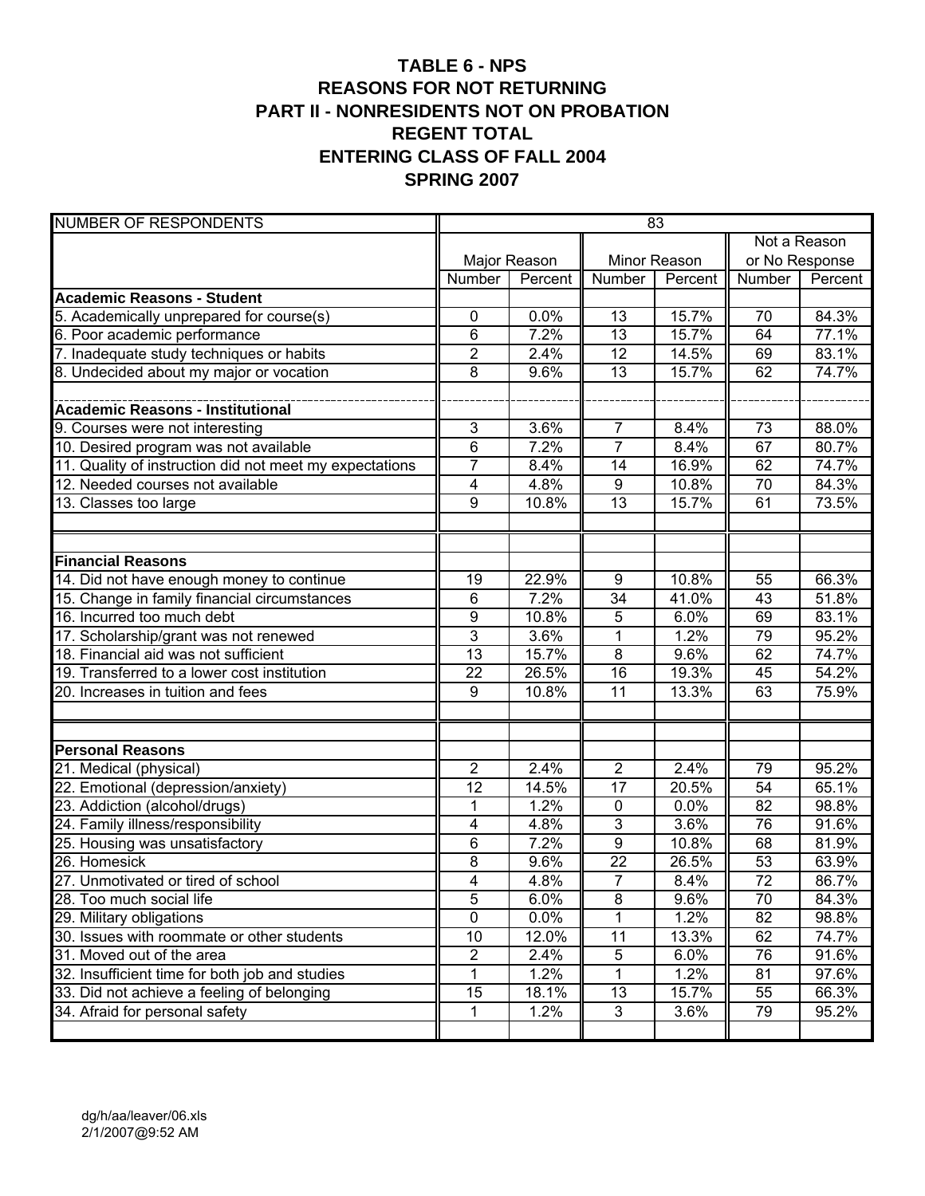# TABLE 6 - NPS
## REASONS FOR NOT RETURNING
## PART II - NONRESIDENTS NOT ON PROBATION
## REGENT TOTAL
## ENTERING CLASS OF FALL 2004
## SPRING 2007

| NUMBER OF RESPONDENTS | 83 | | | | | |
|---|---|---|---|---|---|---|
| | Major Reason | | Minor Reason | | Not a Reason or No Response | |
| | Number | Percent | Number | Percent | Number | Percent |
| **Academic Reasons - Student** | | | | | | |
| 5. Academically unprepared for course(s) | 0 | 0.0% | 13 | 15.7% | 70 | 84.3% |
| 6. Poor academic performance | 6 | 7.2% | 13 | 15.7% | 64 | 77.1% |
| 7. Inadequate study techniques or habits | 2 | 2.4% | 12 | 14.5% | 69 | 83.1% |
| 8. Undecided about my major or vocation | 8 | 9.6% | 13 | 15.7% | 62 | 74.7% |
| **Academic Reasons - Institutional** | | | | | | |
| 9. Courses were not interesting | 3 | 3.6% | 7 | 8.4% | 73 | 88.0% |
| 10. Desired program was not available | 6 | 7.2% | 7 | 8.4% | 67 | 80.7% |
| 11. Quality of instruction did not meet my expectations | 7 | 8.4% | 14 | 16.9% | 62 | 74.7% |
| 12. Needed courses not available | 4 | 4.8% | 9 | 10.8% | 70 | 84.3% |
| 13. Classes too large | 9 | 10.8% | 13 | 15.7% | 61 | 73.5% |
| **Financial Reasons** | | | | | | |
| 14. Did not have enough money to continue | 19 | 22.9% | 9 | 10.8% | 55 | 66.3% |
| 15. Change in family financial circumstances | 6 | 7.2% | 34 | 41.0% | 43 | 51.8% |
| 16. Incurred too much debt | 9 | 10.8% | 5 | 6.0% | 69 | 83.1% |
| 17. Scholarship/grant was not renewed | 3 | 3.6% | 1 | 1.2% | 79 | 95.2% |
| 18. Financial aid was not sufficient | 13 | 15.7% | 8 | 9.6% | 62 | 74.7% |
| 19. Transferred to a lower cost institution | 22 | 26.5% | 16 | 19.3% | 45 | 54.2% |
| 20. Increases in tuition and fees | 9 | 10.8% | 11 | 13.3% | 63 | 75.9% |
| **Personal Reasons** | | | | | | |
| 21. Medical (physical) | 2 | 2.4% | 2 | 2.4% | 79 | 95.2% |
| 22. Emotional (depression/anxiety) | 12 | 14.5% | 17 | 20.5% | 54 | 65.1% |
| 23. Addiction (alcohol/drugs) | 1 | 1.2% | 0 | 0.0% | 82 | 98.8% |
| 24. Family illness/responsibility | 4 | 4.8% | 3 | 3.6% | 76 | 91.6% |
| 25. Housing was unsatisfactory | 6 | 7.2% | 9 | 10.8% | 68 | 81.9% |
| 26. Homesick | 8 | 9.6% | 22 | 26.5% | 53 | 63.9% |
| 27. Unmotivated or tired of school | 4 | 4.8% | 7 | 8.4% | 72 | 86.7% |
| 28. Too much social life | 5 | 6.0% | 8 | 9.6% | 70 | 84.3% |
| 29. Military obligations | 0 | 0.0% | 1 | 1.2% | 82 | 98.8% |
| 30. Issues with roommate or other students | 10 | 12.0% | 11 | 13.3% | 62 | 74.7% |
| 31. Moved out of the area | 2 | 2.4% | 5 | 6.0% | 76 | 91.6% |
| 32. Insufficient time for both job and studies | 1 | 1.2% | 1 | 1.2% | 81 | 97.6% |
| 33. Did not achieve a feeling of belonging | 15 | 18.1% | 13 | 15.7% | 55 | 66.3% |
| 34. Afraid for personal safety | 1 | 1.2% | 3 | 3.6% | 79 | 95.2% |

dg/h/aa/leaver/06.xls
2/1/2007@9:52 AM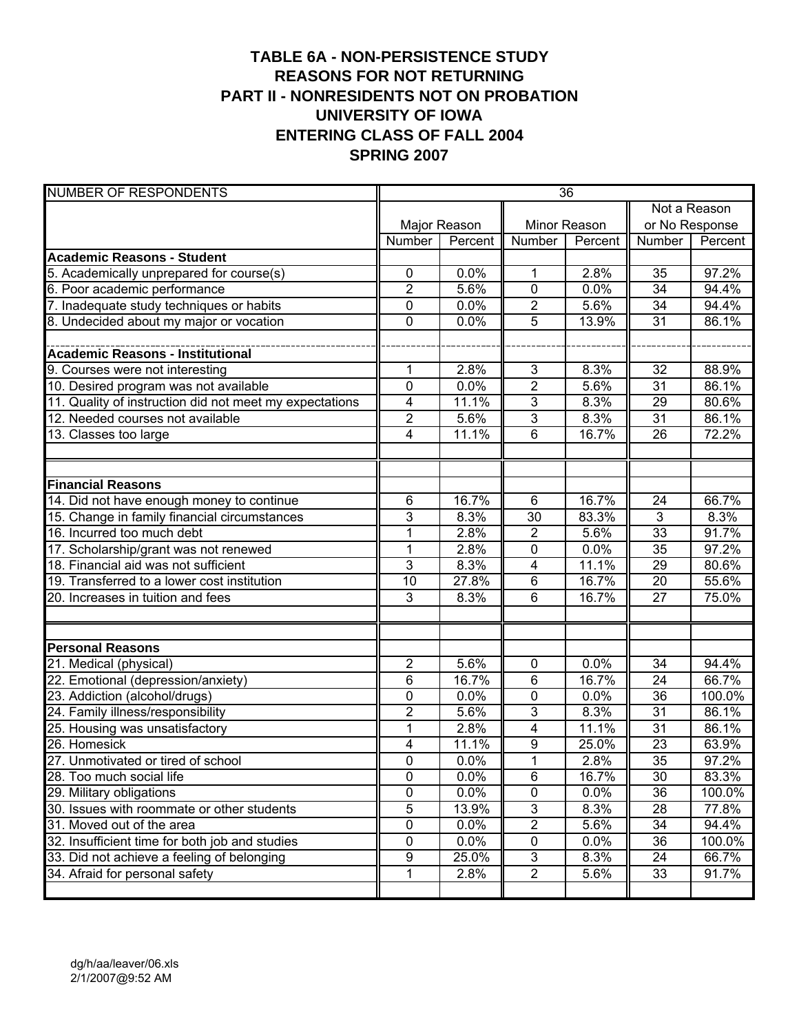# TABLE 6A - NON-PERSISTENCE STUDY
## REASONS FOR NOT RETURNING
## PART II - NONRESIDENTS NOT ON PROBATION
## UNIVERSITY OF IOWA
## ENTERING CLASS OF FALL 2004
## SPRING 2007

| NUMBER OF RESPONDENTS | 36 | | | | | |
|---|---|---|---|---|---|---|
| | Major Reason | | Minor Reason | | Not a Reason or No Response | |
| | Number | Percent | Number | Percent | Number | Percent |
| **Academic Reasons - Student** | | | | | | |
| 5. Academically unprepared for course(s) | 0 | 0.0% | 1 | 2.8% | 35 | 97.2% |
| 6. Poor academic performance | 2 | 5.6% | 0 | 0.0% | 34 | 94.4% |
| 7. Inadequate study techniques or habits | 0 | 0.0% | 2 | 5.6% | 34 | 94.4% |
| 8. Undecided about my major or vocation | 0 | 0.0% | 5 | 13.9% | 31 | 86.1% |
| **Academic Reasons - Institutional** | | | | | | |
| 9. Courses were not interesting | 1 | 2.8% | 3 | 8.3% | 32 | 88.9% |
| 10. Desired program was not available | 0 | 0.0% | 2 | 5.6% | 31 | 86.1% |
| 11. Quality of instruction did not meet my expectations | 4 | 11.1% | 3 | 8.3% | 29 | 80.6% |
| 12. Needed courses not available | 2 | 5.6% | 3 | 8.3% | 31 | 86.1% |
| 13. Classes too large | 4 | 11.1% | 6 | 16.7% | 26 | 72.2% |
| **Financial Reasons** | | | | | | |
| 14. Did not have enough money to continue | 6 | 16.7% | 6 | 16.7% | 24 | 66.7% |
| 15. Change in family financial circumstances | 3 | 8.3% | 30 | 83.3% | 3 | 8.3% |
| 16. Incurred too much debt | 1 | 2.8% | 2 | 5.6% | 33 | 91.7% |
| 17. Scholarship/grant was not renewed | 1 | 2.8% | 0 | 0.0% | 35 | 97.2% |
| 18. Financial aid was not sufficient | 3 | 8.3% | 4 | 11.1% | 29 | 80.6% |
| 19. Transferred to a lower cost institution | 10 | 27.8% | 6 | 16.7% | 20 | 55.6% |
| 20. Increases in tuition and fees | 3 | 8.3% | 6 | 16.7% | 27 | 75.0% |
| **Personal Reasons** | | | | | | |
| 21. Medical (physical) | 2 | 5.6% | 0 | 0.0% | 34 | 94.4% |
| 22. Emotional (depression/anxiety) | 6 | 16.7% | 6 | 16.7% | 24 | 66.7% |
| 23. Addiction (alcohol/drugs) | 0 | 0.0% | 0 | 0.0% | 36 | 100.0% |
| 24. Family illness/responsibility | 2 | 5.6% | 3 | 8.3% | 31 | 86.1% |
| 25. Housing was unsatisfactory | 1 | 2.8% | 4 | 11.1% | 31 | 86.1% |
| 26. Homesick | 4 | 11.1% | 9 | 25.0% | 23 | 63.9% |
| 27. Unmotivated or tired of school | 0 | 0.0% | 1 | 2.8% | 35 | 97.2% |
| 28. Too much social life | 0 | 0.0% | 6 | 16.7% | 30 | 83.3% |
| 29. Military obligations | 0 | 0.0% | 0 | 0.0% | 36 | 100.0% |
| 30. Issues with roommate or other students | 5 | 13.9% | 3 | 8.3% | 28 | 77.8% |
| 31. Moved out of the area | 0 | 0.0% | 2 | 5.6% | 34 | 94.4% |
| 32. Insufficient time for both job and studies | 0 | 0.0% | 0 | 0.0% | 36 | 100.0% |
| 33. Did not achieve a feeling of belonging | 9 | 25.0% | 3 | 8.3% | 24 | 66.7% |
| 34. Afraid for personal safety | 1 | 2.8% | 2 | 5.6% | 33 | 91.7% |

dg/h/aa/leaver/06.xls
2/1/2007@9:52 AM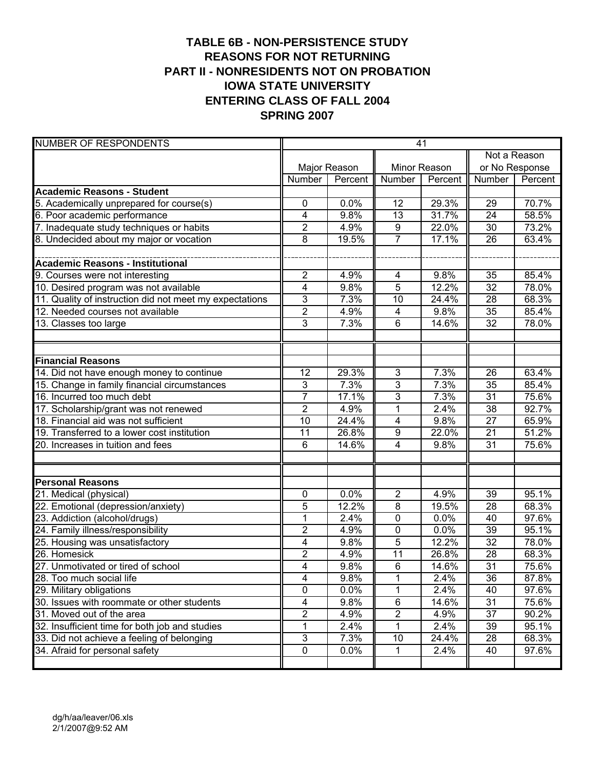# TABLE 6B - NON-PERSISTENCE STUDY
# REASONS FOR NOT RETURNING
# PART II - NONRESIDENTS NOT ON PROBATION
# IOWA STATE UNIVERSITY
# ENTERING CLASS OF FALL 2004
# SPRING 2007

| NUMBER OF RESPONDENTS | 41 | | | | | |
|---|---|---|---|---|---|---|
| | Major Reason | | Minor Reason | | Not a Reason or No Response | |
| | Number | Percent | Number | Percent | Number | Percent |
| **Academic Reasons - Student** | | | | | | |
| 5. Academically unprepared for course(s) | 0 | 0.0% | 12 | 29.3% | 29 | 70.7% |
| 6. Poor academic performance | 4 | 9.8% | 13 | 31.7% | 24 | 58.5% |
| 7. Inadequate study techniques or habits | 2 | 4.9% | 9 | 22.0% | 30 | 73.2% |
| 8. Undecided about my major or vocation | 8 | 19.5% | 7 | 17.1% | 26 | 63.4% |
| **Academic Reasons - Institutional** | | | | | | |
| 9. Courses were not interesting | 2 | 4.9% | 4 | 9.8% | 35 | 85.4% |
| 10. Desired program was not available | 4 | 9.8% | 5 | 12.2% | 32 | 78.0% |
| 11. Quality of instruction did not meet my expectations | 3 | 7.3% | 10 | 24.4% | 28 | 68.3% |
| 12. Needed courses not available | 2 | 4.9% | 4 | 9.8% | 35 | 85.4% |
| 13. Classes too large | 3 | 7.3% | 6 | 14.6% | 32 | 78.0% |
| **Financial Reasons** | | | | | | |
| 14. Did not have enough money to continue | 12 | 29.3% | 3 | 7.3% | 26 | 63.4% |
| 15. Change in family financial circumstances | 3 | 7.3% | 3 | 7.3% | 35 | 85.4% |
| 16. Incurred too much debt | 7 | 17.1% | 3 | 7.3% | 31 | 75.6% |
| 17. Scholarship/grant was not renewed | 2 | 4.9% | 1 | 2.4% | 38 | 92.7% |
| 18. Financial aid was not sufficient | 10 | 24.4% | 4 | 9.8% | 27 | 65.9% |
| 19. Transferred to a lower cost institution | 11 | 26.8% | 9 | 22.0% | 21 | 51.2% |
| 20. Increases in tuition and fees | 6 | 14.6% | 4 | 9.8% | 31 | 75.6% |
| **Personal Reasons** | | | | | | |
| 21. Medical (physical) | 0 | 0.0% | 2 | 4.9% | 39 | 95.1% |
| 22. Emotional (depression/anxiety) | 5 | 12.2% | 8 | 19.5% | 28 | 68.3% |
| 23. Addiction (alcohol/drugs) | 1 | 2.4% | 0 | 0.0% | 40 | 97.6% |
| 24. Family illness/responsibility | 2 | 4.9% | 0 | 0.0% | 39 | 95.1% |
| 25. Housing was unsatisfactory | 4 | 9.8% | 5 | 12.2% | 32 | 78.0% |
| 26. Homesick | 2 | 4.9% | 11 | 26.8% | 28 | 68.3% |
| 27. Unmotivated or tired of school | 4 | 9.8% | 6 | 14.6% | 31 | 75.6% |
| 28. Too much social life | 4 | 9.8% | 1 | 2.4% | 36 | 87.8% |
| 29. Military obligations | 0 | 0.0% | 1 | 2.4% | 40 | 97.6% |
| 30. Issues with roommate or other students | 4 | 9.8% | 6 | 14.6% | 31 | 75.6% |
| 31. Moved out of the area | 2 | 4.9% | 2 | 4.9% | 37 | 90.2% |
| 32. Insufficient time for both job and studies | 1 | 2.4% | 1 | 2.4% | 39 | 95.1% |
| 33. Did not achieve a feeling of belonging | 3 | 7.3% | 10 | 24.4% | 28 | 68.3% |
| 34. Afraid for personal safety | 0 | 0.0% | 1 | 2.4% | 40 | 97.6% |

dg/h/aa/leaver/06.xls
2/1/2007@9:52 AM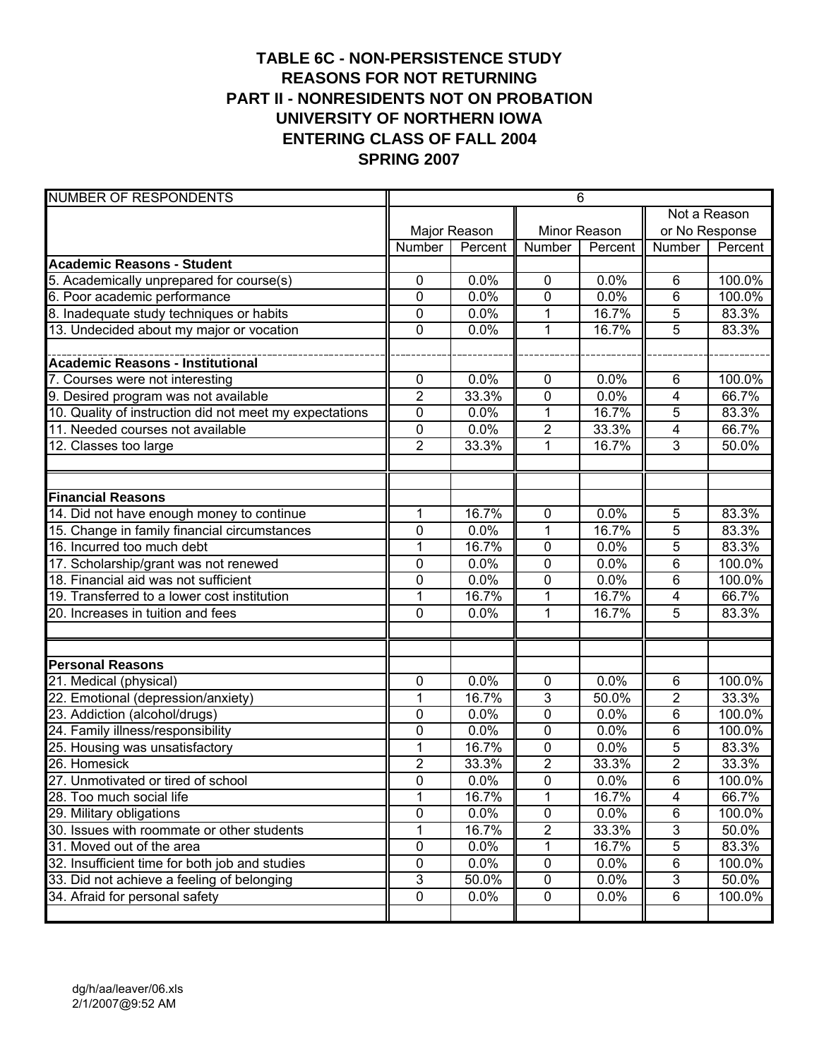# TABLE 6C - NON-PERSISTENCE STUDY
# REASONS FOR NOT RETURNING
# PART II - NONRESIDENTS NOT ON PROBATION
# UNIVERSITY OF NORTHERN IOWA
# ENTERING CLASS OF FALL 2004
# SPRING 2007

| NUMBER OF RESPONDENTS | 6 | | | | | |
|---|---|---|---|---|---|---|
| | Major Reason | | Minor Reason | | Not a Reason or No Response | |
| | Number | Percent | Number | Percent | Number | Percent |
| **Academic Reasons - Student** | | | | | | |
| 5. Academically unprepared for course(s) | 0 | 0.0% | 0 | 0.0% | 6 | 100.0% |
| 6. Poor academic performance | 0 | 0.0% | 0 | 0.0% | 6 | 100.0% |
| 8. Inadequate study techniques or habits | 0 | 0.0% | 1 | 16.7% | 5 | 83.3% |
| 13. Undecided about my major or vocation | 0 | 0.0% | 1 | 16.7% | 5 | 83.3% |
| **Academic Reasons - Institutional** | | | | | | |
| 7. Courses were not interesting | 0 | 0.0% | 0 | 0.0% | 6 | 100.0% |
| 9. Desired program was not available | 2 | 33.3% | 0 | 0.0% | 4 | 66.7% |
| 10. Quality of instruction did not meet my expectations | 0 | 0.0% | 1 | 16.7% | 5 | 83.3% |
| 11. Needed courses not available | 0 | 0.0% | 2 | 33.3% | 4 | 66.7% |
| 12. Classes too large | 2 | 33.3% | 1 | 16.7% | 3 | 50.0% |
| **Financial Reasons** | | | | | | |
| 14. Did not have enough money to continue | 1 | 16.7% | 0 | 0.0% | 5 | 83.3% |
| 15. Change in family financial circumstances | 0 | 0.0% | 1 | 16.7% | 5 | 83.3% |
| 16. Incurred too much debt | 1 | 16.7% | 0 | 0.0% | 5 | 83.3% |
| 17. Scholarship/grant was not renewed | 0 | 0.0% | 0 | 0.0% | 6 | 100.0% |
| 18. Financial aid was not sufficient | 0 | 0.0% | 0 | 0.0% | 6 | 100.0% |
| 19. Transferred to a lower cost institution | 1 | 16.7% | 1 | 16.7% | 4 | 66.7% |
| 20. Increases in tuition and fees | 0 | 0.0% | 1 | 16.7% | 5 | 83.3% |
| **Personal Reasons** | | | | | | |
| 21. Medical (physical) | 0 | 0.0% | 0 | 0.0% | 6 | 100.0% |
| 22. Emotional (depression/anxiety) | 1 | 16.7% | 3 | 50.0% | 2 | 33.3% |
| 23. Addiction (alcohol/drugs) | 0 | 0.0% | 0 | 0.0% | 6 | 100.0% |
| 24. Family illness/responsibility | 0 | 0.0% | 0 | 0.0% | 6 | 100.0% |
| 25. Housing was unsatisfactory | 1 | 16.7% | 0 | 0.0% | 5 | 83.3% |
| 26. Homesick | 2 | 33.3% | 2 | 33.3% | 2 | 33.3% |
| 27. Unmotivated or tired of school | 0 | 0.0% | 0 | 0.0% | 6 | 100.0% |
| 28. Too much social life | 1 | 16.7% | 1 | 16.7% | 4 | 66.7% |
| 29. Military obligations | 0 | 0.0% | 0 | 0.0% | 6 | 100.0% |
| 30. Issues with roommate or other students | 1 | 16.7% | 2 | 33.3% | 3 | 50.0% |
| 31. Moved out of the area | 0 | 0.0% | 1 | 16.7% | 5 | 83.3% |
| 32. Insufficient time for both job and studies | 0 | 0.0% | 0 | 0.0% | 6 | 100.0% |
| 33. Did not achieve a feeling of belonging | 3 | 50.0% | 0 | 0.0% | 3 | 50.0% |
| 34. Afraid for personal safety | 0 | 0.0% | 0 | 0.0% | 6 | 100.0% |

dg/h/aa/leaver/06.xls
2/1/2007@9:52 AM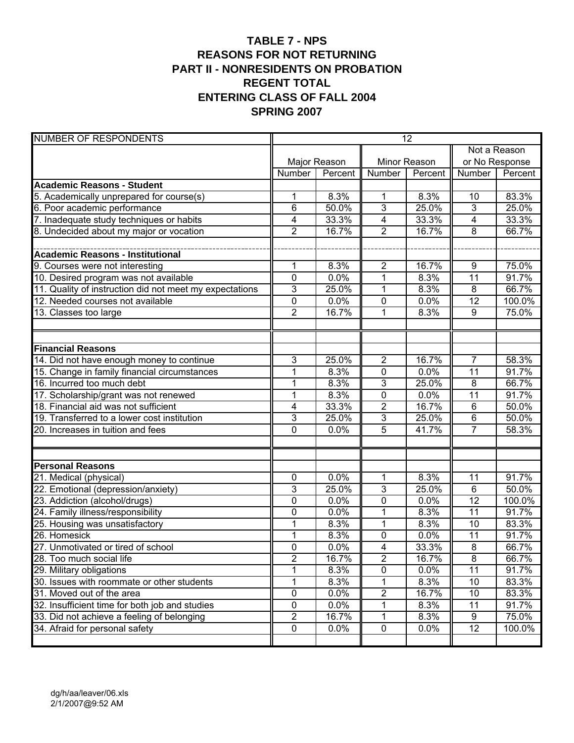# TABLE 7 - NPS
# REASONS FOR NOT RETURNING
# PART II - NONRESIDENTS ON PROBATION
# REGENT TOTAL
# ENTERING CLASS OF FALL 2004
# SPRING 2007

| NUMBER OF RESPONDENTS | 12 | | | | | |
|---|---|---|---|---|---|---|
| | Major Reason | | Minor Reason | | Not a Reason or No Response | |
| | Number | Percent | Number | Percent | Number | Percent |
| **Academic Reasons - Student** | | | | | | |
| 5. Academically unprepared for course(s) | 1 | 8.3% | 1 | 8.3% | 10 | 83.3% |
| 6. Poor academic performance | 6 | 50.0% | 3 | 25.0% | 3 | 25.0% |
| 7. Inadequate study techniques or habits | 4 | 33.3% | 4 | 33.3% | 4 | 33.3% |
| 8. Undecided about my major or vocation | 2 | 16.7% | 2 | 16.7% | 8 | 66.7% |
| **Academic Reasons - Institutional** | | | | | | |
| 9. Courses were not interesting | 1 | 8.3% | 2 | 16.7% | 9 | 75.0% |
| 10. Desired program was not available | 0 | 0.0% | 1 | 8.3% | 11 | 91.7% |
| 11. Quality of instruction did not meet my expectations | 3 | 25.0% | 1 | 8.3% | 8 | 66.7% |
| 12. Needed courses not available | 0 | 0.0% | 0 | 0.0% | 12 | 100.0% |
| 13. Classes too large | 2 | 16.7% | 1 | 8.3% | 9 | 75.0% |
| **Financial Reasons** | | | | | | |
| 14. Did not have enough money to continue | 3 | 25.0% | 2 | 16.7% | 7 | 58.3% |
| 15. Change in family financial circumstances | 1 | 8.3% | 0 | 0.0% | 11 | 91.7% |
| 16. Incurred too much debt | 1 | 8.3% | 3 | 25.0% | 8 | 66.7% |
| 17. Scholarship/grant was not renewed | 1 | 8.3% | 0 | 0.0% | 11 | 91.7% |
| 18. Financial aid was not sufficient | 4 | 33.3% | 2 | 16.7% | 6 | 50.0% |
| 19. Transferred to a lower cost institution | 3 | 25.0% | 3 | 25.0% | 6 | 50.0% |
| 20. Increases in tuition and fees | 0 | 0.0% | 5 | 41.7% | 7 | 58.3% |
| **Personal Reasons** | | | | | | |
| 21. Medical (physical) | 0 | 0.0% | 1 | 8.3% | 11 | 91.7% |
| 22. Emotional (depression/anxiety) | 3 | 25.0% | 3 | 25.0% | 6 | 50.0% |
| 23. Addiction (alcohol/drugs) | 0 | 0.0% | 0 | 0.0% | 12 | 100.0% |
| 24. Family illness/responsibility | 0 | 0.0% | 1 | 8.3% | 11 | 91.7% |
| 25. Housing was unsatisfactory | 1 | 8.3% | 1 | 8.3% | 10 | 83.3% |
| 26. Homesick | 1 | 8.3% | 0 | 0.0% | 11 | 91.7% |
| 27. Unmotivated or tired of school | 0 | 0.0% | 4 | 33.3% | 8 | 66.7% |
| 28. Too much social life | 2 | 16.7% | 2 | 16.7% | 8 | 66.7% |
| 29. Military obligations | 1 | 8.3% | 0 | 0.0% | 11 | 91.7% |
| 30. Issues with roommate or other students | 1 | 8.3% | 1 | 8.3% | 10 | 83.3% |
| 31. Moved out of the area | 0 | 0.0% | 2 | 16.7% | 10 | 83.3% |
| 32. Insufficient time for both job and studies | 0 | 0.0% | 1 | 8.3% | 11 | 91.7% |
| 33. Did not achieve a feeling of belonging | 2 | 16.7% | 1 | 8.3% | 9 | 75.0% |
| 34. Afraid for personal safety | 0 | 0.0% | 0 | 0.0% | 12 | 100.0% |

dg/h/aa/leaver/06.xls
2/1/2007@9:52 AM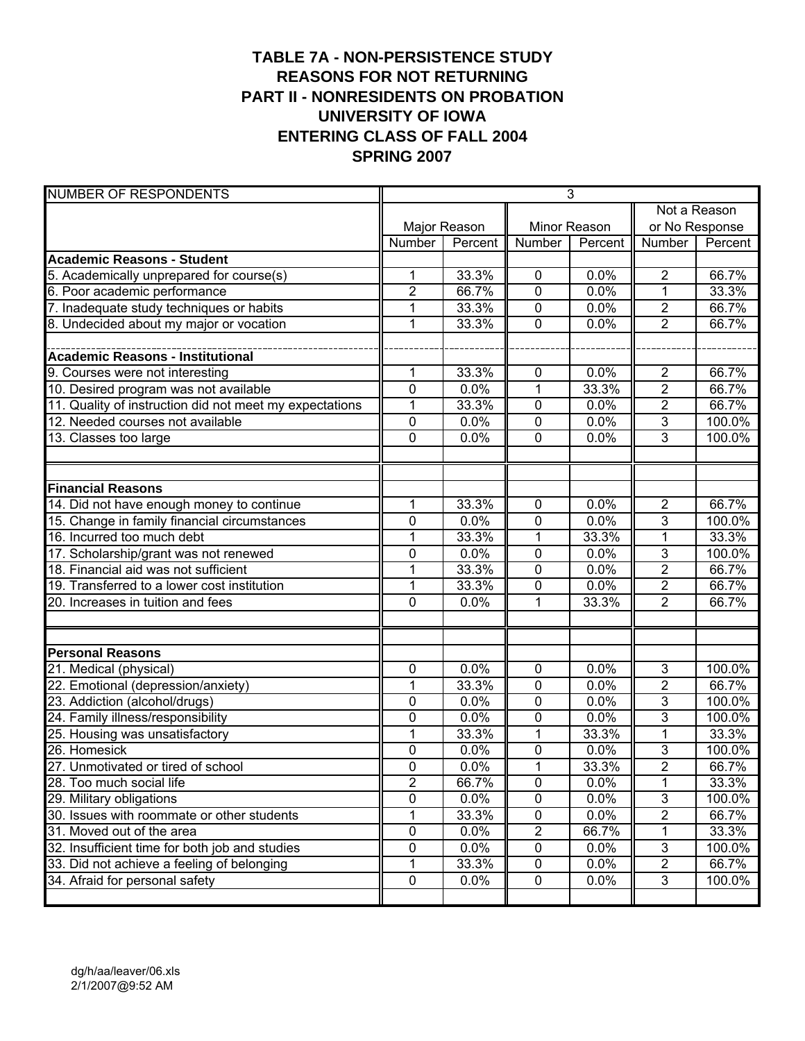# TABLE 7A - NON-PERSISTENCE STUDY
## REASONS FOR NOT RETURNING
## PART II - NONRESIDENTS ON PROBATION
## UNIVERSITY OF IOWA
## ENTERING CLASS OF FALL 2004
## SPRING 2007

| NUMBER OF RESPONDENTS | 3 | | | | | |
|---|---|---|---|---|---|---|
| | Major Reason | | Minor Reason | | Not a Reason or No Response | |
| | Number | Percent | Number | Percent | Number | Percent |
| **Academic Reasons - Student** | | | | | | |
| 5. Academically unprepared for course(s) | 1 | 33.3% | 0 | 0.0% | 2 | 66.7% |
| 6. Poor academic performance | 2 | 66.7% | 0 | 0.0% | 1 | 33.3% |
| 7. Inadequate study techniques or habits | 1 | 33.3% | 0 | 0.0% | 2 | 66.7% |
| 8. Undecided about my major or vocation | 1 | 33.3% | 0 | 0.0% | 2 | 66.7% |
| **Academic Reasons - Institutional** | | | | | | |
| 9. Courses were not interesting | 1 | 33.3% | 0 | 0.0% | 2 | 66.7% |
| 10. Desired program was not available | 0 | 0.0% | 1 | 33.3% | 2 | 66.7% |
| 11. Quality of instruction did not meet my expectations | 1 | 33.3% | 0 | 0.0% | 2 | 66.7% |
| 12. Needed courses not available | 0 | 0.0% | 0 | 0.0% | 3 | 100.0% |
| 13. Classes too large | 0 | 0.0% | 0 | 0.0% | 3 | 100.0% |
| **Financial Reasons** | | | | | | |
| 14. Did not have enough money to continue | 1 | 33.3% | 0 | 0.0% | 2 | 66.7% |
| 15. Change in family financial circumstances | 0 | 0.0% | 0 | 0.0% | 3 | 100.0% |
| 16. Incurred too much debt | 1 | 33.3% | 1 | 33.3% | 1 | 33.3% |
| 17. Scholarship/grant was not renewed | 0 | 0.0% | 0 | 0.0% | 3 | 100.0% |
| 18. Financial aid was not sufficient | 1 | 33.3% | 0 | 0.0% | 2 | 66.7% |
| 19. Transferred to a lower cost institution | 1 | 33.3% | 0 | 0.0% | 2 | 66.7% |
| 20. Increases in tuition and fees | 0 | 0.0% | 1 | 33.3% | 2 | 66.7% |
| **Personal Reasons** | | | | | | |
| 21. Medical (physical) | 0 | 0.0% | 0 | 0.0% | 3 | 100.0% |
| 22. Emotional (depression/anxiety) | 1 | 33.3% | 0 | 0.0% | 2 | 66.7% |
| 23. Addiction (alcohol/drugs) | 0 | 0.0% | 0 | 0.0% | 3 | 100.0% |
| 24. Family illness/responsibility | 0 | 0.0% | 0 | 0.0% | 3 | 100.0% |
| 25. Housing was unsatisfactory | 1 | 33.3% | 1 | 33.3% | 1 | 33.3% |
| 26. Homesick | 0 | 0.0% | 0 | 0.0% | 3 | 100.0% |
| 27. Unmotivated or tired of school | 0 | 0.0% | 1 | 33.3% | 2 | 66.7% |
| 28. Too much social life | 2 | 66.7% | 0 | 0.0% | 1 | 33.3% |
| 29. Military obligations | 0 | 0.0% | 0 | 0.0% | 3 | 100.0% |
| 30. Issues with roommate or other students | 1 | 33.3% | 0 | 0.0% | 2 | 66.7% |
| 31. Moved out of the area | 0 | 0.0% | 2 | 66.7% | 1 | 33.3% |
| 32. Insufficient time for both job and studies | 0 | 0.0% | 0 | 0.0% | 3 | 100.0% |
| 33. Did not achieve a feeling of belonging | 1 | 33.3% | 0 | 0.0% | 2 | 66.7% |
| 34. Afraid for personal safety | 0 | 0.0% | 0 | 0.0% | 3 | 100.0% |

dg/h/aa/leaver/06.xls
2/1/2007@9:52 AM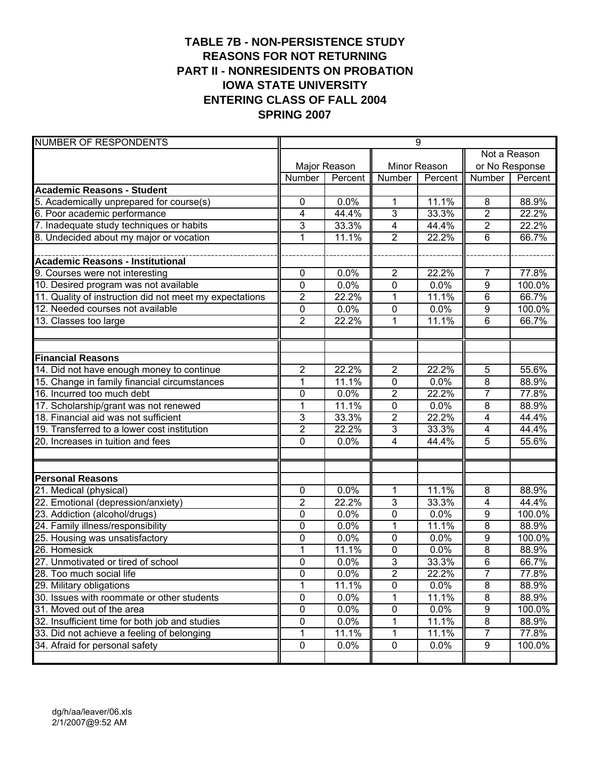# TABLE 7B - NON-PERSISTENCE STUDY
## REASONS FOR NOT RETURNING
## PART II - NONRESIDENTS ON PROBATION
## IOWA STATE UNIVERSITY
## ENTERING CLASS OF FALL 2004
## SPRING 2007

| NUMBER OF RESPONDENTS | 9 | | | | | |
|---|---|---|---|---|---|---|
| | Major Reason | | Minor Reason | | Not a Reason or No Response | |
| | Number | Percent | Number | Percent | Number | Percent |
| **Academic Reasons - Student** | | | | | | |
| 5. Academically unprepared for course(s) | 0 | 0.0% | 1 | 11.1% | 8 | 88.9% |
| 6. Poor academic performance | 4 | 44.4% | 3 | 33.3% | 2 | 22.2% |
| 7. Inadequate study techniques or habits | 3 | 33.3% | 4 | 44.4% | 2 | 22.2% |
| 8. Undecided about my major or vocation | 1 | 11.1% | 2 | 22.2% | 6 | 66.7% |
| **Academic Reasons - Institutional** | | | | | | |
| 9. Courses were not interesting | 0 | 0.0% | 2 | 22.2% | 7 | 77.8% |
| 10. Desired program was not available | 0 | 0.0% | 0 | 0.0% | 9 | 100.0% |
| 11. Quality of instruction did not meet my expectations | 2 | 22.2% | 1 | 11.1% | 6 | 66.7% |
| 12. Needed courses not available | 0 | 0.0% | 0 | 0.0% | 9 | 100.0% |
| 13. Classes too large | 2 | 22.2% | 1 | 11.1% | 6 | 66.7% |
| **Financial Reasons** | | | | | | |
| 14. Did not have enough money to continue | 2 | 22.2% | 2 | 22.2% | 5 | 55.6% |
| 15. Change in family financial circumstances | 1 | 11.1% | 0 | 0.0% | 8 | 88.9% |
| 16. Incurred too much debt | 0 | 0.0% | 2 | 22.2% | 7 | 77.8% |
| 17. Scholarship/grant was not renewed | 1 | 11.1% | 0 | 0.0% | 8 | 88.9% |
| 18. Financial aid was not sufficient | 3 | 33.3% | 2 | 22.2% | 4 | 44.4% |
| 19. Transferred to a lower cost institution | 2 | 22.2% | 3 | 33.3% | 4 | 44.4% |
| 20. Increases in tuition and fees | 0 | 0.0% | 4 | 44.4% | 5 | 55.6% |
| **Personal Reasons** | | | | | | |
| 21. Medical (physical) | 0 | 0.0% | 1 | 11.1% | 8 | 88.9% |
| 22. Emotional (depression/anxiety) | 2 | 22.2% | 3 | 33.3% | 4 | 44.4% |
| 23. Addiction (alcohol/drugs) | 0 | 0.0% | 0 | 0.0% | 9 | 100.0% |
| 24. Family illness/responsibility | 0 | 0.0% | 1 | 11.1% | 8 | 88.9% |
| 25. Housing was unsatisfactory | 0 | 0.0% | 0 | 0.0% | 9 | 100.0% |
| 26. Homesick | 1 | 11.1% | 0 | 0.0% | 8 | 88.9% |
| 27. Unmotivated or tired of school | 0 | 0.0% | 3 | 33.3% | 6 | 66.7% |
| 28. Too much social life | 0 | 0.0% | 2 | 22.2% | 7 | 77.8% |
| 29. Military obligations | 1 | 11.1% | 0 | 0.0% | 8 | 88.9% |
| 30. Issues with roommate or other students | 0 | 0.0% | 1 | 11.1% | 8 | 88.9% |
| 31. Moved out of the area | 0 | 0.0% | 0 | 0.0% | 9 | 100.0% |
| 32. Insufficient time for both job and studies | 0 | 0.0% | 1 | 11.1% | 8 | 88.9% |
| 33. Did not achieve a feeling of belonging | 1 | 11.1% | 1 | 11.1% | 7 | 77.8% |
| 34. Afraid for personal safety | 0 | 0.0% | 0 | 0.0% | 9 | 100.0% |

dg/h/aa/leaver/06.xls
2/1/2007@9:52 AM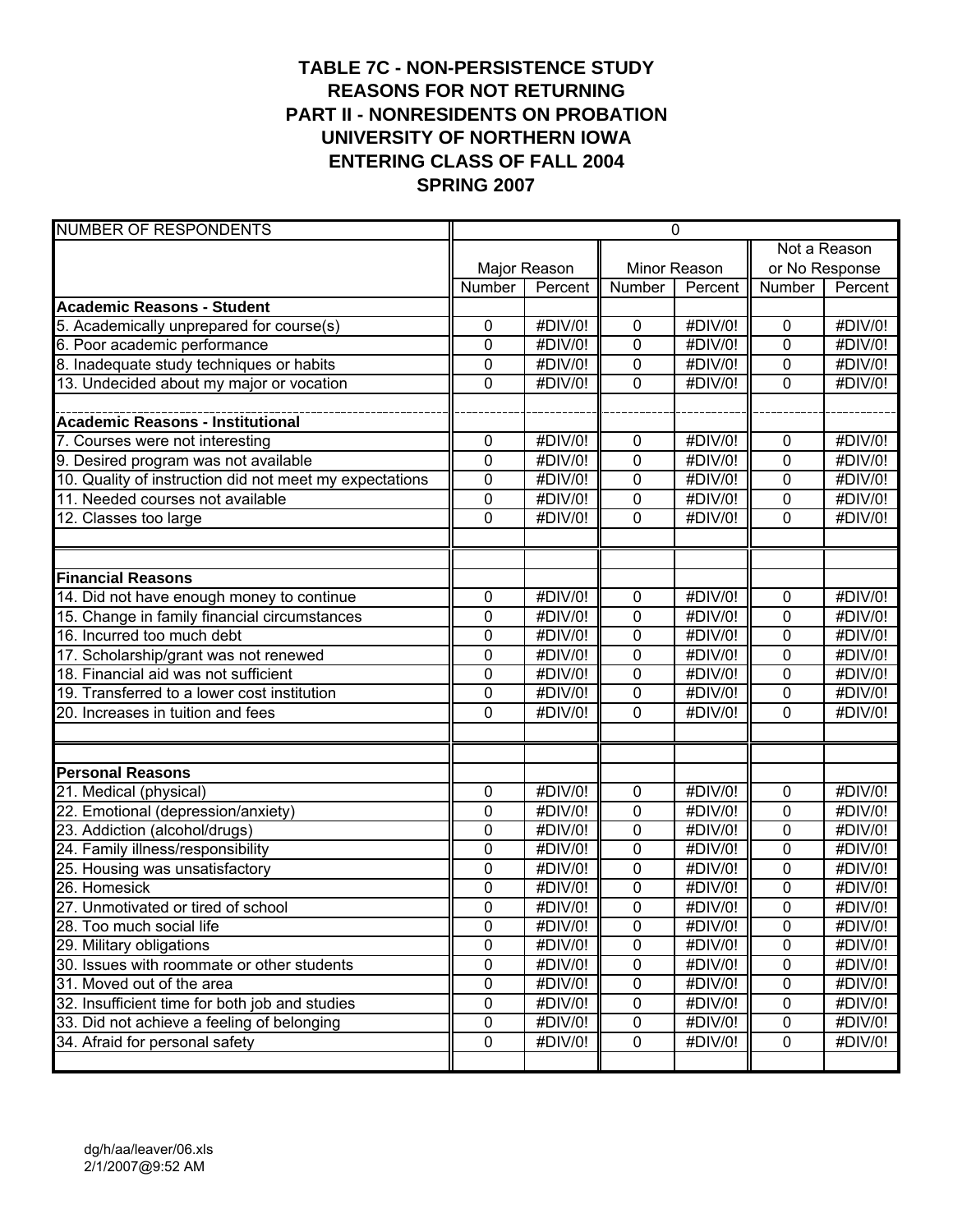# TABLE 7C - NON-PERSISTENCE STUDY
## REASONS FOR NOT RETURNING
## PART II - NONRESIDENTS ON PROBATION
## UNIVERSITY OF NORTHERN IOWA
## ENTERING CLASS OF FALL 2004
## SPRING 2007

| NUMBER OF RESPONDENTS | 0 | | | | | |
|---|---|---|---|---|---|---|
| | Major Reason | | Minor Reason | | Not a Reason or No Response | |
| | Number | Percent | Number | Percent | Number | Percent |
| **Academic Reasons - Student** | | | | | | |
| 5. Academically unprepared for course(s) | 0 | #DIV/0! | 0 | #DIV/0! | 0 | #DIV/0! |
| 6. Poor academic performance | 0 | #DIV/0! | 0 | #DIV/0! | 0 | #DIV/0! |
| 8. Inadequate study techniques or habits | 0 | #DIV/0! | 0 | #DIV/0! | 0 | #DIV/0! |
| 13. Undecided about my major or vocation | 0 | #DIV/0! | 0 | #DIV/0! | 0 | #DIV/0! |
| | | | | | | |
| **Academic Reasons - Institutional** | | | | | | |
| 7. Courses were not interesting | 0 | #DIV/0! | 0 | #DIV/0! | 0 | #DIV/0! |
| 9. Desired program was not available | 0 | #DIV/0! | 0 | #DIV/0! | 0 | #DIV/0! |
| 10. Quality of instruction did not meet my expectations | 0 | #DIV/0! | 0 | #DIV/0! | 0 | #DIV/0! |
| 11. Needed courses not available | 0 | #DIV/0! | 0 | #DIV/0! | 0 | #DIV/0! |
| 12. Classes too large | 0 | #DIV/0! | 0 | #DIV/0! | 0 | #DIV/0! |
| | | | | | | |
| | | | | | | |
| **Financial Reasons** | | | | | | |
| 14. Did not have enough money to continue | 0 | #DIV/0! | 0 | #DIV/0! | 0 | #DIV/0! |
| 15. Change in family financial circumstances | 0 | #DIV/0! | 0 | #DIV/0! | 0 | #DIV/0! |
| 16. Incurred too much debt | 0 | #DIV/0! | 0 | #DIV/0! | 0 | #DIV/0! |
| 17. Scholarship/grant was not renewed | 0 | #DIV/0! | 0 | #DIV/0! | 0 | #DIV/0! |
| 18. Financial aid was not sufficient | 0 | #DIV/0! | 0 | #DIV/0! | 0 | #DIV/0! |
| 19. Transferred to a lower cost institution | 0 | #DIV/0! | 0 | #DIV/0! | 0 | #DIV/0! |
| 20. Increases in tuition and fees | 0 | #DIV/0! | 0 | #DIV/0! | 0 | #DIV/0! |
| | | | | | | |
| | | | | | | |
| **Personal Reasons** | | | | | | |
| 21. Medical (physical) | 0 | #DIV/0! | 0 | #DIV/0! | 0 | #DIV/0! |
| 22. Emotional (depression/anxiety) | 0 | #DIV/0! | 0 | #DIV/0! | 0 | #DIV/0! |
| 23. Addiction (alcohol/drugs) | 0 | #DIV/0! | 0 | #DIV/0! | 0 | #DIV/0! |
| 24. Family illness/responsibility | 0 | #DIV/0! | 0 | #DIV/0! | 0 | #DIV/0! |
| 25. Housing was unsatisfactory | 0 | #DIV/0! | 0 | #DIV/0! | 0 | #DIV/0! |
| 26. Homesick | 0 | #DIV/0! | 0 | #DIV/0! | 0 | #DIV/0! |
| 27. Unmotivated or tired of school | 0 | #DIV/0! | 0 | #DIV/0! | 0 | #DIV/0! |
| 28. Too much social life | 0 | #DIV/0! | 0 | #DIV/0! | 0 | #DIV/0! |
| 29. Military obligations | 0 | #DIV/0! | 0 | #DIV/0! | 0 | #DIV/0! |
| 30. Issues with roommate or other students | 0 | #DIV/0! | 0 | #DIV/0! | 0 | #DIV/0! |
| 31. Moved out of the area | 0 | #DIV/0! | 0 | #DIV/0! | 0 | #DIV/0! |
| 32. Insufficient time for both job and studies | 0 | #DIV/0! | 0 | #DIV/0! | 0 | #DIV/0! |
| 33. Did not achieve a feeling of belonging | 0 | #DIV/0! | 0 | #DIV/0! | 0 | #DIV/0! |
| 34. Afraid for personal safety | 0 | #DIV/0! | 0 | #DIV/0! | 0 | #DIV/0! |
| | | | | | | |

dg/h/aa/leaver/06.xls
2/1/2007@9:52 AM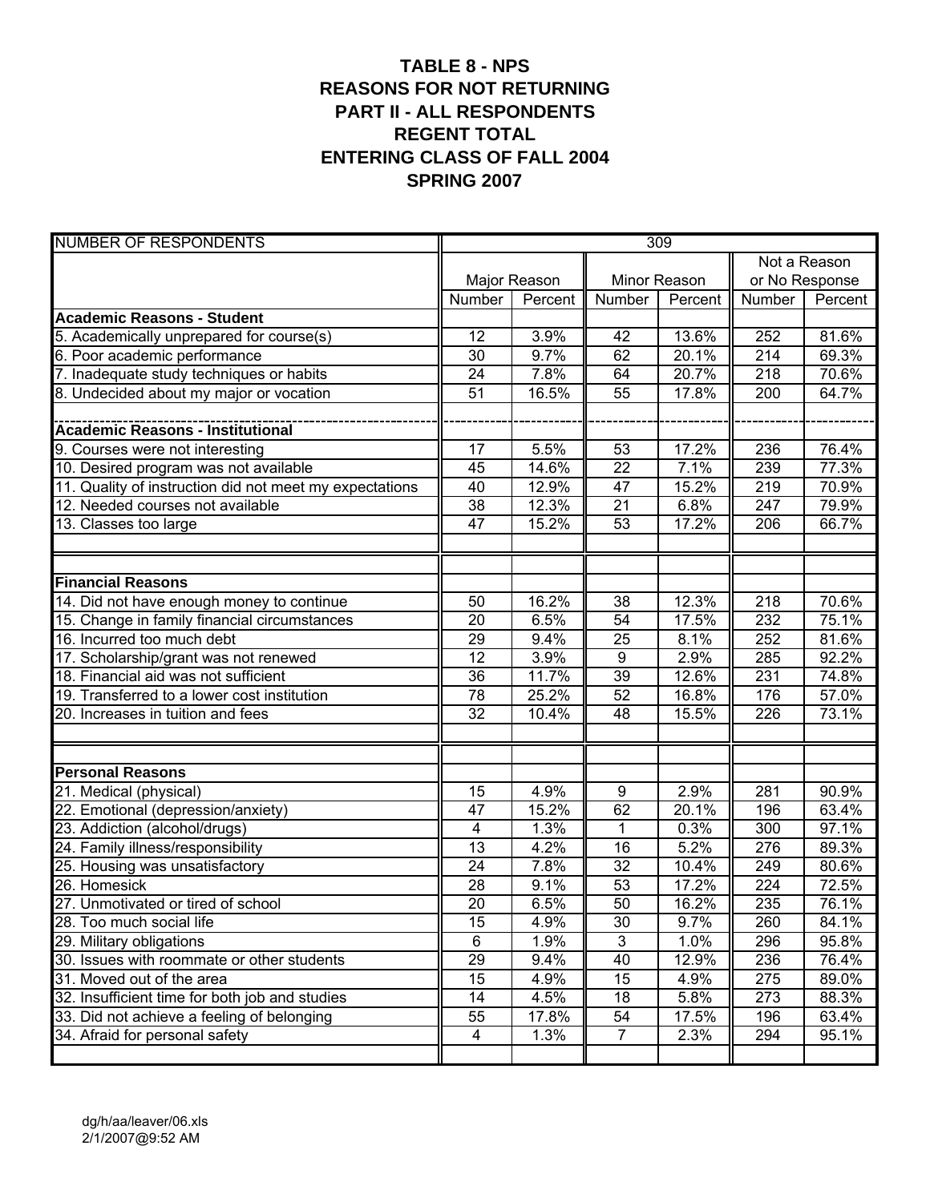# TABLE 8 - NPS
# REASONS FOR NOT RETURNING
# PART II - ALL RESPONDENTS
# REGENT TOTAL
# ENTERING CLASS OF FALL 2004
# SPRING 2007

| NUMBER OF RESPONDENTS | 309 | | | | | |
|---|---|---|---|---|---|---|
| | Major Reason | | Minor Reason | | Not a Reason or No Response | |
| | Number | Percent | Number | Percent | Number | Percent |
| **Academic Reasons - Student** | | | | | | |
| 5. Academically unprepared for course(s) | 12 | 3.9% | 42 | 13.6% | 252 | 81.6% |
| 6. Poor academic performance | 30 | 9.7% | 62 | 20.1% | 214 | 69.3% |
| 7. Inadequate study techniques or habits | 24 | 7.8% | 64 | 20.7% | 218 | 70.6% |
| 8. Undecided about my major or vocation | 51 | 16.5% | 55 | 17.8% | 200 | 64.7% |
| **Academic Reasons - Institutional** | | | | | | |
| 9. Courses were not interesting | 17 | 5.5% | 53 | 17.2% | 236 | 76.4% |
| 10. Desired program was not available | 45 | 14.6% | 22 | 7.1% | 239 | 77.3% |
| 11. Quality of instruction did not meet my expectations | 40 | 12.9% | 47 | 15.2% | 219 | 70.9% |
| 12. Needed courses not available | 38 | 12.3% | 21 | 6.8% | 247 | 79.9% |
| 13. Classes too large | 47 | 15.2% | 53 | 17.2% | 206 | 66.7% |
| **Financial Reasons** | | | | | | |
| 14. Did not have enough money to continue | 50 | 16.2% | 38 | 12.3% | 218 | 70.6% |
| 15. Change in family financial circumstances | 20 | 6.5% | 54 | 17.5% | 232 | 75.1% |
| 16. Incurred too much debt | 29 | 9.4% | 25 | 8.1% | 252 | 81.6% |
| 17. Scholarship/grant was not renewed | 12 | 3.9% | 9 | 2.9% | 285 | 92.2% |
| 18. Financial aid was not sufficient | 36 | 11.7% | 39 | 12.6% | 231 | 74.8% |
| 19. Transferred to a lower cost institution | 78 | 25.2% | 52 | 16.8% | 176 | 57.0% |
| 20. Increases in tuition and fees | 32 | 10.4% | 48 | 15.5% | 226 | 73.1% |
| **Personal Reasons** | | | | | | |
| 21. Medical (physical) | 15 | 4.9% | 9 | 2.9% | 281 | 90.9% |
| 22. Emotional (depression/anxiety) | 47 | 15.2% | 62 | 20.1% | 196 | 63.4% |
| 23. Addiction (alcohol/drugs) | 4 | 1.3% | 1 | 0.3% | 300 | 97.1% |
| 24. Family illness/responsibility | 13 | 4.2% | 16 | 5.2% | 276 | 89.3% |
| 25. Housing was unsatisfactory | 24 | 7.8% | 32 | 10.4% | 249 | 80.6% |
| 26. Homesick | 28 | 9.1% | 53 | 17.2% | 224 | 72.5% |
| 27. Unmotivated or tired of school | 20 | 6.5% | 50 | 16.2% | 235 | 76.1% |
| 28. Too much social life | 15 | 4.9% | 30 | 9.7% | 260 | 84.1% |
| 29. Military obligations | 6 | 1.9% | 3 | 1.0% | 296 | 95.8% |
| 30. Issues with roommate or other students | 29 | 9.4% | 40 | 12.9% | 236 | 76.4% |
| 31. Moved out of the area | 15 | 4.9% | 15 | 4.9% | 275 | 89.0% |
| 32. Insufficient time for both job and studies | 14 | 4.5% | 18 | 5.8% | 273 | 88.3% |
| 33. Did not achieve a feeling of belonging | 55 | 17.8% | 54 | 17.5% | 196 | 63.4% |
| 34. Afraid for personal safety | 4 | 1.3% | 7 | 2.3% | 294 | 95.1% |

dg/h/aa/leaver/06.xls
2/1/2007@9:52 AM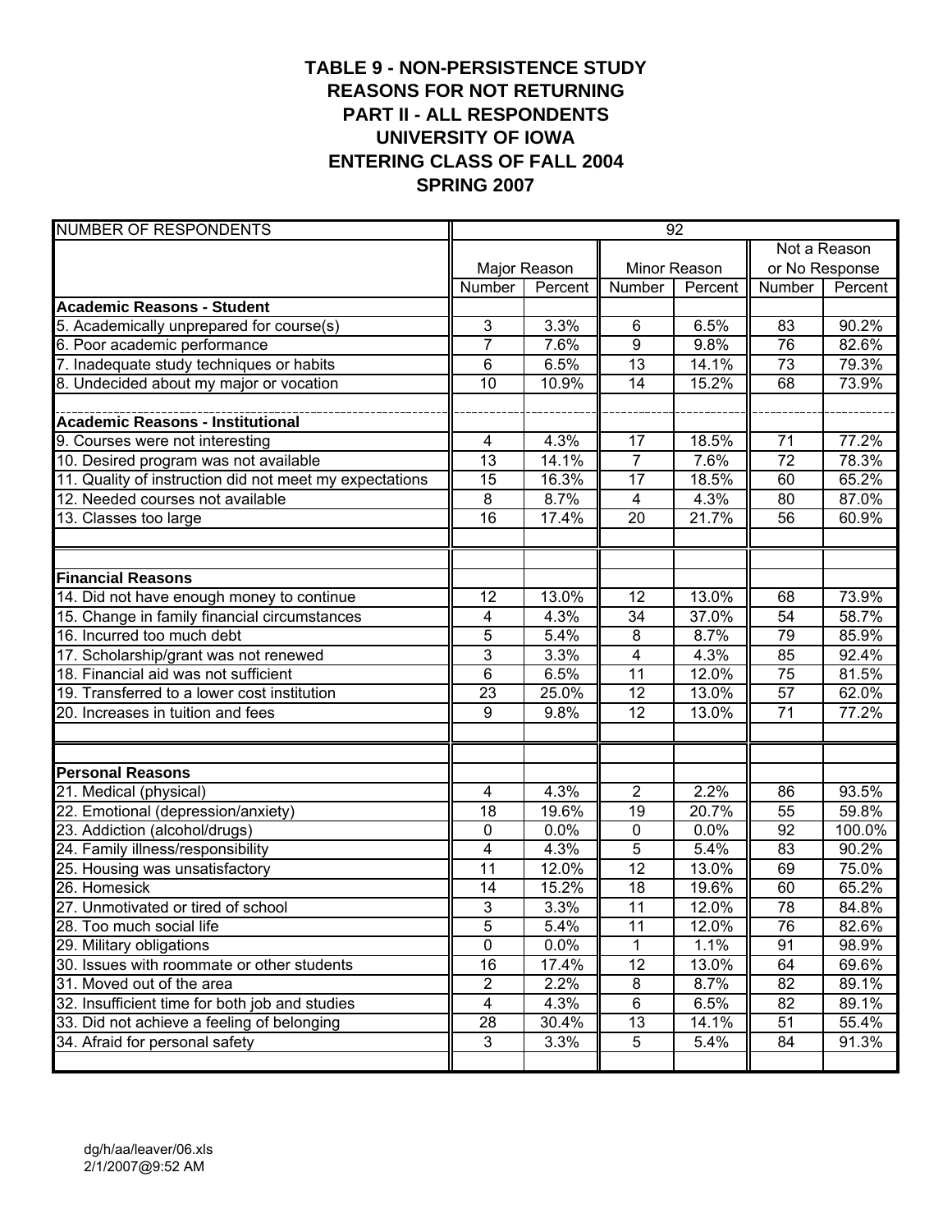# TABLE 9 - NON-PERSISTENCE STUDY
# REASONS FOR NOT RETURNING
# PART II - ALL RESPONDENTS
# UNIVERSITY OF IOWA
# ENTERING CLASS OF FALL 2004
# SPRING 2007

| NUMBER OF RESPONDENTS | 92 | | | | | |
|---|---|---|---|---|---|---|
| | Major Reason | | Minor Reason | | Not a Reason or No Response | |
| | Number | Percent | Number | Percent | Number | Percent |
| **Academic Reasons - Student** | | | | | | |
| 5. Academically unprepared for course(s) | 3 | 3.3% | 6 | 6.5% | 83 | 90.2% |
| 6. Poor academic performance | 7 | 7.6% | 9 | 9.8% | 76 | 82.6% |
| 7. Inadequate study techniques or habits | 6 | 6.5% | 13 | 14.1% | 73 | 79.3% |
| 8. Undecided about my major or vocation | 10 | 10.9% | 14 | 15.2% | 68 | 73.9% |
| | | | | | | |
| **Academic Reasons - Institutional** | | | | | | |
| 9. Courses were not interesting | 4 | 4.3% | 17 | 18.5% | 71 | 77.2% |
| 10. Desired program was not available | 13 | 14.1% | 7 | 7.6% | 72 | 78.3% |
| 11. Quality of instruction did not meet my expectations | 15 | 16.3% | 17 | 18.5% | 60 | 65.2% |
| 12. Needed courses not available | 8 | 8.7% | 4 | 4.3% | 80 | 87.0% |
| 13. Classes too large | 16 | 17.4% | 20 | 21.7% | 56 | 60.9% |
| | | | | | | |
| **Financial Reasons** | | | | | | |
| 14. Did not have enough money to continue | 12 | 13.0% | 12 | 13.0% | 68 | 73.9% |
| 15. Change in family financial circumstances | 4 | 4.3% | 34 | 37.0% | 54 | 58.7% |
| 16. Incurred too much debt | 5 | 5.4% | 8 | 8.7% | 79 | 85.9% |
| 17. Scholarship/grant was not renewed | 3 | 3.3% | 4 | 4.3% | 85 | 92.4% |
| 18. Financial aid was not sufficient | 6 | 6.5% | 11 | 12.0% | 75 | 81.5% |
| 19. Transferred to a lower cost institution | 23 | 25.0% | 12 | 13.0% | 57 | 62.0% |
| 20. Increases in tuition and fees | 9 | 9.8% | 12 | 13.0% | 71 | 77.2% |
| | | | | | | |
| **Personal Reasons** | | | | | | |
| 21. Medical (physical) | 4 | 4.3% | 2 | 2.2% | 86 | 93.5% |
| 22. Emotional (depression/anxiety) | 18 | 19.6% | 19 | 20.7% | 55 | 59.8% |
| 23. Addiction (alcohol/drugs) | 0 | 0.0% | 0 | 0.0% | 92 | 100.0% |
| 24. Family illness/responsibility | 4 | 4.3% | 5 | 5.4% | 83 | 90.2% |
| 25. Housing was unsatisfactory | 11 | 12.0% | 12 | 13.0% | 69 | 75.0% |
| 26. Homesick | 14 | 15.2% | 18 | 19.6% | 60 | 65.2% |
| 27. Unmotivated or tired of school | 3 | 3.3% | 11 | 12.0% | 78 | 84.8% |
| 28. Too much social life | 5 | 5.4% | 11 | 12.0% | 76 | 82.6% |
| 29. Military obligations | 0 | 0.0% | 1 | 1.1% | 91 | 98.9% |
| 30. Issues with roommate or other students | 16 | 17.4% | 12 | 13.0% | 64 | 69.6% |
| 31. Moved out of the area | 2 | 2.2% | 8 | 8.7% | 82 | 89.1% |
| 32. Insufficient time for both job and studies | 4 | 4.3% | 6 | 6.5% | 82 | 89.1% |
| 33. Did not achieve a feeling of belonging | 28 | 30.4% | 13 | 14.1% | 51 | 55.4% |
| 34. Afraid for personal safety | 3 | 3.3% | 5 | 5.4% | 84 | 91.3% |

dg/h/aa/leaver/06.xls
2/1/2007@9:52 AM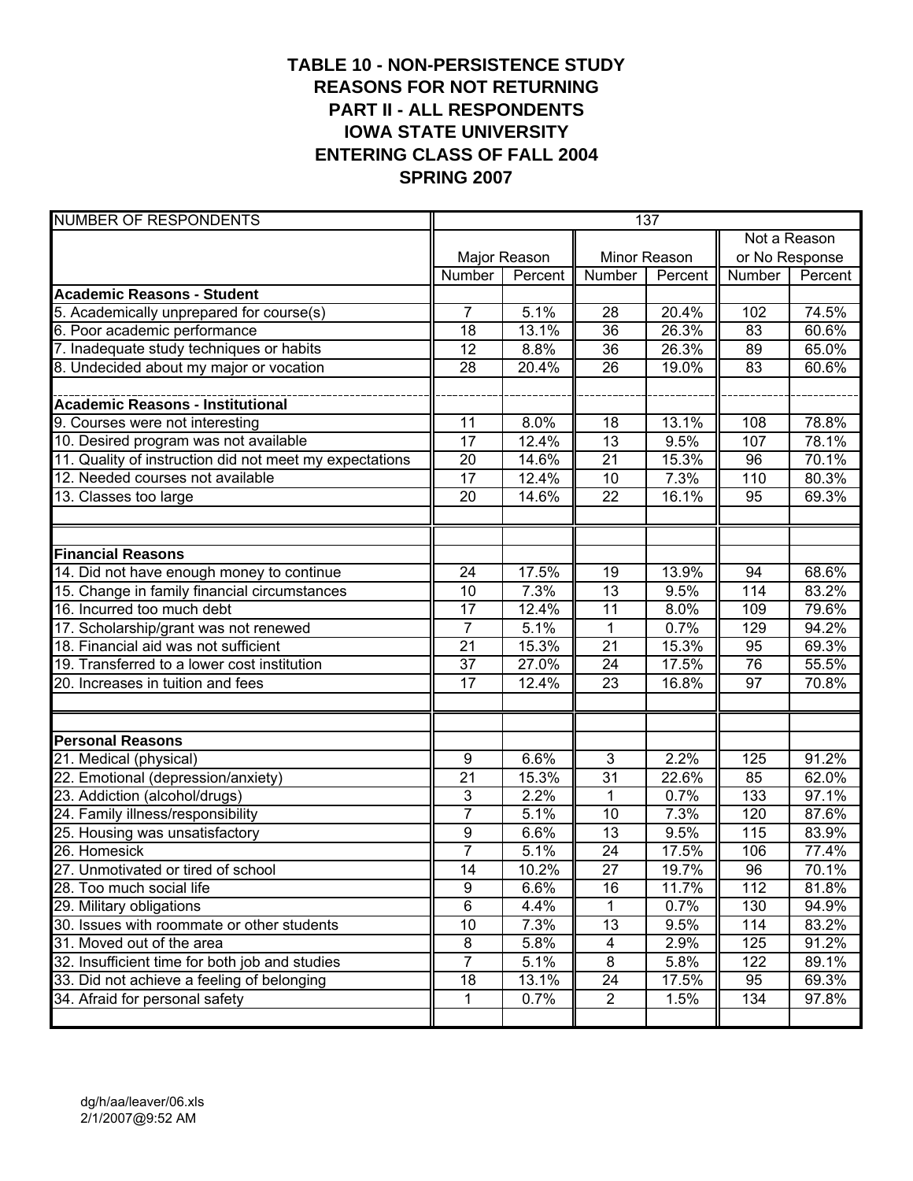# TABLE 10 - NON-PERSISTENCE STUDY
## REASONS FOR NOT RETURNING
## PART II - ALL RESPONDENTS
## IOWA STATE UNIVERSITY
## ENTERING CLASS OF FALL 2004
## SPRING 2007

| NUMBER OF RESPONDENTS | 137 | | | | | |
|---|---|---|---|---|---|---|
| | Major Reason | | Minor Reason | | Not a Reason or No Response | |
| | Number | Percent | Number | Percent | Number | Percent |
| **Academic Reasons - Student** | | | | | | |
| 5. Academically unprepared for course(s) | 7 | 5.1% | 28 | 20.4% | 102 | 74.5% |
| 6. Poor academic performance | 18 | 13.1% | 36 | 26.3% | 83 | 60.6% |
| 7. Inadequate study techniques or habits | 12 | 8.8% | 36 | 26.3% | 89 | 65.0% |
| 8. Undecided about my major or vocation | 28 | 20.4% | 26 | 19.0% | 83 | 60.6% |
| **Academic Reasons - Institutional** | | | | | | |
| 9. Courses were not interesting | 11 | 8.0% | 18 | 13.1% | 108 | 78.8% |
| 10. Desired program was not available | 17 | 12.4% | 13 | 9.5% | 107 | 78.1% |
| 11. Quality of instruction did not meet my expectations | 20 | 14.6% | 21 | 15.3% | 96 | 70.1% |
| 12. Needed courses not available | 17 | 12.4% | 10 | 7.3% | 110 | 80.3% |
| 13. Classes too large | 20 | 14.6% | 22 | 16.1% | 95 | 69.3% |
| **Financial Reasons** | | | | | | |
| 14. Did not have enough money to continue | 24 | 17.5% | 19 | 13.9% | 94 | 68.6% |
| 15. Change in family financial circumstances | 10 | 7.3% | 13 | 9.5% | 114 | 83.2% |
| 16. Incurred too much debt | 17 | 12.4% | 11 | 8.0% | 109 | 79.6% |
| 17. Scholarship/grant was not renewed | 7 | 5.1% | 1 | 0.7% | 129 | 94.2% |
| 18. Financial aid was not sufficient | 21 | 15.3% | 21 | 15.3% | 95 | 69.3% |
| 19. Transferred to a lower cost institution | 37 | 27.0% | 24 | 17.5% | 76 | 55.5% |
| 20. Increases in tuition and fees | 17 | 12.4% | 23 | 16.8% | 97 | 70.8% |
| **Personal Reasons** | | | | | | |
| 21. Medical (physical) | 9 | 6.6% | 3 | 2.2% | 125 | 91.2% |
| 22. Emotional (depression/anxiety) | 21 | 15.3% | 31 | 22.6% | 85 | 62.0% |
| 23. Addiction (alcohol/drugs) | 3 | 2.2% | 1 | 0.7% | 133 | 97.1% |
| 24. Family illness/responsibility | 7 | 5.1% | 10 | 7.3% | 120 | 87.6% |
| 25. Housing was unsatisfactory | 9 | 6.6% | 13 | 9.5% | 115 | 83.9% |
| 26. Homesick | 7 | 5.1% | 24 | 17.5% | 106 | 77.4% |
| 27. Unmotivated or tired of school | 14 | 10.2% | 27 | 19.7% | 96 | 70.1% |
| 28. Too much social life | 9 | 6.6% | 16 | 11.7% | 112 | 81.8% |
| 29. Military obligations | 6 | 4.4% | 1 | 0.7% | 130 | 94.9% |
| 30. Issues with roommate or other students | 10 | 7.3% | 13 | 9.5% | 114 | 83.2% |
| 31. Moved out of the area | 8 | 5.8% | 4 | 2.9% | 125 | 91.2% |
| 32. Insufficient time for both job and studies | 7 | 5.1% | 8 | 5.8% | 122 | 89.1% |
| 33. Did not achieve a feeling of belonging | 18 | 13.1% | 24 | 17.5% | 95 | 69.3% |
| 34. Afraid for personal safety | 1 | 0.7% | 2 | 1.5% | 134 | 97.8% |

dg/h/aa/leaver/06.xls
2/1/2007@9:52 AM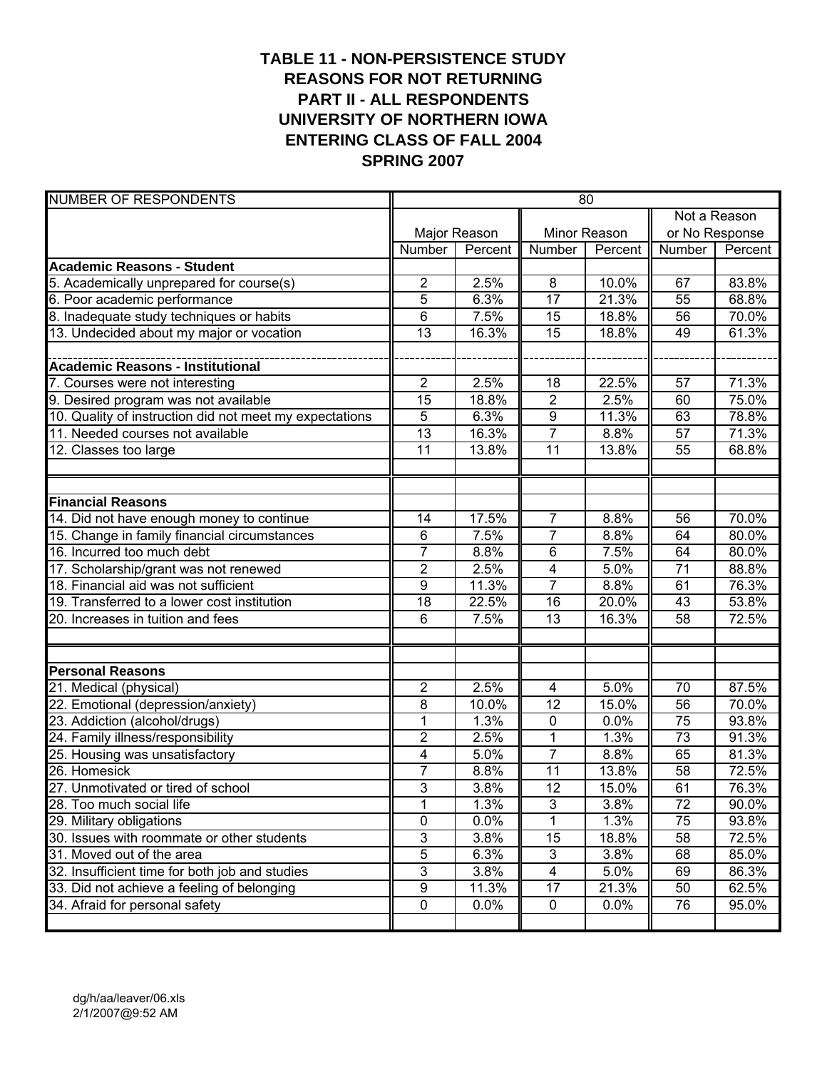# TABLE 11 - NON-PERSISTENCE STUDY
# REASONS FOR NOT RETURNING
# PART II - ALL RESPONDENTS
# UNIVERSITY OF NORTHERN IOWA
# ENTERING CLASS OF FALL 2004
# SPRING 2007

| NUMBER OF RESPONDENTS | 80 | | | | | |
|---|---|---|---|---|---|---|
| | Major Reason | | Minor Reason | | Not a Reason or No Response | |
| | Number | Percent | Number | Percent | Number | Percent |
| **Academic Reasons - Student** | | | | | | |
| 5. Academically unprepared for course(s) | 2 | 2.5% | 8 | 10.0% | 67 | 83.8% |
| 6. Poor academic performance | 5 | 6.3% | 17 | 21.3% | 55 | 68.8% |
| 8. Inadequate study techniques or habits | 6 | 7.5% | 15 | 18.8% | 56 | 70.0% |
| 13. Undecided about my major or vocation | 13 | 16.3% | 15 | 18.8% | 49 | 61.3% |
| **Academic Reasons - Institutional** | | | | | | |
| 7. Courses were not interesting | 2 | 2.5% | 18 | 22.5% | 57 | 71.3% |
| 9. Desired program was not available | 15 | 18.8% | 2 | 2.5% | 60 | 75.0% |
| 10. Quality of instruction did not meet my expectations | 5 | 6.3% | 9 | 11.3% | 63 | 78.8% |
| 11. Needed courses not available | 13 | 16.3% | 7 | 8.8% | 57 | 71.3% |
| 12. Classes too large | 11 | 13.8% | 11 | 13.8% | 55 | 68.8% |
| **Financial Reasons** | | | | | | |
| 14. Did not have enough money to continue | 14 | 17.5% | 7 | 8.8% | 56 | 70.0% |
| 15. Change in family financial circumstances | 6 | 7.5% | 7 | 8.8% | 64 | 80.0% |
| 16. Incurred too much debt | 7 | 8.8% | 6 | 7.5% | 64 | 80.0% |
| 17. Scholarship/grant was not renewed | 2 | 2.5% | 4 | 5.0% | 71 | 88.8% |
| 18. Financial aid was not sufficient | 9 | 11.3% | 7 | 8.8% | 61 | 76.3% |
| 19. Transferred to a lower cost institution | 18 | 22.5% | 16 | 20.0% | 43 | 53.8% |
| 20. Increases in tuition and fees | 6 | 7.5% | 13 | 16.3% | 58 | 72.5% |
| **Personal Reasons** | | | | | | |
| 21. Medical (physical) | 2 | 2.5% | 4 | 5.0% | 70 | 87.5% |
| 22. Emotional (depression/anxiety) | 8 | 10.0% | 12 | 15.0% | 56 | 70.0% |
| 23. Addiction (alcohol/drugs) | 1 | 1.3% | 0 | 0.0% | 75 | 93.8% |
| 24. Family illness/responsibility | 2 | 2.5% | 1 | 1.3% | 73 | 91.3% |
| 25. Housing was unsatisfactory | 4 | 5.0% | 7 | 8.8% | 65 | 81.3% |
| 26. Homesick | 7 | 8.8% | 11 | 13.8% | 58 | 72.5% |
| 27. Unmotivated or tired of school | 3 | 3.8% | 12 | 15.0% | 61 | 76.3% |
| 28. Too much social life | 1 | 1.3% | 3 | 3.8% | 72 | 90.0% |
| 29. Military obligations | 0 | 0.0% | 1 | 1.3% | 75 | 93.8% |
| 30. Issues with roommate or other students | 3 | 3.8% | 15 | 18.8% | 58 | 72.5% |
| 31. Moved out of the area | 5 | 6.3% | 3 | 3.8% | 68 | 85.0% |
| 32. Insufficient time for both job and studies | 3 | 3.8% | 4 | 5.0% | 69 | 86.3% |
| 33. Did not achieve a feeling of belonging | 9 | 11.3% | 17 | 21.3% | 50 | 62.5% |
| 34. Afraid for personal safety | 0 | 0.0% | 0 | 0.0% | 76 | 95.0% |

dg/h/aa/leaver/06.xls
2/1/2007@9:52 AM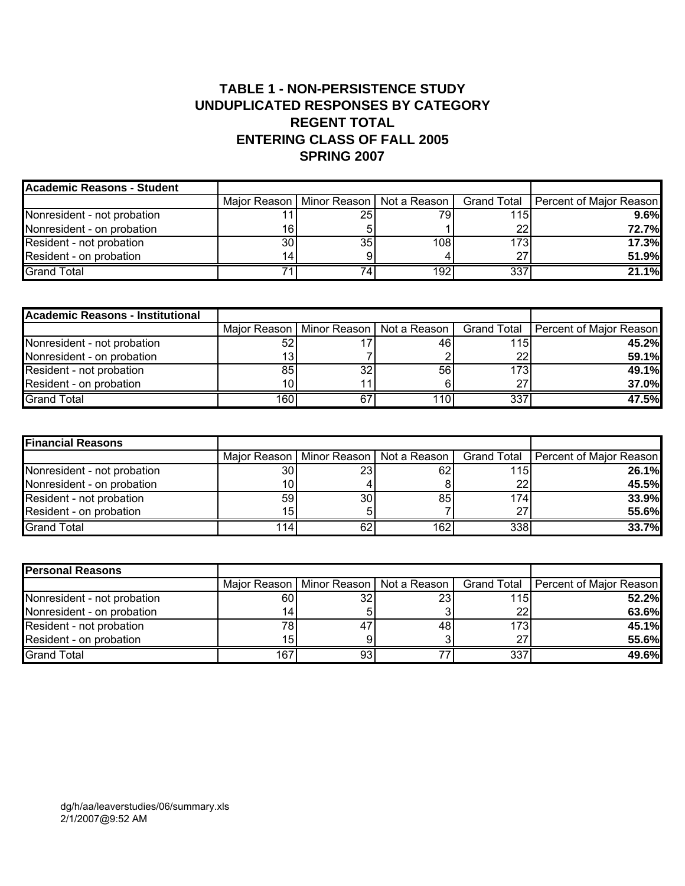# TABLE 1 - NON-PERSISTENCE STUDY
## UNDUPLICATED RESPONSES BY CATEGORY
## REGENT TOTAL
## ENTERING CLASS OF FALL 2005
## SPRING 2007

| **Academic Reasons - Student** | Major Reason | Minor Reason | Not a Reason | Grand Total | Percent of Major Reason |
|---|---|---|---|---|---|
| Nonresident - not probation | 11 | 25 | 79 | 115 | **9.6%** |
| Nonresident - on probation | 16 | 5 | 1 | 22 | **72.7%** |
| Resident - not probation | 30 | 35 | 108 | 173 | **17.3%** |
| Resident - on probation | 14 | 9 | 4 | 27 | **51.9%** |
| Grand Total | 71 | 74 | 192 | 337 | **21.1%** |

| **Academic Reasons - Institutional** | Major Reason | Minor Reason | Not a Reason | Grand Total | Percent of Major Reason |
|---|---|---|---|---|---|
| Nonresident - not probation | 52 | 17 | 46 | 115 | **45.2%** |
| Nonresident - on probation | 13 | 7 | 2 | 22 | **59.1%** |
| Resident - not probation | 85 | 32 | 56 | 173 | **49.1%** |
| Resident - on probation | 10 | 11 | 6 | 27 | **37.0%** |
| Grand Total | 160 | 67 | 110 | 337 | **47.5%** |

| **Financial Reasons** | Major Reason | Minor Reason | Not a Reason | Grand Total | Percent of Major Reason |
|---|---|---|---|---|---|
| Nonresident - not probation | 30 | 23 | 62 | 115 | **26.1%** |
| Nonresident - on probation | 10 | 4 | 8 | 22 | **45.5%** |
| Resident - not probation | 59 | 30 | 85 | 174 | **33.9%** |
| Resident - on probation | 15 | 5 | 7 | 27 | **55.6%** |
| Grand Total | 114 | 62 | 162 | 338 | **33.7%** |

| **Personal Reasons** | Major Reason | Minor Reason | Not a Reason | Grand Total | Percent of Major Reason |
|---|---|---|---|---|---|
| Nonresident - not probation | 60 | 32 | 23 | 115 | **52.2%** |
| Nonresident - on probation | 14 | 5 | 3 | 22 | **63.6%** |
| Resident - not probation | 78 | 47 | 48 | 173 | **45.1%** |
| Resident - on probation | 15 | 9 | 3 | 27 | **55.6%** |
| Grand Total | 167 | 93 | 77 | 337 | **49.6%** |

dg/h/aa/leaverstudies/06/summary.xls
2/1/2007@9:52 AM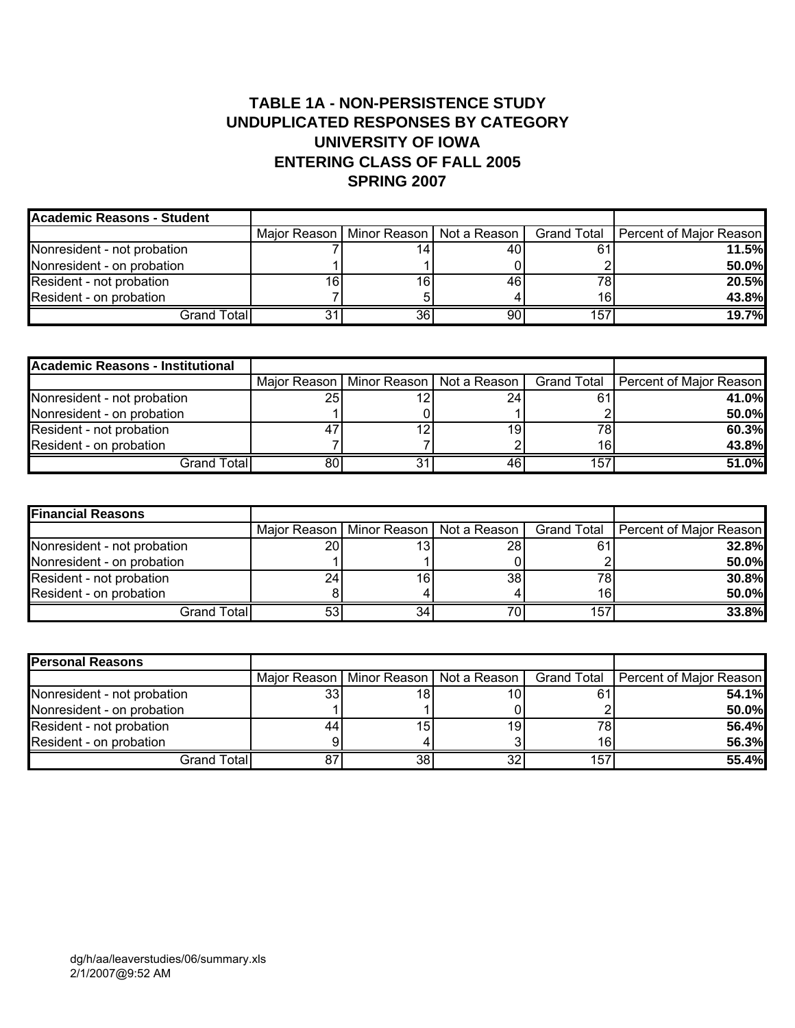# TABLE 1A - NON-PERSISTENCE STUDY
## UNDUPLICATED RESPONSES BY CATEGORY
## UNIVERSITY OF IOWA
## ENTERING CLASS OF FALL 2005
## SPRING 2007

| Academic Reasons - Student | Major Reason | Minor Reason | Not a Reason | Grand Total | Percent of Major Reason |
|---|---|---|---|---|---|
| Nonresident - not probation | 7 | 14 | 40 | 61 | **11.5%** |
| Nonresident - on probation | 1 | 1 | 0 | 2 | **50.0%** |
| Resident - not probation | 16 | 16 | 46 | 78 | **20.5%** |
| Resident - on probation | 7 | 5 | 4 | 16 | **43.8%** |
| Grand Total | 31 | 36 | 90 | 157 | **19.7%** |

| Academic Reasons - Institutional | Major Reason | Minor Reason | Not a Reason | Grand Total | Percent of Major Reason |
|---|---|---|---|---|---|
| Nonresident - not probation | 25 | 12 | 24 | 61 | **41.0%** |
| Nonresident - on probation | 1 | 0 | 1 | 2 | **50.0%** |
| Resident - not probation | 47 | 12 | 19 | 78 | **60.3%** |
| Resident - on probation | 7 | 7 | 2 | 16 | **43.8%** |
| Grand Total | 80 | 31 | 46 | 157 | **51.0%** |

| Financial Reasons | Major Reason | Minor Reason | Not a Reason | Grand Total | Percent of Major Reason |
|---|---|---|---|---|---|
| Nonresident - not probation | 20 | 13 | 28 | 61 | **32.8%** |
| Nonresident - on probation | 1 | 1 | 0 | 2 | **50.0%** |
| Resident - not probation | 24 | 16 | 38 | 78 | **30.8%** |
| Resident - on probation | 8 | 4 | 4 | 16 | **50.0%** |
| Grand Total | 53 | 34 | 70 | 157 | **33.8%** |

| Personal Reasons | Major Reason | Minor Reason | Not a Reason | Grand Total | Percent of Major Reason |
|---|---|---|---|---|---|
| Nonresident - not probation | 33 | 18 | 10 | 61 | **54.1%** |
| Nonresident - on probation | 1 | 1 | 0 | 2 | **50.0%** |
| Resident - not probation | 44 | 15 | 19 | 78 | **56.4%** |
| Resident - on probation | 9 | 4 | 3 | 16 | **56.3%** |
| Grand Total | 87 | 38 | 32 | 157 | **55.4%** |

dg/h/aa/leaverstudies/06/summary.xls
2/1/2007@9:52 AM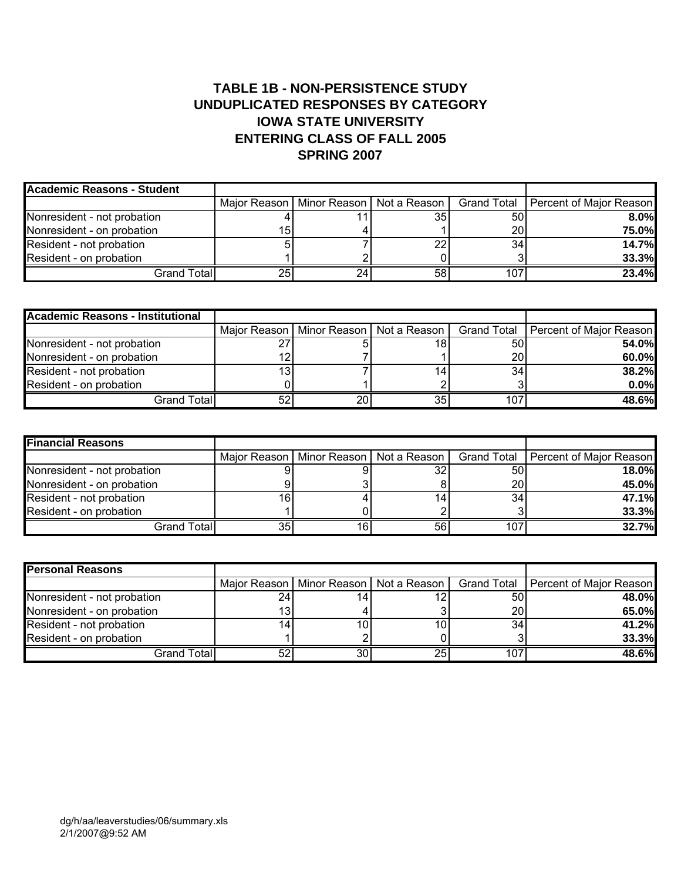# TABLE 1B - NON-PERSISTENCE STUDY
# UNDUPLICATED RESPONSES BY CATEGORY
# IOWA STATE UNIVERSITY
# ENTERING CLASS OF FALL 2005
# SPRING 2007

| **Academic Reasons - Student** | | | | | |
|---|---|---|---|---|---|
| | Major Reason | Minor Reason | Not a Reason | Grand Total | Percent of Major Reason |
| Nonresident - not probation | 4 | 11 | 35 | 50 | **8.0%** |
| Nonresident - on probation | 15 | 4 | 1 | 20 | **75.0%** |
| Resident - not probation | 5 | 7 | 22 | 34 | **14.7%** |
| Resident - on probation | 1 | 2 | 0 | 3 | **33.3%** |
| Grand Total | 25 | 24 | 58 | 107 | **23.4%** |

| **Academic Reasons - Institutional** | | | | | |
|---|---|---|---|---|---|
| | Major Reason | Minor Reason | Not a Reason | Grand Total | Percent of Major Reason |
| Nonresident - not probation | 27 | 5 | 18 | 50 | **54.0%** |
| Nonresident - on probation | 12 | 7 | 1 | 20 | **60.0%** |
| Resident - not probation | 13 | 7 | 14 | 34 | **38.2%** |
| Resident - on probation | 0 | 1 | 2 | 3 | **0.0%** |
| Grand Total | 52 | 20 | 35 | 107 | **48.6%** |

| **Financial Reasons** | | | | | |
|---|---|---|---|---|---|
| | Major Reason | Minor Reason | Not a Reason | Grand Total | Percent of Major Reason |
| Nonresident - not probation | 9 | 9 | 32 | 50 | **18.0%** |
| Nonresident - on probation | 9 | 3 | 8 | 20 | **45.0%** |
| Resident - not probation | 16 | 4 | 14 | 34 | **47.1%** |
| Resident - on probation | 1 | 0 | 2 | 3 | **33.3%** |
| Grand Total | 35 | 16 | 56 | 107 | **32.7%** |

| **Personal Reasons** | | | | | |
|---|---|---|---|---|---|
| | Major Reason | Minor Reason | Not a Reason | Grand Total | Percent of Major Reason |
| Nonresident - not probation | 24 | 14 | 12 | 50 | **48.0%** |
| Nonresident - on probation | 13 | 4 | 3 | 20 | **65.0%** |
| Resident - not probation | 14 | 10 | 10 | 34 | **41.2%** |
| Resident - on probation | 1 | 2 | 0 | 3 | **33.3%** |
| Grand Total | 52 | 30 | 25 | 107 | **48.6%** |

dg/h/aa/leaverstudies/06/summary.xls
2/1/2007@9:52 AM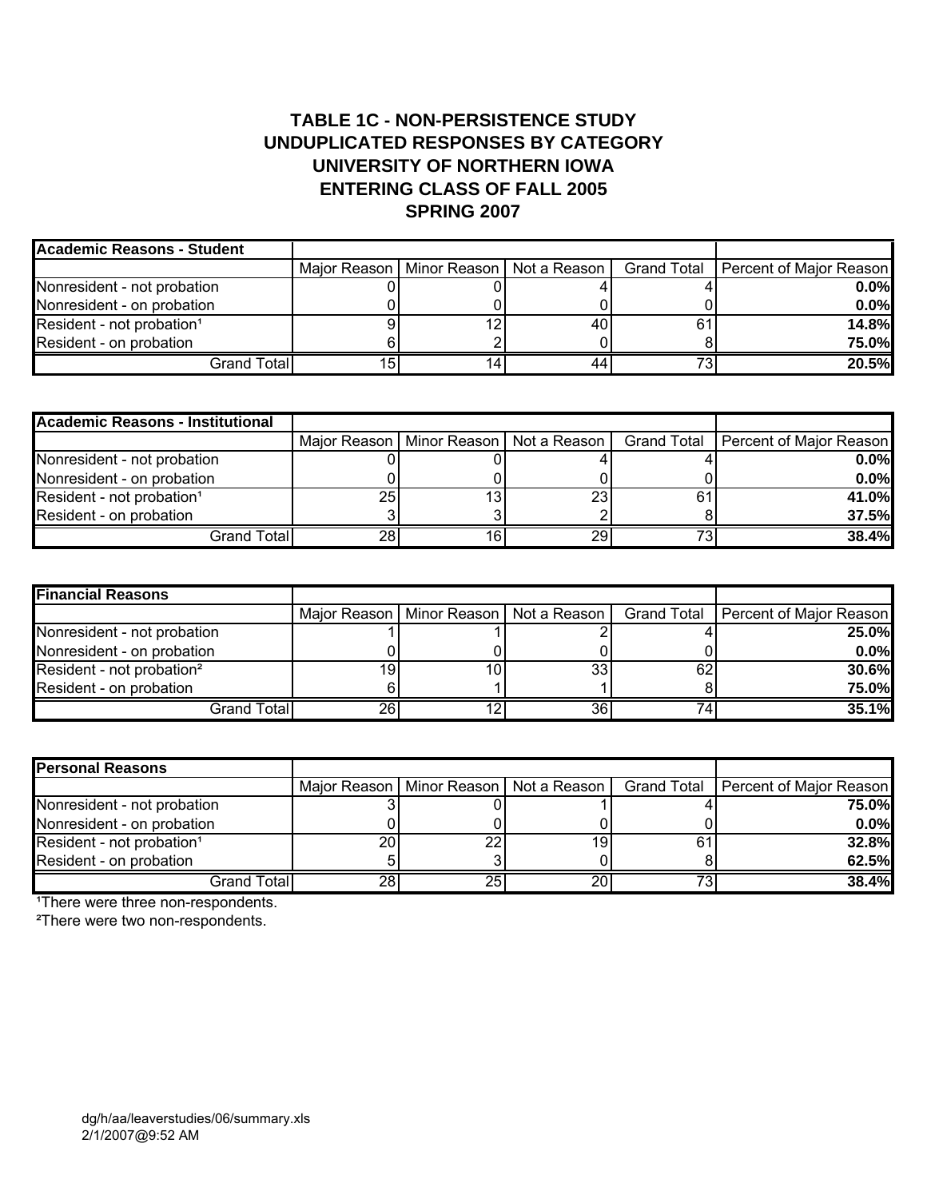# TABLE 1C - NON-PERSISTENCE STUDY
# UNDUPLICATED RESPONSES BY CATEGORY
# UNIVERSITY OF NORTHERN IOWA
# ENTERING CLASS OF FALL 2005
# SPRING 2007

| Academic Reasons - Student | Major Reason | Minor Reason | Not a Reason | Grand Total | Percent of Major Reason |
|---|---|---|---|---|---|
| Nonresident - not probation | 0 | 0 | 4 | 4 | **0.0%** |
| Nonresident - on probation | 0 | 0 | 0 | 0 | **0.0%** |
| Resident - not probation[1] | 9 | 12 | 40 | 61 | **14.8%** |
| Resident - on probation | 6 | 2 | 0 | 8 | **75.0%** |
| Grand Total | 15 | 14 | 44 | 73 | **20.5%** |

| Academic Reasons - Institutional | Major Reason | Minor Reason | Not a Reason | Grand Total | Percent of Major Reason |
|---|---|---|---|---|---|
| Nonresident - not probation | 0 | 0 | 4 | 4 | **0.0%** |
| Nonresident - on probation | 0 | 0 | 0 | 0 | **0.0%** |
| Resident - not probation[1] | 25 | 13 | 23 | 61 | **41.0%** |
| Resident - on probation | 3 | 3 | 2 | 8 | **37.5%** |
| Grand Total | 28 | 16 | 29 | 73 | **38.4%** |

| Financial Reasons | Major Reason | Minor Reason | Not a Reason | Grand Total | Percent of Major Reason |
|---|---|---|---|---|---|
| Nonresident - not probation | 1 | 1 | 2 | 4 | **25.0%** |
| Nonresident - on probation | 0 | 0 | 0 | 0 | **0.0%** |
| Resident - not probation[2] | 19 | 10 | 33 | 62 | **30.6%** |
| Resident - on probation | 6 | 1 | 1 | 8 | **75.0%** |
| Grand Total | 26 | 12 | 36 | 74 | **35.1%** |

| Personal Reasons | Major Reason | Minor Reason | Not a Reason | Grand Total | Percent of Major Reason |
|---|---|---|---|---|---|
| Nonresident - not probation | 3 | 0 | 1 | 4 | **75.0%** |
| Nonresident - on probation | 0 | 0 | 0 | 0 | **0.0%** |
| Resident - not probation[1] | 20 | 22 | 19 | 61 | **32.8%** |
| Resident - on probation | 5 | 3 | 0 | 8 | **62.5%** |
| Grand Total | 28 | 25 | 20 | 73 | **38.4%** |

[1]There were three non-respondents.

[2]There were two non-respondents.

dg/h/aa/leaverstudies/06/summary.xls
2/1/2007@9:52 AM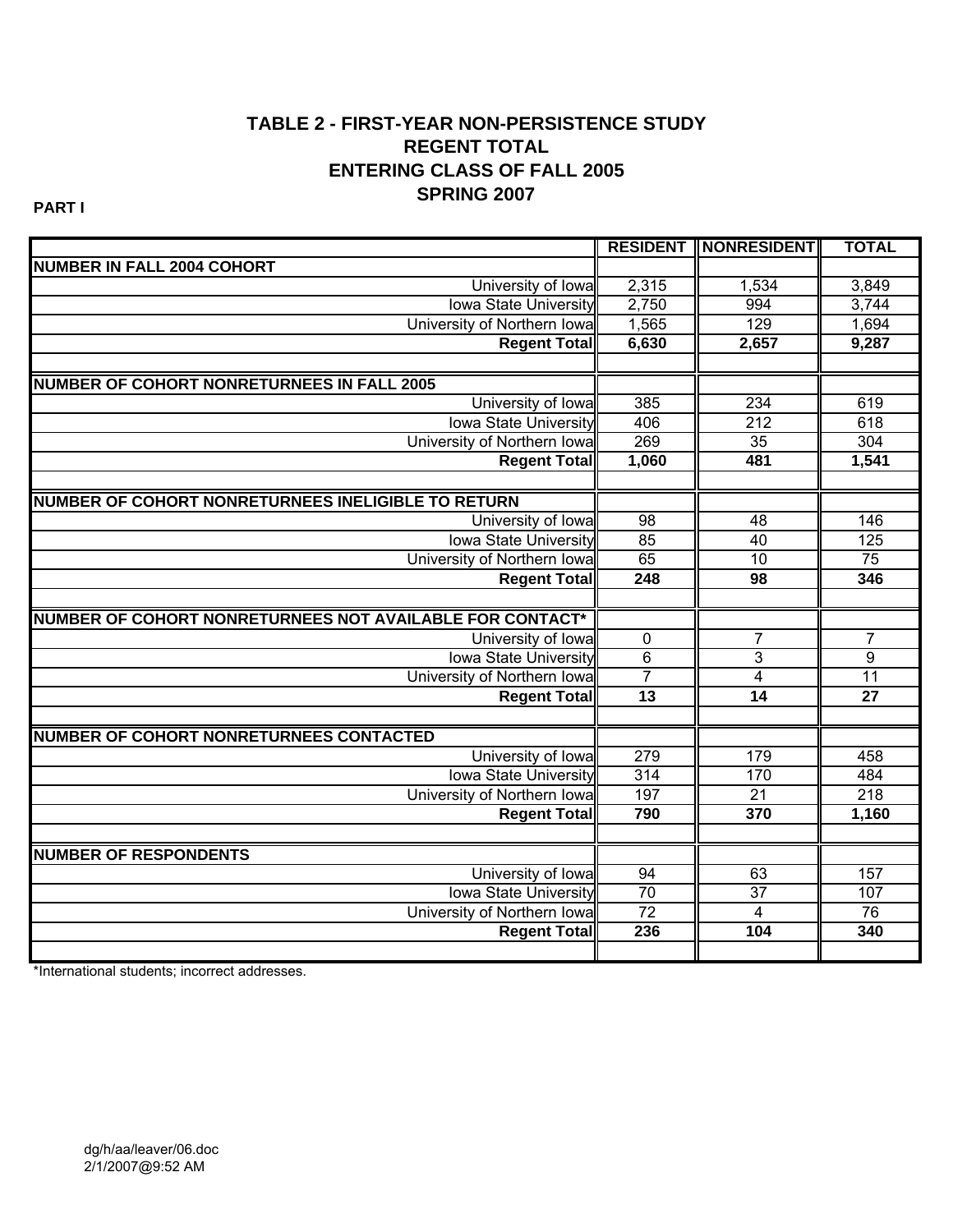# TABLE 2 - FIRST-YEAR NON-PERSISTENCE STUDY
## REGENT TOTAL
## ENTERING CLASS OF FALL 2005
## SPRING 2007

**PART I**

| | RESIDENT | NONRESIDENT | TOTAL |
|---|---|---|---|
| **NUMBER IN FALL 2004 COHORT** | | | |
| University of Iowa | 2,315 | 1,534 | 3,849 |
| Iowa State University | 2,750 | 994 | 3,744 |
| University of Northern Iowa | 1,565 | 129 | 1,694 |
| **Regent Total** | **6,630** | **2,657** | **9,287** |
| | | | |
| **NUMBER OF COHORT NONRETURNEES IN FALL 2005** | | | |
| University of Iowa | 385 | 234 | 619 |
| Iowa State University | 406 | 212 | 618 |
| University of Northern Iowa | 269 | 35 | 304 |
| **Regent Total** | **1,060** | **481** | **1,541** |
| | | | |
| **NUMBER OF COHORT NONRETURNEES INELIGIBLE TO RETURN** | | | |
| University of Iowa | 98 | 48 | 146 |
| Iowa State University | 85 | 40 | 125 |
| University of Northern Iowa | 65 | 10 | 75 |
| **Regent Total** | **248** | **98** | **346** |
| | | | |
| **NUMBER OF COHORT NONRETURNEES NOT AVAILABLE FOR CONTACT*** | | | |
| University of Iowa | 0 | 7 | 7 |
| Iowa State University | 6 | 3 | 9 |
| University of Northern Iowa | 7 | 4 | 11 |
| **Regent Total** | **13** | **14** | **27** |
| | | | |
| **NUMBER OF COHORT NONRETURNEES CONTACTED** | | | |
| University of Iowa | 279 | 179 | 458 |
| Iowa State University | 314 | 170 | 484 |
| University of Northern Iowa | 197 | 21 | 218 |
| **Regent Total** | **790** | **370** | **1,160** |
| | | | |
| **NUMBER OF RESPONDENTS** | | | |
| University of Iowa | 94 | 63 | 157 |
| Iowa State University | 70 | 37 | 107 |
| University of Northern Iowa | 72 | 4 | 76 |
| **Regent Total** | **236** | **104** | **340** |

*International students; incorrect addresses.

dg/h/aa/leaver/06.doc
2/1/2007@9:52 AM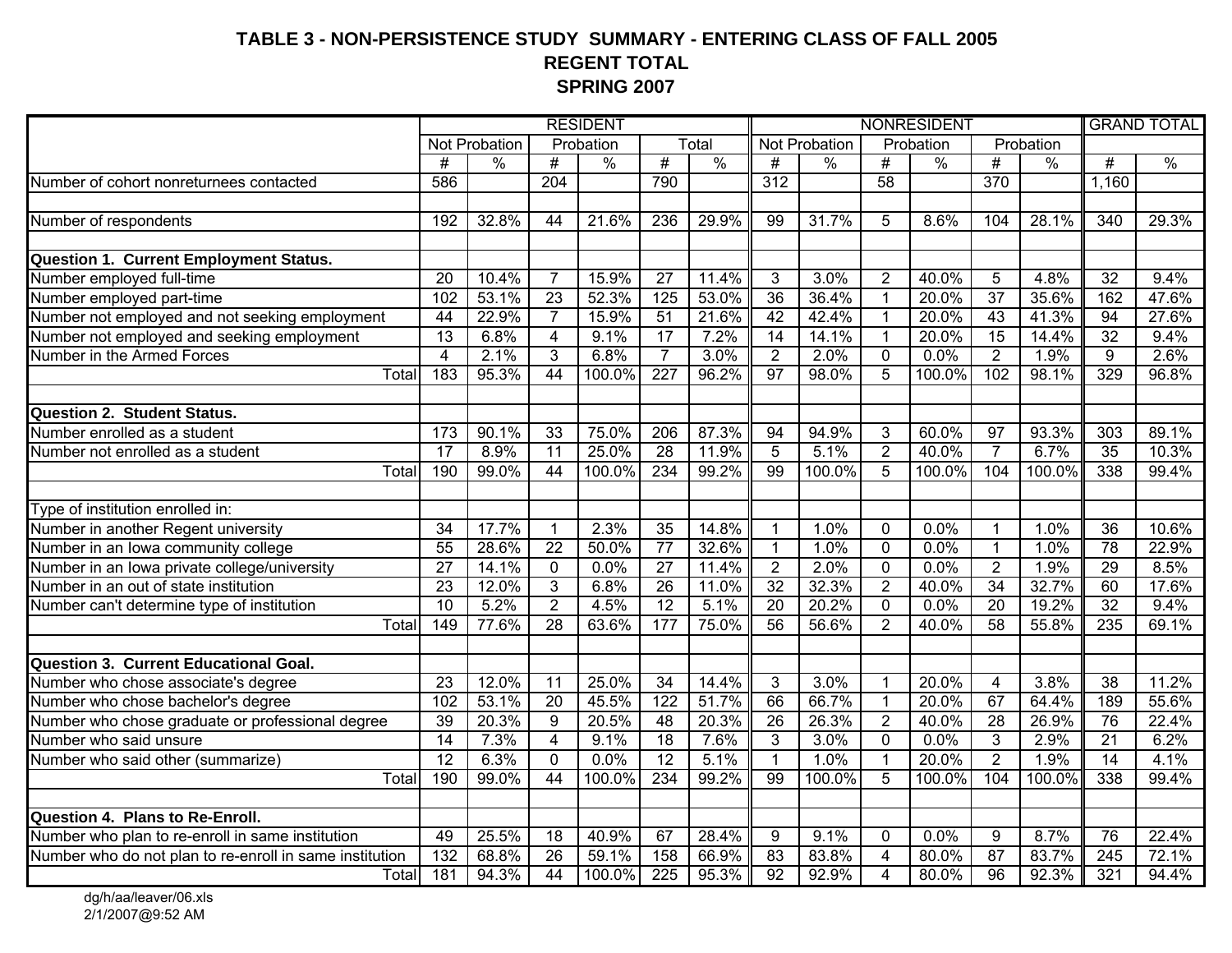# TABLE 3 - NON-PERSISTENCE STUDY SUMMARY - ENTERING CLASS OF FALL 2005
## REGENT TOTAL
## SPRING 2007

| | RESIDENT | | | | | | NONRESIDENT | | | | | | GRAND TOTAL | |
|---|---|---|---|---|---|---|---|---|---|---|---|---|---|---|
| | Not Probation | | Probation | | Total | | Not Probation | | Probation | | Probation | | | |
| | # | % | # | % | # | % | # | % | # | % | # | % | # | % |
| Number of cohort nonreturnees contacted | 586 | | 204 | | 790 | | 312 | | 58 | | 370 | | 1,160 | |
| | | | | | | | | | | | | | | |
| Number of respondents | 192 | 32.8% | 44 | 21.6% | 236 | 29.9% | 99 | 31.7% | 5 | 8.6% | 104 | 28.1% | 340 | 29.3% |
| | | | | | | | | | | | | | | |
| **Question 1. Current Employment Status.** | | | | | | | | | | | | | | |
| Number employed full-time | 20 | 10.4% | 7 | 15.9% | 27 | 11.4% | 3 | 3.0% | 2 | 40.0% | 5 | 4.8% | 32 | 9.4% |
| Number employed part-time | 102 | 53.1% | 23 | 52.3% | 125 | 53.0% | 36 | 36.4% | 1 | 20.0% | 37 | 35.6% | 162 | 47.6% |
| Number not employed and not seeking employment | 44 | 22.9% | 7 | 15.9% | 51 | 21.6% | 42 | 42.4% | 1 | 20.0% | 43 | 41.3% | 94 | 27.6% |
| Number not employed and seeking employment | 13 | 6.8% | 4 | 9.1% | 17 | 7.2% | 14 | 14.1% | 1 | 20.0% | 15 | 14.4% | 32 | 9.4% |
| Number in the Armed Forces | 4 | 2.1% | 3 | 6.8% | 7 | 3.0% | 2 | 2.0% | 0 | 0.0% | 2 | 1.9% | 9 | 2.6% |
| Total | 183 | 95.3% | 44 | 100.0% | 227 | 96.2% | 97 | 98.0% | 5 | 100.0% | 102 | 98.1% | 329 | 96.8% |
| | | | | | | | | | | | | | | |
| **Question 2. Student Status.** | | | | | | | | | | | | | | |
| Number enrolled as a student | 173 | 90.1% | 33 | 75.0% | 206 | 87.3% | 94 | 94.9% | 3 | 60.0% | 97 | 93.3% | 303 | 89.1% |
| Number not enrolled as a student | 17 | 8.9% | 11 | 25.0% | 28 | 11.9% | 5 | 5.1% | 2 | 40.0% | 7 | 6.7% | 35 | 10.3% |
| Total | 190 | 99.0% | 44 | 100.0% | 234 | 99.2% | 99 | 100.0% | 5 | 100.0% | 104 | 100.0% | 338 | 99.4% |
| | | | | | | | | | | | | | | |
| Type of institution enrolled in: | | | | | | | | | | | | | | |
| Number in another Regent university | 34 | 17.7% | 1 | 2.3% | 35 | 14.8% | 1 | 1.0% | 0 | 0.0% | 1 | 1.0% | 36 | 10.6% |
| Number in an Iowa community college | 55 | 28.6% | 22 | 50.0% | 77 | 32.6% | 1 | 1.0% | 0 | 0.0% | 1 | 1.0% | 78 | 22.9% |
| Number in an Iowa private college/university | 27 | 14.1% | 0 | 0.0% | 27 | 11.4% | 2 | 2.0% | 0 | 0.0% | 2 | 1.9% | 29 | 8.5% |
| Number in an out of state institution | 23 | 12.0% | 3 | 6.8% | 26 | 11.0% | 32 | 32.3% | 2 | 40.0% | 34 | 32.7% | 60 | 17.6% |
| Number can't determine type of institution | 10 | 5.2% | 2 | 4.5% | 12 | 5.1% | 20 | 20.2% | 0 | 0.0% | 20 | 19.2% | 32 | 9.4% |
| Total | 149 | 77.6% | 28 | 63.6% | 177 | 75.0% | 56 | 56.6% | 2 | 40.0% | 58 | 55.8% | 235 | 69.1% |
| | | | | | | | | | | | | | | |
| **Question 3. Current Educational Goal.** | | | | | | | | | | | | | | |
| Number who chose associate's degree | 23 | 12.0% | 11 | 25.0% | 34 | 14.4% | 3 | 3.0% | 1 | 20.0% | 4 | 3.8% | 38 | 11.2% |
| Number who chose bachelor's degree | 102 | 53.1% | 20 | 45.5% | 122 | 51.7% | 66 | 66.7% | 1 | 20.0% | 67 | 64.4% | 189 | 55.6% |
| Number who chose graduate or professional degree | 39 | 20.3% | 9 | 20.5% | 48 | 20.3% | 26 | 26.3% | 2 | 40.0% | 28 | 26.9% | 76 | 22.4% |
| Number who said unsure | 14 | 7.3% | 4 | 9.1% | 18 | 7.6% | 3 | 3.0% | 0 | 0.0% | 3 | 2.9% | 21 | 6.2% |
| Number who said other (summarize) | 12 | 6.3% | 0 | 0.0% | 12 | 5.1% | 1 | 1.0% | 1 | 20.0% | 2 | 1.9% | 14 | 4.1% |
| Total | 190 | 99.0% | 44 | 100.0% | 234 | 99.2% | 99 | 100.0% | 5 | 100.0% | 104 | 100.0% | 338 | 99.4% |
| | | | | | | | | | | | | | | |
| **Question 4. Plans to Re-Enroll.** | | | | | | | | | | | | | | |
| Number who plan to re-enroll in same institution | 49 | 25.5% | 18 | 40.9% | 67 | 28.4% | 9 | 9.1% | 0 | 0.0% | 9 | 8.7% | 76 | 22.4% |
| Number who do not plan to re-enroll in same institution | 132 | 68.8% | 26 | 59.1% | 158 | 66.9% | 83 | 83.8% | 4 | 80.0% | 87 | 83.7% | 245 | 72.1% |
| Total | 181 | 94.3% | 44 | 100.0% | 225 | 95.3% | 92 | 92.9% | 4 | 80.0% | 96 | 92.3% | 321 | 94.4% |

dg/h/aa/leaver/06.xls
2/1/2007@9:52 AM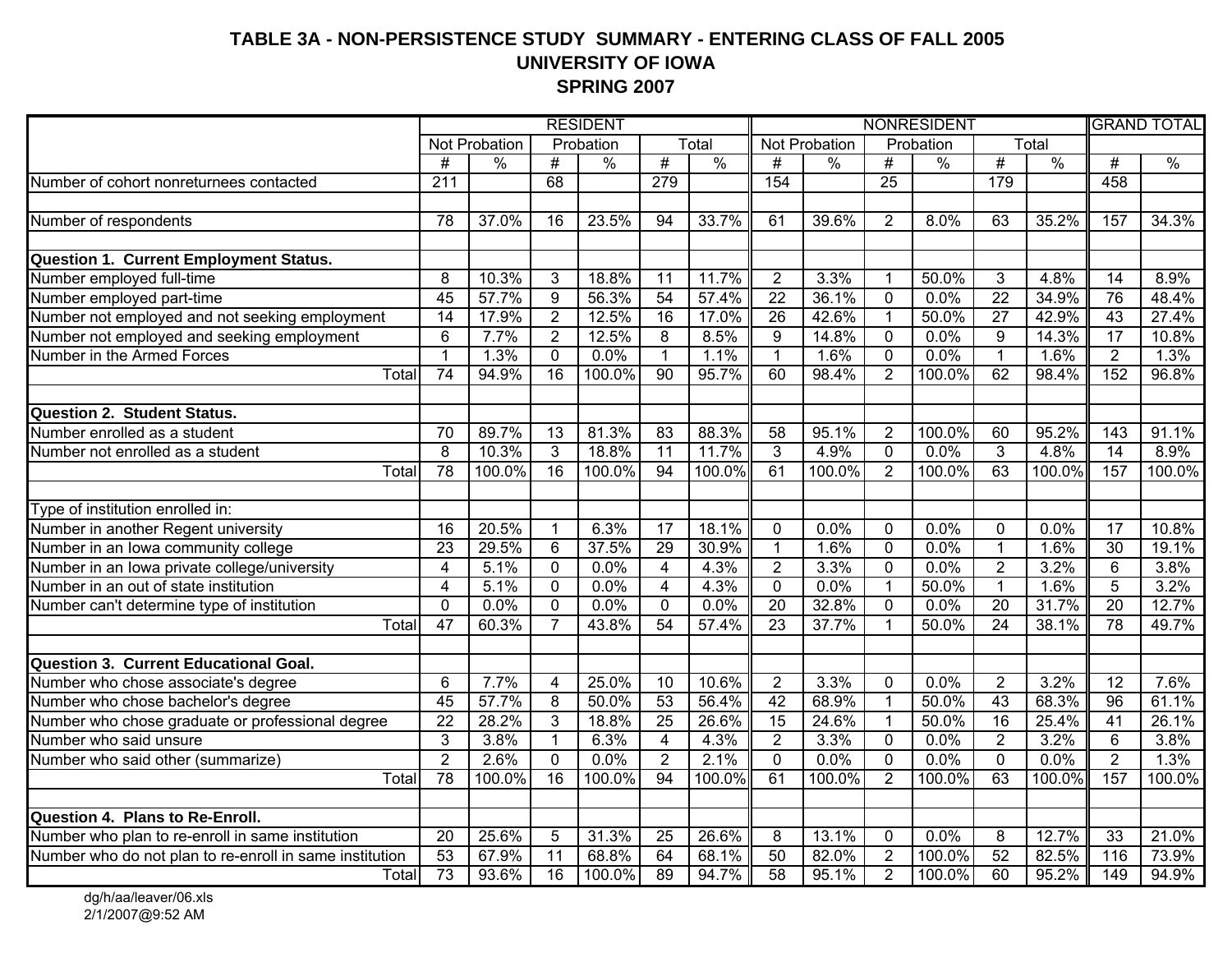# TABLE 3A - NON-PERSISTENCE STUDY SUMMARY - ENTERING CLASS OF FALL 2005
## UNIVERSITY OF IOWA
## SPRING 2007

| | RESIDENT | | | | | | NONRESIDENT | | | | | | GRAND TOTAL | |
|---|---|---|---|---|---|---|---|---|---|---|---|---|---|---|
| | Not Probation | | Probation | | Total | | Not Probation | | Probation | | Total | | | |
| | # | % | # | % | # | % | # | % | # | % | # | % | # | % |
| Number of cohort nonreturnees contacted | 211 | | 68 | | 279 | | 154 | | 25 | | 179 | | 458 | |
| | | | | | | | | | | | | | | |
| Number of respondents | 78 | 37.0% | 16 | 23.5% | 94 | 33.7% | 61 | 39.6% | 2 | 8.0% | 63 | 35.2% | 157 | 34.3% |
| | | | | | | | | | | | | | | |
| **Question 1. Current Employment Status.** | | | | | | | | | | | | | | |
| Number employed full-time | 8 | 10.3% | 3 | 18.8% | 11 | 11.7% | 2 | 3.3% | 1 | 50.0% | 3 | 4.8% | 14 | 8.9% |
| Number employed part-time | 45 | 57.7% | 9 | 56.3% | 54 | 57.4% | 22 | 36.1% | 0 | 0.0% | 22 | 34.9% | 76 | 48.4% |
| Number not employed and not seeking employment | 14 | 17.9% | 2 | 12.5% | 16 | 17.0% | 26 | 42.6% | 1 | 50.0% | 27 | 42.9% | 43 | 27.4% |
| Number not employed and seeking employment | 6 | 7.7% | 2 | 12.5% | 8 | 8.5% | 9 | 14.8% | 0 | 0.0% | 9 | 14.3% | 17 | 10.8% |
| Number in the Armed Forces | 1 | 1.3% | 0 | 0.0% | 1 | 1.1% | 1 | 1.6% | 0 | 0.0% | 1 | 1.6% | 2 | 1.3% |
| Total | 74 | 94.9% | 16 | 100.0% | 90 | 95.7% | 60 | 98.4% | 2 | 100.0% | 62 | 98.4% | 152 | 96.8% |
| | | | | | | | | | | | | | | |
| **Question 2. Student Status.** | | | | | | | | | | | | | | |
| Number enrolled as a student | 70 | 89.7% | 13 | 81.3% | 83 | 88.3% | 58 | 95.1% | 2 | 100.0% | 60 | 95.2% | 143 | 91.1% |
| Number not enrolled as a student | 8 | 10.3% | 3 | 18.8% | 11 | 11.7% | 3 | 4.9% | 0 | 0.0% | 3 | 4.8% | 14 | 8.9% |
| Total | 78 | 100.0% | 16 | 100.0% | 94 | 100.0% | 61 | 100.0% | 2 | 100.0% | 63 | 100.0% | 157 | 100.0% |
| | | | | | | | | | | | | | | |
| Type of institution enrolled in: | | | | | | | | | | | | | | |
| Number in another Regent university | 16 | 20.5% | 1 | 6.3% | 17 | 18.1% | 0 | 0.0% | 0 | 0.0% | 0 | 0.0% | 17 | 10.8% |
| Number in an Iowa community college | 23 | 29.5% | 6 | 37.5% | 29 | 30.9% | 1 | 1.6% | 0 | 0.0% | 1 | 1.6% | 30 | 19.1% |
| Number in an Iowa private college/university | 4 | 5.1% | 0 | 0.0% | 4 | 4.3% | 2 | 3.3% | 0 | 0.0% | 2 | 3.2% | 6 | 3.8% |
| Number in an out of state institution | 4 | 5.1% | 0 | 0.0% | 4 | 4.3% | 0 | 0.0% | 1 | 50.0% | 1 | 1.6% | 5 | 3.2% |
| Number can't determine type of institution | 0 | 0.0% | 0 | 0.0% | 0 | 0.0% | 20 | 32.8% | 0 | 0.0% | 20 | 31.7% | 20 | 12.7% |
| Total | 47 | 60.3% | 7 | 43.8% | 54 | 57.4% | 23 | 37.7% | 1 | 50.0% | 24 | 38.1% | 78 | 49.7% |
| | | | | | | | | | | | | | | |
| **Question 3. Current Educational Goal.** | | | | | | | | | | | | | | |
| Number who chose associate's degree | 6 | 7.7% | 4 | 25.0% | 10 | 10.6% | 2 | 3.3% | 0 | 0.0% | 2 | 3.2% | 12 | 7.6% |
| Number who chose bachelor's degree | 45 | 57.7% | 8 | 50.0% | 53 | 56.4% | 42 | 68.9% | 1 | 50.0% | 43 | 68.3% | 96 | 61.1% |
| Number who chose graduate or professional degree | 22 | 28.2% | 3 | 18.8% | 25 | 26.6% | 15 | 24.6% | 1 | 50.0% | 16 | 25.4% | 41 | 26.1% |
| Number who said unsure | 3 | 3.8% | 1 | 6.3% | 4 | 4.3% | 2 | 3.3% | 0 | 0.0% | 2 | 3.2% | 6 | 3.8% |
| Number who said other (summarize) | 2 | 2.6% | 0 | 0.0% | 2 | 2.1% | 0 | 0.0% | 0 | 0.0% | 0 | 0.0% | 2 | 1.3% |
| Total | 78 | 100.0% | 16 | 100.0% | 94 | 100.0% | 61 | 100.0% | 2 | 100.0% | 63 | 100.0% | 157 | 100.0% |
| | | | | | | | | | | | | | | |
| **Question 4. Plans to Re-Enroll.** | | | | | | | | | | | | | | |
| Number who plan to re-enroll in same institution | 20 | 25.6% | 5 | 31.3% | 25 | 26.6% | 8 | 13.1% | 0 | 0.0% | 8 | 12.7% | 33 | 21.0% |
| Number who do not plan to re-enroll in same institution | 53 | 67.9% | 11 | 68.8% | 64 | 68.1% | 50 | 82.0% | 2 | 100.0% | 52 | 82.5% | 116 | 73.9% |
| Total | 73 | 93.6% | 16 | 100.0% | 89 | 94.7% | 58 | 95.1% | 2 | 100.0% | 60 | 95.2% | 149 | 94.9% |

dg/h/aa/leaver/06.xls
2/1/2007@9:52 AM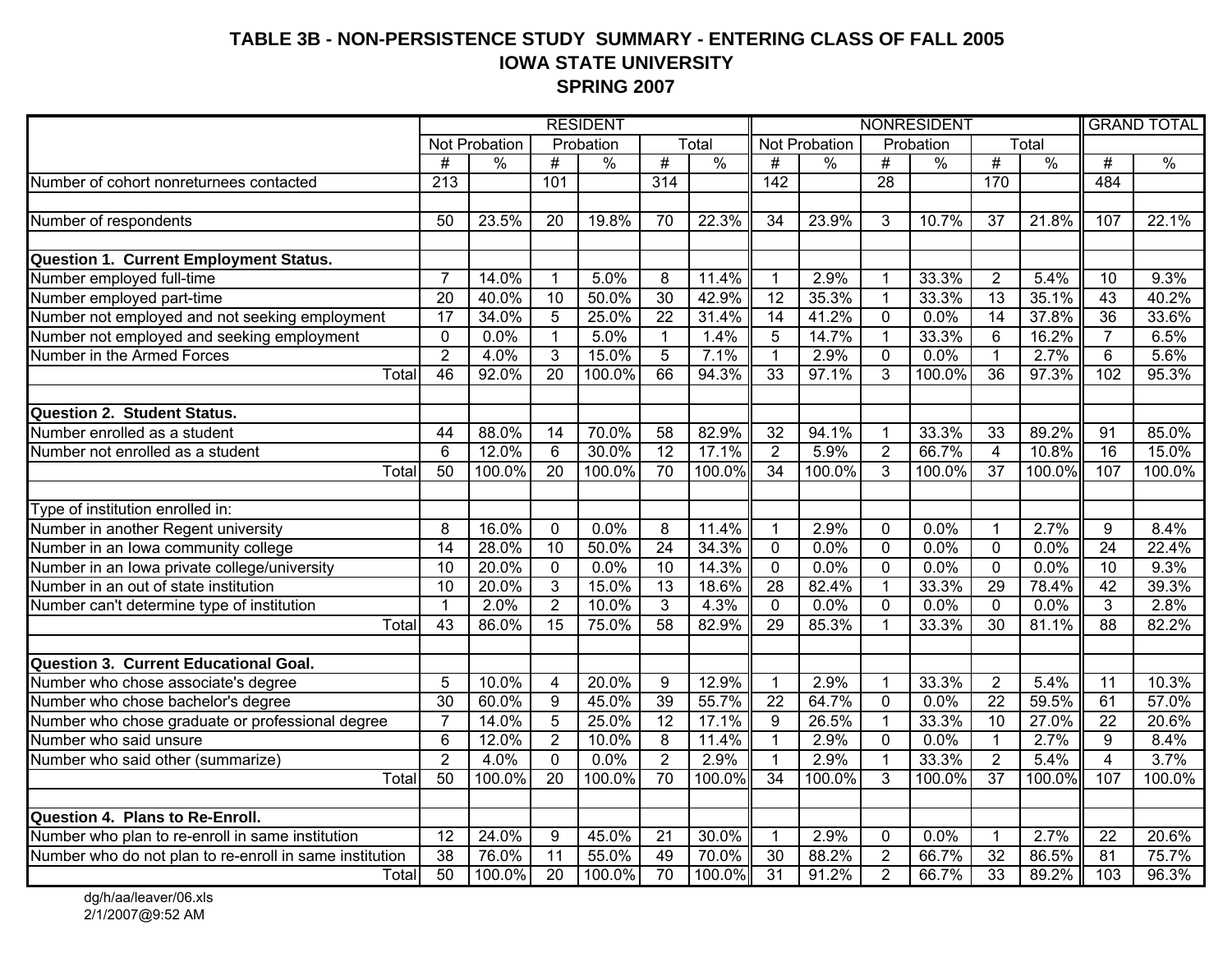# TABLE 3B - NON-PERSISTENCE STUDY SUMMARY - ENTERING CLASS OF FALL 2005
## IOWA STATE UNIVERSITY
## SPRING 2007

| | RESIDENT | | | | | | NONRESIDENT | | | | | | GRAND TOTAL | |
|---|---|---|---|---|---|---|---|---|---|---|---|---|---|---|
| | Not Probation | | Probation | | Total | | Not Probation | | Probation | | Total | | | |
| | # | % | # | % | # | % | # | % | # | % | # | % | # | % |
| Number of cohort nonreturnees contacted | 213 | | 101 | | 314 | | 142 | | 28 | | 170 | | 484 | |
| | | | | | | | | | | | | | | |
| Number of respondents | 50 | 23.5% | 20 | 19.8% | 70 | 22.3% | 34 | 23.9% | 3 | 10.7% | 37 | 21.8% | 107 | 22.1% |
| | | | | | | | | | | | | | | |
| **Question 1. Current Employment Status.** | | | | | | | | | | | | | | |
| Number employed full-time | 7 | 14.0% | 1 | 5.0% | 8 | 11.4% | 1 | 2.9% | 1 | 33.3% | 2 | 5.4% | 10 | 9.3% |
| Number employed part-time | 20 | 40.0% | 10 | 50.0% | 30 | 42.9% | 12 | 35.3% | 1 | 33.3% | 13 | 35.1% | 43 | 40.2% |
| Number not employed and not seeking employment | 17 | 34.0% | 5 | 25.0% | 22 | 31.4% | 14 | 41.2% | 0 | 0.0% | 14 | 37.8% | 36 | 33.6% |
| Number not employed and seeking employment | 0 | 0.0% | 1 | 5.0% | 1 | 1.4% | 5 | 14.7% | 1 | 33.3% | 6 | 16.2% | 7 | 6.5% |
| Number in the Armed Forces | 2 | 4.0% | 3 | 15.0% | 5 | 7.1% | 1 | 2.9% | 0 | 0.0% | 1 | 2.7% | 6 | 5.6% |
| Total | 46 | 92.0% | 20 | 100.0% | 66 | 94.3% | 33 | 97.1% | 3 | 100.0% | 36 | 97.3% | 102 | 95.3% |
| | | | | | | | | | | | | | | |
| **Question 2. Student Status.** | | | | | | | | | | | | | | |
| Number enrolled as a student | 44 | 88.0% | 14 | 70.0% | 58 | 82.9% | 32 | 94.1% | 1 | 33.3% | 33 | 89.2% | 91 | 85.0% |
| Number not enrolled as a student | 6 | 12.0% | 6 | 30.0% | 12 | 17.1% | 2 | 5.9% | 2 | 66.7% | 4 | 10.8% | 16 | 15.0% |
| Total | 50 | 100.0% | 20 | 100.0% | 70 | 100.0% | 34 | 100.0% | 3 | 100.0% | 37 | 100.0% | 107 | 100.0% |
| | | | | | | | | | | | | | | |
| Type of institution enrolled in: | | | | | | | | | | | | | | |
| Number in another Regent university | 8 | 16.0% | 0 | 0.0% | 8 | 11.4% | 1 | 2.9% | 0 | 0.0% | 1 | 2.7% | 9 | 8.4% |
| Number in an Iowa community college | 14 | 28.0% | 10 | 50.0% | 24 | 34.3% | 0 | 0.0% | 0 | 0.0% | 0 | 0.0% | 24 | 22.4% |
| Number in an Iowa private college/university | 10 | 20.0% | 0 | 0.0% | 10 | 14.3% | 0 | 0.0% | 0 | 0.0% | 0 | 0.0% | 10 | 9.3% |
| Number in an out of state institution | 10 | 20.0% | 3 | 15.0% | 13 | 18.6% | 28 | 82.4% | 1 | 33.3% | 29 | 78.4% | 42 | 39.3% |
| Number can't determine type of institution | 1 | 2.0% | 2 | 10.0% | 3 | 4.3% | 0 | 0.0% | 0 | 0.0% | 0 | 0.0% | 3 | 2.8% |
| Total | 43 | 86.0% | 15 | 75.0% | 58 | 82.9% | 29 | 85.3% | 1 | 33.3% | 30 | 81.1% | 88 | 82.2% |
| | | | | | | | | | | | | | | |
| **Question 3. Current Educational Goal.** | | | | | | | | | | | | | | |
| Number who chose associate's degree | 5 | 10.0% | 4 | 20.0% | 9 | 12.9% | 1 | 2.9% | 1 | 33.3% | 2 | 5.4% | 11 | 10.3% |
| Number who chose bachelor's degree | 30 | 60.0% | 9 | 45.0% | 39 | 55.7% | 22 | 64.7% | 0 | 0.0% | 22 | 59.5% | 61 | 57.0% |
| Number who chose graduate or professional degree | 7 | 14.0% | 5 | 25.0% | 12 | 17.1% | 9 | 26.5% | 1 | 33.3% | 10 | 27.0% | 22 | 20.6% |
| Number who said unsure | 6 | 12.0% | 2 | 10.0% | 8 | 11.4% | 1 | 2.9% | 0 | 0.0% | 1 | 2.7% | 9 | 8.4% |
| Number who said other (summarize) | 2 | 4.0% | 0 | 0.0% | 2 | 2.9% | 1 | 2.9% | 1 | 33.3% | 2 | 5.4% | 4 | 3.7% |
| Total | 50 | 100.0% | 20 | 100.0% | 70 | 100.0% | 34 | 100.0% | 3 | 100.0% | 37 | 100.0% | 107 | 100.0% |
| | | | | | | | | | | | | | | |
| **Question 4. Plans to Re-Enroll.** | | | | | | | | | | | | | | |
| Number who plan to re-enroll in same institution | 12 | 24.0% | 9 | 45.0% | 21 | 30.0% | 1 | 2.9% | 0 | 0.0% | 1 | 2.7% | 22 | 20.6% |
| Number who do not plan to re-enroll in same institution | 38 | 76.0% | 11 | 55.0% | 49 | 70.0% | 30 | 88.2% | 2 | 66.7% | 32 | 86.5% | 81 | 75.7% |
| Total | 50 | 100.0% | 20 | 100.0% | 70 | 100.0% | 31 | 91.2% | 2 | 66.7% | 33 | 89.2% | 103 | 96.3% |

dg/h/aa/leaver/06.xls
2/1/2007@9:52 AM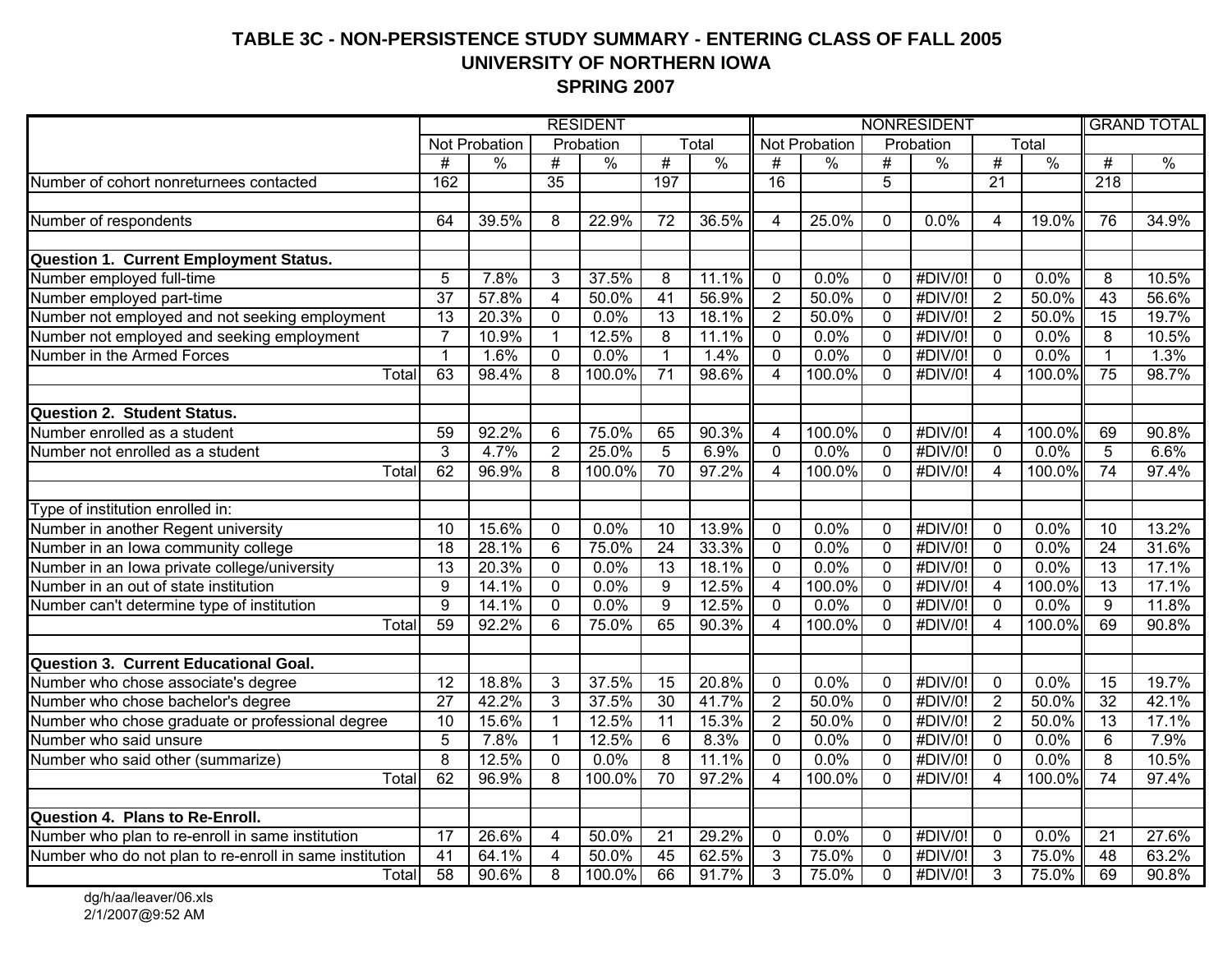# TABLE 3C - NON-PERSISTENCE STUDY SUMMARY - ENTERING CLASS OF FALL 2005
## UNIVERSITY OF NORTHERN IOWA
## SPRING 2007

| | RESIDENT | | | | | | NONRESIDENT | | | | | | GRAND TOTAL | |
|---|---|---|---|---|---|---|---|---|---|---|---|---|---|---|
| | Not Probation | | Probation | | Total | | Not Probation | | Probation | | Total | | | |
| | # | % | # | % | # | % | # | % | # | % | # | % | # | % |
| Number of cohort nonreturnees contacted | 162 | | 35 | | 197 | | 16 | | 5 | | 21 | | 218 | |
| | | | | | | | | | | | | | | |
| Number of respondents | 64 | 39.5% | 8 | 22.9% | 72 | 36.5% | 4 | 25.0% | 0 | 0.0% | 4 | 19.0% | 76 | 34.9% |
| | | | | | | | | | | | | | | |
| **Question 1. Current Employment Status.** | | | | | | | | | | | | | | |
| Number employed full-time | 5 | 7.8% | 3 | 37.5% | 8 | 11.1% | 0 | 0.0% | 0 | #DIV/0! | 0 | 0.0% | 8 | 10.5% |
| Number employed part-time | 37 | 57.8% | 4 | 50.0% | 41 | 56.9% | 2 | 50.0% | 0 | #DIV/0! | 2 | 50.0% | 43 | 56.6% |
| Number not employed and not seeking employment | 13 | 20.3% | 0 | 0.0% | 13 | 18.1% | 2 | 50.0% | 0 | #DIV/0! | 2 | 50.0% | 15 | 19.7% |
| Number not employed and seeking employment | 7 | 10.9% | 1 | 12.5% | 8 | 11.1% | 0 | 0.0% | 0 | #DIV/0! | 0 | 0.0% | 8 | 10.5% |
| Number in the Armed Forces | 1 | 1.6% | 0 | 0.0% | 1 | 1.4% | 0 | 0.0% | 0 | #DIV/0! | 0 | 0.0% | 1 | 1.3% |
| Total | 63 | 98.4% | 8 | 100.0% | 71 | 98.6% | 4 | 100.0% | 0 | #DIV/0! | 4 | 100.0% | 75 | 98.7% |
| | | | | | | | | | | | | | | |
| **Question 2. Student Status.** | | | | | | | | | | | | | | |
| Number enrolled as a student | 59 | 92.2% | 6 | 75.0% | 65 | 90.3% | 4 | 100.0% | 0 | #DIV/0! | 4 | 100.0% | 69 | 90.8% |
| Number not enrolled as a student | 3 | 4.7% | 2 | 25.0% | 5 | 6.9% | 0 | 0.0% | 0 | #DIV/0! | 0 | 0.0% | 5 | 6.6% |
| Total | 62 | 96.9% | 8 | 100.0% | 70 | 97.2% | 4 | 100.0% | 0 | #DIV/0! | 4 | 100.0% | 74 | 97.4% |
| | | | | | | | | | | | | | | |
| Type of institution enrolled in: | | | | | | | | | | | | | | |
| Number in another Regent university | 10 | 15.6% | 0 | 0.0% | 10 | 13.9% | 0 | 0.0% | 0 | #DIV/0! | 0 | 0.0% | 10 | 13.2% |
| Number in an Iowa community college | 18 | 28.1% | 6 | 75.0% | 24 | 33.3% | 0 | 0.0% | 0 | #DIV/0! | 0 | 0.0% | 24 | 31.6% |
| Number in an Iowa private college/university | 13 | 20.3% | 0 | 0.0% | 13 | 18.1% | 0 | 0.0% | 0 | #DIV/0! | 0 | 0.0% | 13 | 17.1% |
| Number in an out of state institution | 9 | 14.1% | 0 | 0.0% | 9 | 12.5% | 4 | 100.0% | 0 | #DIV/0! | 4 | 100.0% | 13 | 17.1% |
| Number can't determine type of institution | 9 | 14.1% | 0 | 0.0% | 9 | 12.5% | 0 | 0.0% | 0 | #DIV/0! | 0 | 0.0% | 9 | 11.8% |
| Total | 59 | 92.2% | 6 | 75.0% | 65 | 90.3% | 4 | 100.0% | 0 | #DIV/0! | 4 | 100.0% | 69 | 90.8% |
| | | | | | | | | | | | | | | |
| **Question 3. Current Educational Goal.** | | | | | | | | | | | | | | |
| Number who chose associate's degree | 12 | 18.8% | 3 | 37.5% | 15 | 20.8% | 0 | 0.0% | 0 | #DIV/0! | 0 | 0.0% | 15 | 19.7% |
| Number who chose bachelor's degree | 27 | 42.2% | 3 | 37.5% | 30 | 41.7% | 2 | 50.0% | 0 | #DIV/0! | 2 | 50.0% | 32 | 42.1% |
| Number who chose graduate or professional degree | 10 | 15.6% | 1 | 12.5% | 11 | 15.3% | 2 | 50.0% | 0 | #DIV/0! | 2 | 50.0% | 13 | 17.1% |
| Number who said unsure | 5 | 7.8% | 1 | 12.5% | 6 | 8.3% | 0 | 0.0% | 0 | #DIV/0! | 0 | 0.0% | 6 | 7.9% |
| Number who said other (summarize) | 8 | 12.5% | 0 | 0.0% | 8 | 11.1% | 0 | 0.0% | 0 | #DIV/0! | 0 | 0.0% | 8 | 10.5% |
| Total | 62 | 96.9% | 8 | 100.0% | 70 | 97.2% | 4 | 100.0% | 0 | #DIV/0! | 4 | 100.0% | 74 | 97.4% |
| | | | | | | | | | | | | | | |
| **Question 4. Plans to Re-Enroll.** | | | | | | | | | | | | | | |
| Number who plan to re-enroll in same institution | 17 | 26.6% | 4 | 50.0% | 21 | 29.2% | 0 | 0.0% | 0 | #DIV/0! | 0 | 0.0% | 21 | 27.6% |
| Number who do not plan to re-enroll in same institution | 41 | 64.1% | 4 | 50.0% | 45 | 62.5% | 3 | 75.0% | 0 | #DIV/0! | 3 | 75.0% | 48 | 63.2% |
| Total | 58 | 90.6% | 8 | 100.0% | 66 | 91.7% | 3 | 75.0% | 0 | #DIV/0! | 3 | 75.0% | 69 | 90.8% |

dg/h/aa/leaver/06.xls
2/1/2007@9:52 AM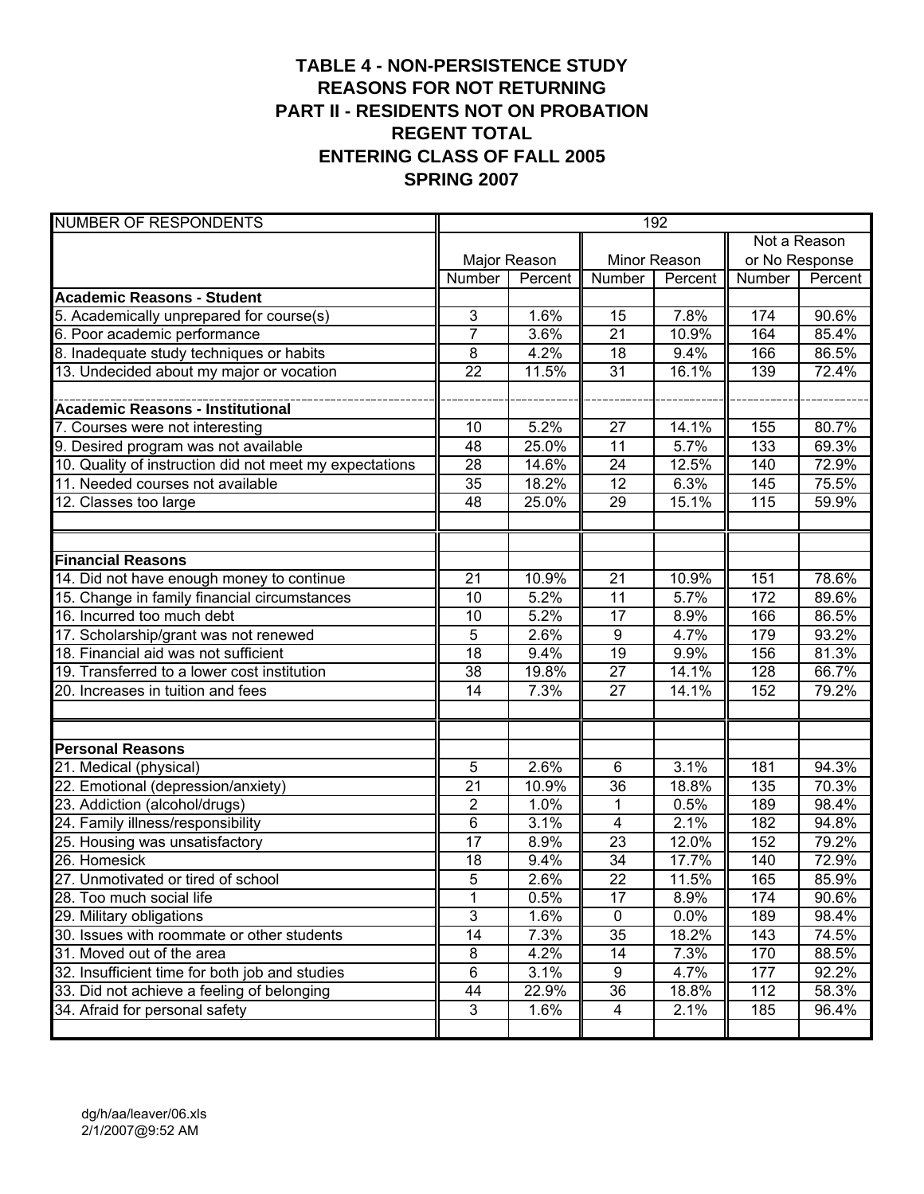# TABLE 4 - NON-PERSISTENCE STUDY
## REASONS FOR NOT RETURNING
## PART II - RESIDENTS NOT ON PROBATION
## REGENT TOTAL
## ENTERING CLASS OF FALL 2005
## SPRING 2007

| NUMBER OF RESPONDENTS | 192 | | | | | |
|---|---|---|---|---|---|---|
| | Major Reason | | Minor Reason | | Not a Reason or No Response | |
| | Number | Percent | Number | Percent | Number | Percent |
| **Academic Reasons - Student** | | | | | | |
| 5. Academically unprepared for course(s) | 3 | 1.6% | 15 | 7.8% | 174 | 90.6% |
| 6. Poor academic performance | 7 | 3.6% | 21 | 10.9% | 164 | 85.4% |
| 8. Inadequate study techniques or habits | 8 | 4.2% | 18 | 9.4% | 166 | 86.5% |
| 13. Undecided about my major or vocation | 22 | 11.5% | 31 | 16.1% | 139 | 72.4% |
| **Academic Reasons - Institutional** | | | | | | |
| 7. Courses were not interesting | 10 | 5.2% | 27 | 14.1% | 155 | 80.7% |
| 9. Desired program was not available | 48 | 25.0% | 11 | 5.7% | 133 | 69.3% |
| 10. Quality of instruction did not meet my expectations | 28 | 14.6% | 24 | 12.5% | 140 | 72.9% |
| 11. Needed courses not available | 35 | 18.2% | 12 | 6.3% | 145 | 75.5% |
| 12. Classes too large | 48 | 25.0% | 29 | 15.1% | 115 | 59.9% |
| **Financial Reasons** | | | | | | |
| 14. Did not have enough money to continue | 21 | 10.9% | 21 | 10.9% | 151 | 78.6% |
| 15. Change in family financial circumstances | 10 | 5.2% | 11 | 5.7% | 172 | 89.6% |
| 16. Incurred too much debt | 10 | 5.2% | 17 | 8.9% | 166 | 86.5% |
| 17. Scholarship/grant was not renewed | 5 | 2.6% | 9 | 4.7% | 179 | 93.2% |
| 18. Financial aid was not sufficient | 18 | 9.4% | 19 | 9.9% | 156 | 81.3% |
| 19. Transferred to a lower cost institution | 38 | 19.8% | 27 | 14.1% | 128 | 66.7% |
| 20. Increases in tuition and fees | 14 | 7.3% | 27 | 14.1% | 152 | 79.2% |
| **Personal Reasons** | | | | | | |
| 21. Medical (physical) | 5 | 2.6% | 6 | 3.1% | 181 | 94.3% |
| 22. Emotional (depression/anxiety) | 21 | 10.9% | 36 | 18.8% | 135 | 70.3% |
| 23. Addiction (alcohol/drugs) | 2 | 1.0% | 1 | 0.5% | 189 | 98.4% |
| 24. Family illness/responsibility | 6 | 3.1% | 4 | 2.1% | 182 | 94.8% |
| 25. Housing was unsatisfactory | 17 | 8.9% | 23 | 12.0% | 152 | 79.2% |
| 26. Homesick | 18 | 9.4% | 34 | 17.7% | 140 | 72.9% |
| 27. Unmotivated or tired of school | 5 | 2.6% | 22 | 11.5% | 165 | 85.9% |
| 28. Too much social life | 1 | 0.5% | 17 | 8.9% | 174 | 90.6% |
| 29. Military obligations | 3 | 1.6% | 0 | 0.0% | 189 | 98.4% |
| 30. Issues with roommate or other students | 14 | 7.3% | 35 | 18.2% | 143 | 74.5% |
| 31. Moved out of the area | 8 | 4.2% | 14 | 7.3% | 170 | 88.5% |
| 32. Insufficient time for both job and studies | 6 | 3.1% | 9 | 4.7% | 177 | 92.2% |
| 33. Did not achieve a feeling of belonging | 44 | 22.9% | 36 | 18.8% | 112 | 58.3% |
| 34. Afraid for personal safety | 3 | 1.6% | 4 | 2.1% | 185 | 96.4% |

dg/h/aa/leaver/06.xls
2/1/2007@9:52 AM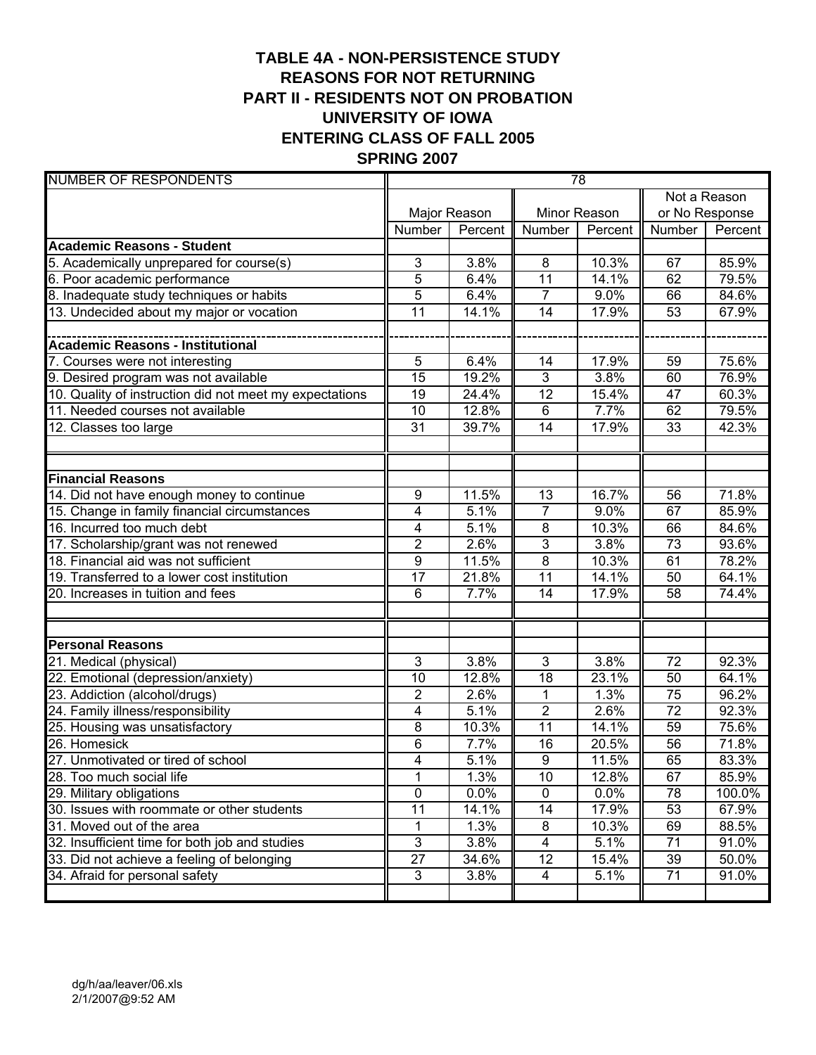# TABLE 4A - NON-PERSISTENCE STUDY
## REASONS FOR NOT RETURNING
## PART II - RESIDENTS NOT ON PROBATION
## UNIVERSITY OF IOWA
## ENTERING CLASS OF FALL 2005
## SPRING 2007

| NUMBER OF RESPONDENTS | 78 | | | | | |
|---|---|---|---|---|---|---|
| | Major Reason | | Minor Reason | | Not a Reason or No Response | |
| | Number | Percent | Number | Percent | Number | Percent |
| **Academic Reasons - Student** | | | | | | |
| 5. Academically unprepared for course(s) | 3 | 3.8% | 8 | 10.3% | 67 | 85.9% |
| 6. Poor academic performance | 5 | 6.4% | 11 | 14.1% | 62 | 79.5% |
| 8. Inadequate study techniques or habits | 5 | 6.4% | 7 | 9.0% | 66 | 84.6% |
| 13. Undecided about my major or vocation | 11 | 14.1% | 14 | 17.9% | 53 | 67.9% |
| **Academic Reasons - Institutional** | | | | | | |
| 7. Courses were not interesting | 5 | 6.4% | 14 | 17.9% | 59 | 75.6% |
| 9. Desired program was not available | 15 | 19.2% | 3 | 3.8% | 60 | 76.9% |
| 10. Quality of instruction did not meet my expectations | 19 | 24.4% | 12 | 15.4% | 47 | 60.3% |
| 11. Needed courses not available | 10 | 12.8% | 6 | 7.7% | 62 | 79.5% |
| 12. Classes too large | 31 | 39.7% | 14 | 17.9% | 33 | 42.3% |
| **Financial Reasons** | | | | | | |
| 14. Did not have enough money to continue | 9 | 11.5% | 13 | 16.7% | 56 | 71.8% |
| 15. Change in family financial circumstances | 4 | 5.1% | 7 | 9.0% | 67 | 85.9% |
| 16. Incurred too much debt | 4 | 5.1% | 8 | 10.3% | 66 | 84.6% |
| 17. Scholarship/grant was not renewed | 2 | 2.6% | 3 | 3.8% | 73 | 93.6% |
| 18. Financial aid was not sufficient | 9 | 11.5% | 8 | 10.3% | 61 | 78.2% |
| 19. Transferred to a lower cost institution | 17 | 21.8% | 11 | 14.1% | 50 | 64.1% |
| 20. Increases in tuition and fees | 6 | 7.7% | 14 | 17.9% | 58 | 74.4% |
| **Personal Reasons** | | | | | | |
| 21. Medical (physical) | 3 | 3.8% | 3 | 3.8% | 72 | 92.3% |
| 22. Emotional (depression/anxiety) | 10 | 12.8% | 18 | 23.1% | 50 | 64.1% |
| 23. Addiction (alcohol/drugs) | 2 | 2.6% | 1 | 1.3% | 75 | 96.2% |
| 24. Family illness/responsibility | 4 | 5.1% | 2 | 2.6% | 72 | 92.3% |
| 25. Housing was unsatisfactory | 8 | 10.3% | 11 | 14.1% | 59 | 75.6% |
| 26. Homesick | 6 | 7.7% | 16 | 20.5% | 56 | 71.8% |
| 27. Unmotivated or tired of school | 4 | 5.1% | 9 | 11.5% | 65 | 83.3% |
| 28. Too much social life | 1 | 1.3% | 10 | 12.8% | 67 | 85.9% |
| 29. Military obligations | 0 | 0.0% | 0 | 0.0% | 78 | 100.0% |
| 30. Issues with roommate or other students | 11 | 14.1% | 14 | 17.9% | 53 | 67.9% |
| 31. Moved out of the area | 1 | 1.3% | 8 | 10.3% | 69 | 88.5% |
| 32. Insufficient time for both job and studies | 3 | 3.8% | 4 | 5.1% | 71 | 91.0% |
| 33. Did not achieve a feeling of belonging | 27 | 34.6% | 12 | 15.4% | 39 | 50.0% |
| 34. Afraid for personal safety | 3 | 3.8% | 4 | 5.1% | 71 | 91.0% |

dg/h/aa/leaver/06.xls
2/1/2007@9:52 AM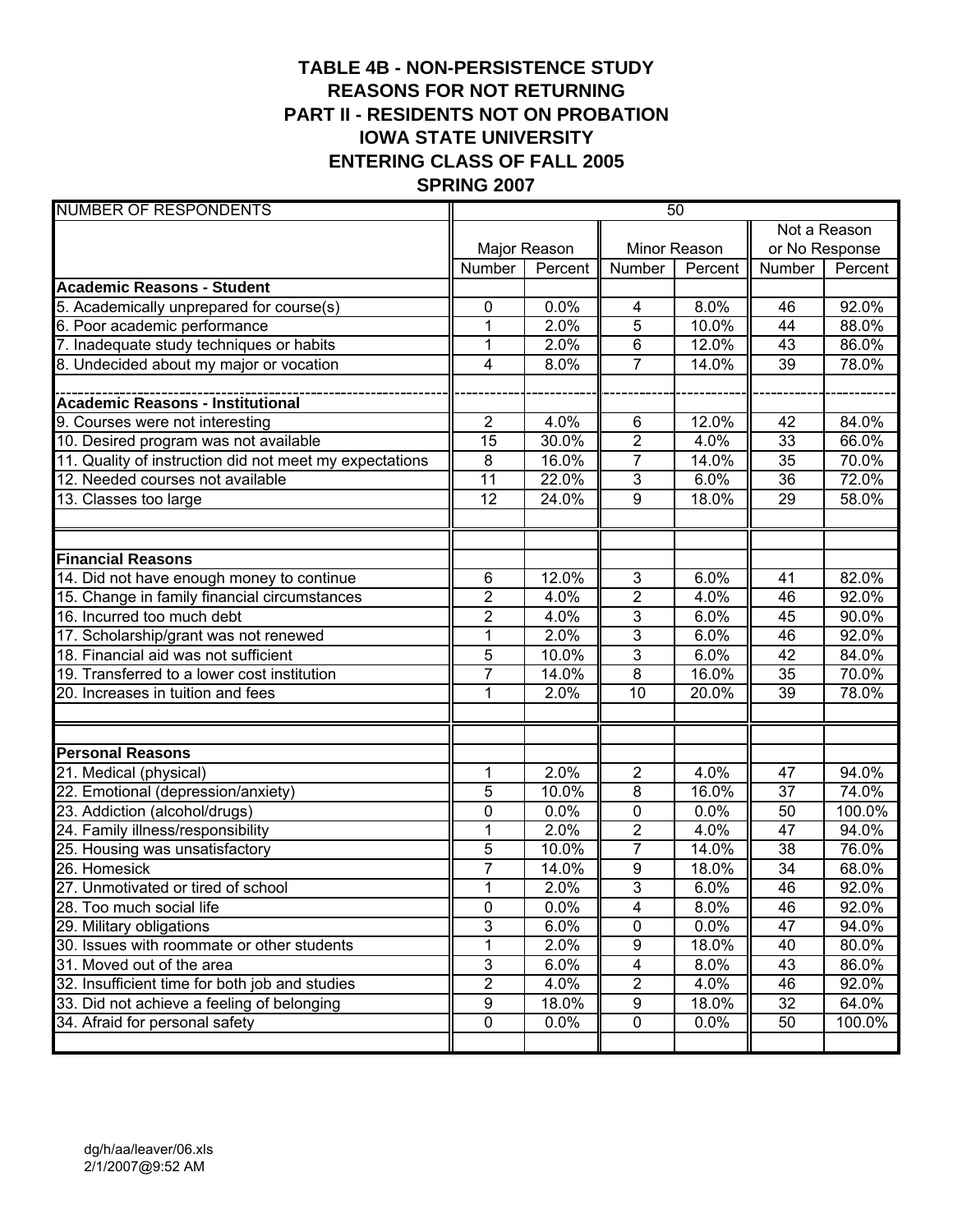# TABLE 4B - NON-PERSISTENCE STUDY
## REASONS FOR NOT RETURNING
## PART II - RESIDENTS NOT ON PROBATION
## IOWA STATE UNIVERSITY
## ENTERING CLASS OF FALL 2005
## SPRING 2007

| NUMBER OF RESPONDENTS | 50 | | | | | |
|---|---|---|---|---|---|---|
| | Major Reason | | Minor Reason | | Not a Reason or No Response | |
| | Number | Percent | Number | Percent | Number | Percent |
| **Academic Reasons - Student** | | | | | | |
| 5. Academically unprepared for course(s) | 0 | 0.0% | 4 | 8.0% | 46 | 92.0% |
| 6. Poor academic performance | 1 | 2.0% | 5 | 10.0% | 44 | 88.0% |
| 7. Inadequate study techniques or habits | 1 | 2.0% | 6 | 12.0% | 43 | 86.0% |
| 8. Undecided about my major or vocation | 4 | 8.0% | 7 | 14.0% | 39 | 78.0% |
| **Academic Reasons - Institutional** | | | | | | |
| 9. Courses were not interesting | 2 | 4.0% | 6 | 12.0% | 42 | 84.0% |
| 10. Desired program was not available | 15 | 30.0% | 2 | 4.0% | 33 | 66.0% |
| 11. Quality of instruction did not meet my expectations | 8 | 16.0% | 7 | 14.0% | 35 | 70.0% |
| 12. Needed courses not available | 11 | 22.0% | 3 | 6.0% | 36 | 72.0% |
| 13. Classes too large | 12 | 24.0% | 9 | 18.0% | 29 | 58.0% |
| **Financial Reasons** | | | | | | |
| 14. Did not have enough money to continue | 6 | 12.0% | 3 | 6.0% | 41 | 82.0% |
| 15. Change in family financial circumstances | 2 | 4.0% | 2 | 4.0% | 46 | 92.0% |
| 16. Incurred too much debt | 2 | 4.0% | 3 | 6.0% | 45 | 90.0% |
| 17. Scholarship/grant was not renewed | 1 | 2.0% | 3 | 6.0% | 46 | 92.0% |
| 18. Financial aid was not sufficient | 5 | 10.0% | 3 | 6.0% | 42 | 84.0% |
| 19. Transferred to a lower cost institution | 7 | 14.0% | 8 | 16.0% | 35 | 70.0% |
| 20. Increases in tuition and fees | 1 | 2.0% | 10 | 20.0% | 39 | 78.0% |
| **Personal Reasons** | | | | | | |
| 21. Medical (physical) | 1 | 2.0% | 2 | 4.0% | 47 | 94.0% |
| 22. Emotional (depression/anxiety) | 5 | 10.0% | 8 | 16.0% | 37 | 74.0% |
| 23. Addiction (alcohol/drugs) | 0 | 0.0% | 0 | 0.0% | 50 | 100.0% |
| 24. Family illness/responsibility | 1 | 2.0% | 2 | 4.0% | 47 | 94.0% |
| 25. Housing was unsatisfactory | 5 | 10.0% | 7 | 14.0% | 38 | 76.0% |
| 26. Homesick | 7 | 14.0% | 9 | 18.0% | 34 | 68.0% |
| 27. Unmotivated or tired of school | 1 | 2.0% | 3 | 6.0% | 46 | 92.0% |
| 28. Too much social life | 0 | 0.0% | 4 | 8.0% | 46 | 92.0% |
| 29. Military obligations | 3 | 6.0% | 0 | 0.0% | 47 | 94.0% |
| 30. Issues with roommate or other students | 1 | 2.0% | 9 | 18.0% | 40 | 80.0% |
| 31. Moved out of the area | 3 | 6.0% | 4 | 8.0% | 43 | 86.0% |
| 32. Insufficient time for both job and studies | 2 | 4.0% | 2 | 4.0% | 46 | 92.0% |
| 33. Did not achieve a feeling of belonging | 9 | 18.0% | 9 | 18.0% | 32 | 64.0% |
| 34. Afraid for personal safety | 0 | 0.0% | 0 | 0.0% | 50 | 100.0% |

dg/h/aa/leaver/06.xls
2/1/2007@9:52 AM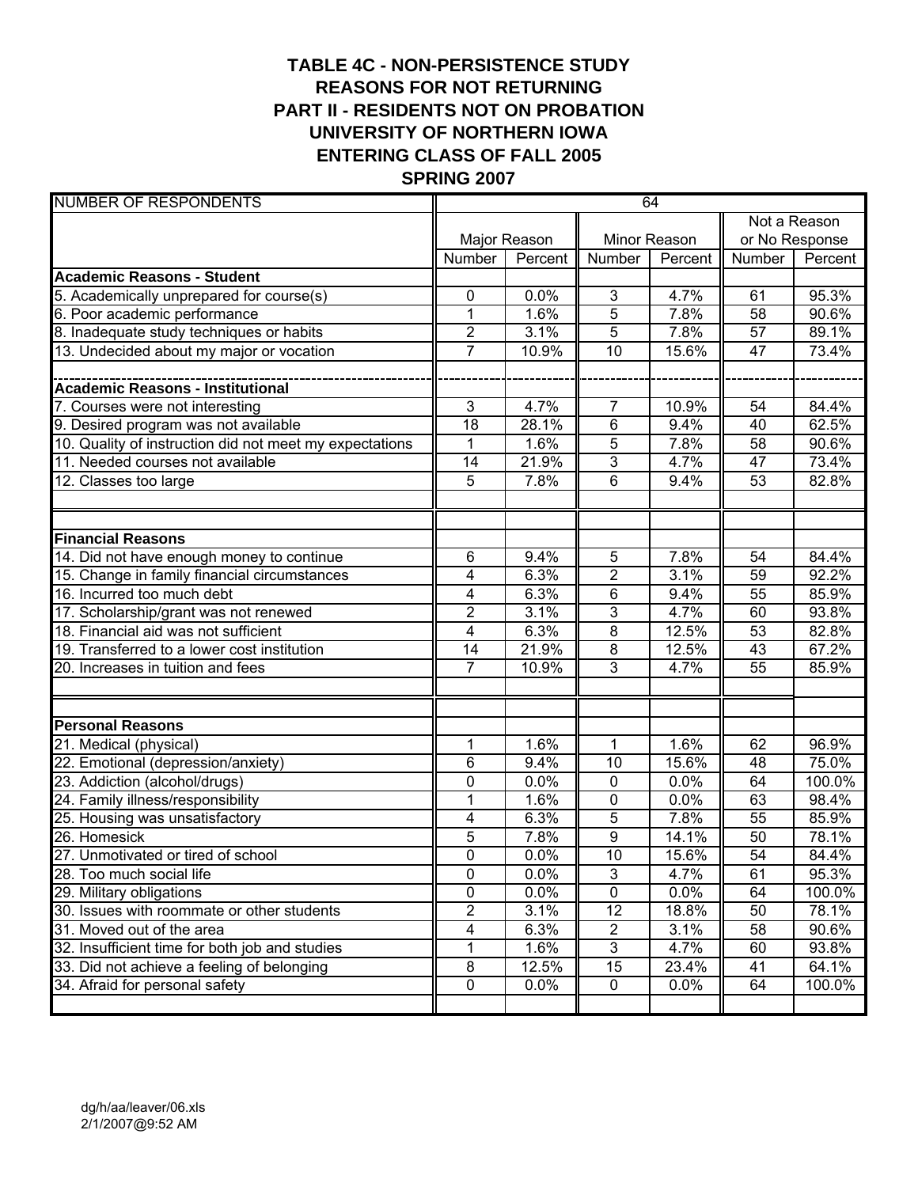# TABLE 4C - NON-PERSISTENCE STUDY
## REASONS FOR NOT RETURNING
## PART II - RESIDENTS NOT ON PROBATION
## UNIVERSITY OF NORTHERN IOWA
## ENTERING CLASS OF FALL 2005
## SPRING 2007

| NUMBER OF RESPONDENTS | 64 | | | | | |
|---|---|---|---|---|---|---|
| | Major Reason | | Minor Reason | | Not a Reason or No Response | |
| | Number | Percent | Number | Percent | Number | Percent |
| **Academic Reasons - Student** | | | | | | |
| 5. Academically unprepared for course(s) | 0 | 0.0% | 3 | 4.7% | 61 | 95.3% |
| 6. Poor academic performance | 1 | 1.6% | 5 | 7.8% | 58 | 90.6% |
| 8. Inadequate study techniques or habits | 2 | 3.1% | 5 | 7.8% | 57 | 89.1% |
| 13. Undecided about my major or vocation | 7 | 10.9% | 10 | 15.6% | 47 | 73.4% |
| **Academic Reasons - Institutional** | | | | | | |
| 7. Courses were not interesting | 3 | 4.7% | 7 | 10.9% | 54 | 84.4% |
| 9. Desired program was not available | 18 | 28.1% | 6 | 9.4% | 40 | 62.5% |
| 10. Quality of instruction did not meet my expectations | 1 | 1.6% | 5 | 7.8% | 58 | 90.6% |
| 11. Needed courses not available | 14 | 21.9% | 3 | 4.7% | 47 | 73.4% |
| 12. Classes too large | 5 | 7.8% | 6 | 9.4% | 53 | 82.8% |
| **Financial Reasons** | | | | | | |
| 14. Did not have enough money to continue | 6 | 9.4% | 5 | 7.8% | 54 | 84.4% |
| 15. Change in family financial circumstances | 4 | 6.3% | 2 | 3.1% | 59 | 92.2% |
| 16. Incurred too much debt | 4 | 6.3% | 6 | 9.4% | 55 | 85.9% |
| 17. Scholarship/grant was not renewed | 2 | 3.1% | 3 | 4.7% | 60 | 93.8% |
| 18. Financial aid was not sufficient | 4 | 6.3% | 8 | 12.5% | 53 | 82.8% |
| 19. Transferred to a lower cost institution | 14 | 21.9% | 8 | 12.5% | 43 | 67.2% |
| 20. Increases in tuition and fees | 7 | 10.9% | 3 | 4.7% | 55 | 85.9% |
| **Personal Reasons** | | | | | | |
| 21. Medical (physical) | 1 | 1.6% | 1 | 1.6% | 62 | 96.9% |
| 22. Emotional (depression/anxiety) | 6 | 9.4% | 10 | 15.6% | 48 | 75.0% |
| 23. Addiction (alcohol/drugs) | 0 | 0.0% | 0 | 0.0% | 64 | 100.0% |
| 24. Family illness/responsibility | 1 | 1.6% | 0 | 0.0% | 63 | 98.4% |
| 25. Housing was unsatisfactory | 4 | 6.3% | 5 | 7.8% | 55 | 85.9% |
| 26. Homesick | 5 | 7.8% | 9 | 14.1% | 50 | 78.1% |
| 27. Unmotivated or tired of school | 0 | 0.0% | 10 | 15.6% | 54 | 84.4% |
| 28. Too much social life | 0 | 0.0% | 3 | 4.7% | 61 | 95.3% |
| 29. Military obligations | 0 | 0.0% | 0 | 0.0% | 64 | 100.0% |
| 30. Issues with roommate or other students | 2 | 3.1% | 12 | 18.8% | 50 | 78.1% |
| 31. Moved out of the area | 4 | 6.3% | 2 | 3.1% | 58 | 90.6% |
| 32. Insufficient time for both job and studies | 1 | 1.6% | 3 | 4.7% | 60 | 93.8% |
| 33. Did not achieve a feeling of belonging | 8 | 12.5% | 15 | 23.4% | 41 | 64.1% |
| 34. Afraid for personal safety | 0 | 0.0% | 0 | 0.0% | 64 | 100.0% |

dg/h/aa/leaver/06.xls
2/1/2007@9:52 AM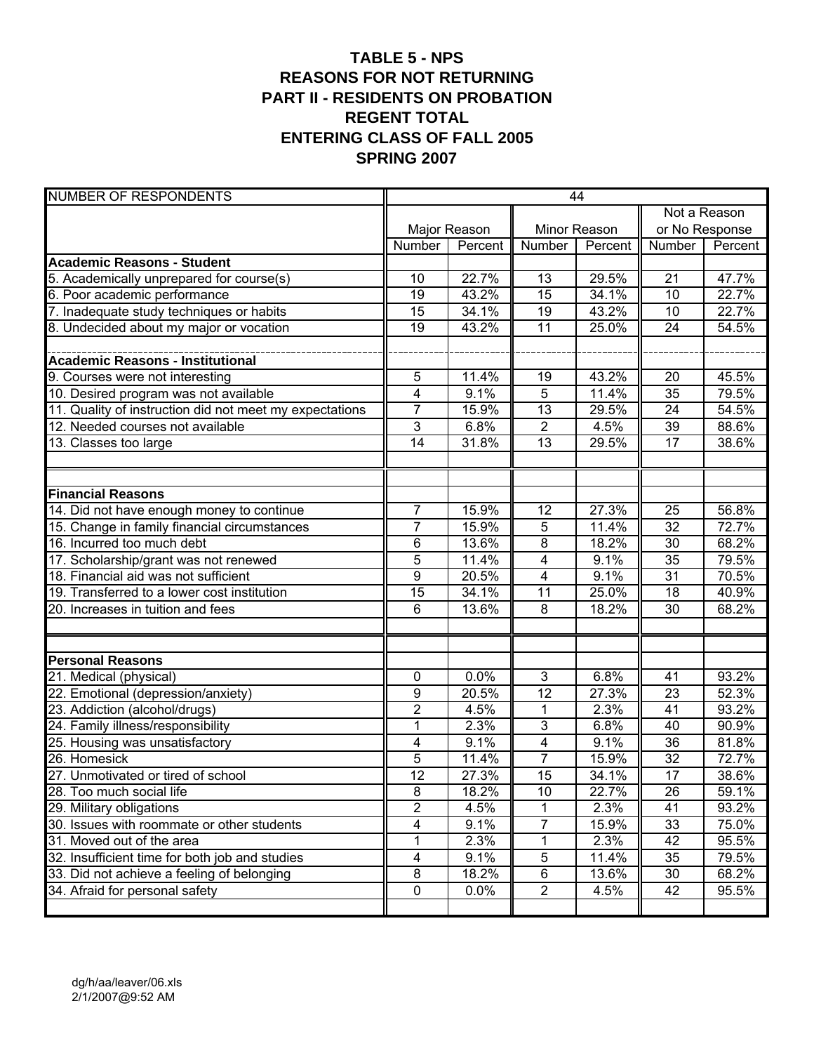# TABLE 5 - NPS
## REASONS FOR NOT RETURNING
## PART II - RESIDENTS ON PROBATION
## REGENT TOTAL
## ENTERING CLASS OF FALL 2005
## SPRING 2007

| NUMBER OF RESPONDENTS | 44 | | | | | |
|---|---|---|---|---|---|---|
| | Major Reason | | Minor Reason | | Not a Reason or No Response | |
| | Number | Percent | Number | Percent | Number | Percent |
| **Academic Reasons - Student** | | | | | | |
| 5. Academically unprepared for course(s) | 10 | 22.7% | 13 | 29.5% | 21 | 47.7% |
| 6. Poor academic performance | 19 | 43.2% | 15 | 34.1% | 10 | 22.7% |
| 7. Inadequate study techniques or habits | 15 | 34.1% | 19 | 43.2% | 10 | 22.7% |
| 8. Undecided about my major or vocation | 19 | 43.2% | 11 | 25.0% | 24 | 54.5% |
| **Academic Reasons - Institutional** | | | | | | |
| 9. Courses were not interesting | 5 | 11.4% | 19 | 43.2% | 20 | 45.5% |
| 10. Desired program was not available | 4 | 9.1% | 5 | 11.4% | 35 | 79.5% |
| 11. Quality of instruction did not meet my expectations | 7 | 15.9% | 13 | 29.5% | 24 | 54.5% |
| 12. Needed courses not available | 3 | 6.8% | 2 | 4.5% | 39 | 88.6% |
| 13. Classes too large | 14 | 31.8% | 13 | 29.5% | 17 | 38.6% |
| **Financial Reasons** | | | | | | |
| 14. Did not have enough money to continue | 7 | 15.9% | 12 | 27.3% | 25 | 56.8% |
| 15. Change in family financial circumstances | 7 | 15.9% | 5 | 11.4% | 32 | 72.7% |
| 16. Incurred too much debt | 6 | 13.6% | 8 | 18.2% | 30 | 68.2% |
| 17. Scholarship/grant was not renewed | 5 | 11.4% | 4 | 9.1% | 35 | 79.5% |
| 18. Financial aid was not sufficient | 9 | 20.5% | 4 | 9.1% | 31 | 70.5% |
| 19. Transferred to a lower cost institution | 15 | 34.1% | 11 | 25.0% | 18 | 40.9% |
| 20. Increases in tuition and fees | 6 | 13.6% | 8 | 18.2% | 30 | 68.2% |
| **Personal Reasons** | | | | | | |
| 21. Medical (physical) | 0 | 0.0% | 3 | 6.8% | 41 | 93.2% |
| 22. Emotional (depression/anxiety) | 9 | 20.5% | 12 | 27.3% | 23 | 52.3% |
| 23. Addiction (alcohol/drugs) | 2 | 4.5% | 1 | 2.3% | 41 | 93.2% |
| 24. Family illness/responsibility | 1 | 2.3% | 3 | 6.8% | 40 | 90.9% |
| 25. Housing was unsatisfactory | 4 | 9.1% | 4 | 9.1% | 36 | 81.8% |
| 26. Homesick | 5 | 11.4% | 7 | 15.9% | 32 | 72.7% |
| 27. Unmotivated or tired of school | 12 | 27.3% | 15 | 34.1% | 17 | 38.6% |
| 28. Too much social life | 8 | 18.2% | 10 | 22.7% | 26 | 59.1% |
| 29. Military obligations | 2 | 4.5% | 1 | 2.3% | 41 | 93.2% |
| 30. Issues with roommate or other students | 4 | 9.1% | 7 | 15.9% | 33 | 75.0% |
| 31. Moved out of the area | 1 | 2.3% | 1 | 2.3% | 42 | 95.5% |
| 32. Insufficient time for both job and studies | 4 | 9.1% | 5 | 11.4% | 35 | 79.5% |
| 33. Did not achieve a feeling of belonging | 8 | 18.2% | 6 | 13.6% | 30 | 68.2% |
| 34. Afraid for personal safety | 0 | 0.0% | 2 | 4.5% | 42 | 95.5% |

dg/h/aa/leaver/06.xls
2/1/2007@9:52 AM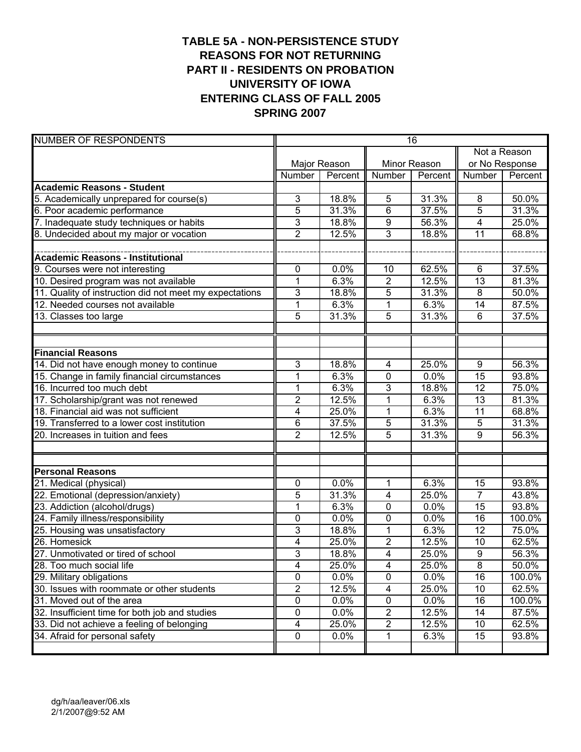# TABLE 5A - NON-PERSISTENCE STUDY
## REASONS FOR NOT RETURNING
## PART II - RESIDENTS ON PROBATION
## UNIVERSITY OF IOWA
## ENTERING CLASS OF FALL 2005
## SPRING 2007

| NUMBER OF RESPONDENTS | 16 | | | | | |
|---|---|---|---|---|---|---|
| | Major Reason | | Minor Reason | | Not a Reason or No Response | |
| | Number | Percent | Number | Percent | Number | Percent |
| **Academic Reasons - Student** | | | | | | |
| 5. Academically unprepared for course(s) | 3 | 18.8% | 5 | 31.3% | 8 | 50.0% |
| 6. Poor academic performance | 5 | 31.3% | 6 | 37.5% | 5 | 31.3% |
| 7. Inadequate study techniques or habits | 3 | 18.8% | 9 | 56.3% | 4 | 25.0% |
| 8. Undecided about my major or vocation | 2 | 12.5% | 3 | 18.8% | 11 | 68.8% |
| **Academic Reasons - Institutional** | | | | | | |
| 9. Courses were not interesting | 0 | 0.0% | 10 | 62.5% | 6 | 37.5% |
| 10. Desired program was not available | 1 | 6.3% | 2 | 12.5% | 13 | 81.3% |
| 11. Quality of instruction did not meet my expectations | 3 | 18.8% | 5 | 31.3% | 8 | 50.0% |
| 12. Needed courses not available | 1 | 6.3% | 1 | 6.3% | 14 | 87.5% |
| 13. Classes too large | 5 | 31.3% | 5 | 31.3% | 6 | 37.5% |
| **Financial Reasons** | | | | | | |
| 14. Did not have enough money to continue | 3 | 18.8% | 4 | 25.0% | 9 | 56.3% |
| 15. Change in family financial circumstances | 1 | 6.3% | 0 | 0.0% | 15 | 93.8% |
| 16. Incurred too much debt | 1 | 6.3% | 3 | 18.8% | 12 | 75.0% |
| 17. Scholarship/grant was not renewed | 2 | 12.5% | 1 | 6.3% | 13 | 81.3% |
| 18. Financial aid was not sufficient | 4 | 25.0% | 1 | 6.3% | 11 | 68.8% |
| 19. Transferred to a lower cost institution | 6 | 37.5% | 5 | 31.3% | 5 | 31.3% |
| 20. Increases in tuition and fees | 2 | 12.5% | 5 | 31.3% | 9 | 56.3% |
| **Personal Reasons** | | | | | | |
| 21. Medical (physical) | 0 | 0.0% | 1 | 6.3% | 15 | 93.8% |
| 22. Emotional (depression/anxiety) | 5 | 31.3% | 4 | 25.0% | 7 | 43.8% |
| 23. Addiction (alcohol/drugs) | 1 | 6.3% | 0 | 0.0% | 15 | 93.8% |
| 24. Family illness/responsibility | 0 | 0.0% | 0 | 0.0% | 16 | 100.0% |
| 25. Housing was unsatisfactory | 3 | 18.8% | 1 | 6.3% | 12 | 75.0% |
| 26. Homesick | 4 | 25.0% | 2 | 12.5% | 10 | 62.5% |
| 27. Unmotivated or tired of school | 3 | 18.8% | 4 | 25.0% | 9 | 56.3% |
| 28. Too much social life | 4 | 25.0% | 4 | 25.0% | 8 | 50.0% |
| 29. Military obligations | 0 | 0.0% | 0 | 0.0% | 16 | 100.0% |
| 30. Issues with roommate or other students | 2 | 12.5% | 4 | 25.0% | 10 | 62.5% |
| 31. Moved out of the area | 0 | 0.0% | 0 | 0.0% | 16 | 100.0% |
| 32. Insufficient time for both job and studies | 0 | 0.0% | 2 | 12.5% | 14 | 87.5% |
| 33. Did not achieve a feeling of belonging | 4 | 25.0% | 2 | 12.5% | 10 | 62.5% |
| 34. Afraid for personal safety | 0 | 0.0% | 1 | 6.3% | 15 | 93.8% |

dg/h/aa/leaver/06.xls
2/1/2007@9:52 AM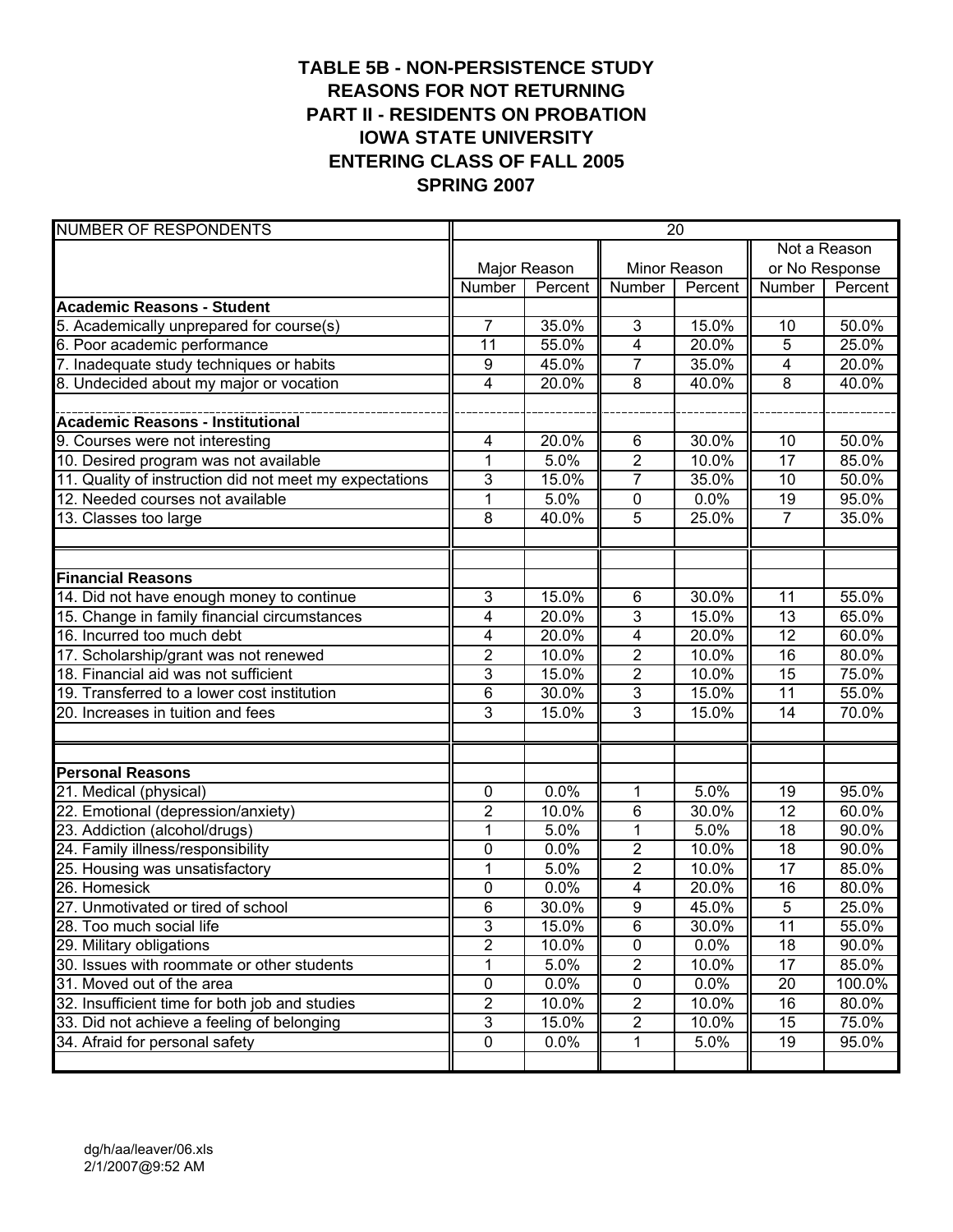# TABLE 5B - NON-PERSISTENCE STUDY
## REASONS FOR NOT RETURNING
## PART II - RESIDENTS ON PROBATION
## IOWA STATE UNIVERSITY
## ENTERING CLASS OF FALL 2005
## SPRING 2007

| NUMBER OF RESPONDENTS | 20 | | | | | |
|---|---|---|---|---|---|---|
| | Major Reason | | Minor Reason | | Not a Reason or No Response | |
| | Number | Percent | Number | Percent | Number | Percent |
| **Academic Reasons - Student** | | | | | | |
| 5. Academically unprepared for course(s) | 7 | 35.0% | 3 | 15.0% | 10 | 50.0% |
| 6. Poor academic performance | 11 | 55.0% | 4 | 20.0% | 5 | 25.0% |
| 7. Inadequate study techniques or habits | 9 | 45.0% | 7 | 35.0% | 4 | 20.0% |
| 8. Undecided about my major or vocation | 4 | 20.0% | 8 | 40.0% | 8 | 40.0% |
| **Academic Reasons - Institutional** | | | | | | |
| 9. Courses were not interesting | 4 | 20.0% | 6 | 30.0% | 10 | 50.0% |
| 10. Desired program was not available | 1 | 5.0% | 2 | 10.0% | 17 | 85.0% |
| 11. Quality of instruction did not meet my expectations | 3 | 15.0% | 7 | 35.0% | 10 | 50.0% |
| 12. Needed courses not available | 1 | 5.0% | 0 | 0.0% | 19 | 95.0% |
| 13. Classes too large | 8 | 40.0% | 5 | 25.0% | 7 | 35.0% |
| **Financial Reasons** | | | | | | |
| 14. Did not have enough money to continue | 3 | 15.0% | 6 | 30.0% | 11 | 55.0% |
| 15. Change in family financial circumstances | 4 | 20.0% | 3 | 15.0% | 13 | 65.0% |
| 16. Incurred too much debt | 4 | 20.0% | 4 | 20.0% | 12 | 60.0% |
| 17. Scholarship/grant was not renewed | 2 | 10.0% | 2 | 10.0% | 16 | 80.0% |
| 18. Financial aid was not sufficient | 3 | 15.0% | 2 | 10.0% | 15 | 75.0% |
| 19. Transferred to a lower cost institution | 6 | 30.0% | 3 | 15.0% | 11 | 55.0% |
| 20. Increases in tuition and fees | 3 | 15.0% | 3 | 15.0% | 14 | 70.0% |
| **Personal Reasons** | | | | | | |
| 21. Medical (physical) | 0 | 0.0% | 1 | 5.0% | 19 | 95.0% |
| 22. Emotional (depression/anxiety) | 2 | 10.0% | 6 | 30.0% | 12 | 60.0% |
| 23. Addiction (alcohol/drugs) | 1 | 5.0% | 1 | 5.0% | 18 | 90.0% |
| 24. Family illness/responsibility | 0 | 0.0% | 2 | 10.0% | 18 | 90.0% |
| 25. Housing was unsatisfactory | 1 | 5.0% | 2 | 10.0% | 17 | 85.0% |
| 26. Homesick | 0 | 0.0% | 4 | 20.0% | 16 | 80.0% |
| 27. Unmotivated or tired of school | 6 | 30.0% | 9 | 45.0% | 5 | 25.0% |
| 28. Too much social life | 3 | 15.0% | 6 | 30.0% | 11 | 55.0% |
| 29. Military obligations | 2 | 10.0% | 0 | 0.0% | 18 | 90.0% |
| 30. Issues with roommate or other students | 1 | 5.0% | 2 | 10.0% | 17 | 85.0% |
| 31. Moved out of the area | 0 | 0.0% | 0 | 0.0% | 20 | 100.0% |
| 32. Insufficient time for both job and studies | 2 | 10.0% | 2 | 10.0% | 16 | 80.0% |
| 33. Did not achieve a feeling of belonging | 3 | 15.0% | 2 | 10.0% | 15 | 75.0% |
| 34. Afraid for personal safety | 0 | 0.0% | 1 | 5.0% | 19 | 95.0% |

dg/h/aa/leaver/06.xls
2/1/2007@9:52 AM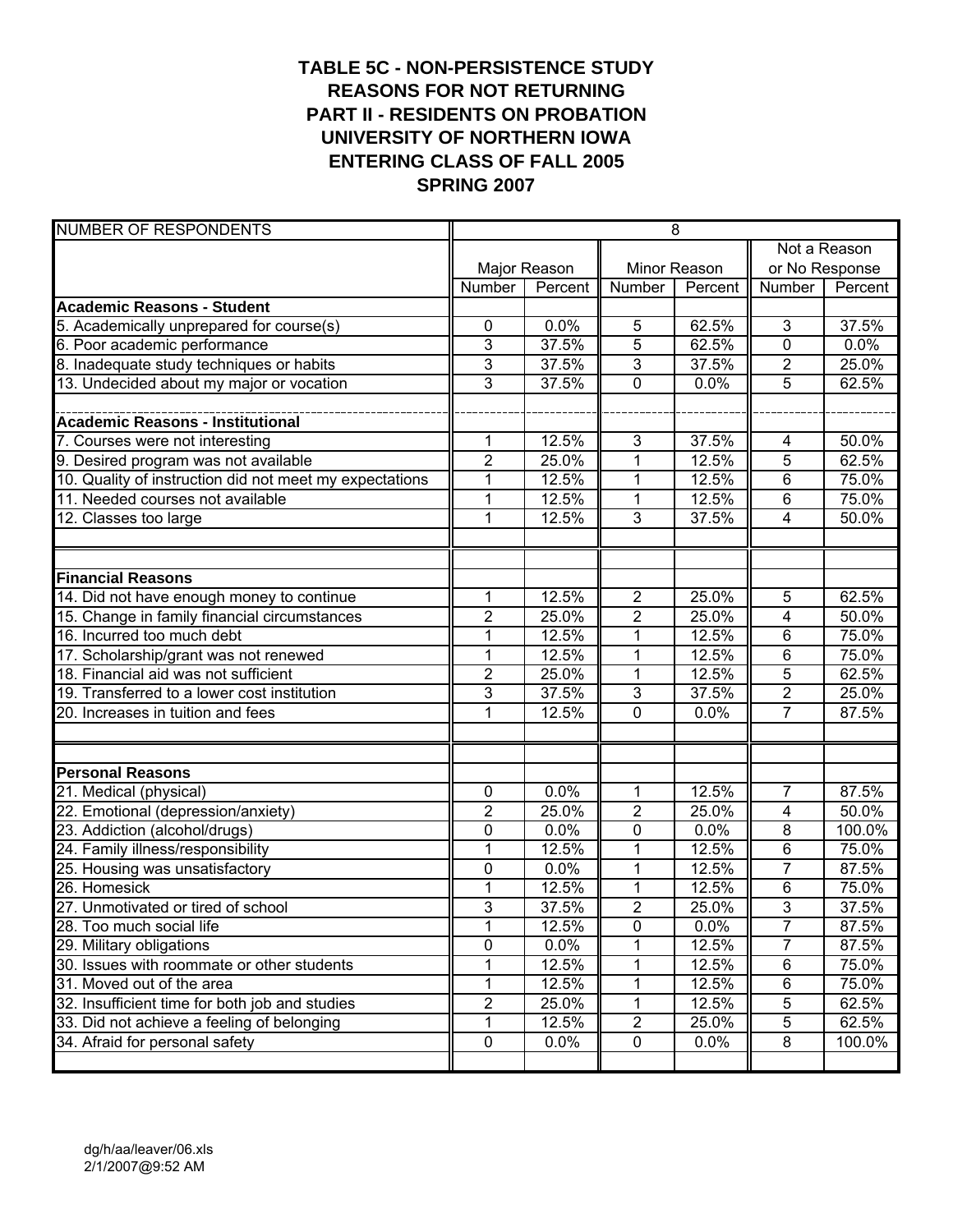# TABLE 5C - NON-PERSISTENCE STUDY
## REASONS FOR NOT RETURNING
## PART II - RESIDENTS ON PROBATION
## UNIVERSITY OF NORTHERN IOWA
## ENTERING CLASS OF FALL 2005
## SPRING 2007

| NUMBER OF RESPONDENTS | 8 | | | | | |
|---|---|---|---|---|---|---|
| | Major Reason | | Minor Reason | | Not a Reason or No Response | |
| | Number | Percent | Number | Percent | Number | Percent |
| **Academic Reasons - Student** | | | | | | |
| 5. Academically unprepared for course(s) | 0 | 0.0% | 5 | 62.5% | 3 | 37.5% |
| 6. Poor academic performance | 3 | 37.5% | 5 | 62.5% | 0 | 0.0% |
| 8. Inadequate study techniques or habits | 3 | 37.5% | 3 | 37.5% | 2 | 25.0% |
| 13. Undecided about my major or vocation | 3 | 37.5% | 0 | 0.0% | 5 | 62.5% |
| **Academic Reasons - Institutional** | | | | | | |
| 7. Courses were not interesting | 1 | 12.5% | 3 | 37.5% | 4 | 50.0% |
| 9. Desired program was not available | 2 | 25.0% | 1 | 12.5% | 5 | 62.5% |
| 10. Quality of instruction did not meet my expectations | 1 | 12.5% | 1 | 12.5% | 6 | 75.0% |
| 11. Needed courses not available | 1 | 12.5% | 1 | 12.5% | 6 | 75.0% |
| 12. Classes too large | 1 | 12.5% | 3 | 37.5% | 4 | 50.0% |
| **Financial Reasons** | | | | | | |
| 14. Did not have enough money to continue | 1 | 12.5% | 2 | 25.0% | 5 | 62.5% |
| 15. Change in family financial circumstances | 2 | 25.0% | 2 | 25.0% | 4 | 50.0% |
| 16. Incurred too much debt | 1 | 12.5% | 1 | 12.5% | 6 | 75.0% |
| 17. Scholarship/grant was not renewed | 1 | 12.5% | 1 | 12.5% | 6 | 75.0% |
| 18. Financial aid was not sufficient | 2 | 25.0% | 1 | 12.5% | 5 | 62.5% |
| 19. Transferred to a lower cost institution | 3 | 37.5% | 3 | 37.5% | 2 | 25.0% |
| 20. Increases in tuition and fees | 1 | 12.5% | 0 | 0.0% | 7 | 87.5% |
| **Personal Reasons** | | | | | | |
| 21. Medical (physical) | 0 | 0.0% | 1 | 12.5% | 7 | 87.5% |
| 22. Emotional (depression/anxiety) | 2 | 25.0% | 2 | 25.0% | 4 | 50.0% |
| 23. Addiction (alcohol/drugs) | 0 | 0.0% | 0 | 0.0% | 8 | 100.0% |
| 24. Family illness/responsibility | 1 | 12.5% | 1 | 12.5% | 6 | 75.0% |
| 25. Housing was unsatisfactory | 0 | 0.0% | 1 | 12.5% | 7 | 87.5% |
| 26. Homesick | 1 | 12.5% | 1 | 12.5% | 6 | 75.0% |
| 27. Unmotivated or tired of school | 3 | 37.5% | 2 | 25.0% | 3 | 37.5% |
| 28. Too much social life | 1 | 12.5% | 0 | 0.0% | 7 | 87.5% |
| 29. Military obligations | 0 | 0.0% | 1 | 12.5% | 7 | 87.5% |
| 30. Issues with roommate or other students | 1 | 12.5% | 1 | 12.5% | 6 | 75.0% |
| 31. Moved out of the area | 1 | 12.5% | 1 | 12.5% | 6 | 75.0% |
| 32. Insufficient time for both job and studies | 2 | 25.0% | 1 | 12.5% | 5 | 62.5% |
| 33. Did not achieve a feeling of belonging | 1 | 12.5% | 2 | 25.0% | 5 | 62.5% |
| 34. Afraid for personal safety | 0 | 0.0% | 0 | 0.0% | 8 | 100.0% |

dg/h/aa/leaver/06.xls
2/1/2007@9:52 AM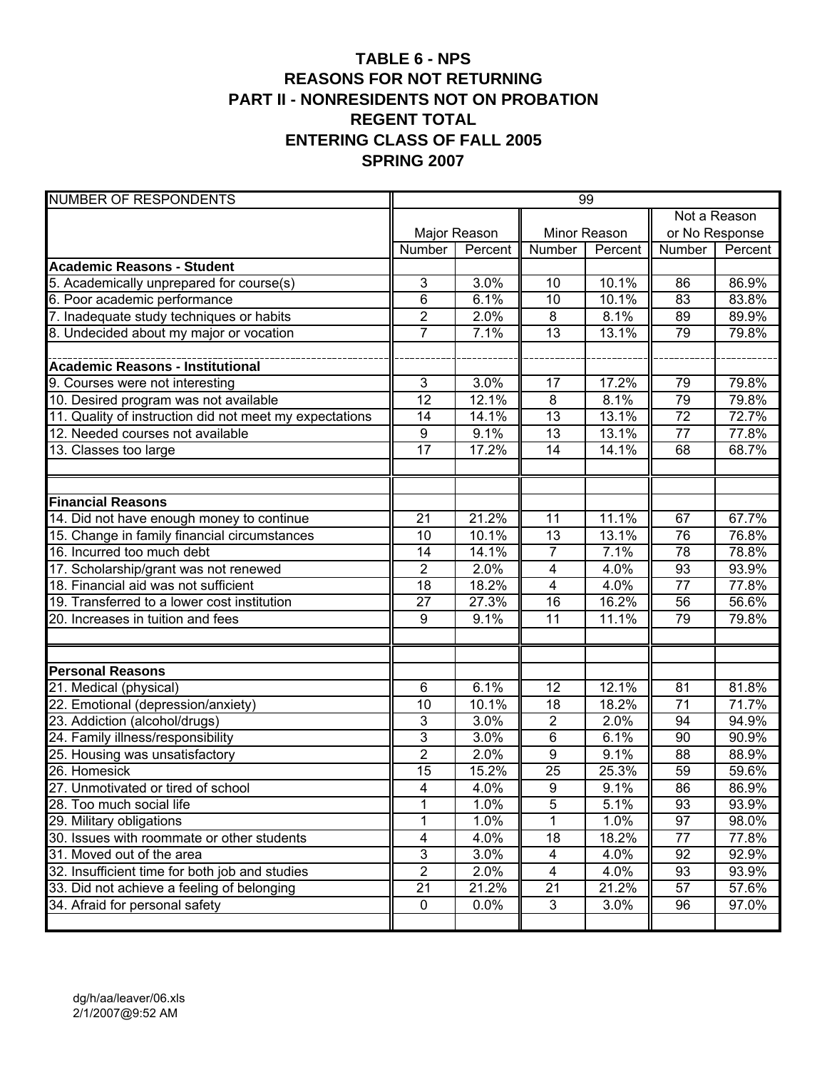# TABLE 6 - NPS
# REASONS FOR NOT RETURNING
# PART II - NONRESIDENTS NOT ON PROBATION
# REGENT TOTAL
# ENTERING CLASS OF FALL 2005
# SPRING 2007

| NUMBER OF RESPONDENTS | 99 | | | | | |
|---|---|---|---|---|---|---|
| | Major Reason | | Minor Reason | | Not a Reason or No Response | |
| | Number | Percent | Number | Percent | Number | Percent |
| **Academic Reasons - Student** | | | | | | |
| 5. Academically unprepared for course(s) | 3 | 3.0% | 10 | 10.1% | 86 | 86.9% |
| 6. Poor academic performance | 6 | 6.1% | 10 | 10.1% | 83 | 83.8% |
| 7. Inadequate study techniques or habits | 2 | 2.0% | 8 | 8.1% | 89 | 89.9% |
| 8. Undecided about my major or vocation | 7 | 7.1% | 13 | 13.1% | 79 | 79.8% |
| **Academic Reasons - Institutional** | | | | | | |
| 9. Courses were not interesting | 3 | 3.0% | 17 | 17.2% | 79 | 79.8% |
| 10. Desired program was not available | 12 | 12.1% | 8 | 8.1% | 79 | 79.8% |
| 11. Quality of instruction did not meet my expectations | 14 | 14.1% | 13 | 13.1% | 72 | 72.7% |
| 12. Needed courses not available | 9 | 9.1% | 13 | 13.1% | 77 | 77.8% |
| 13. Classes too large | 17 | 17.2% | 14 | 14.1% | 68 | 68.7% |
| **Financial Reasons** | | | | | | |
| 14. Did not have enough money to continue | 21 | 21.2% | 11 | 11.1% | 67 | 67.7% |
| 15. Change in family financial circumstances | 10 | 10.1% | 13 | 13.1% | 76 | 76.8% |
| 16. Incurred too much debt | 14 | 14.1% | 7 | 7.1% | 78 | 78.8% |
| 17. Scholarship/grant was not renewed | 2 | 2.0% | 4 | 4.0% | 93 | 93.9% |
| 18. Financial aid was not sufficient | 18 | 18.2% | 4 | 4.0% | 77 | 77.8% |
| 19. Transferred to a lower cost institution | 27 | 27.3% | 16 | 16.2% | 56 | 56.6% |
| 20. Increases in tuition and fees | 9 | 9.1% | 11 | 11.1% | 79 | 79.8% |
| **Personal Reasons** | | | | | | |
| 21. Medical (physical) | 6 | 6.1% | 12 | 12.1% | 81 | 81.8% |
| 22. Emotional (depression/anxiety) | 10 | 10.1% | 18 | 18.2% | 71 | 71.7% |
| 23. Addiction (alcohol/drugs) | 3 | 3.0% | 2 | 2.0% | 94 | 94.9% |
| 24. Family illness/responsibility | 3 | 3.0% | 6 | 6.1% | 90 | 90.9% |
| 25. Housing was unsatisfactory | 2 | 2.0% | 9 | 9.1% | 88 | 88.9% |
| 26. Homesick | 15 | 15.2% | 25 | 25.3% | 59 | 59.6% |
| 27. Unmotivated or tired of school | 4 | 4.0% | 9 | 9.1% | 86 | 86.9% |
| 28. Too much social life | 1 | 1.0% | 5 | 5.1% | 93 | 93.9% |
| 29. Military obligations | 1 | 1.0% | 1 | 1.0% | 97 | 98.0% |
| 30. Issues with roommate or other students | 4 | 4.0% | 18 | 18.2% | 77 | 77.8% |
| 31. Moved out of the area | 3 | 3.0% | 4 | 4.0% | 92 | 92.9% |
| 32. Insufficient time for both job and studies | 2 | 2.0% | 4 | 4.0% | 93 | 93.9% |
| 33. Did not achieve a feeling of belonging | 21 | 21.2% | 21 | 21.2% | 57 | 57.6% |
| 34. Afraid for personal safety | 0 | 0.0% | 3 | 3.0% | 96 | 97.0% |

dg/h/aa/leaver/06.xls
2/1/2007@9:52 AM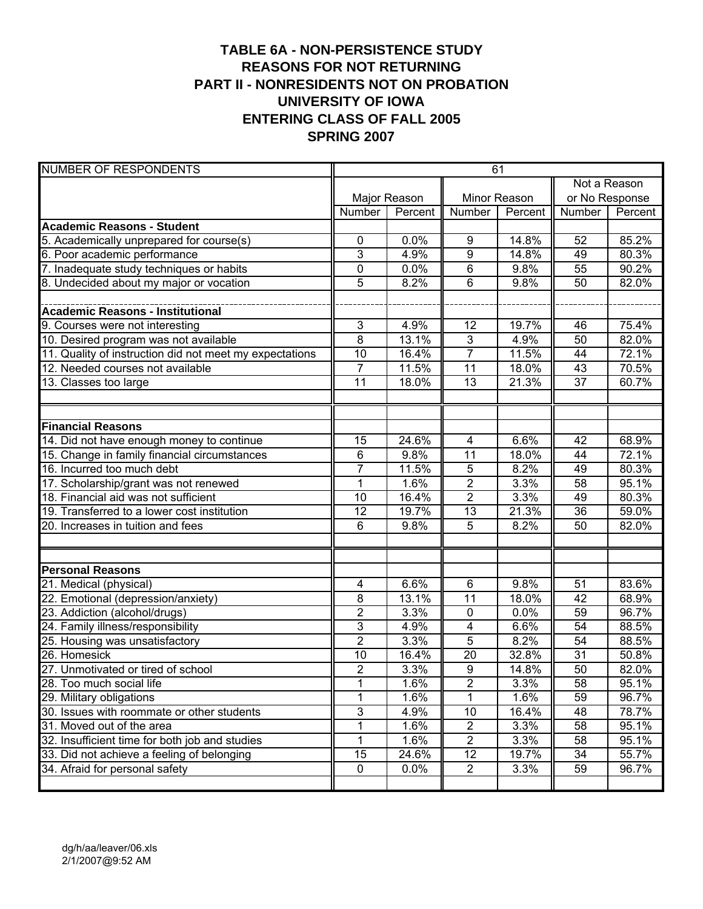# TABLE 6A - NON-PERSISTENCE STUDY
# REASONS FOR NOT RETURNING
# PART II - NONRESIDENTS NOT ON PROBATION
# UNIVERSITY OF IOWA
# ENTERING CLASS OF FALL 2005
# SPRING 2007

| NUMBER OF RESPONDENTS | 61 | | | | | |
|---|---|---|---|---|---|---|
| | Major Reason | | Minor Reason | | Not a Reason or No Response | |
| | Number | Percent | Number | Percent | Number | Percent |
| **Academic Reasons - Student** | | | | | | |
| 5. Academically unprepared for course(s) | 0 | 0.0% | 9 | 14.8% | 52 | 85.2% |
| 6. Poor academic performance | 3 | 4.9% | 9 | 14.8% | 49 | 80.3% |
| 7. Inadequate study techniques or habits | 0 | 0.0% | 6 | 9.8% | 55 | 90.2% |
| 8. Undecided about my major or vocation | 5 | 8.2% | 6 | 9.8% | 50 | 82.0% |
| **Academic Reasons - Institutional** | | | | | | |
| 9. Courses were not interesting | 3 | 4.9% | 12 | 19.7% | 46 | 75.4% |
| 10. Desired program was not available | 8 | 13.1% | 3 | 4.9% | 50 | 82.0% |
| 11. Quality of instruction did not meet my expectations | 10 | 16.4% | 7 | 11.5% | 44 | 72.1% |
| 12. Needed courses not available | 7 | 11.5% | 11 | 18.0% | 43 | 70.5% |
| 13. Classes too large | 11 | 18.0% | 13 | 21.3% | 37 | 60.7% |
| **Financial Reasons** | | | | | | |
| 14. Did not have enough money to continue | 15 | 24.6% | 4 | 6.6% | 42 | 68.9% |
| 15. Change in family financial circumstances | 6 | 9.8% | 11 | 18.0% | 44 | 72.1% |
| 16. Incurred too much debt | 7 | 11.5% | 5 | 8.2% | 49 | 80.3% |
| 17. Scholarship/grant was not renewed | 1 | 1.6% | 2 | 3.3% | 58 | 95.1% |
| 18. Financial aid was not sufficient | 10 | 16.4% | 2 | 3.3% | 49 | 80.3% |
| 19. Transferred to a lower cost institution | 12 | 19.7% | 13 | 21.3% | 36 | 59.0% |
| 20. Increases in tuition and fees | 6 | 9.8% | 5 | 8.2% | 50 | 82.0% |
| **Personal Reasons** | | | | | | |
| 21. Medical (physical) | 4 | 6.6% | 6 | 9.8% | 51 | 83.6% |
| 22. Emotional (depression/anxiety) | 8 | 13.1% | 11 | 18.0% | 42 | 68.9% |
| 23. Addiction (alcohol/drugs) | 2 | 3.3% | 0 | 0.0% | 59 | 96.7% |
| 24. Family illness/responsibility | 3 | 4.9% | 4 | 6.6% | 54 | 88.5% |
| 25. Housing was unsatisfactory | 2 | 3.3% | 5 | 8.2% | 54 | 88.5% |
| 26. Homesick | 10 | 16.4% | 20 | 32.8% | 31 | 50.8% |
| 27. Unmotivated or tired of school | 2 | 3.3% | 9 | 14.8% | 50 | 82.0% |
| 28. Too much social life | 1 | 1.6% | 2 | 3.3% | 58 | 95.1% |
| 29. Military obligations | 1 | 1.6% | 1 | 1.6% | 59 | 96.7% |
| 30. Issues with roommate or other students | 3 | 4.9% | 10 | 16.4% | 48 | 78.7% |
| 31. Moved out of the area | 1 | 1.6% | 2 | 3.3% | 58 | 95.1% |
| 32. Insufficient time for both job and studies | 1 | 1.6% | 2 | 3.3% | 58 | 95.1% |
| 33. Did not achieve a feeling of belonging | 15 | 24.6% | 12 | 19.7% | 34 | 55.7% |
| 34. Afraid for personal safety | 0 | 0.0% | 2 | 3.3% | 59 | 96.7% |

dg/h/aa/leaver/06.xls
2/1/2007@9:52 AM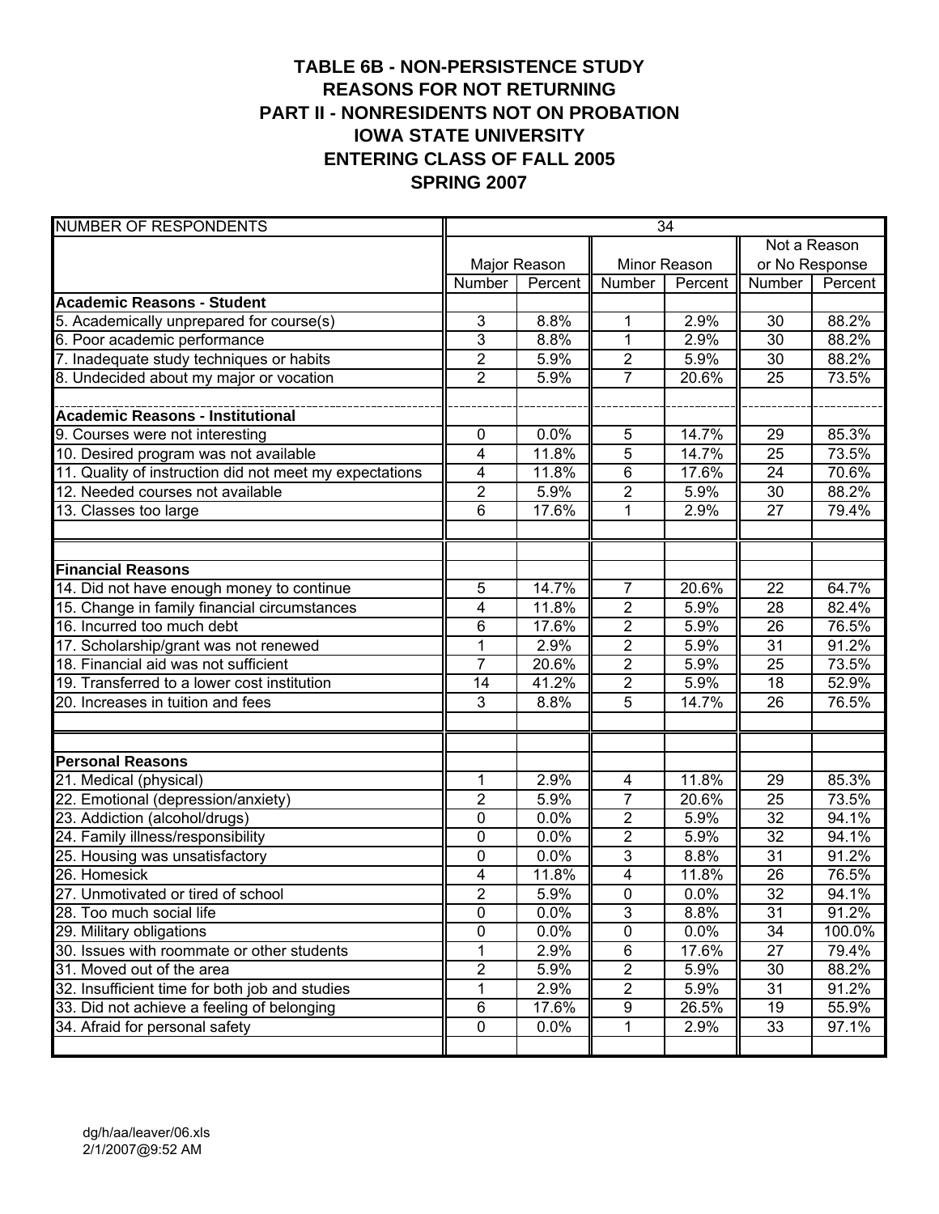# TABLE 6B - NON-PERSISTENCE STUDY
# REASONS FOR NOT RETURNING
# PART II - NONRESIDENTS NOT ON PROBATION
# IOWA STATE UNIVERSITY
# ENTERING CLASS OF FALL 2005
# SPRING 2007

| NUMBER OF RESPONDENTS | 34 | | | | | |
|---|---|---|---|---|---|---|
| | Major Reason | | Minor Reason | | Not a Reason or No Response | |
| | Number | Percent | Number | Percent | Number | Percent |
| **Academic Reasons - Student** | | | | | | |
| 5. Academically unprepared for course(s) | 3 | 8.8% | 1 | 2.9% | 30 | 88.2% |
| 6. Poor academic performance | 3 | 8.8% | 1 | 2.9% | 30 | 88.2% |
| 7. Inadequate study techniques or habits | 2 | 5.9% | 2 | 5.9% | 30 | 88.2% |
| 8. Undecided about my major or vocation | 2 | 5.9% | 7 | 20.6% | 25 | 73.5% |
| **Academic Reasons - Institutional** | | | | | | |
| 9. Courses were not interesting | 0 | 0.0% | 5 | 14.7% | 29 | 85.3% |
| 10. Desired program was not available | 4 | 11.8% | 5 | 14.7% | 25 | 73.5% |
| 11. Quality of instruction did not meet my expectations | 4 | 11.8% | 6 | 17.6% | 24 | 70.6% |
| 12. Needed courses not available | 2 | 5.9% | 2 | 5.9% | 30 | 88.2% |
| 13. Classes too large | 6 | 17.6% | 1 | 2.9% | 27 | 79.4% |
| **Financial Reasons** | | | | | | |
| 14. Did not have enough money to continue | 5 | 14.7% | 7 | 20.6% | 22 | 64.7% |
| 15. Change in family financial circumstances | 4 | 11.8% | 2 | 5.9% | 28 | 82.4% |
| 16. Incurred too much debt | 6 | 17.6% | 2 | 5.9% | 26 | 76.5% |
| 17. Scholarship/grant was not renewed | 1 | 2.9% | 2 | 5.9% | 31 | 91.2% |
| 18. Financial aid was not sufficient | 7 | 20.6% | 2 | 5.9% | 25 | 73.5% |
| 19. Transferred to a lower cost institution | 14 | 41.2% | 2 | 5.9% | 18 | 52.9% |
| 20. Increases in tuition and fees | 3 | 8.8% | 5 | 14.7% | 26 | 76.5% |
| **Personal Reasons** | | | | | | |
| 21. Medical (physical) | 1 | 2.9% | 4 | 11.8% | 29 | 85.3% |
| 22. Emotional (depression/anxiety) | 2 | 5.9% | 7 | 20.6% | 25 | 73.5% |
| 23. Addiction (alcohol/drugs) | 0 | 0.0% | 2 | 5.9% | 32 | 94.1% |
| 24. Family illness/responsibility | 0 | 0.0% | 2 | 5.9% | 32 | 94.1% |
| 25. Housing was unsatisfactory | 0 | 0.0% | 3 | 8.8% | 31 | 91.2% |
| 26. Homesick | 4 | 11.8% | 4 | 11.8% | 26 | 76.5% |
| 27. Unmotivated or tired of school | 2 | 5.9% | 0 | 0.0% | 32 | 94.1% |
| 28. Too much social life | 0 | 0.0% | 3 | 8.8% | 31 | 91.2% |
| 29. Military obligations | 0 | 0.0% | 0 | 0.0% | 34 | 100.0% |
| 30. Issues with roommate or other students | 1 | 2.9% | 6 | 17.6% | 27 | 79.4% |
| 31. Moved out of the area | 2 | 5.9% | 2 | 5.9% | 30 | 88.2% |
| 32. Insufficient time for both job and studies | 1 | 2.9% | 2 | 5.9% | 31 | 91.2% |
| 33. Did not achieve a feeling of belonging | 6 | 17.6% | 9 | 26.5% | 19 | 55.9% |
| 34. Afraid for personal safety | 0 | 0.0% | 1 | 2.9% | 33 | 97.1% |

dg/h/aa/leaver/06.xls
2/1/2007@9:52 AM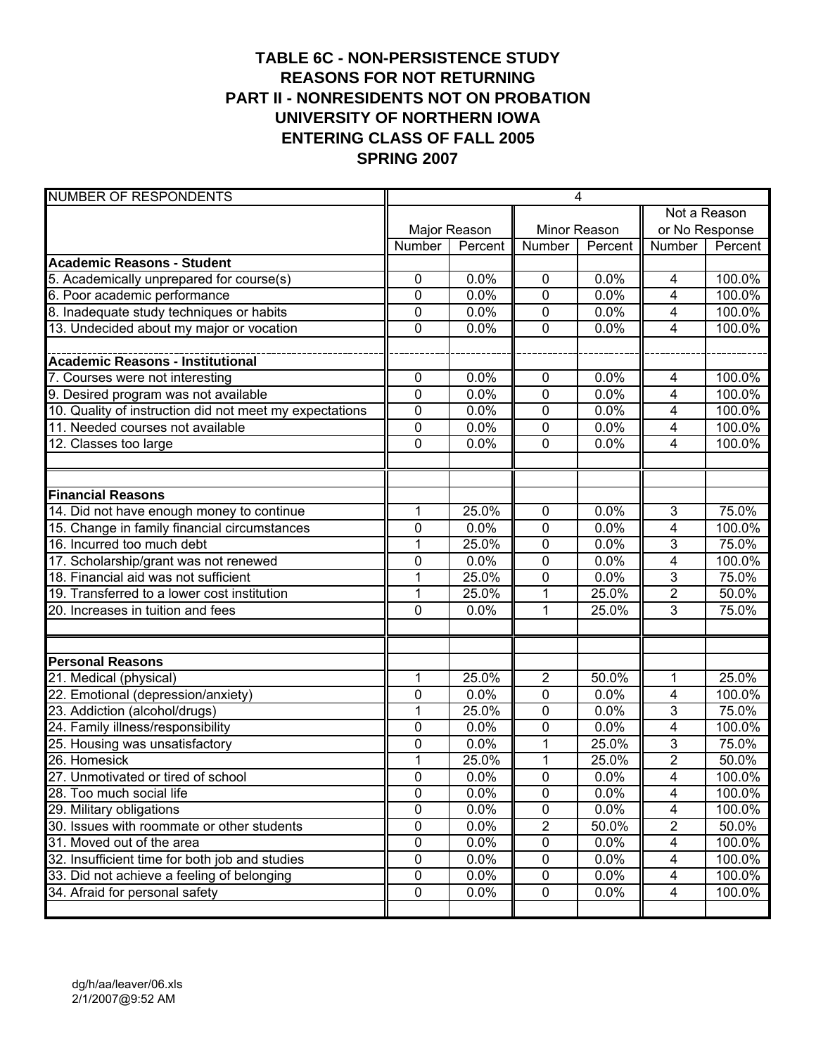# TABLE 6C - NON-PERSISTENCE STUDY
# REASONS FOR NOT RETURNING
# PART II - NONRESIDENTS NOT ON PROBATION
# UNIVERSITY OF NORTHERN IOWA
# ENTERING CLASS OF FALL 2005
# SPRING 2007

| NUMBER OF RESPONDENTS | 4 | | | | | |
|---|---|---|---|---|---|---|
| | Major Reason | | Minor Reason | | Not a Reason or No Response | |
| | Number | Percent | Number | Percent | Number | Percent |
| **Academic Reasons - Student** | | | | | | |
| 5. Academically unprepared for course(s) | 0 | 0.0% | 0 | 0.0% | 4 | 100.0% |
| 6. Poor academic performance | 0 | 0.0% | 0 | 0.0% | 4 | 100.0% |
| 8. Inadequate study techniques or habits | 0 | 0.0% | 0 | 0.0% | 4 | 100.0% |
| 13. Undecided about my major or vocation | 0 | 0.0% | 0 | 0.0% | 4 | 100.0% |
| **Academic Reasons - Institutional** | | | | | | |
| 7. Courses were not interesting | 0 | 0.0% | 0 | 0.0% | 4 | 100.0% |
| 9. Desired program was not available | 0 | 0.0% | 0 | 0.0% | 4 | 100.0% |
| 10. Quality of instruction did not meet my expectations | 0 | 0.0% | 0 | 0.0% | 4 | 100.0% |
| 11. Needed courses not available | 0 | 0.0% | 0 | 0.0% | 4 | 100.0% |
| 12. Classes too large | 0 | 0.0% | 0 | 0.0% | 4 | 100.0% |
| **Financial Reasons** | | | | | | |
| 14. Did not have enough money to continue | 1 | 25.0% | 0 | 0.0% | 3 | 75.0% |
| 15. Change in family financial circumstances | 0 | 0.0% | 0 | 0.0% | 4 | 100.0% |
| 16. Incurred too much debt | 1 | 25.0% | 0 | 0.0% | 3 | 75.0% |
| 17. Scholarship/grant was not renewed | 0 | 0.0% | 0 | 0.0% | 4 | 100.0% |
| 18. Financial aid was not sufficient | 1 | 25.0% | 0 | 0.0% | 3 | 75.0% |
| 19. Transferred to a lower cost institution | 1 | 25.0% | 1 | 25.0% | 2 | 50.0% |
| 20. Increases in tuition and fees | 0 | 0.0% | 1 | 25.0% | 3 | 75.0% |
| **Personal Reasons** | | | | | | |
| 21. Medical (physical) | 1 | 25.0% | 2 | 50.0% | 1 | 25.0% |
| 22. Emotional (depression/anxiety) | 0 | 0.0% | 0 | 0.0% | 4 | 100.0% |
| 23. Addiction (alcohol/drugs) | 1 | 25.0% | 0 | 0.0% | 3 | 75.0% |
| 24. Family illness/responsibility | 0 | 0.0% | 0 | 0.0% | 4 | 100.0% |
| 25. Housing was unsatisfactory | 0 | 0.0% | 1 | 25.0% | 3 | 75.0% |
| 26. Homesick | 1 | 25.0% | 1 | 25.0% | 2 | 50.0% |
| 27. Unmotivated or tired of school | 0 | 0.0% | 0 | 0.0% | 4 | 100.0% |
| 28. Too much social life | 0 | 0.0% | 0 | 0.0% | 4 | 100.0% |
| 29. Military obligations | 0 | 0.0% | 0 | 0.0% | 4 | 100.0% |
| 30. Issues with roommate or other students | 0 | 0.0% | 2 | 50.0% | 2 | 50.0% |
| 31. Moved out of the area | 0 | 0.0% | 0 | 0.0% | 4 | 100.0% |
| 32. Insufficient time for both job and studies | 0 | 0.0% | 0 | 0.0% | 4 | 100.0% |
| 33. Did not achieve a feeling of belonging | 0 | 0.0% | 0 | 0.0% | 4 | 100.0% |
| 34. Afraid for personal safety | 0 | 0.0% | 0 | 0.0% | 4 | 100.0% |

dg/h/aa/leaver/06.xls
2/1/2007@9:52 AM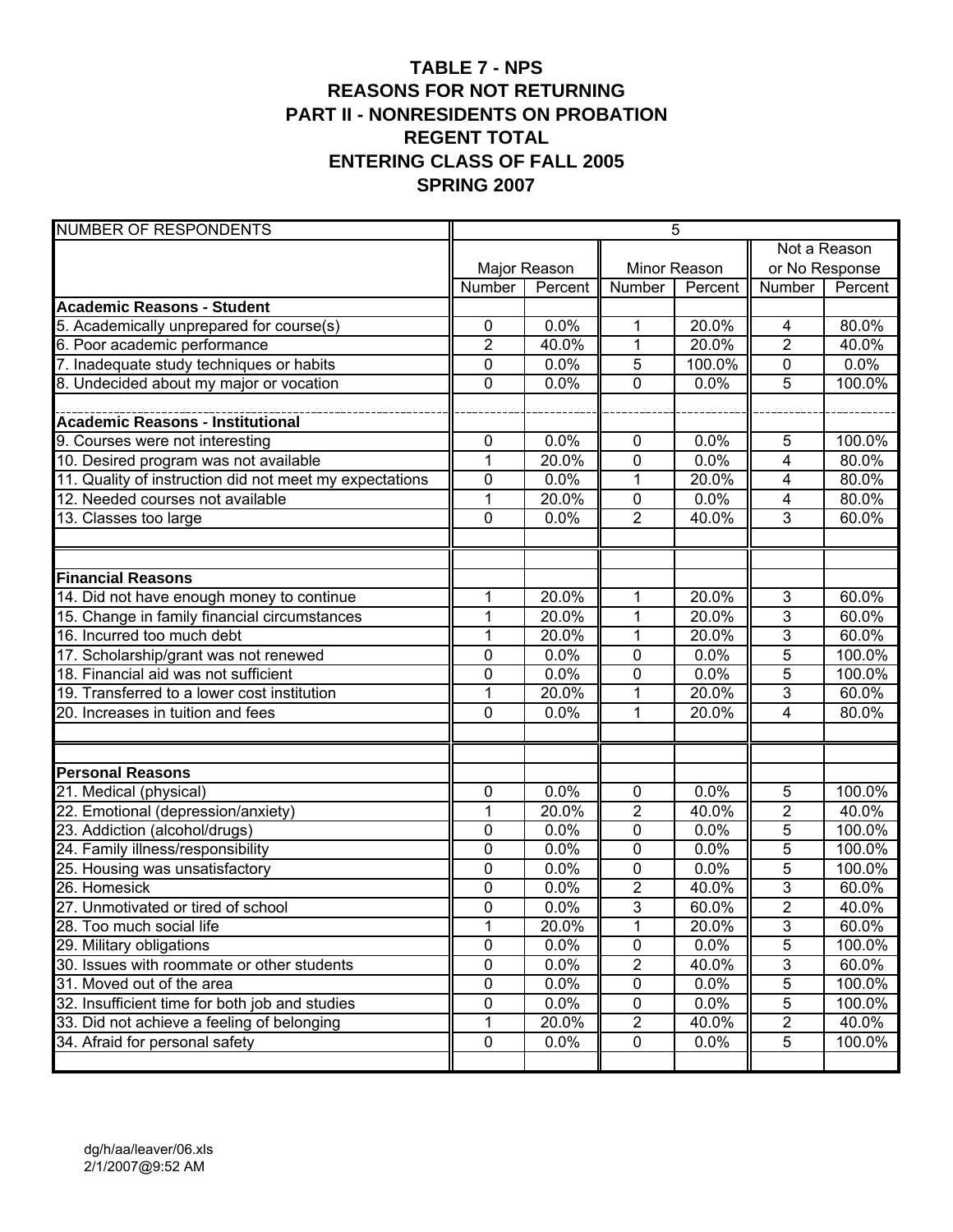# TABLE 7 - NPS
# REASONS FOR NOT RETURNING
# PART II - NONRESIDENTS ON PROBATION
# REGENT TOTAL
# ENTERING CLASS OF FALL 2005
# SPRING 2007

| NUMBER OF RESPONDENTS | 5 | | | | | |
|---|---|---|---|---|---|---|
| | Major Reason | | Minor Reason | | Not a Reason or No Response | |
| | Number | Percent | Number | Percent | Number | Percent |
| **Academic Reasons - Student** | | | | | | |
| 5. Academically unprepared for course(s) | 0 | 0.0% | 1 | 20.0% | 4 | 80.0% |
| 6. Poor academic performance | 2 | 40.0% | 1 | 20.0% | 2 | 40.0% |
| 7. Inadequate study techniques or habits | 0 | 0.0% | 5 | 100.0% | 0 | 0.0% |
| 8. Undecided about my major or vocation | 0 | 0.0% | 0 | 0.0% | 5 | 100.0% |
| **Academic Reasons - Institutional** | | | | | | |
| 9. Courses were not interesting | 0 | 0.0% | 0 | 0.0% | 5 | 100.0% |
| 10. Desired program was not available | 1 | 20.0% | 0 | 0.0% | 4 | 80.0% |
| 11. Quality of instruction did not meet my expectations | 0 | 0.0% | 1 | 20.0% | 4 | 80.0% |
| 12. Needed courses not available | 1 | 20.0% | 0 | 0.0% | 4 | 80.0% |
| 13. Classes too large | 0 | 0.0% | 2 | 40.0% | 3 | 60.0% |
| **Financial Reasons** | | | | | | |
| 14. Did not have enough money to continue | 1 | 20.0% | 1 | 20.0% | 3 | 60.0% |
| 15. Change in family financial circumstances | 1 | 20.0% | 1 | 20.0% | 3 | 60.0% |
| 16. Incurred too much debt | 1 | 20.0% | 1 | 20.0% | 3 | 60.0% |
| 17. Scholarship/grant was not renewed | 0 | 0.0% | 0 | 0.0% | 5 | 100.0% |
| 18. Financial aid was not sufficient | 0 | 0.0% | 0 | 0.0% | 5 | 100.0% |
| 19. Transferred to a lower cost institution | 1 | 20.0% | 1 | 20.0% | 3 | 60.0% |
| 20. Increases in tuition and fees | 0 | 0.0% | 1 | 20.0% | 4 | 80.0% |
| **Personal Reasons** | | | | | | |
| 21. Medical (physical) | 0 | 0.0% | 0 | 0.0% | 5 | 100.0% |
| 22. Emotional (depression/anxiety) | 1 | 20.0% | 2 | 40.0% | 2 | 40.0% |
| 23. Addiction (alcohol/drugs) | 0 | 0.0% | 0 | 0.0% | 5 | 100.0% |
| 24. Family illness/responsibility | 0 | 0.0% | 0 | 0.0% | 5 | 100.0% |
| 25. Housing was unsatisfactory | 0 | 0.0% | 0 | 0.0% | 5 | 100.0% |
| 26. Homesick | 0 | 0.0% | 2 | 40.0% | 3 | 60.0% |
| 27. Unmotivated or tired of school | 0 | 0.0% | 3 | 60.0% | 2 | 40.0% |
| 28. Too much social life | 1 | 20.0% | 1 | 20.0% | 3 | 60.0% |
| 29. Military obligations | 0 | 0.0% | 0 | 0.0% | 5 | 100.0% |
| 30. Issues with roommate or other students | 0 | 0.0% | 2 | 40.0% | 3 | 60.0% |
| 31. Moved out of the area | 0 | 0.0% | 0 | 0.0% | 5 | 100.0% |
| 32. Insufficient time for both job and studies | 0 | 0.0% | 0 | 0.0% | 5 | 100.0% |
| 33. Did not achieve a feeling of belonging | 1 | 20.0% | 2 | 40.0% | 2 | 40.0% |
| 34. Afraid for personal safety | 0 | 0.0% | 0 | 0.0% | 5 | 100.0% |

dg/h/aa/leaver/06.xls
2/1/2007@9:52 AM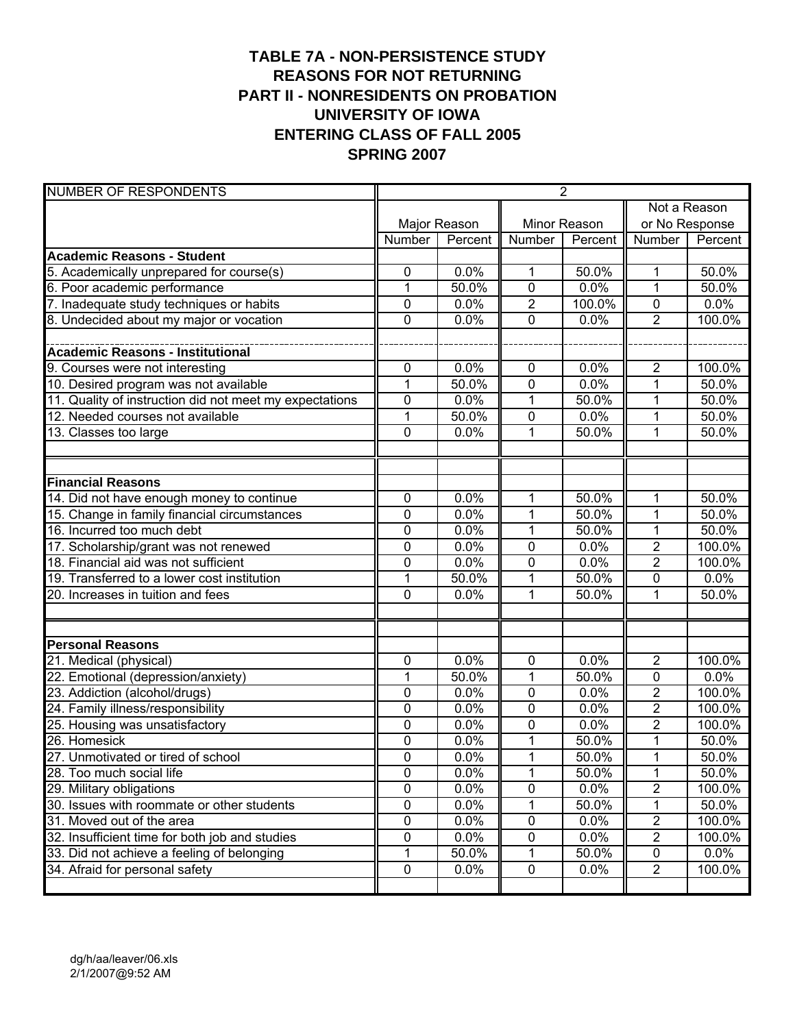# TABLE 7A - NON-PERSISTENCE STUDY
# REASONS FOR NOT RETURNING
# PART II - NONRESIDENTS ON PROBATION
# UNIVERSITY OF IOWA
# ENTERING CLASS OF FALL 2005
# SPRING 2007

| NUMBER OF RESPONDENTS | 2 | | | | | |
|---|---|---|---|---|---|---|
| | Major Reason | | Minor Reason | | Not a Reason or No Response | |
| | Number | Percent | Number | Percent | Number | Percent |
| **Academic Reasons - Student** | | | | | | |
| 5. Academically unprepared for course(s) | 0 | 0.0% | 1 | 50.0% | 1 | 50.0% |
| 6. Poor academic performance | 1 | 50.0% | 0 | 0.0% | 1 | 50.0% |
| 7. Inadequate study techniques or habits | 0 | 0.0% | 2 | 100.0% | 0 | 0.0% |
| 8. Undecided about my major or vocation | 0 | 0.0% | 0 | 0.0% | 2 | 100.0% |
| **Academic Reasons - Institutional** | | | | | | |
| 9. Courses were not interesting | 0 | 0.0% | 0 | 0.0% | 2 | 100.0% |
| 10. Desired program was not available | 1 | 50.0% | 0 | 0.0% | 1 | 50.0% |
| 11. Quality of instruction did not meet my expectations | 0 | 0.0% | 1 | 50.0% | 1 | 50.0% |
| 12. Needed courses not available | 1 | 50.0% | 0 | 0.0% | 1 | 50.0% |
| 13. Classes too large | 0 | 0.0% | 1 | 50.0% | 1 | 50.0% |
| **Financial Reasons** | | | | | | |
| 14. Did not have enough money to continue | 0 | 0.0% | 1 | 50.0% | 1 | 50.0% |
| 15. Change in family financial circumstances | 0 | 0.0% | 1 | 50.0% | 1 | 50.0% |
| 16. Incurred too much debt | 0 | 0.0% | 1 | 50.0% | 1 | 50.0% |
| 17. Scholarship/grant was not renewed | 0 | 0.0% | 0 | 0.0% | 2 | 100.0% |
| 18. Financial aid was not sufficient | 0 | 0.0% | 0 | 0.0% | 2 | 100.0% |
| 19. Transferred to a lower cost institution | 1 | 50.0% | 1 | 50.0% | 0 | 0.0% |
| 20. Increases in tuition and fees | 0 | 0.0% | 1 | 50.0% | 1 | 50.0% |
| **Personal Reasons** | | | | | | |
| 21. Medical (physical) | 0 | 0.0% | 0 | 0.0% | 2 | 100.0% |
| 22. Emotional (depression/anxiety) | 1 | 50.0% | 1 | 50.0% | 0 | 0.0% |
| 23. Addiction (alcohol/drugs) | 0 | 0.0% | 0 | 0.0% | 2 | 100.0% |
| 24. Family illness/responsibility | 0 | 0.0% | 0 | 0.0% | 2 | 100.0% |
| 25. Housing was unsatisfactory | 0 | 0.0% | 0 | 0.0% | 2 | 100.0% |
| 26. Homesick | 0 | 0.0% | 1 | 50.0% | 1 | 50.0% |
| 27. Unmotivated or tired of school | 0 | 0.0% | 1 | 50.0% | 1 | 50.0% |
| 28. Too much social life | 0 | 0.0% | 1 | 50.0% | 1 | 50.0% |
| 29. Military obligations | 0 | 0.0% | 0 | 0.0% | 2 | 100.0% |
| 30. Issues with roommate or other students | 0 | 0.0% | 1 | 50.0% | 1 | 50.0% |
| 31. Moved out of the area | 0 | 0.0% | 0 | 0.0% | 2 | 100.0% |
| 32. Insufficient time for both job and studies | 0 | 0.0% | 0 | 0.0% | 2 | 100.0% |
| 33. Did not achieve a feeling of belonging | 1 | 50.0% | 1 | 50.0% | 0 | 0.0% |
| 34. Afraid for personal safety | 0 | 0.0% | 0 | 0.0% | 2 | 100.0% |

dg/h/aa/leaver/06.xls
2/1/2007@9:52 AM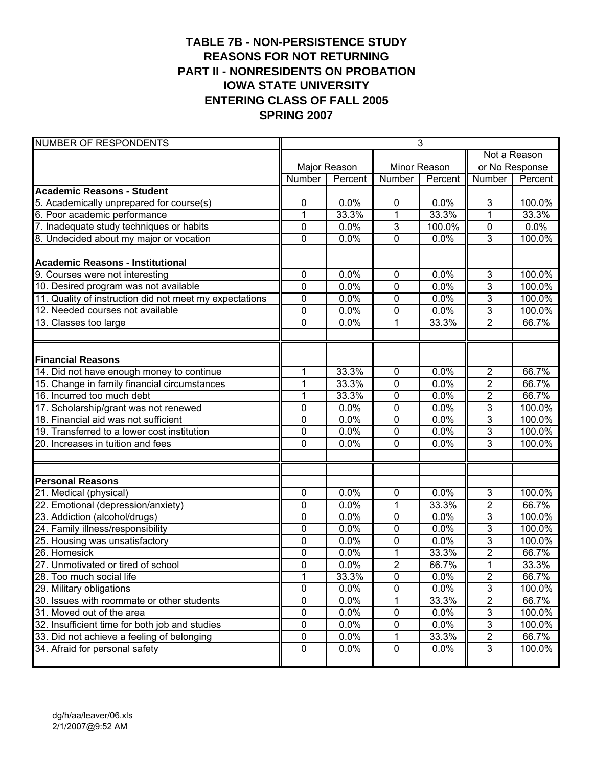# TABLE 7B - NON-PERSISTENCE STUDY
# REASONS FOR NOT RETURNING
# PART II - NONRESIDENTS ON PROBATION
# IOWA STATE UNIVERSITY
# ENTERING CLASS OF FALL 2005
# SPRING 2007

| NUMBER OF RESPONDENTS | 3 | | | | | |
|---|---|---|---|---|---|---|
| | Major Reason | | Minor Reason | | Not a Reason or No Response | |
| | Number | Percent | Number | Percent | Number | Percent |
| **Academic Reasons - Student** | | | | | | |
| 5. Academically unprepared for course(s) | 0 | 0.0% | 0 | 0.0% | 3 | 100.0% |
| 6. Poor academic performance | 1 | 33.3% | 1 | 33.3% | 1 | 33.3% |
| 7. Inadequate study techniques or habits | 0 | 0.0% | 3 | 100.0% | 0 | 0.0% |
| 8. Undecided about my major or vocation | 0 | 0.0% | 0 | 0.0% | 3 | 100.0% |
| **Academic Reasons - Institutional** | | | | | | |
| 9. Courses were not interesting | 0 | 0.0% | 0 | 0.0% | 3 | 100.0% |
| 10. Desired program was not available | 0 | 0.0% | 0 | 0.0% | 3 | 100.0% |
| 11. Quality of instruction did not meet my expectations | 0 | 0.0% | 0 | 0.0% | 3 | 100.0% |
| 12. Needed courses not available | 0 | 0.0% | 0 | 0.0% | 3 | 100.0% |
| 13. Classes too large | 0 | 0.0% | 1 | 33.3% | 2 | 66.7% |
| **Financial Reasons** | | | | | | |
| 14. Did not have enough money to continue | 1 | 33.3% | 0 | 0.0% | 2 | 66.7% |
| 15. Change in family financial circumstances | 1 | 33.3% | 0 | 0.0% | 2 | 66.7% |
| 16. Incurred too much debt | 1 | 33.3% | 0 | 0.0% | 2 | 66.7% |
| 17. Scholarship/grant was not renewed | 0 | 0.0% | 0 | 0.0% | 3 | 100.0% |
| 18. Financial aid was not sufficient | 0 | 0.0% | 0 | 0.0% | 3 | 100.0% |
| 19. Transferred to a lower cost institution | 0 | 0.0% | 0 | 0.0% | 3 | 100.0% |
| 20. Increases in tuition and fees | 0 | 0.0% | 0 | 0.0% | 3 | 100.0% |
| **Personal Reasons** | | | | | | |
| 21. Medical (physical) | 0 | 0.0% | 0 | 0.0% | 3 | 100.0% |
| 22. Emotional (depression/anxiety) | 0 | 0.0% | 1 | 33.3% | 2 | 66.7% |
| 23. Addiction (alcohol/drugs) | 0 | 0.0% | 0 | 0.0% | 3 | 100.0% |
| 24. Family illness/responsibility | 0 | 0.0% | 0 | 0.0% | 3 | 100.0% |
| 25. Housing was unsatisfactory | 0 | 0.0% | 0 | 0.0% | 3 | 100.0% |
| 26. Homesick | 0 | 0.0% | 1 | 33.3% | 2 | 66.7% |
| 27. Unmotivated or tired of school | 0 | 0.0% | 2 | 66.7% | 1 | 33.3% |
| 28. Too much social life | 1 | 33.3% | 0 | 0.0% | 2 | 66.7% |
| 29. Military obligations | 0 | 0.0% | 0 | 0.0% | 3 | 100.0% |
| 30. Issues with roommate or other students | 0 | 0.0% | 1 | 33.3% | 2 | 66.7% |
| 31. Moved out of the area | 0 | 0.0% | 0 | 0.0% | 3 | 100.0% |
| 32. Insufficient time for both job and studies | 0 | 0.0% | 0 | 0.0% | 3 | 100.0% |
| 33. Did not achieve a feeling of belonging | 0 | 0.0% | 1 | 33.3% | 2 | 66.7% |
| 34. Afraid for personal safety | 0 | 0.0% | 0 | 0.0% | 3 | 100.0% |

dg/h/aa/leaver/06.xls
2/1/2007@9:52 AM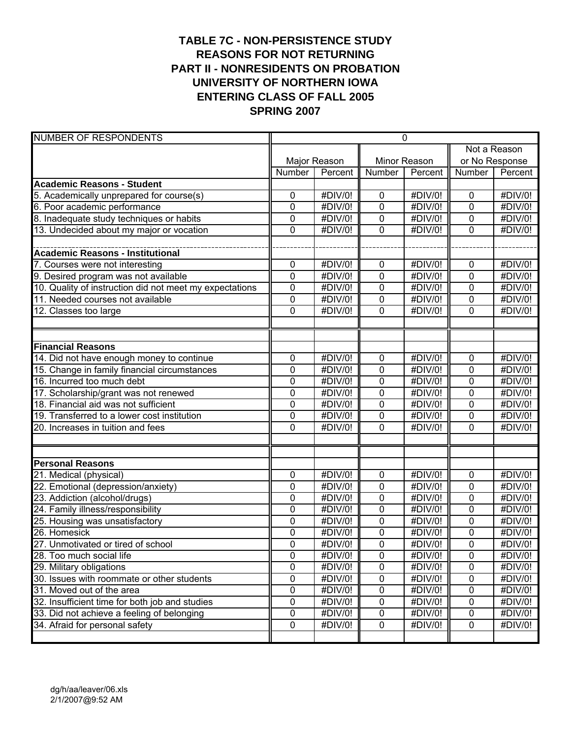# TABLE 7C - NON-PERSISTENCE STUDY
# REASONS FOR NOT RETURNING
# PART II - NONRESIDENTS ON PROBATION
# UNIVERSITY OF NORTHERN IOWA
# ENTERING CLASS OF FALL 2005
# SPRING 2007

| NUMBER OF RESPONDENTS | 0 | | | | | |
|---|---|---|---|---|---|---|
| | Major Reason | | Minor Reason | | Not a Reason or No Response | |
| | Number | Percent | Number | Percent | Number | Percent |
| **Academic Reasons - Student** | | | | | | |
| 5. Academically unprepared for course(s) | 0 | #DIV/0! | 0 | #DIV/0! | 0 | #DIV/0! |
| 6. Poor academic performance | 0 | #DIV/0! | 0 | #DIV/0! | 0 | #DIV/0! |
| 8. Inadequate study techniques or habits | 0 | #DIV/0! | 0 | #DIV/0! | 0 | #DIV/0! |
| 13. Undecided about my major or vocation | 0 | #DIV/0! | 0 | #DIV/0! | 0 | #DIV/0! |
| | | | | | | |
| **Academic Reasons - Institutional** | | | | | | |
| 7. Courses were not interesting | 0 | #DIV/0! | 0 | #DIV/0! | 0 | #DIV/0! |
| 9. Desired program was not available | 0 | #DIV/0! | 0 | #DIV/0! | 0 | #DIV/0! |
| 10. Quality of instruction did not meet my expectations | 0 | #DIV/0! | 0 | #DIV/0! | 0 | #DIV/0! |
| 11. Needed courses not available | 0 | #DIV/0! | 0 | #DIV/0! | 0 | #DIV/0! |
| 12. Classes too large | 0 | #DIV/0! | 0 | #DIV/0! | 0 | #DIV/0! |
| | | | | | | |
| | | | | | | |
| **Financial Reasons** | | | | | | |
| 14. Did not have enough money to continue | 0 | #DIV/0! | 0 | #DIV/0! | 0 | #DIV/0! |
| 15. Change in family financial circumstances | 0 | #DIV/0! | 0 | #DIV/0! | 0 | #DIV/0! |
| 16. Incurred too much debt | 0 | #DIV/0! | 0 | #DIV/0! | 0 | #DIV/0! |
| 17. Scholarship/grant was not renewed | 0 | #DIV/0! | 0 | #DIV/0! | 0 | #DIV/0! |
| 18. Financial aid was not sufficient | 0 | #DIV/0! | 0 | #DIV/0! | 0 | #DIV/0! |
| 19. Transferred to a lower cost institution | 0 | #DIV/0! | 0 | #DIV/0! | 0 | #DIV/0! |
| 20. Increases in tuition and fees | 0 | #DIV/0! | 0 | #DIV/0! | 0 | #DIV/0! |
| | | | | | | |
| | | | | | | |
| **Personal Reasons** | | | | | | |
| 21. Medical (physical) | 0 | #DIV/0! | 0 | #DIV/0! | 0 | #DIV/0! |
| 22. Emotional (depression/anxiety) | 0 | #DIV/0! | 0 | #DIV/0! | 0 | #DIV/0! |
| 23. Addiction (alcohol/drugs) | 0 | #DIV/0! | 0 | #DIV/0! | 0 | #DIV/0! |
| 24. Family illness/responsibility | 0 | #DIV/0! | 0 | #DIV/0! | 0 | #DIV/0! |
| 25. Housing was unsatisfactory | 0 | #DIV/0! | 0 | #DIV/0! | 0 | #DIV/0! |
| 26. Homesick | 0 | #DIV/0! | 0 | #DIV/0! | 0 | #DIV/0! |
| 27. Unmotivated or tired of school | 0 | #DIV/0! | 0 | #DIV/0! | 0 | #DIV/0! |
| 28. Too much social life | 0 | #DIV/0! | 0 | #DIV/0! | 0 | #DIV/0! |
| 29. Military obligations | 0 | #DIV/0! | 0 | #DIV/0! | 0 | #DIV/0! |
| 30. Issues with roommate or other students | 0 | #DIV/0! | 0 | #DIV/0! | 0 | #DIV/0! |
| 31. Moved out of the area | 0 | #DIV/0! | 0 | #DIV/0! | 0 | #DIV/0! |
| 32. Insufficient time for both job and studies | 0 | #DIV/0! | 0 | #DIV/0! | 0 | #DIV/0! |
| 33. Did not achieve a feeling of belonging | 0 | #DIV/0! | 0 | #DIV/0! | 0 | #DIV/0! |
| 34. Afraid for personal safety | 0 | #DIV/0! | 0 | #DIV/0! | 0 | #DIV/0! |
| | | | | | | |

dg/h/aa/leaver/06.xls
2/1/2007@9:52 AM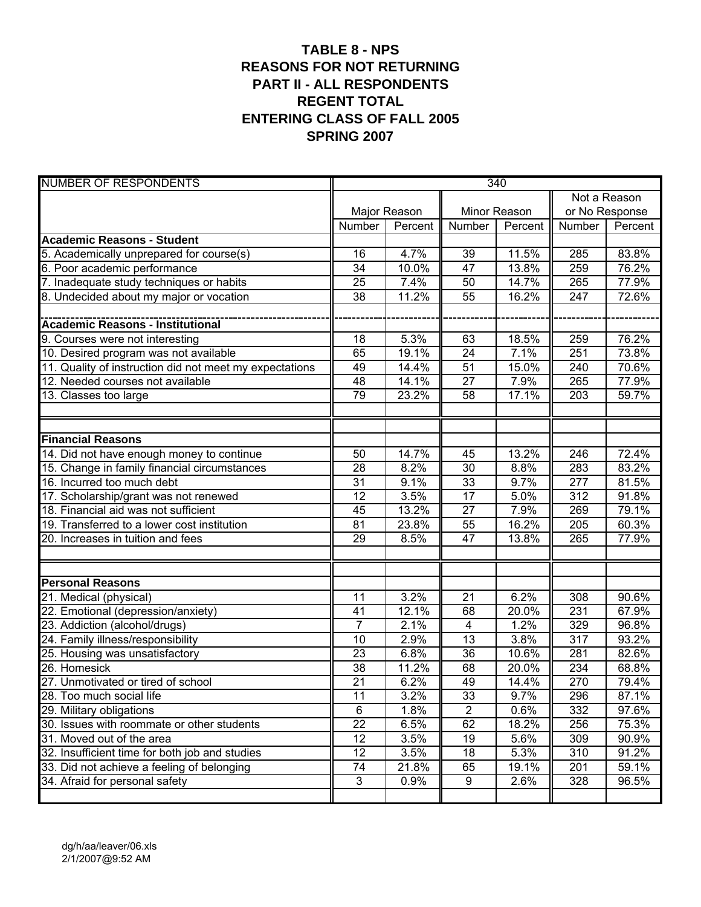# TABLE 8 - NPS
# REASONS FOR NOT RETURNING
# PART II - ALL RESPONDENTS
# REGENT TOTAL
# ENTERING CLASS OF FALL 2005
# SPRING 2007

| NUMBER OF RESPONDENTS | 340 | | | | | |
|---|---|---|---|---|---|---|
| | Major Reason | | Minor Reason | | Not a Reason or No Response | |
| | Number | Percent | Number | Percent | Number | Percent |
| **Academic Reasons - Student** | | | | | | |
| 5. Academically unprepared for course(s) | 16 | 4.7% | 39 | 11.5% | 285 | 83.8% |
| 6. Poor academic performance | 34 | 10.0% | 47 | 13.8% | 259 | 76.2% |
| 7. Inadequate study techniques or habits | 25 | 7.4% | 50 | 14.7% | 265 | 77.9% |
| 8. Undecided about my major or vocation | 38 | 11.2% | 55 | 16.2% | 247 | 72.6% |
| **Academic Reasons - Institutional** | | | | | | |
| 9. Courses were not interesting | 18 | 5.3% | 63 | 18.5% | 259 | 76.2% |
| 10. Desired program was not available | 65 | 19.1% | 24 | 7.1% | 251 | 73.8% |
| 11. Quality of instruction did not meet my expectations | 49 | 14.4% | 51 | 15.0% | 240 | 70.6% |
| 12. Needed courses not available | 48 | 14.1% | 27 | 7.9% | 265 | 77.9% |
| 13. Classes too large | 79 | 23.2% | 58 | 17.1% | 203 | 59.7% |
| **Financial Reasons** | | | | | | |
| 14. Did not have enough money to continue | 50 | 14.7% | 45 | 13.2% | 246 | 72.4% |
| 15. Change in family financial circumstances | 28 | 8.2% | 30 | 8.8% | 283 | 83.2% |
| 16. Incurred too much debt | 31 | 9.1% | 33 | 9.7% | 277 | 81.5% |
| 17. Scholarship/grant was not renewed | 12 | 3.5% | 17 | 5.0% | 312 | 91.8% |
| 18. Financial aid was not sufficient | 45 | 13.2% | 27 | 7.9% | 269 | 79.1% |
| 19. Transferred to a lower cost institution | 81 | 23.8% | 55 | 16.2% | 205 | 60.3% |
| 20. Increases in tuition and fees | 29 | 8.5% | 47 | 13.8% | 265 | 77.9% |
| **Personal Reasons** | | | | | | |
| 21. Medical (physical) | 11 | 3.2% | 21 | 6.2% | 308 | 90.6% |
| 22. Emotional (depression/anxiety) | 41 | 12.1% | 68 | 20.0% | 231 | 67.9% |
| 23. Addiction (alcohol/drugs) | 7 | 2.1% | 4 | 1.2% | 329 | 96.8% |
| 24. Family illness/responsibility | 10 | 2.9% | 13 | 3.8% | 317 | 93.2% |
| 25. Housing was unsatisfactory | 23 | 6.8% | 36 | 10.6% | 281 | 82.6% |
| 26. Homesick | 38 | 11.2% | 68 | 20.0% | 234 | 68.8% |
| 27. Unmotivated or tired of school | 21 | 6.2% | 49 | 14.4% | 270 | 79.4% |
| 28. Too much social life | 11 | 3.2% | 33 | 9.7% | 296 | 87.1% |
| 29. Military obligations | 6 | 1.8% | 2 | 0.6% | 332 | 97.6% |
| 30. Issues with roommate or other students | 22 | 6.5% | 62 | 18.2% | 256 | 75.3% |
| 31. Moved out of the area | 12 | 3.5% | 19 | 5.6% | 309 | 90.9% |
| 32. Insufficient time for both job and studies | 12 | 3.5% | 18 | 5.3% | 310 | 91.2% |
| 33. Did not achieve a feeling of belonging | 74 | 21.8% | 65 | 19.1% | 201 | 59.1% |
| 34. Afraid for personal safety | 3 | 0.9% | 9 | 2.6% | 328 | 96.5% |

dg/h/aa/leaver/06.xls
2/1/2007@9:52 AM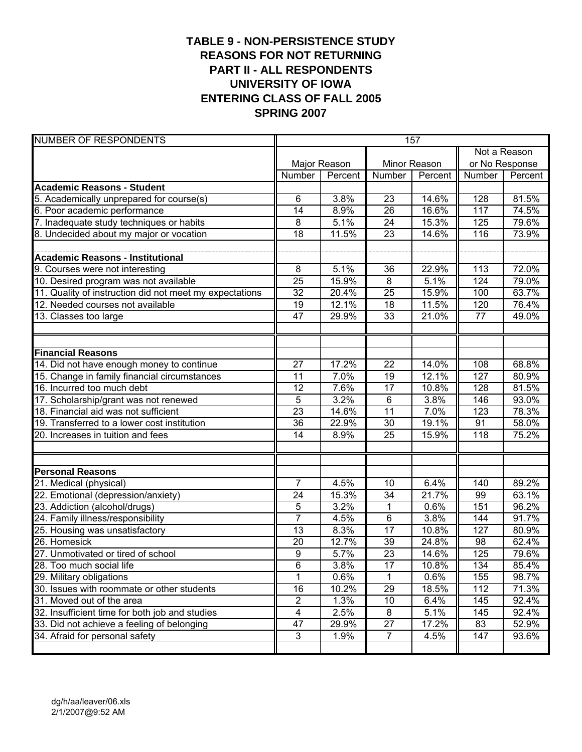# TABLE 9 - NON-PERSISTENCE STUDY
# REASONS FOR NOT RETURNING
# PART II - ALL RESPONDENTS
# UNIVERSITY OF IOWA
# ENTERING CLASS OF FALL 2005
# SPRING 2007

| NUMBER OF RESPONDENTS | 157 | | | | | |
|---|---|---|---|---|---|---|
| | Major Reason | | Minor Reason | | Not a Reason or No Response | |
| | Number | Percent | Number | Percent | Number | Percent |
| **Academic Reasons - Student** | | | | | | |
| 5. Academically unprepared for course(s) | 6 | 3.8% | 23 | 14.6% | 128 | 81.5% |
| 6. Poor academic performance | 14 | 8.9% | 26 | 16.6% | 117 | 74.5% |
| 7. Inadequate study techniques or habits | 8 | 5.1% | 24 | 15.3% | 125 | 79.6% |
| 8. Undecided about my major or vocation | 18 | 11.5% | 23 | 14.6% | 116 | 73.9% |
| **Academic Reasons - Institutional** | | | | | | |
| 9. Courses were not interesting | 8 | 5.1% | 36 | 22.9% | 113 | 72.0% |
| 10. Desired program was not available | 25 | 15.9% | 8 | 5.1% | 124 | 79.0% |
| 11. Quality of instruction did not meet my expectations | 32 | 20.4% | 25 | 15.9% | 100 | 63.7% |
| 12. Needed courses not available | 19 | 12.1% | 18 | 11.5% | 120 | 76.4% |
| 13. Classes too large | 47 | 29.9% | 33 | 21.0% | 77 | 49.0% |
| **Financial Reasons** | | | | | | |
| 14. Did not have enough money to continue | 27 | 17.2% | 22 | 14.0% | 108 | 68.8% |
| 15. Change in family financial circumstances | 11 | 7.0% | 19 | 12.1% | 127 | 80.9% |
| 16. Incurred too much debt | 12 | 7.6% | 17 | 10.8% | 128 | 81.5% |
| 17. Scholarship/grant was not renewed | 5 | 3.2% | 6 | 3.8% | 146 | 93.0% |
| 18. Financial aid was not sufficient | 23 | 14.6% | 11 | 7.0% | 123 | 78.3% |
| 19. Transferred to a lower cost institution | 36 | 22.9% | 30 | 19.1% | 91 | 58.0% |
| 20. Increases in tuition and fees | 14 | 8.9% | 25 | 15.9% | 118 | 75.2% |
| **Personal Reasons** | | | | | | |
| 21. Medical (physical) | 7 | 4.5% | 10 | 6.4% | 140 | 89.2% |
| 22. Emotional (depression/anxiety) | 24 | 15.3% | 34 | 21.7% | 99 | 63.1% |
| 23. Addiction (alcohol/drugs) | 5 | 3.2% | 1 | 0.6% | 151 | 96.2% |
| 24. Family illness/responsibility | 7 | 4.5% | 6 | 3.8% | 144 | 91.7% |
| 25. Housing was unsatisfactory | 13 | 8.3% | 17 | 10.8% | 127 | 80.9% |
| 26. Homesick | 20 | 12.7% | 39 | 24.8% | 98 | 62.4% |
| 27. Unmotivated or tired of school | 9 | 5.7% | 23 | 14.6% | 125 | 79.6% |
| 28. Too much social life | 6 | 3.8% | 17 | 10.8% | 134 | 85.4% |
| 29. Military obligations | 1 | 0.6% | 1 | 0.6% | 155 | 98.7% |
| 30. Issues with roommate or other students | 16 | 10.2% | 29 | 18.5% | 112 | 71.3% |
| 31. Moved out of the area | 2 | 1.3% | 10 | 6.4% | 145 | 92.4% |
| 32. Insufficient time for both job and studies | 4 | 2.5% | 8 | 5.1% | 145 | 92.4% |
| 33. Did not achieve a feeling of belonging | 47 | 29.9% | 27 | 17.2% | 83 | 52.9% |
| 34. Afraid for personal safety | 3 | 1.9% | 7 | 4.5% | 147 | 93.6% |

dg/h/aa/leaver/06.xls
2/1/2007@9:52 AM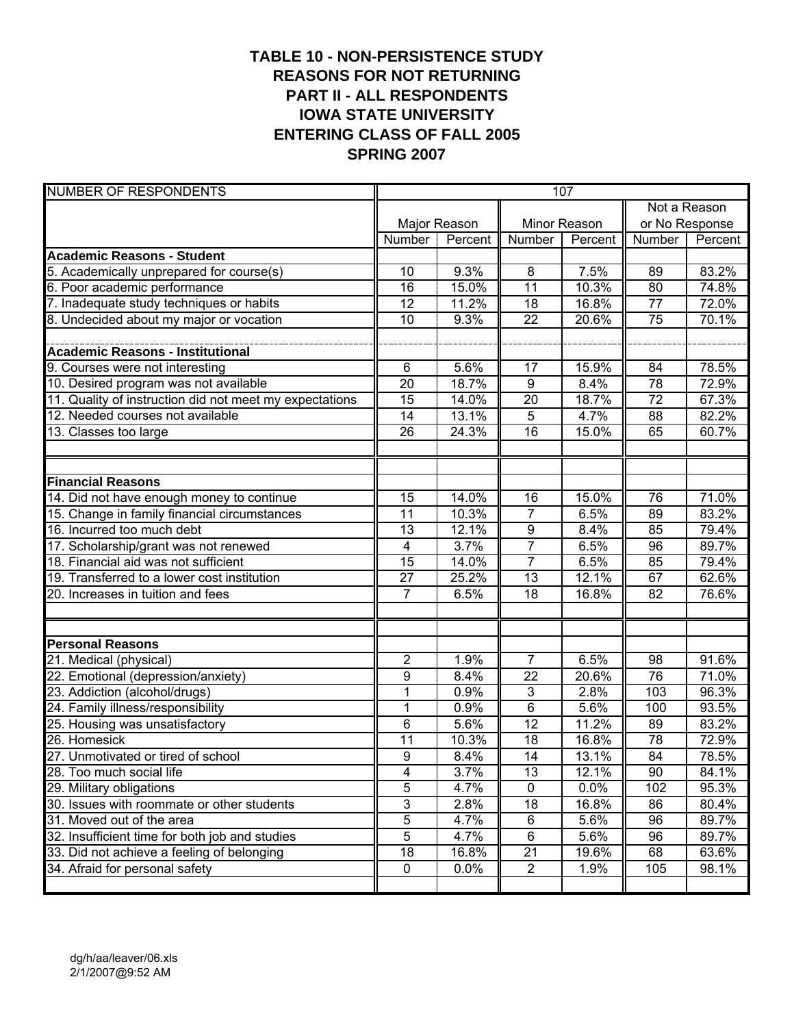# TABLE 10 - NON-PERSISTENCE STUDY
# REASONS FOR NOT RETURNING
# PART II - ALL RESPONDENTS
# IOWA STATE UNIVERSITY
# ENTERING CLASS OF FALL 2005
# SPRING 2007

| NUMBER OF RESPONDENTS | 107 | | | | | |
|---|---|---|---|---|---|---|
| | Major Reason | | Minor Reason | | Not a Reason or No Response | |
| | Number | Percent | Number | Percent | Number | Percent |
| **Academic Reasons - Student** | | | | | | |
| 5. Academically unprepared for course(s) | 10 | 9.3% | 8 | 7.5% | 89 | 83.2% |
| 6. Poor academic performance | 16 | 15.0% | 11 | 10.3% | 80 | 74.8% |
| 7. Inadequate study techniques or habits | 12 | 11.2% | 18 | 16.8% | 77 | 72.0% |
| 8. Undecided about my major or vocation | 10 | 9.3% | 22 | 20.6% | 75 | 70.1% |
| **Academic Reasons - Institutional** | | | | | | |
| 9. Courses were not interesting | 6 | 5.6% | 17 | 15.9% | 84 | 78.5% |
| 10. Desired program was not available | 20 | 18.7% | 9 | 8.4% | 78 | 72.9% |
| 11. Quality of instruction did not meet my expectations | 15 | 14.0% | 20 | 18.7% | 72 | 67.3% |
| 12. Needed courses not available | 14 | 13.1% | 5 | 4.7% | 88 | 82.2% |
| 13. Classes too large | 26 | 24.3% | 16 | 15.0% | 65 | 60.7% |
| **Financial Reasons** | | | | | | |
| 14. Did not have enough money to continue | 15 | 14.0% | 16 | 15.0% | 76 | 71.0% |
| 15. Change in family financial circumstances | 11 | 10.3% | 7 | 6.5% | 89 | 83.2% |
| 16. Incurred too much debt | 13 | 12.1% | 9 | 8.4% | 85 | 79.4% |
| 17. Scholarship/grant was not renewed | 4 | 3.7% | 7 | 6.5% | 96 | 89.7% |
| 18. Financial aid was not sufficient | 15 | 14.0% | 7 | 6.5% | 85 | 79.4% |
| 19. Transferred to a lower cost institution | 27 | 25.2% | 13 | 12.1% | 67 | 62.6% |
| 20. Increases in tuition and fees | 7 | 6.5% | 18 | 16.8% | 82 | 76.6% |
| **Personal Reasons** | | | | | | |
| 21. Medical (physical) | 2 | 1.9% | 7 | 6.5% | 98 | 91.6% |
| 22. Emotional (depression/anxiety) | 9 | 8.4% | 22 | 20.6% | 76 | 71.0% |
| 23. Addiction (alcohol/drugs) | 1 | 0.9% | 3 | 2.8% | 103 | 96.3% |
| 24. Family illness/responsibility | 1 | 0.9% | 6 | 5.6% | 100 | 93.5% |
| 25. Housing was unsatisfactory | 6 | 5.6% | 12 | 11.2% | 89 | 83.2% |
| 26. Homesick | 11 | 10.3% | 18 | 16.8% | 78 | 72.9% |
| 27. Unmotivated or tired of school | 9 | 8.4% | 14 | 13.1% | 84 | 78.5% |
| 28. Too much social life | 4 | 3.7% | 13 | 12.1% | 90 | 84.1% |
| 29. Military obligations | 5 | 4.7% | 0 | 0.0% | 102 | 95.3% |
| 30. Issues with roommate or other students | 3 | 2.8% | 18 | 16.8% | 86 | 80.4% |
| 31. Moved out of the area | 5 | 4.7% | 6 | 5.6% | 96 | 89.7% |
| 32. Insufficient time for both job and studies | 5 | 4.7% | 6 | 5.6% | 96 | 89.7% |
| 33. Did not achieve a feeling of belonging | 18 | 16.8% | 21 | 19.6% | 68 | 63.6% |
| 34. Afraid for personal safety | 0 | 0.0% | 2 | 1.9% | 105 | 98.1% |

dg/h/aa/leaver/06.xls
2/1/2007@9:52 AM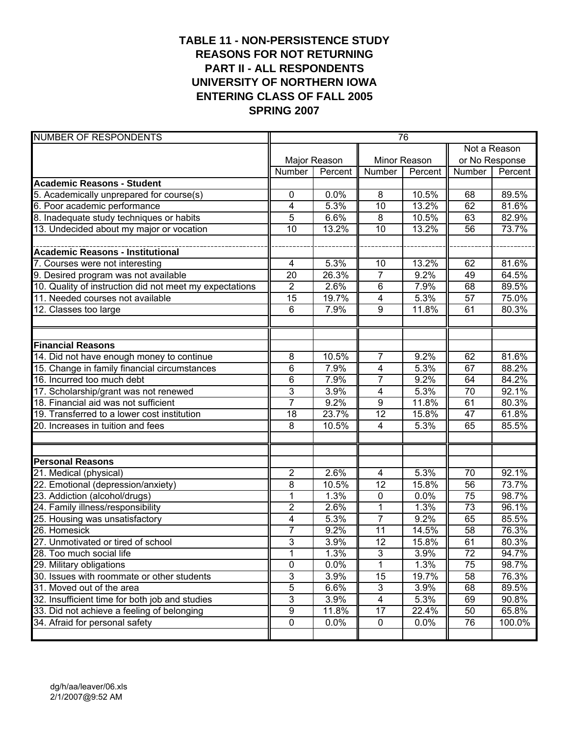# TABLE 11 - NON-PERSISTENCE STUDY
# REASONS FOR NOT RETURNING
# PART II - ALL RESPONDENTS
# UNIVERSITY OF NORTHERN IOWA
# ENTERING CLASS OF FALL 2005
# SPRING 2007

| NUMBER OF RESPONDENTS | 76 | | | | | |
|---|---|---|---|---|---|---|
| | Major Reason | | Minor Reason | | Not a Reason or No Response | |
| | Number | Percent | Number | Percent | Number | Percent |
| **Academic Reasons - Student** | | | | | | |
| 5. Academically unprepared for course(s) | 0 | 0.0% | 8 | 10.5% | 68 | 89.5% |
| 6. Poor academic performance | 4 | 5.3% | 10 | 13.2% | 62 | 81.6% |
| 8. Inadequate study techniques or habits | 5 | 6.6% | 8 | 10.5% | 63 | 82.9% |
| 13. Undecided about my major or vocation | 10 | 13.2% | 10 | 13.2% | 56 | 73.7% |
| **Academic Reasons - Institutional** | | | | | | |
| 7. Courses were not interesting | 4 | 5.3% | 10 | 13.2% | 62 | 81.6% |
| 9. Desired program was not available | 20 | 26.3% | 7 | 9.2% | 49 | 64.5% |
| 10. Quality of instruction did not meet my expectations | 2 | 2.6% | 6 | 7.9% | 68 | 89.5% |
| 11. Needed courses not available | 15 | 19.7% | 4 | 5.3% | 57 | 75.0% |
| 12. Classes too large | 6 | 7.9% | 9 | 11.8% | 61 | 80.3% |
| **Financial Reasons** | | | | | | |
| 14. Did not have enough money to continue | 8 | 10.5% | 7 | 9.2% | 62 | 81.6% |
| 15. Change in family financial circumstances | 6 | 7.9% | 4 | 5.3% | 67 | 88.2% |
| 16. Incurred too much debt | 6 | 7.9% | 7 | 9.2% | 64 | 84.2% |
| 17. Scholarship/grant was not renewed | 3 | 3.9% | 4 | 5.3% | 70 | 92.1% |
| 18. Financial aid was not sufficient | 7 | 9.2% | 9 | 11.8% | 61 | 80.3% |
| 19. Transferred to a lower cost institution | 18 | 23.7% | 12 | 15.8% | 47 | 61.8% |
| 20. Increases in tuition and fees | 8 | 10.5% | 4 | 5.3% | 65 | 85.5% |
| **Personal Reasons** | | | | | | |
| 21. Medical (physical) | 2 | 2.6% | 4 | 5.3% | 70 | 92.1% |
| 22. Emotional (depression/anxiety) | 8 | 10.5% | 12 | 15.8% | 56 | 73.7% |
| 23. Addiction (alcohol/drugs) | 1 | 1.3% | 0 | 0.0% | 75 | 98.7% |
| 24. Family illness/responsibility | 2 | 2.6% | 1 | 1.3% | 73 | 96.1% |
| 25. Housing was unsatisfactory | 4 | 5.3% | 7 | 9.2% | 65 | 85.5% |
| 26. Homesick | 7 | 9.2% | 11 | 14.5% | 58 | 76.3% |
| 27. Unmotivated or tired of school | 3 | 3.9% | 12 | 15.8% | 61 | 80.3% |
| 28. Too much social life | 1 | 1.3% | 3 | 3.9% | 72 | 94.7% |
| 29. Military obligations | 0 | 0.0% | 1 | 1.3% | 75 | 98.7% |
| 30. Issues with roommate or other students | 3 | 3.9% | 15 | 19.7% | 58 | 76.3% |
| 31. Moved out of the area | 5 | 6.6% | 3 | 3.9% | 68 | 89.5% |
| 32. Insufficient time for both job and studies | 3 | 3.9% | 4 | 5.3% | 69 | 90.8% |
| 33. Did not achieve a feeling of belonging | 9 | 11.8% | 17 | 22.4% | 50 | 65.8% |
| 34. Afraid for personal safety | 0 | 0.0% | 0 | 0.0% | 76 | 100.0% |

dg/h/aa/leaver/06.xls
2/1/2007@9:52 AM